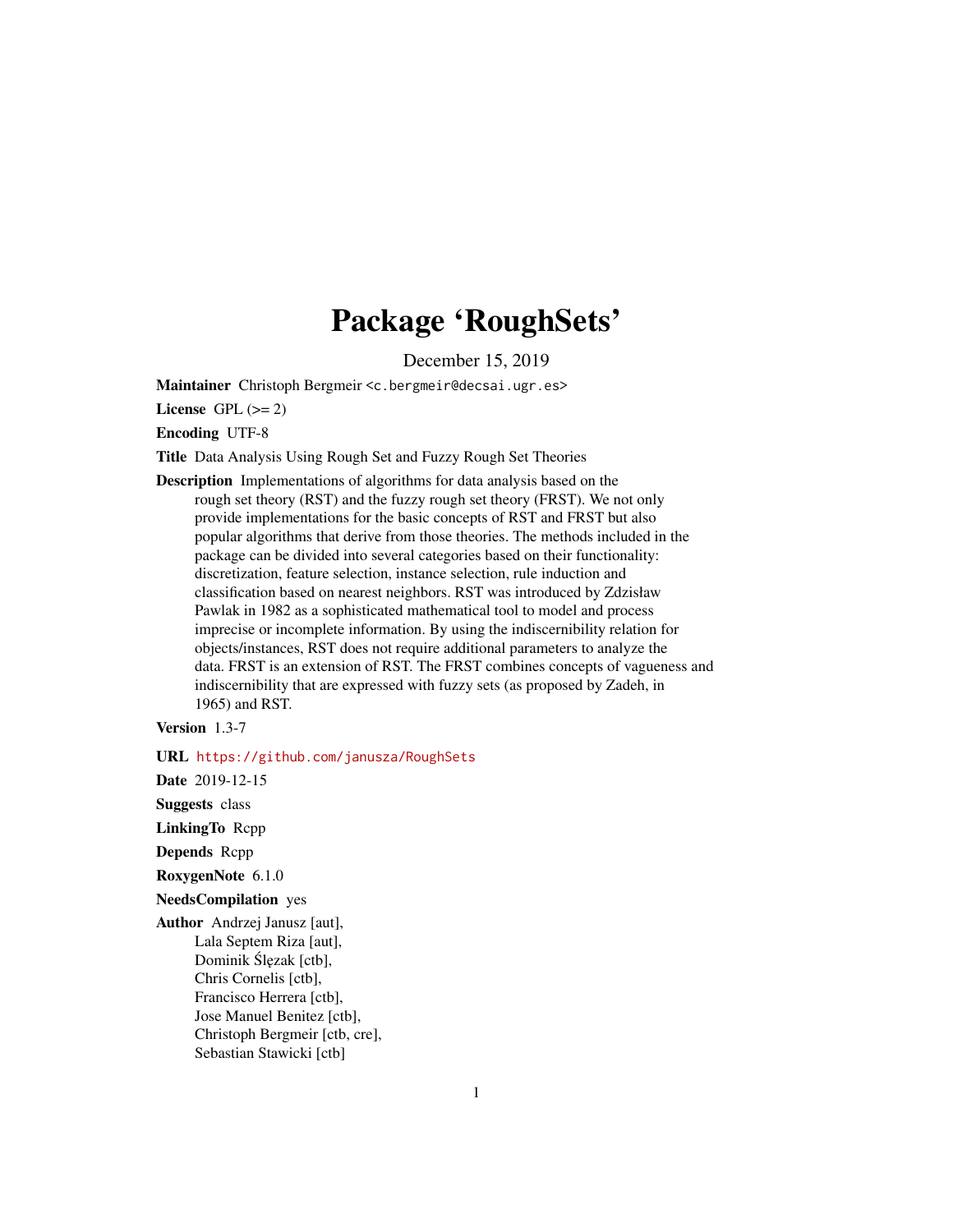# Package 'RoughSets'

December 15, 2019

**Maintainer** Christoph Bergmeir <c.bergmeir@decsai.ugr.es>

**License** GPL (>= 2)

**Encoding** UTF-8

**Title** Data Analysis Using Rough Set and Fuzzy Rough Set Theories

**Description** Implementations of algorithms for data analysis based on the rough set theory (RST) and the fuzzy rough set theory (FRST). We not only provide implementations for the basic concepts of RST and FRST but also popular algorithms that derive from those theories. The methods included in the package can be divided into several categories based on their functionality: discretization, feature selection, instance selection, rule induction and classification based on nearest neighbors. RST was introduced by Zdzisław Pawlak in 1982 as a sophisticated mathematical tool to model and process imprecise or incomplete information. By using the indiscernibility relation for objects/instances, RST does not require additional parameters to analyze the data. FRST is an extension of RST. The FRST combines concepts of vagueness and indiscernibility that are expressed with fuzzy sets (as proposed by Zadeh, in 1965) and RST.

**Version** 1.3-7

**URL** https://github.com/janusza/RoughSets

**Date** 2019-12-15

**Suggests** class

**LinkingTo** Rcpp

**Depends** Rcpp

**RoxygenNote** 6.1.0

**NeedsCompilation** yes

**Author** Andrzej Janusz [aut],
Lala Septem Riza [aut],
Dominik Ślęzak [ctb],
Chris Cornelis [ctb],
Francisco Herrera [ctb],
Jose Manuel Benitez [ctb],
Christoph Bergmeir [ctb, cre],
Sebastian Stawicki [ctb]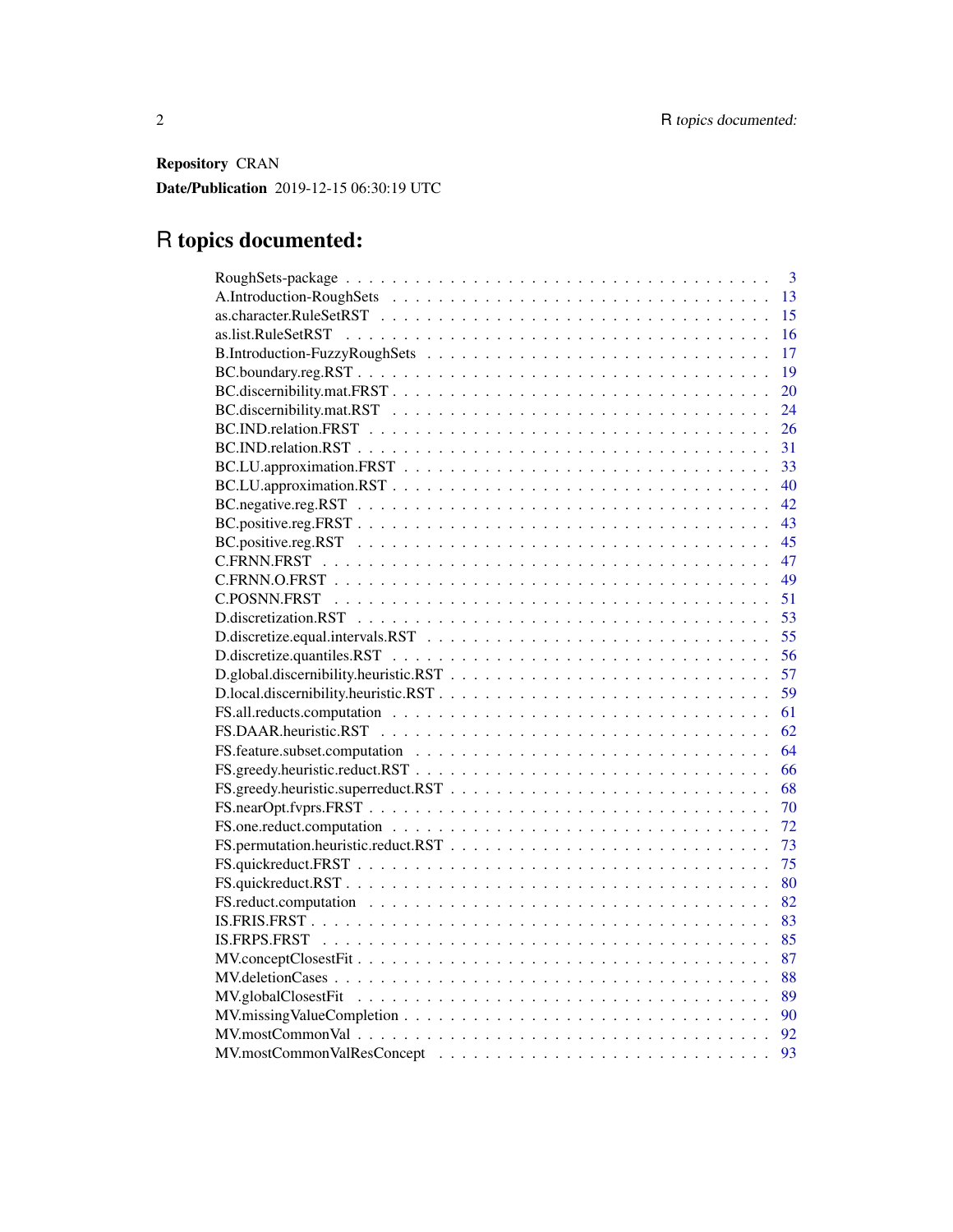**Repository** CRAN

**Date/Publication** 2019-12-15 06:30:19 UTC

# R topics documented:

| | |
|---|---|
| RoughSets-package | 3 |
| A.Introduction-RoughSets | 13 |
| as.character.RuleSetRST | 15 |
| as.list.RuleSetRST | 16 |
| B.Introduction-FuzzyRoughSets | 17 |
| BC.boundary.reg.RST | 19 |
| BC.discernibility.mat.FRST | 20 |
| BC.discernibility.mat.RST | 24 |
| BC.IND.relation.FRST | 26 |
| BC.IND.relation.RST | 31 |
| BC.LU.approximation.FRST | 33 |
| BC.LU.approximation.RST | 40 |
| BC.negative.reg.RST | 42 |
| BC.positive.reg.FRST | 43 |
| BC.positive.reg.RST | 45 |
| C.FRNN.FRST | 47 |
| C.FRNN.O.FRST | 49 |
| C.POSNN.FRST | 51 |
| D.discretization.RST | 53 |
| D.discretize.equal.intervals.RST | 55 |
| D.discretize.quantiles.RST | 56 |
| D.global.discernibility.heuristic.RST | 57 |
| D.local.discernibility.heuristic.RST | 59 |
| FS.all.reducts.computation | 61 |
| FS.DAAR.heuristic.RST | 62 |
| FS.feature.subset.computation | 64 |
| FS.greedy.heuristic.reduct.RST | 66 |
| FS.greedy.heuristic.superreduct.RST | 68 |
| FS.nearOpt.fvprs.FRST | 70 |
| FS.one.reduct.computation | 72 |
| FS.permutation.heuristic.reduct.RST | 73 |
| FS.quickreduct.FRST | 75 |
| FS.quickreduct.RST | 80 |
| FS.reduct.computation | 82 |
| IS.FRIS.FRST | 83 |
| IS.FRPS.FRST | 85 |
| MV.conceptClosestFit | 87 |
| MV.deletionCases | 88 |
| MV.globalClosestFit | 89 |
| MV.missingValueCompletion | 90 |
| MV.mostCommonVal | 92 |
| MV.mostCommonValResConcept | 93 |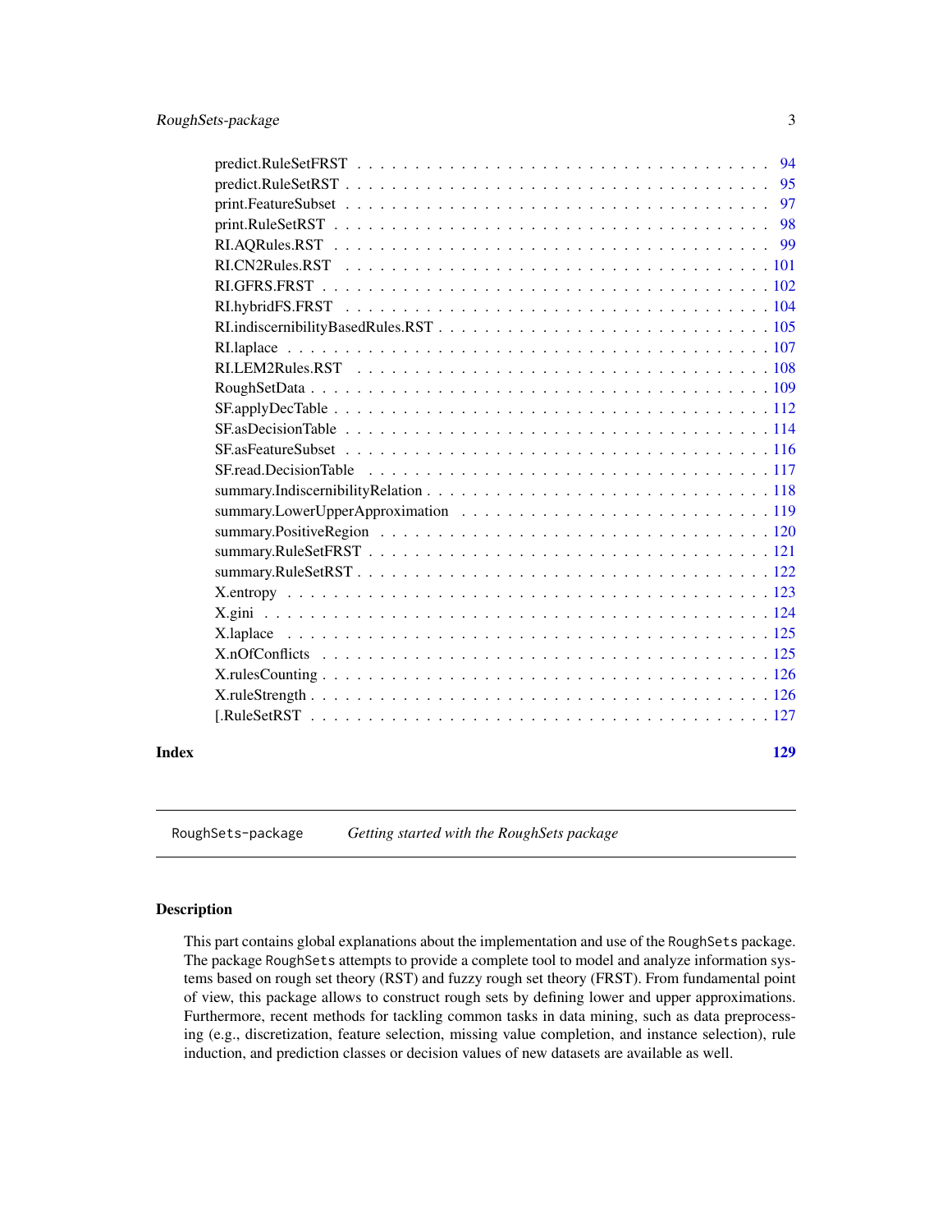predict.RuleSetFRST . . . . . . . . . . . . . . . . . . . . . . . . . . . . . . . . . 94
predict.RuleSetRST . . . . . . . . . . . . . . . . . . . . . . . . . . . . . . . . . . 95
print.FeatureSubset . . . . . . . . . . . . . . . . . . . . . . . . . . . . . . . . . . 97
print.RuleSetRST . . . . . . . . . . . . . . . . . . . . . . . . . . . . . . . . . . . 98
RI.AQRules.RST . . . . . . . . . . . . . . . . . . . . . . . . . . . . . . . . . . . 99
RI.CN2Rules.RST . . . . . . . . . . . . . . . . . . . . . . . . . . . . . . . . . . 101
RI.GFRS.FRST . . . . . . . . . . . . . . . . . . . . . . . . . . . . . . . . . . . 102
RI.hybridFS.FRST . . . . . . . . . . . . . . . . . . . . . . . . . . . . . . . . . 104
RI.indiscernibilityBasedRules.RST . . . . . . . . . . . . . . . . . . . . . . . . . 105
RI.laplace . . . . . . . . . . . . . . . . . . . . . . . . . . . . . . . . . . . . . . 107
RI.LEM2Rules.RST . . . . . . . . . . . . . . . . . . . . . . . . . . . . . . . . . 108
RoughSetData . . . . . . . . . . . . . . . . . . . . . . . . . . . . . . . . . . . . 109
SF.applyDecTable . . . . . . . . . . . . . . . . . . . . . . . . . . . . . . . . . . 112
SF.asDecisionTable . . . . . . . . . . . . . . . . . . . . . . . . . . . . . . . . . 114
SF.asFeatureSubset . . . . . . . . . . . . . . . . . . . . . . . . . . . . . . . . . 116
SF.read.DecisionTable . . . . . . . . . . . . . . . . . . . . . . . . . . . . . . . . 117
summary.IndiscernibilityRelation . . . . . . . . . . . . . . . . . . . . . . . . . . . 118
summary.LowerUpperApproximation . . . . . . . . . . . . . . . . . . . . . . . . . 119
summary.PositiveRegion . . . . . . . . . . . . . . . . . . . . . . . . . . . . . . . 120
summary.RuleSetFRST . . . . . . . . . . . . . . . . . . . . . . . . . . . . . . . . 121
summary.RuleSetRST . . . . . . . . . . . . . . . . . . . . . . . . . . . . . . . . 122
X.entropy . . . . . . . . . . . . . . . . . . . . . . . . . . . . . . . . . . . . . . 123
X.gini . . . . . . . . . . . . . . . . . . . . . . . . . . . . . . . . . . . . . . . . 124
X.laplace . . . . . . . . . . . . . . . . . . . . . . . . . . . . . . . . . . . . . . 125
X.nOfConflicts . . . . . . . . . . . . . . . . . . . . . . . . . . . . . . . . . . . 125
X.rulesCounting . . . . . . . . . . . . . . . . . . . . . . . . . . . . . . . . . . . 126
X.ruleStrength . . . . . . . . . . . . . . . . . . . . . . . . . . . . . . . . . . . . 126
[.RuleSetRST . . . . . . . . . . . . . . . . . . . . . . . . . . . . . . . . . . . . 127

**Index** **129**

---

RoughSets-package *Getting started with the RoughSets package*

---

## Description

This part contains global explanations about the implementation and use of the RoughSets package. The package RoughSets attempts to provide a complete tool to model and analyze information systems based on rough set theory (RST) and fuzzy rough set theory (FRST). From fundamental point of view, this package allows to construct rough sets by defining lower and upper approximations. Furthermore, recent methods for tackling common tasks in data mining, such as data preprocessing (e.g., discretization, feature selection, missing value completion, and instance selection), rule induction, and prediction classes or decision values of new datasets are available as well.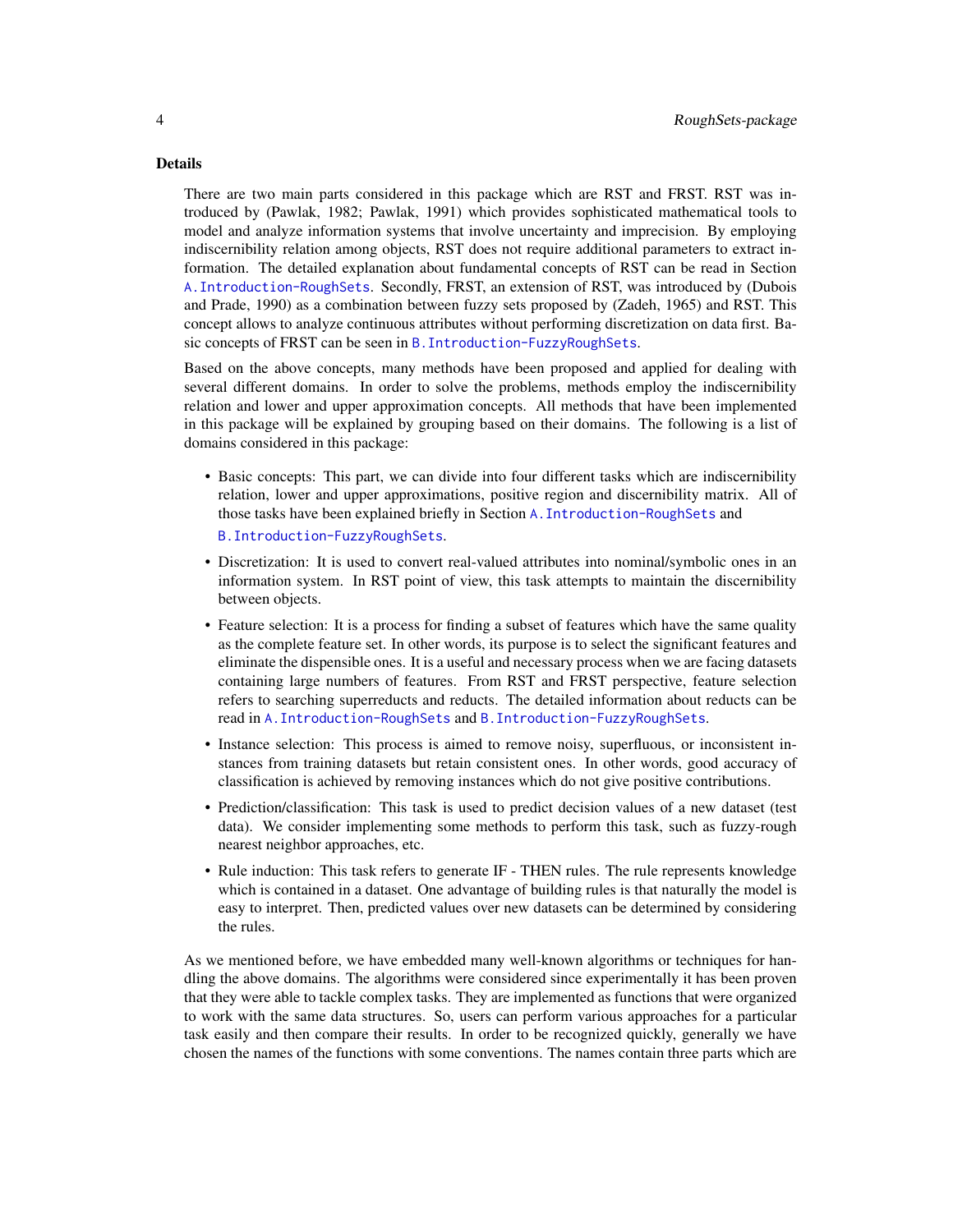## Details

There are two main parts considered in this package which are RST and FRST. RST was introduced by (Pawlak, 1982; Pawlak, 1991) which provides sophisticated mathematical tools to model and analyze information systems that involve uncertainty and imprecision. By employing indiscernibility relation among objects, RST does not require additional parameters to extract information. The detailed explanation about fundamental concepts of RST can be read in Section `A.Introduction-RoughSets`. Secondly, FRST, an extension of RST, was introduced by (Dubois and Prade, 1990) as a combination between fuzzy sets proposed by (Zadeh, 1965) and RST. This concept allows to analyze continuous attributes without performing discretization on data first. Basic concepts of FRST can be seen in `B.Introduction-FuzzyRoughSets`.

Based on the above concepts, many methods have been proposed and applied for dealing with several different domains. In order to solve the problems, methods employ the indiscernibility relation and lower and upper approximation concepts. All methods that have been implemented in this package will be explained by grouping based on their domains. The following is a list of domains considered in this package:

- Basic concepts: This part, we can divide into four different tasks which are indiscernibility relation, lower and upper approximations, positive region and discernibility matrix. All of those tasks have been explained briefly in Section `A.Introduction-RoughSets` and `B.Introduction-FuzzyRoughSets`.
- Discretization: It is used to convert real-valued attributes into nominal/symbolic ones in an information system. In RST point of view, this task attempts to maintain the discernibility between objects.
- Feature selection: It is a process for finding a subset of features which have the same quality as the complete feature set. In other words, its purpose is to select the significant features and eliminate the dispensible ones. It is a useful and necessary process when we are facing datasets containing large numbers of features. From RST and FRST perspective, feature selection refers to searching superreducts and reducts. The detailed information about reducts can be read in `A.Introduction-RoughSets` and `B.Introduction-FuzzyRoughSets`.
- Instance selection: This process is aimed to remove noisy, superfluous, or inconsistent instances from training datasets but retain consistent ones. In other words, good accuracy of classification is achieved by removing instances which do not give positive contributions.
- Prediction/classification: This task is used to predict decision values of a new dataset (test data). We consider implementing some methods to perform this task, such as fuzzy-rough nearest neighbor approaches, etc.
- Rule induction: This task refers to generate IF - THEN rules. The rule represents knowledge which is contained in a dataset. One advantage of building rules is that naturally the model is easy to interpret. Then, predicted values over new datasets can be determined by considering the rules.

As we mentioned before, we have embedded many well-known algorithms or techniques for handling the above domains. The algorithms were considered since experimentally it has been proven that they were able to tackle complex tasks. They are implemented as functions that were organized to work with the same data structures. So, users can perform various approaches for a particular task easily and then compare their results. In order to be recognized quickly, generally we have chosen the names of the functions with some conventions. The names contain three parts which are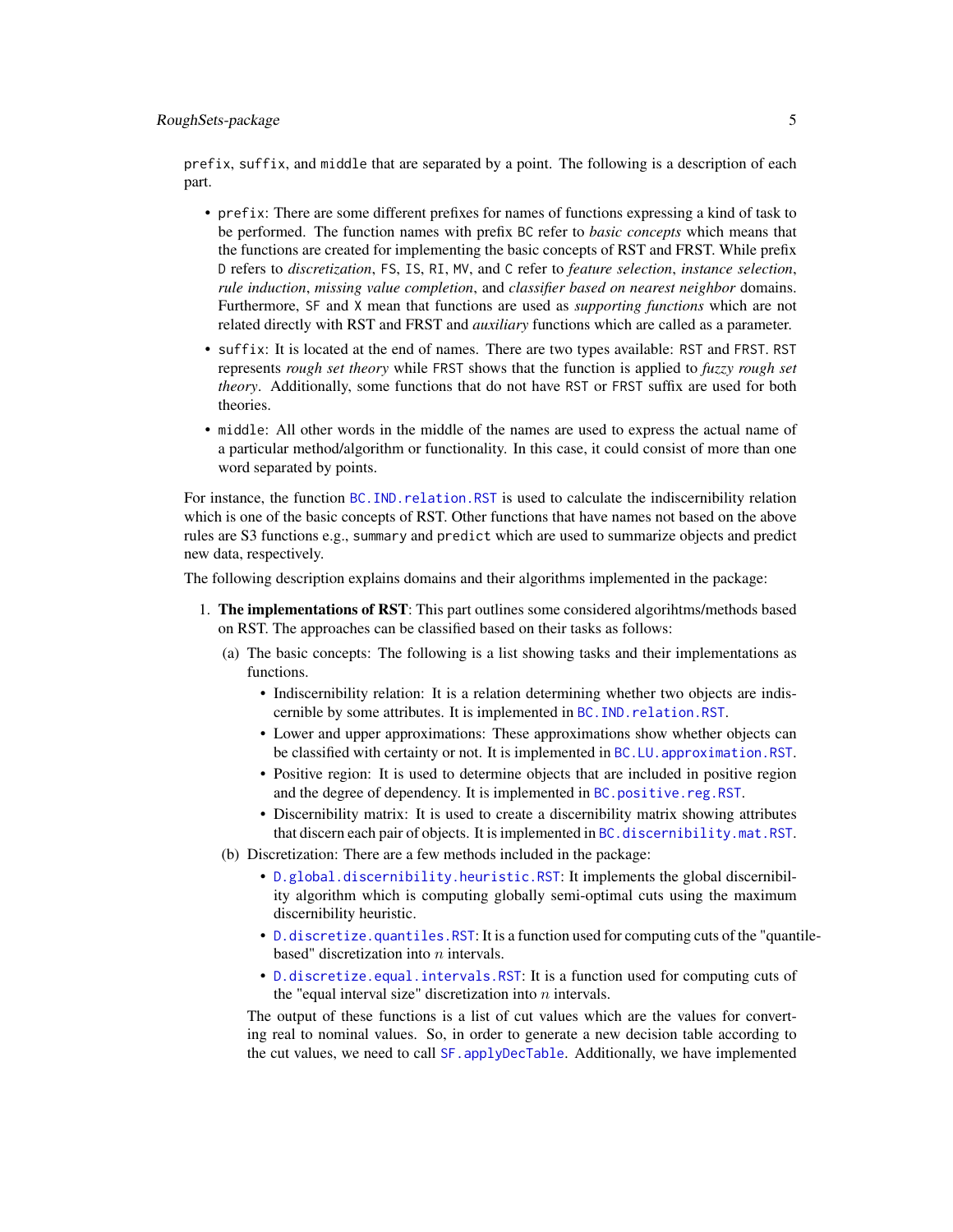prefix, suffix, and middle that are separated by a point. The following is a description of each part.

- prefix: There are some different prefixes for names of functions expressing a kind of task to be performed. The function names with prefix BC refer to *basic concepts* which means that the functions are created for implementing the basic concepts of RST and FRST. While prefix D refers to *discretization*, FS, IS, RI, MV, and C refer to *feature selection*, *instance selection*, *rule induction*, *missing value completion*, and *classifier based on nearest neighbor* domains. Furthermore, SF and X mean that functions are used as *supporting functions* which are not related directly with RST and FRST and *auxiliary* functions which are called as a parameter.
- suffix: It is located at the end of names. There are two types available: RST and FRST. RST represents *rough set theory* while FRST shows that the function is applied to *fuzzy rough set theory*. Additionally, some functions that do not have RST or FRST suffix are used for both theories.
- middle: All other words in the middle of the names are used to express the actual name of a particular method/algorithm or functionality. In this case, it could consist of more than one word separated by points.

For instance, the function BC.IND.relation.RST is used to calculate the indiscernibility relation which is one of the basic concepts of RST. Other functions that have names not based on the above rules are S3 functions e.g., summary and predict which are used to summarize objects and predict new data, respectively.

The following description explains domains and their algorithms implemented in the package:

1. **The implementations of RST**: This part outlines some considered algorihtms/methods based on RST. The approaches can be classified based on their tasks as follows:
   (a) The basic concepts: The following is a list showing tasks and their implementations as functions.
      - Indiscernibility relation: It is a relation determining whether two objects are indiscernible by some attributes. It is implemented in BC.IND.relation.RST.
      - Lower and upper approximations: These approximations show whether objects can be classified with certainty or not. It is implemented in BC.LU.approximation.RST.
      - Positive region: It is used to determine objects that are included in positive region and the degree of dependency. It is implemented in BC.positive.reg.RST.
      - Discernibility matrix: It is used to create a discernibility matrix showing attributes that discern each pair of objects. It is implemented in BC.discernibility.mat.RST.

   (b) Discretization: There are a few methods included in the package:
      - D.global.discernibility.heuristic.RST: It implements the global discernibility algorithm which is computing globally semi-optimal cuts using the maximum discernibility heuristic.
      - D.discretize.quantiles.RST: It is a function used for computing cuts of the "quantile-based" discretization into $n$ intervals.
      - D.discretize.equal.intervals.RST: It is a function used for computing cuts of the "equal interval size" discretization into $n$ intervals.

      The output of these functions is a list of cut values which are the values for converting real to nominal values. So, in order to generate a new decision table according to the cut values, we need to call SF.applyDecTable. Additionally, we have implemented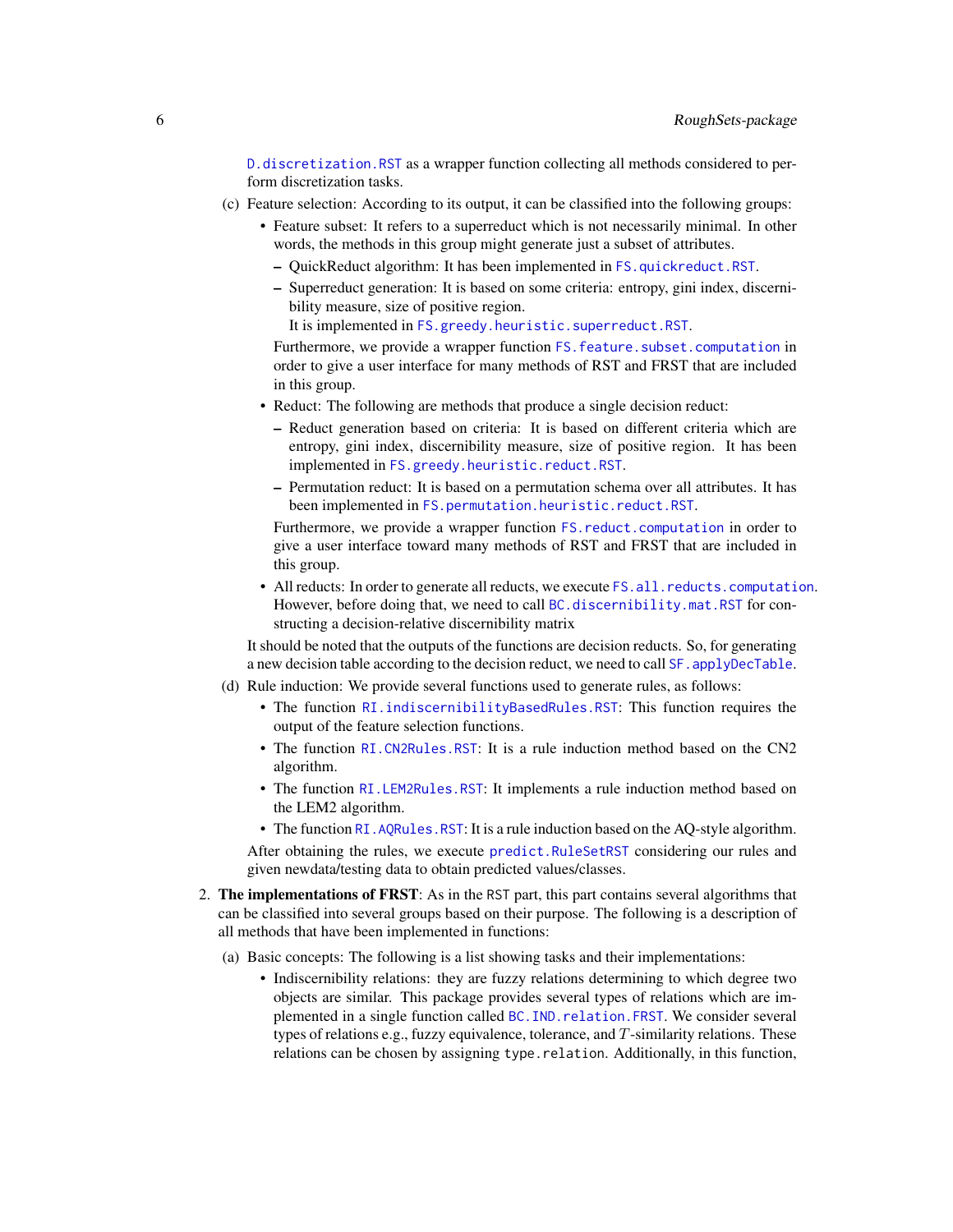`D.discretization.RST` as a wrapper function collecting all methods considered to perform discretization tasks.

(c) Feature selection: According to its output, it can be classified into the following groups:

- Feature subset: It refers to a superreduct which is not necessarily minimal. In other words, the methods in this group might generate just a subset of attributes.
  - QuickReduct algorithm: It has been implemented in `FS.quickreduct.RST`.
  - Superreduct generation: It is based on some criteria: entropy, gini index, discernibility measure, size of positive region.
    It is implemented in `FS.greedy.heuristic.superreduct.RST`.

  Furthermore, we provide a wrapper function `FS.feature.subset.computation` in order to give a user interface for many methods of RST and FRST that are included in this group.
- Reduct: The following are methods that produce a single decision reduct:
  - Reduct generation based on criteria: It is based on different criteria which are entropy, gini index, discernibility measure, size of positive region. It has been implemented in `FS.greedy.heuristic.reduct.RST`.
  - Permutation reduct: It is based on a permutation schema over all attributes. It has been implemented in `FS.permutation.heuristic.reduct.RST`.

  Furthermore, we provide a wrapper function `FS.reduct.computation` in order to give a user interface toward many methods of RST and FRST that are included in this group.
- All reducts: In order to generate all reducts, we execute `FS.all.reducts.computation`. However, before doing that, we need to call `BC.discernibility.mat.RST` for constructing a decision-relative discernibility matrix

It should be noted that the outputs of the functions are decision reducts. So, for generating a new decision table according to the decision reduct, we need to call `SF.applyDecTable`.

(d) Rule induction: We provide several functions used to generate rules, as follows:

- The function `RI.indiscernibilityBasedRules.RST`: This function requires the output of the feature selection functions.
- The function `RI.CN2Rules.RST`: It is a rule induction method based on the CN2 algorithm.
- The function `RI.LEM2Rules.RST`: It implements a rule induction method based on the LEM2 algorithm.
- The function `RI.AQRules.RST`: It is a rule induction based on the AQ-style algorithm.

After obtaining the rules, we execute `predict.RuleSetRST` considering our rules and given newdata/testing data to obtain predicted values/classes.

2. **The implementations of FRST**: As in the `RST` part, this part contains several algorithms that can be classified into several groups based on their purpose. The following is a description of all methods that have been implemented in functions:

(a) Basic concepts: The following is a list showing tasks and their implementations:

- Indiscernibility relations: they are fuzzy relations determining to which degree two objects are similar. This package provides several types of relations which are implemented in a single function called `BC.IND.relation.FRST`. We consider several types of relations e.g., fuzzy equivalence, tolerance, and $T$-similarity relations. These relations can be chosen by assigning `type.relation`. Additionally, in this function,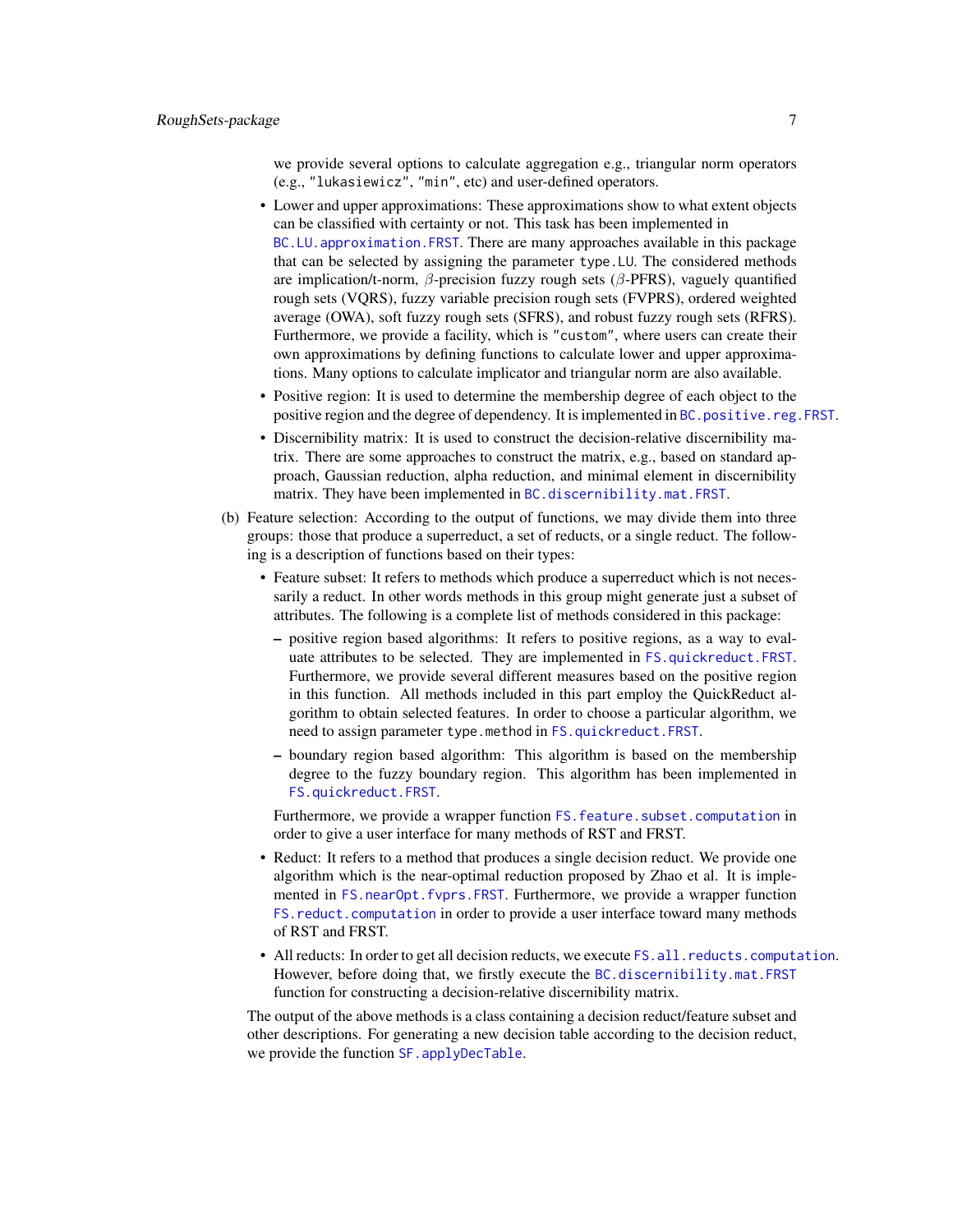we provide several options to calculate aggregation e.g., triangular norm operators (e.g., `"lukasiewicz"`, `"min"`, etc) and user-defined operators.

- Lower and upper approximations: These approximations show to what extent objects can be classified with certainty or not. This task has been implemented in `BC.LU.approximation.FRST`. There are many approaches available in this package that can be selected by assigning the parameter `type.LU`. The considered methods are implication/t-norm, $\beta$-precision fuzzy rough sets ($\beta$-PFRS), vaguely quantified rough sets (VQRS), fuzzy variable precision rough sets (FVPRS), ordered weighted average (OWA), soft fuzzy rough sets (SFRS), and robust fuzzy rough sets (RFRS). Furthermore, we provide a facility, which is `"custom"`, where users can create their own approximations by defining functions to calculate lower and upper approximations. Many options to calculate implicator and triangular norm are also available.
- Positive region: It is used to determine the membership degree of each object to the positive region and the degree of dependency. It is implemented in `BC.positive.reg.FRST`.
- Discernibility matrix: It is used to construct the decision-relative discernibility matrix. There are some approaches to construct the matrix, e.g., based on standard approach, Gaussian reduction, alpha reduction, and minimal element in discernibility matrix. They have been implemented in `BC.discernibility.mat.FRST`.

(b) Feature selection: According to the output of functions, we may divide them into three groups: those that produce a superreduct, a set of reducts, or a single reduct. The following is a description of functions based on their types:

- Feature subset: It refers to methods which produce a superreduct which is not necessarily a reduct. In other words methods in this group might generate just a subset of attributes. The following is a complete list of methods considered in this package:
  - positive region based algorithms: It refers to positive regions, as a way to evaluate attributes to be selected. They are implemented in `FS.quickreduct.FRST`. Furthermore, we provide several different measures based on the positive region in this function. All methods included in this part employ the QuickReduct algorithm to obtain selected features. In order to choose a particular algorithm, we need to assign parameter `type.method` in `FS.quickreduct.FRST`.
  - boundary region based algorithm: This algorithm is based on the membership degree to the fuzzy boundary region. This algorithm has been implemented in `FS.quickreduct.FRST`.

  Furthermore, we provide a wrapper function `FS.feature.subset.computation` in order to give a user interface for many methods of RST and FRST.
- Reduct: It refers to a method that produces a single decision reduct. We provide one algorithm which is the near-optimal reduction proposed by Zhao et al. It is implemented in `FS.nearOpt.fvprs.FRST`. Furthermore, we provide a wrapper function `FS.reduct.computation` in order to provide a user interface toward many methods of RST and FRST.
- All reducts: In order to get all decision reducts, we execute `FS.all.reducts.computation`. However, before doing that, we firstly execute the `BC.discernibility.mat.FRST` function for constructing a decision-relative discernibility matrix.

The output of the above methods is a class containing a decision reduct/feature subset and other descriptions. For generating a new decision table according to the decision reduct, we provide the function `SF.applyDecTable`.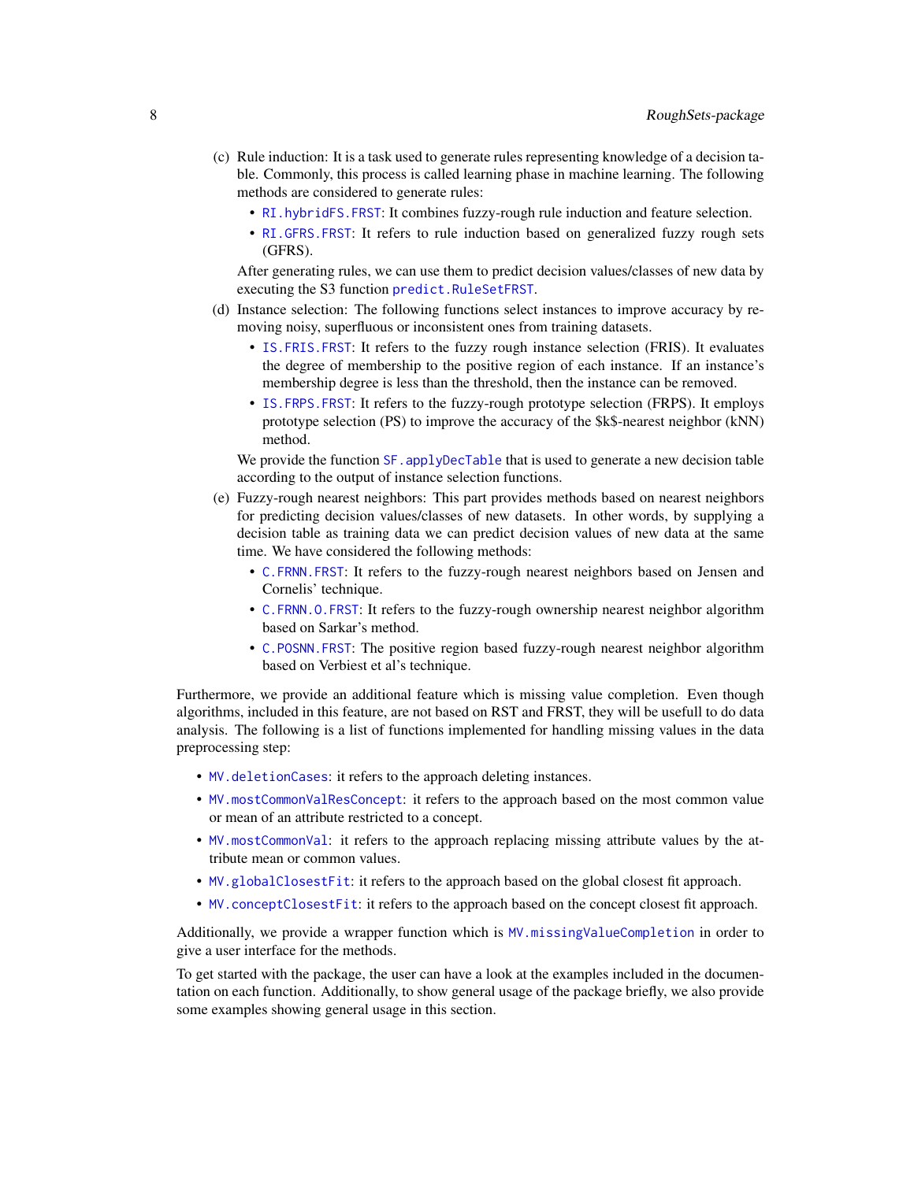(c) Rule induction: It is a task used to generate rules representing knowledge of a decision table. Commonly, this process is called learning phase in machine learning. The following methods are considered to generate rules:

   - `RI.hybridFS.FRST`: It combines fuzzy-rough rule induction and feature selection.
   - `RI.GFRS.FRST`: It refers to rule induction based on generalized fuzzy rough sets (GFRS).

   After generating rules, we can use them to predict decision values/classes of new data by executing the S3 function `predict.RuleSetFRST`.

(d) Instance selection: The following functions select instances to improve accuracy by removing noisy, superfluous or inconsistent ones from training datasets.

   - `IS.FRIS.FRST`: It refers to the fuzzy rough instance selection (FRIS). It evaluates the degree of membership to the positive region of each instance. If an instance's membership degree is less than the threshold, then the instance can be removed.
   - `IS.FRPS.FRST`: It refers to the fuzzy-rough prototype selection (FRPS). It employs prototype selection (PS) to improve the accuracy of the $k$-nearest neighbor (kNN) method.

   We provide the function `SF.applyDecTable` that is used to generate a new decision table according to the output of instance selection functions.

(e) Fuzzy-rough nearest neighbors: This part provides methods based on nearest neighbors for predicting decision values/classes of new datasets. In other words, by supplying a decision table as training data we can predict decision values of new data at the same time. We have considered the following methods:

   - `C.FRNN.FRST`: It refers to the fuzzy-rough nearest neighbors based on Jensen and Cornelis' technique.
   - `C.FRNN.O.FRST`: It refers to the fuzzy-rough ownership nearest neighbor algorithm based on Sarkar's method.
   - `C.POSNN.FRST`: The positive region based fuzzy-rough nearest neighbor algorithm based on Verbiest et al's technique.

Furthermore, we provide an additional feature which is missing value completion. Even though algorithms, included in this feature, are not based on RST and FRST, they will be usefull to do data analysis. The following is a list of functions implemented for handling missing values in the data preprocessing step:

- `MV.deletionCases`: it refers to the approach deleting instances.
- `MV.mostCommonValResConcept`: it refers to the approach based on the most common value or mean of an attribute restricted to a concept.
- `MV.mostCommonVal`: it refers to the approach replacing missing attribute values by the attribute mean or common values.
- `MV.globalClosestFit`: it refers to the approach based on the global closest fit approach.
- `MV.conceptClosestFit`: it refers to the approach based on the concept closest fit approach.

Additionally, we provide a wrapper function which is `MV.missingValueCompletion` in order to give a user interface for the methods.

To get started with the package, the user can have a look at the examples included in the documentation on each function. Additionally, to show general usage of the package briefly, we also provide some examples showing general usage in this section.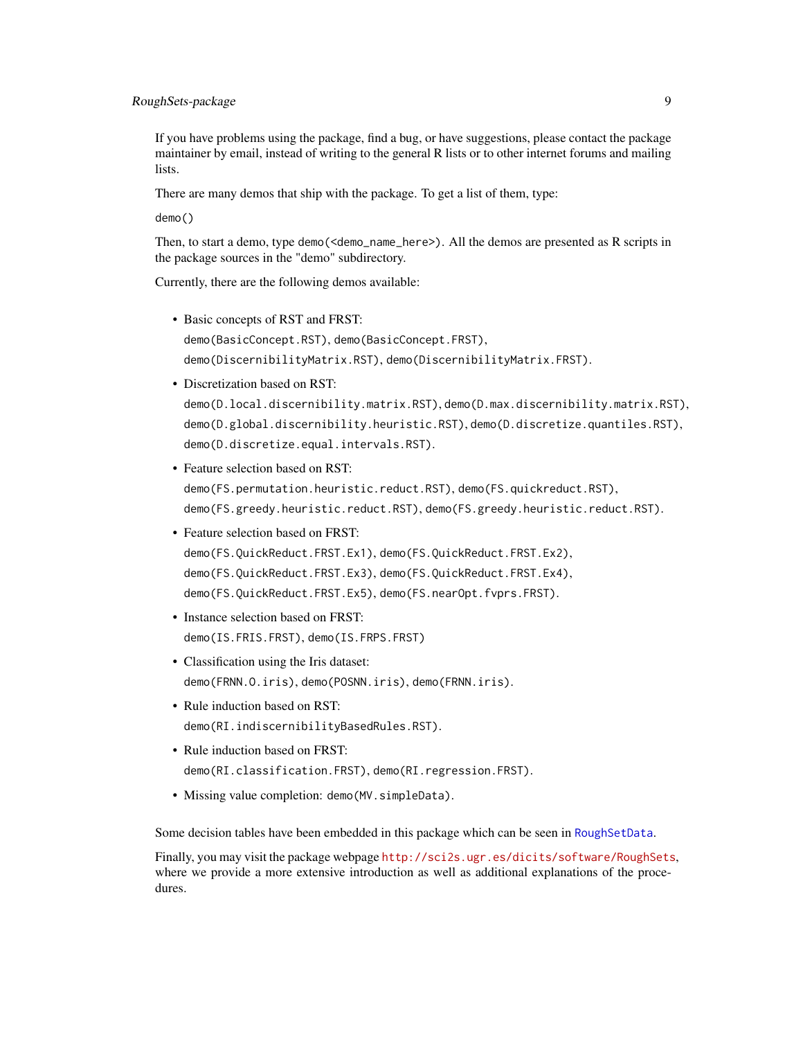If you have problems using the package, find a bug, or have suggestions, please contact the package maintainer by email, instead of writing to the general R lists or to other internet forums and mailing lists.

There are many demos that ship with the package. To get a list of them, type:

`demo()`

Then, to start a demo, type `demo(<demo_name_here>)`. All the demos are presented as R scripts in the package sources in the "demo" subdirectory.

Currently, there are the following demos available:

- Basic concepts of RST and FRST:
  `demo(BasicConcept.RST)`, `demo(BasicConcept.FRST)`,
  `demo(DiscernibilityMatrix.RST)`, `demo(DiscernibilityMatrix.FRST)`.
- Discretization based on RST:
  `demo(D.local.discernibility.matrix.RST)`, `demo(D.max.discernibility.matrix.RST)`,
  `demo(D.global.discernibility.heuristic.RST)`, `demo(D.discretize.quantiles.RST)`,
  `demo(D.discretize.equal.intervals.RST)`.
- Feature selection based on RST:
  `demo(FS.permutation.heuristic.reduct.RST)`, `demo(FS.quickreduct.RST)`,
  `demo(FS.greedy.heuristic.reduct.RST)`, `demo(FS.greedy.heuristic.reduct.RST)`.
- Feature selection based on FRST:
  `demo(FS.QuickReduct.FRST.Ex1)`, `demo(FS.QuickReduct.FRST.Ex2)`,
  `demo(FS.QuickReduct.FRST.Ex3)`, `demo(FS.QuickReduct.FRST.Ex4)`,
  `demo(FS.QuickReduct.FRST.Ex5)`, `demo(FS.nearOpt.fvprs.FRST)`.
- Instance selection based on FRST:
  `demo(IS.FRIS.FRST)`, `demo(IS.FRPS.FRST)`
- Classification using the Iris dataset:
  `demo(FRNN.O.iris)`, `demo(POSNN.iris)`, `demo(FRNN.iris)`.
- Rule induction based on RST:
  `demo(RI.indiscernibilityBasedRules.RST)`.
- Rule induction based on FRST:
  `demo(RI.classification.FRST)`, `demo(RI.regression.FRST)`.
- Missing value completion: `demo(MV.simpleData)`.

Some decision tables have been embedded in this package which can be seen in `RoughSetData`.

Finally, you may visit the package webpage http://sci2s.ugr.es/dicits/software/RoughSets, where we provide a more extensive introduction as well as additional explanations of the procedures.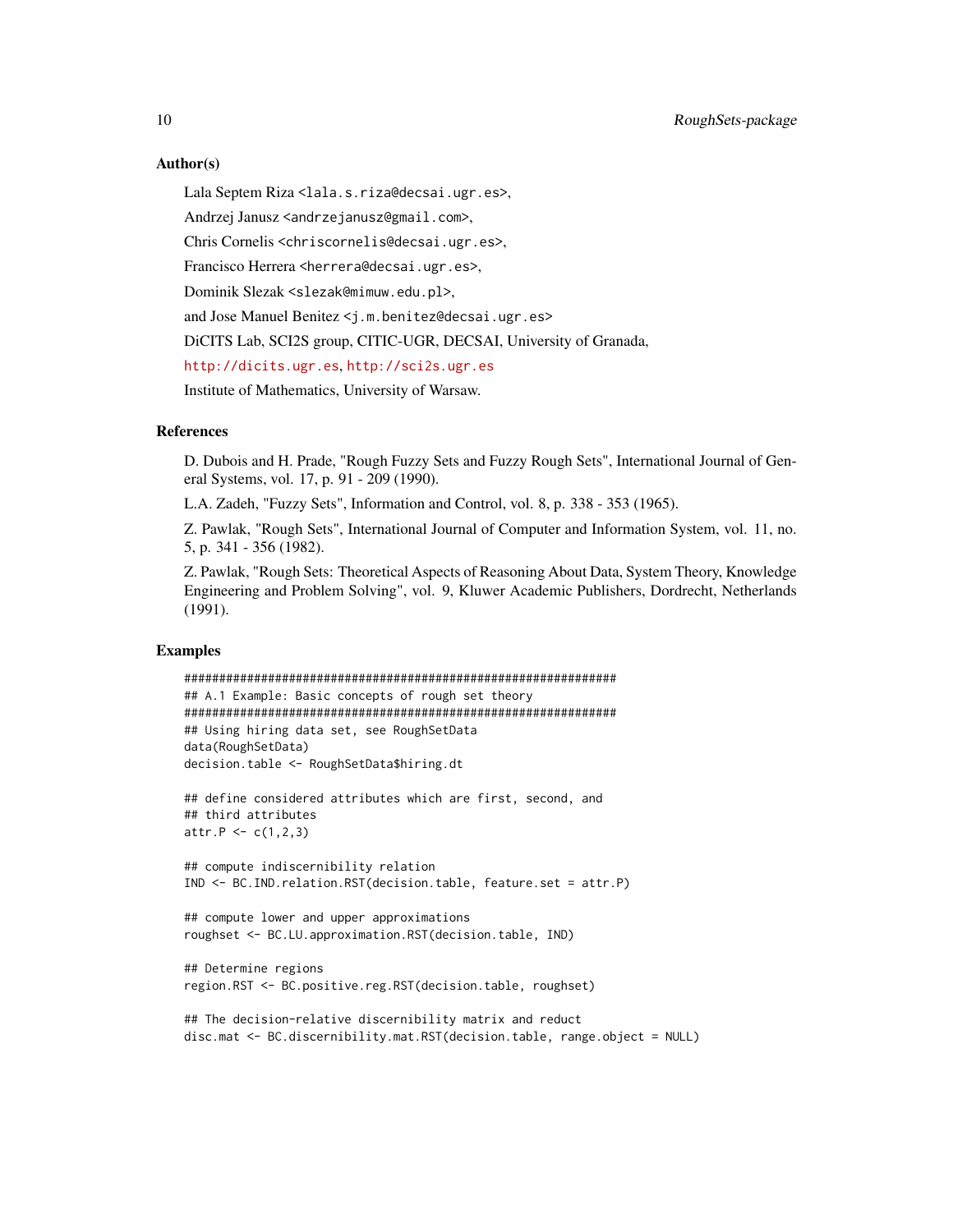### Author(s)

Lala Septem Riza <lala.s.riza@decsai.ugr.es>,

Andrzej Janusz <andrzejanusz@gmail.com>,

Chris Cornelis <chriscornelis@decsai.ugr.es>,

Francisco Herrera <herrera@decsai.ugr.es>,

Dominik Slezak <slezak@mimuw.edu.pl>,

and Jose Manuel Benitez <j.m.benitez@decsai.ugr.es>

DiCITS Lab, SCI2S group, CITIC-UGR, DECSAI, University of Granada,

http://dicits.ugr.es, http://sci2s.ugr.es

Institute of Mathematics, University of Warsaw.

### References

D. Dubois and H. Prade, "Rough Fuzzy Sets and Fuzzy Rough Sets", International Journal of General Systems, vol. 17, p. 91 - 209 (1990).

L.A. Zadeh, "Fuzzy Sets", Information and Control, vol. 8, p. 338 - 353 (1965).

Z. Pawlak, "Rough Sets", International Journal of Computer and Information System, vol. 11, no. 5, p. 341 - 356 (1982).

Z. Pawlak, "Rough Sets: Theoretical Aspects of Reasoning About Data, System Theory, Knowledge Engineering and Problem Solving", vol. 9, Kluwer Academic Publishers, Dordrecht, Netherlands (1991).

### Examples

```
##############################################################
## A.1 Example: Basic concepts of rough set theory
##############################################################
## Using hiring data set, see RoughSetData
data(RoughSetData)
decision.table <- RoughSetData$hiring.dt

## define considered attributes which are first, second, and
## third attributes
attr.P <- c(1,2,3)

## compute indiscernibility relation
IND <- BC.IND.relation.RST(decision.table, feature.set = attr.P)

## compute lower and upper approximations
roughset <- BC.LU.approximation.RST(decision.table, IND)

## Determine regions
region.RST <- BC.positive.reg.RST(decision.table, roughset)

## The decision-relative discernibility matrix and reduct
disc.mat <- BC.discernibility.mat.RST(decision.table, range.object = NULL)
```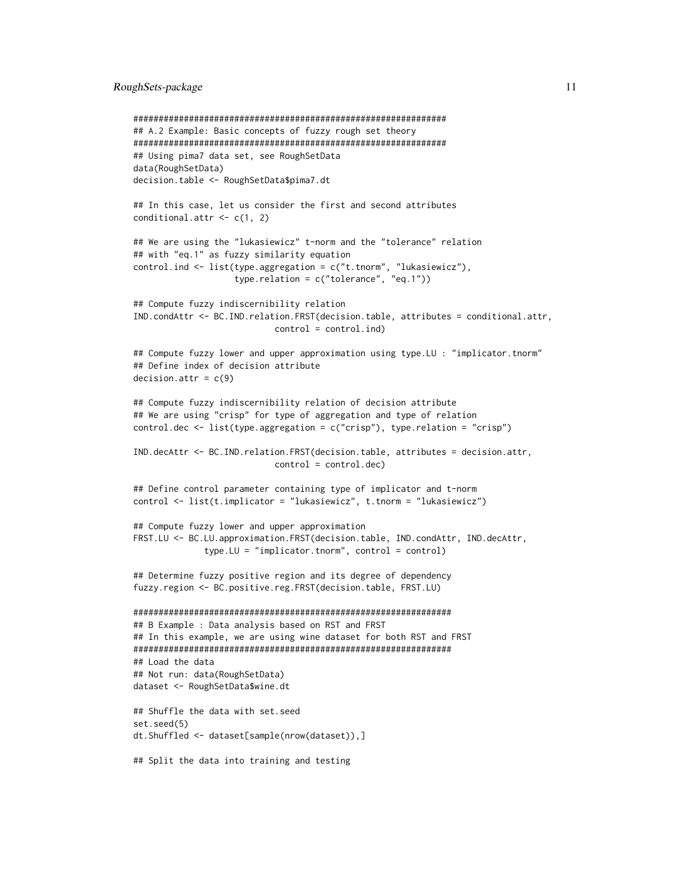```
#############################################################
## A.2 Example: Basic concepts of fuzzy rough set theory
#############################################################
## Using pima7 data set, see RoughSetData
data(RoughSetData)
decision.table <- RoughSetData$pima7.dt

## In this case, let us consider the first and second attributes
conditional.attr <- c(1, 2)

## We are using the "lukasiewicz" t-norm and the "tolerance" relation
## with "eq.1" as fuzzy similarity equation
control.ind <- list(type.aggregation = c("t.tnorm", "lukasiewicz"),
                    type.relation = c("tolerance", "eq.1"))

## Compute fuzzy indiscernibility relation
IND.condAttr <- BC.IND.relation.FRST(decision.table, attributes = conditional.attr,
                            control = control.ind)

## Compute fuzzy lower and upper approximation using type.LU : "implicator.tnorm"
## Define index of decision attribute
decision.attr = c(9)

## Compute fuzzy indiscernibility relation of decision attribute
## We are using "crisp" for type of aggregation and type of relation
control.dec <- list(type.aggregation = c("crisp"), type.relation = "crisp")

IND.decAttr <- BC.IND.relation.FRST(decision.table, attributes = decision.attr,
                            control = control.dec)

## Define control parameter containing type of implicator and t-norm
control <- list(t.implicator = "lukasiewicz", t.tnorm = "lukasiewicz")

## Compute fuzzy lower and upper approximation
FRST.LU <- BC.LU.approximation.FRST(decision.table, IND.condAttr, IND.decAttr,
              type.LU = "implicator.tnorm", control = control)

## Determine fuzzy positive region and its degree of dependency
fuzzy.region <- BC.positive.reg.FRST(decision.table, FRST.LU)

###############################################################
## B Example : Data analysis based on RST and FRST
## In this example, we are using wine dataset for both RST and FRST
###############################################################
## Load the data
## Not run: data(RoughSetData)
dataset <- RoughSetData$wine.dt

## Shuffle the data with set.seed
set.seed(5)
dt.Shuffled <- dataset[sample(nrow(dataset)),]

## Split the data into training and testing
```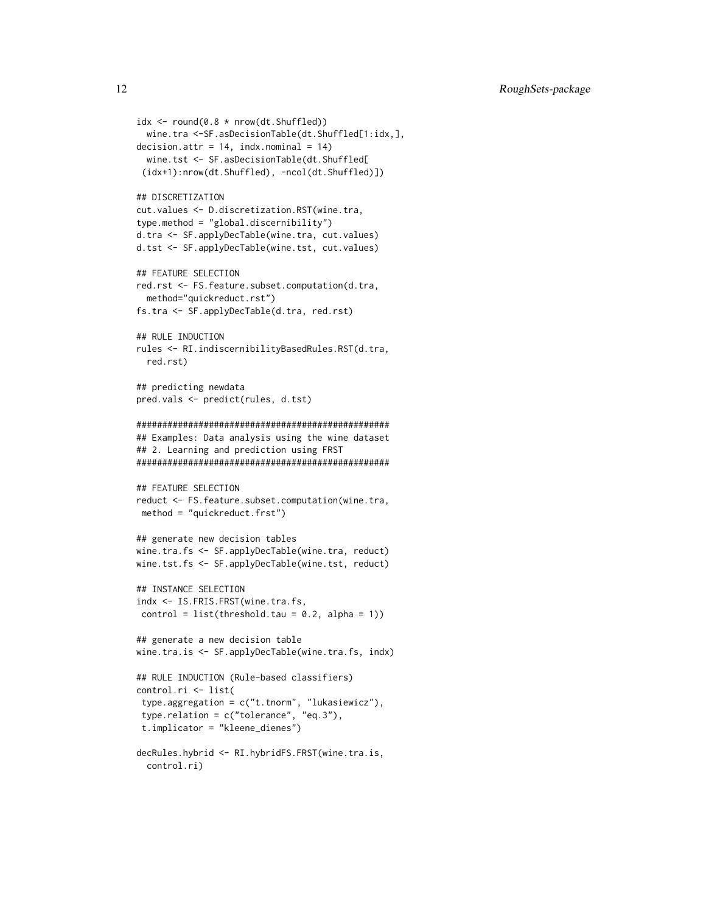```
idx <- round(0.8 * nrow(dt.Shuffled))
  wine.tra <-SF.asDecisionTable(dt.Shuffled[1:idx,],
decision.attr = 14, indx.nominal = 14)
  wine.tst <- SF.asDecisionTable(dt.Shuffled[
 (idx+1):nrow(dt.Shuffled), -ncol(dt.Shuffled)])

## DISCRETIZATION
cut.values <- D.discretization.RST(wine.tra,
type.method = "global.discernibility")
d.tra <- SF.applyDecTable(wine.tra, cut.values)
d.tst <- SF.applyDecTable(wine.tst, cut.values)

## FEATURE SELECTION
red.rst <- FS.feature.subset.computation(d.tra,
  method="quickreduct.rst")
fs.tra <- SF.applyDecTable(d.tra, red.rst)

## RULE INDUCTION
rules <- RI.indiscernibilityBasedRules.RST(d.tra,
  red.rst)

## predicting newdata
pred.vals <- predict(rules, d.tst)

#################################################
## Examples: Data analysis using the wine dataset
## 2. Learning and prediction using FRST
#################################################

## FEATURE SELECTION
reduct <- FS.feature.subset.computation(wine.tra,
 method = "quickreduct.frst")

## generate new decision tables
wine.tra.fs <- SF.applyDecTable(wine.tra, reduct)
wine.tst.fs <- SF.applyDecTable(wine.tst, reduct)

## INSTANCE SELECTION
indx <- IS.FRIS.FRST(wine.tra.fs,
 control = list(threshold.tau = 0.2, alpha = 1))

## generate a new decision table
wine.tra.is <- SF.applyDecTable(wine.tra.fs, indx)

## RULE INDUCTION (Rule-based classifiers)
control.ri <- list(
 type.aggregation = c("t.tnorm", "lukasiewicz"),
 type.relation = c("tolerance", "eq.3"),
 t.implicator = "kleene_dienes")

decRules.hybrid <- RI.hybridFS.FRST(wine.tra.is,
  control.ri)
```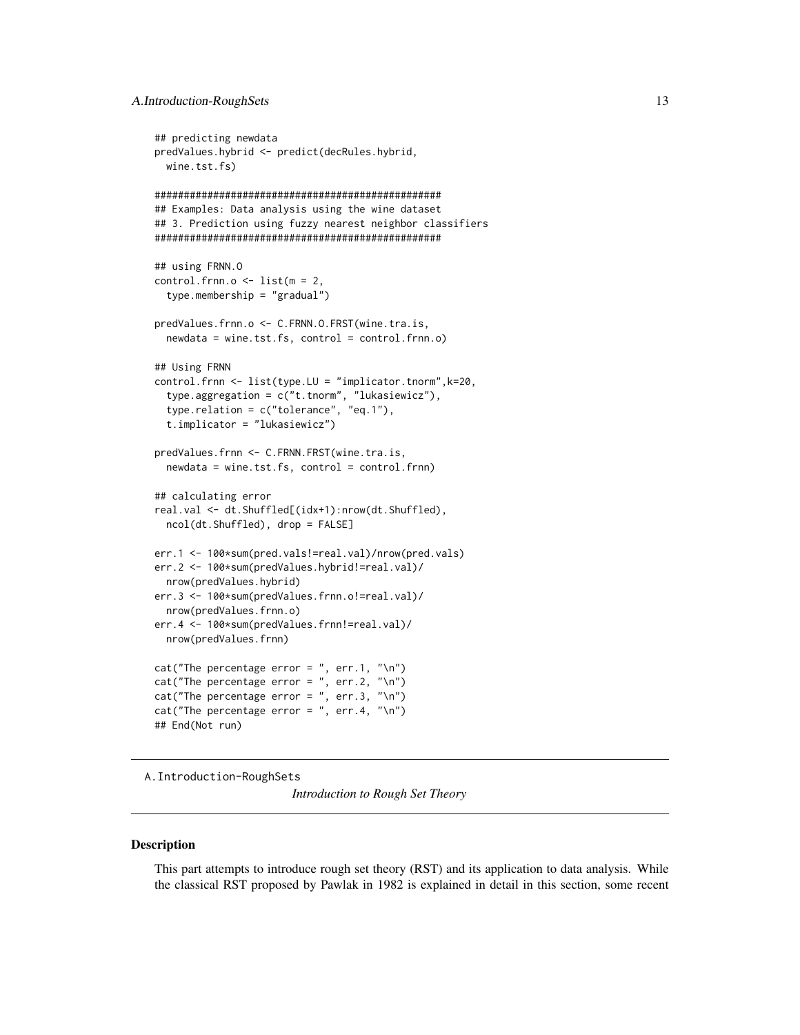```
## predicting newdata
predValues.hybrid <- predict(decRules.hybrid,
  wine.tst.fs)

#################################################
## Examples: Data analysis using the wine dataset
## 3. Prediction using fuzzy nearest neighbor classifiers
#################################################

## using FRNN.O
control.frnn.o <- list(m = 2,
  type.membership = "gradual")

predValues.frnn.o <- C.FRNN.O.FRST(wine.tra.is,
  newdata = wine.tst.fs, control = control.frnn.o)

## Using FRNN
control.frnn <- list(type.LU = "implicator.tnorm",k=20,
  type.aggregation = c("t.tnorm", "lukasiewicz"),
  type.relation = c("tolerance", "eq.1"),
  t.implicator = "lukasiewicz")

predValues.frnn <- C.FRNN.FRST(wine.tra.is,
  newdata = wine.tst.fs, control = control.frnn)

## calculating error
real.val <- dt.Shuffled[(idx+1):nrow(dt.Shuffled),
  ncol(dt.Shuffled), drop = FALSE]

err.1 <- 100*sum(pred.vals!=real.val)/nrow(pred.vals)
err.2 <- 100*sum(predValues.hybrid!=real.val)/
  nrow(predValues.hybrid)
err.3 <- 100*sum(predValues.frnn.o!=real.val)/
  nrow(predValues.frnn.o)
err.4 <- 100*sum(predValues.frnn!=real.val)/
  nrow(predValues.frnn)

cat("The percentage error = ", err.1, "\n")
cat("The percentage error = ", err.2, "\n")
cat("The percentage error = ", err.3, "\n")
cat("The percentage error = ", err.4, "\n")
## End(Not run)
```

---

`A.Introduction-RoughSets` *Introduction to Rough Set Theory*

---

### Description

This part attempts to introduce rough set theory (RST) and its application to data analysis. While the classical RST proposed by Pawlak in 1982 is explained in detail in this section, some recent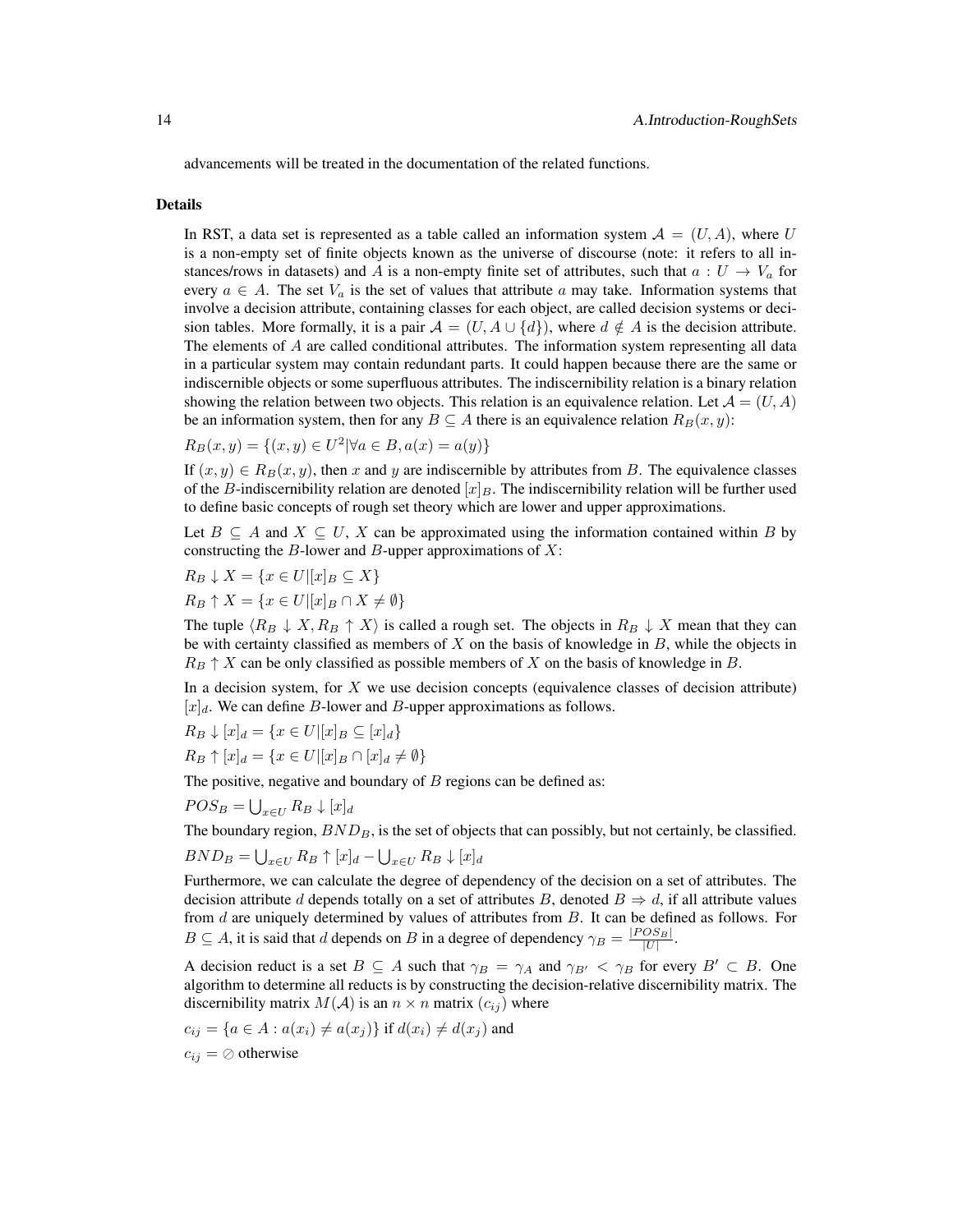advancements will be treated in the documentation of the related functions.

## Details

In RST, a data set is represented as a table called an information system $\mathcal{A} = (U, A)$, where $U$ is a non-empty set of finite objects known as the universe of discourse (note: it refers to all instances/rows in datasets) and $A$ is a non-empty finite set of attributes, such that $a : U \to V_a$ for every $a \in A$. The set $V_a$ is the set of values that attribute $a$ may take. Information systems that involve a decision attribute, containing classes for each object, are called decision systems or decision tables. More formally, it is a pair $\mathcal{A} = (U, A \cup \{d\})$, where $d \notin A$ is the decision attribute. The elements of $A$ are called conditional attributes. The information system representing all data in a particular system may contain redundant parts. It could happen because there are the same or indiscernible objects or some superfluous attributes. The indiscernibility relation is a binary relation showing the relation between two objects. This relation is an equivalence relation. Let $\mathcal{A} = (U, A)$ be an information system, then for any $B \subseteq A$ there is an equivalence relation $R_B(x, y)$:

$R_B(x, y) = \{(x, y) \in U^2 | \forall a \in B, a(x) = a(y)\}$

If $(x, y) \in R_B(x, y)$, then $x$ and $y$ are indiscernible by attributes from $B$. The equivalence classes of the $B$-indiscernibility relation are denoted $[x]_B$. The indiscernibility relation will be further used to define basic concepts of rough set theory which are lower and upper approximations.

Let $B \subseteq A$ and $X \subseteq U$, $X$ can be approximated using the information contained within $B$ by constructing the $B$-lower and $B$-upper approximations of $X$:

$R_B \downarrow X = \{x \in U | [x]_B \subseteq X\}$

$R_B \uparrow X = \{x \in U | [x]_B \cap X \neq \emptyset\}$

The tuple $\langle R_B \downarrow X, R_B \uparrow X \rangle$ is called a rough set. The objects in $R_B \downarrow X$ mean that they can be with certainty classified as members of $X$ on the basis of knowledge in $B$, while the objects in $R_B \uparrow X$ can be only classified as possible members of $X$ on the basis of knowledge in $B$.

In a decision system, for $X$ we use decision concepts (equivalence classes of decision attribute) $[x]_d$. We can define $B$-lower and $B$-upper approximations as follows.

$R_B \downarrow [x]_d = \{x \in U | [x]_B \subseteq [x]_d\}$

$R_B \uparrow [x]_d = \{x \in U | [x]_B \cap [x]_d \neq \emptyset\}$

The positive, negative and boundary of $B$ regions can be defined as:

$POS_B = \bigcup_{x \in U} R_B \downarrow [x]_d$

The boundary region, $BND_B$, is the set of objects that can possibly, but not certainly, be classified.

$BND_B = \bigcup_{x \in U} R_B \uparrow [x]_d - \bigcup_{x \in U} R_B \downarrow [x]_d$

Furthermore, we can calculate the degree of dependency of the decision on a set of attributes. The decision attribute $d$ depends totally on a set of attributes $B$, denoted $B \Rightarrow d$, if all attribute values from $d$ are uniquely determined by values of attributes from $B$. It can be defined as follows. For $B \subseteq A$, it is said that $d$ depends on $B$ in a degree of dependency $\gamma_B = \frac{|POS_B|}{|U|}$.

A decision reduct is a set $B \subseteq A$ such that $\gamma_B = \gamma_A$ and $\gamma_{B'} < \gamma_B$ for every $B' \subset B$. One algorithm to determine all reducts is by constructing the decision-relative discernibility matrix. The discernibility matrix $M(\mathcal{A})$ is an $n \times n$ matrix $(c_{ij})$ where

$c_{ij} = \{a \in A : a(x_i) \neq a(x_j)\}$ if $d(x_i) \neq d(x_j)$ and

$c_{ij} = \oslash$ otherwise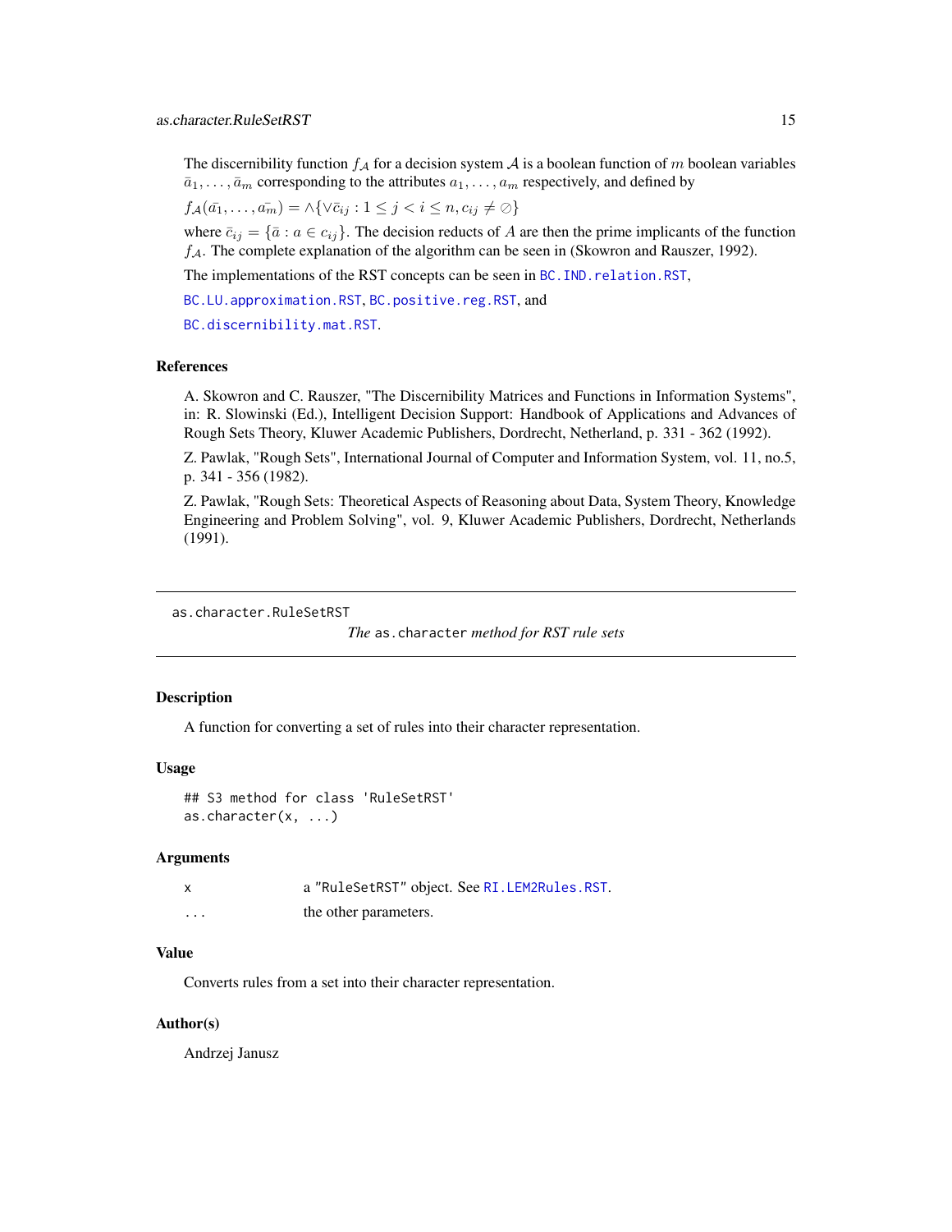The discernibility function $f_{\mathcal{A}}$ for a decision system $\mathcal{A}$ is a boolean function of $m$ boolean variables $\bar{a}_1, \ldots, \bar{a}_m$ corresponding to the attributes $a_1, \ldots, a_m$ respectively, and defined by

$f_{\mathcal{A}}(\bar{a_1}, \ldots, \bar{a_m}) = \wedge\{\vee \bar{c}_{ij} : 1 \le j < i \le n, c_{ij} \ne \emptyset\}$

where $\bar{c}_{ij} = \{\bar{a} : a \in c_{ij}\}$. The decision reducts of $A$ are then the prime implicants of the function $f_{\mathcal{A}}$. The complete explanation of the algorithm can be seen in (Skowron and Rauszer, 1992).

The implementations of the RST concepts can be seen in `BC.IND.relation.RST`, `BC.LU.approximation.RST`, `BC.positive.reg.RST`, and `BC.discernibility.mat.RST`.

### References

A. Skowron and C. Rauszer, "The Discernibility Matrices and Functions in Information Systems", in: R. Słowinski (Ed.), Intelligent Decision Support: Handbook of Applications and Advances of Rough Sets Theory, Kluwer Academic Publishers, Dordrecht, Netherland, p. 331 - 362 (1992).

Z. Pawlak, "Rough Sets", International Journal of Computer and Information System, vol. 11, no.5, p. 341 - 356 (1982).

Z. Pawlak, "Rough Sets: Theoretical Aspects of Reasoning about Data, System Theory, Knowledge Engineering and Problem Solving", vol. 9, Kluwer Academic Publishers, Dordrecht, Netherlands (1991).

---

## as.character.RuleSetRST

*The* `as.character` *method for RST rule sets*

### Description

A function for converting a set of rules into their character representation.

### Usage

```
## S3 method for class 'RuleSetRST'
as.character(x, ...)
```

### Arguments

| | |
|---|---|
| x | a "RuleSetRST" object. See `RI.LEM2Rules.RST`. |
| ... | the other parameters. |

### Value

Converts rules from a set into their character representation.

### Author(s)

Andrzej Janusz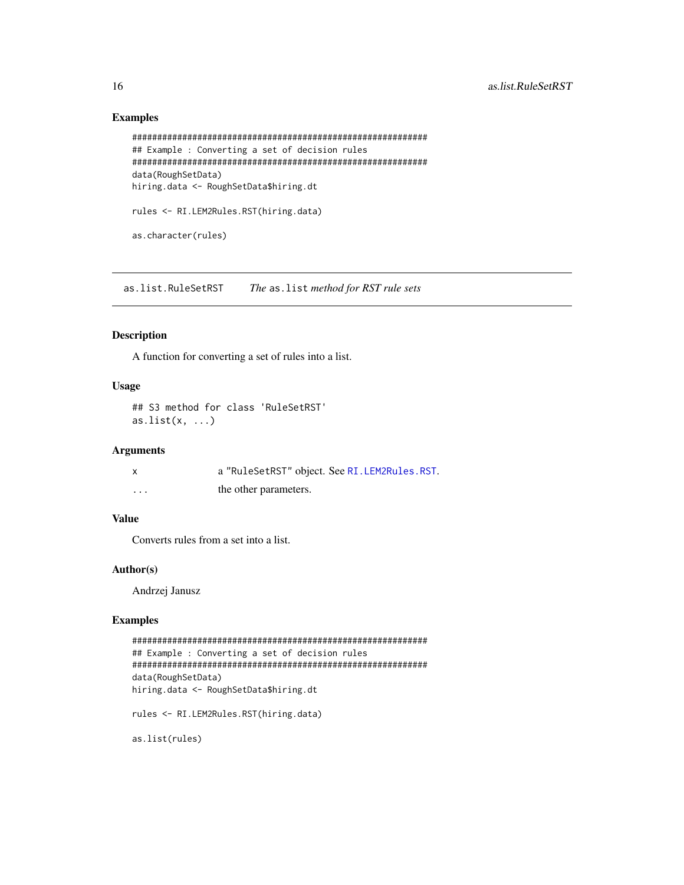### Examples

```
###########################################################
## Example : Converting a set of decision rules
###########################################################
data(RoughSetData)
hiring.data <- RoughSetData$hiring.dt

rules <- RI.LEM2Rules.RST(hiring.data)

as.character(rules)
```

## as.list.RuleSetRST *The* `as.list` *method for RST rule sets*

### Description

A function for converting a set of rules into a list.

### Usage

```
## S3 method for class 'RuleSetRST'
as.list(x, ...)
```

### Arguments

| | |
|---|---|
| x | a "RuleSetRST" object. See RI.LEM2Rules.RST. |
| ... | the other parameters. |

### Value

Converts rules from a set into a list.

### Author(s)

Andrzej Janusz

### Examples

```
###########################################################
## Example : Converting a set of decision rules
###########################################################
data(RoughSetData)
hiring.data <- RoughSetData$hiring.dt

rules <- RI.LEM2Rules.RST(hiring.data)

as.list(rules)
```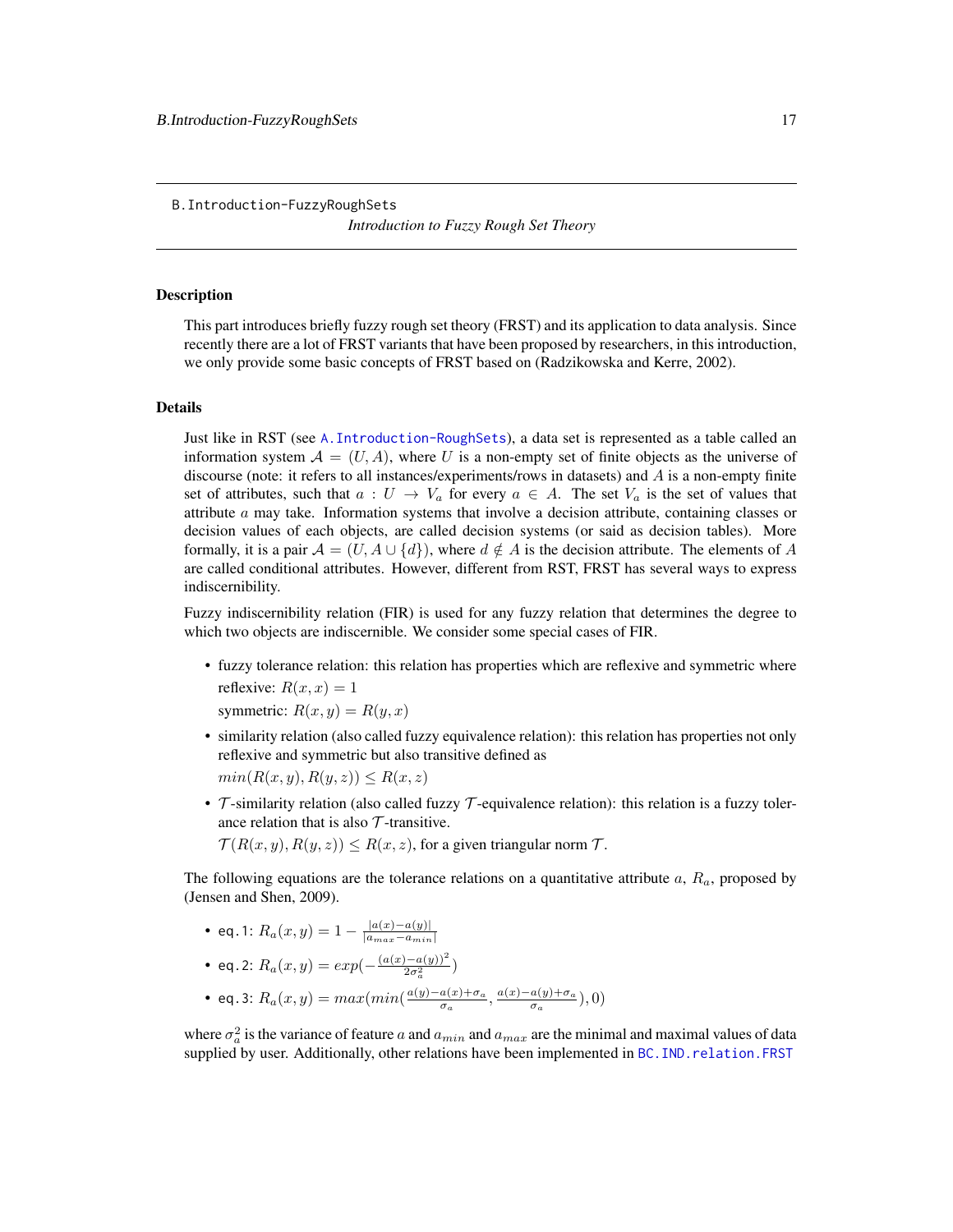B.Introduction-FuzzyRoughSets

*Introduction to Fuzzy Rough Set Theory*

## Description

This part introduces briefly fuzzy rough set theory (FRST) and its application to data analysis. Since recently there are a lot of FRST variants that have been proposed by researchers, in this introduction, we only provide some basic concepts of FRST based on (Radzikowska and Kerre, 2002).

## Details

Just like in RST (see `A.Introduction-RoughSets`), a data set is represented as a table called an information system $\mathcal{A} = (U, A)$, where $U$ is a non-empty set of finite objects as the universe of discourse (note: it refers to all instances/experiments/rows in datasets) and $A$ is a non-empty finite set of attributes, such that $a : U \to V_a$ for every $a \in A$. The set $V_a$ is the set of values that attribute $a$ may take. Information systems that involve a decision attribute, containing classes or decision values of each objects, are called decision systems (or said as decision tables). More formally, it is a pair $\mathcal{A} = (U, A \cup \{d\})$, where $d \notin A$ is the decision attribute. The elements of $A$ are called conditional attributes. However, different from RST, FRST has several ways to express indiscernibility.

Fuzzy indiscernibility relation (FIR) is used for any fuzzy relation that determines the degree to which two objects are indiscernible. We consider some special cases of FIR.

- fuzzy tolerance relation: this relation has properties which are reflexive and symmetric where
  reflexive: $R(x, x) = 1$
  symmetric: $R(x, y) = R(y, x)$
- similarity relation (also called fuzzy equivalence relation): this relation has properties not only reflexive and symmetric but also transitive defined as
  $min(R(x, y), R(y, z)) \leq R(x, z)$
- $\mathcal{T}$-similarity relation (also called fuzzy $\mathcal{T}$-equivalence relation): this relation is a fuzzy tolerance relation that is also $\mathcal{T}$-transitive.
  $\mathcal{T}(R(x, y), R(y, z)) \leq R(x, z)$, for a given triangular norm $\mathcal{T}$.

The following equations are the tolerance relations on a quantitative attribute $a$, $R_a$, proposed by (Jensen and Shen, 2009).

- `eq.1`: $R_a(x, y) = 1 - \frac{|a(x) - a(y)|}{|a_{max} - a_{min}|}$
- `eq.2`: $R_a(x, y) = exp(-\frac{(a(x) - a(y))^2}{2\sigma_a^2})$
- `eq.3`: $R_a(x, y) = max(min(\frac{a(y) - a(x) + \sigma_a}{\sigma_a}, \frac{a(x) - a(y) + \sigma_a}{\sigma_a}), 0)$

where $\sigma_a^2$ is the variance of feature $a$ and $a_{min}$ and $a_{max}$ are the minimal and maximal values of data supplied by user. Additionally, other relations have been implemented in `BC.IND.relation.FRST`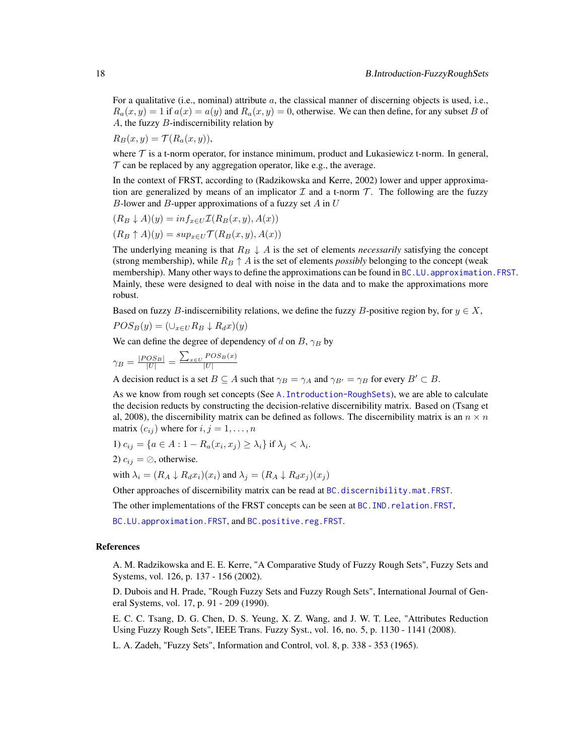For a qualitative (i.e., nominal) attribute $a$, the classical manner of discerning objects is used, i.e., $R_a(x, y) = 1$ if $a(x) = a(y)$ and $R_a(x, y) = 0$, otherwise. We can then define, for any subset $B$ of $A$, the fuzzy $B$-indiscernibility relation by

$R_B(x, y) = \mathcal{T}(R_a(x, y)),$

where $\mathcal{T}$ is a t-norm operator, for instance minimum, product and Lukasiewicz t-norm. In general, $\mathcal{T}$ can be replaced by any aggregation operator, like e.g., the average.

In the context of FRST, according to (Radzikowska and Kerre, 2002) lower and upper approximation are generalized by means of an implicator $\mathcal{I}$ and a t-norm $\mathcal{T}$. The following are the fuzzy $B$-lower and $B$-upper approximations of a fuzzy set $A$ in $U$

$(R_B \downarrow A)(y) = inf_{x \in U} \mathcal{I}(R_B(x, y), A(x))$

$(R_B \uparrow A)(y) = sup_{x \in U} \mathcal{T}(R_B(x, y), A(x))$

The underlying meaning is that $R_B \downarrow A$ is the set of elements *necessarily* satisfying the concept (strong membership), while $R_B \uparrow A$ is the set of elements *possibly* belonging to the concept (weak membership). Many other ways to define the approximations can be found in `BC.LU.approximation.FRST`. Mainly, these were designed to deal with noise in the data and to make the approximations more robust.

Based on fuzzy $B$-indiscernibility relations, we define the fuzzy $B$-positive region by, for $y \in X$,

$POS_B(y) = (\cup_{x \in U} R_B \downarrow R_d x)(y)$

We can define the degree of dependency of $d$ on $B$, $\gamma_B$ by

$\gamma_B = \frac{|POS_B|}{|U|} = \frac{\sum_{x \in U} POS_B(x)}{|U|}$

A decision reduct is a set $B \subseteq A$ such that $\gamma_B = \gamma_A$ and $\gamma_{B'} = \gamma_B$ for every $B' \subset B$.

As we know from rough set concepts (See `A.Introduction-RoughSets`), we are able to calculate the decision reducts by constructing the decision-relative discernibility matrix. Based on (Tsang et al, 2008), the discernibility matrix can be defined as follows. The discernibility matrix is an $n \times n$ matrix $(c_{ij})$ where for $i, j = 1, \ldots, n$

1) $c_{ij} = \{a \in A : 1 - R_a(x_i, x_j) \geq \lambda_i\}$ if $\lambda_j < \lambda_i$.

2) $c_{ij} = \oslash$, otherwise.

with $\lambda_i = (R_A \downarrow R_d x_i)(x_i)$ and $\lambda_j = (R_A \downarrow R_d x_j)(x_j)$

Other approaches of discernibility matrix can be read at `BC.discernibility.mat.FRST`.

The other implementations of the FRST concepts can be seen at `BC.IND.relation.FRST`, `BC.LU.approximation.FRST`, and `BC.positive.reg.FRST`.

## References

A. M. Radzikowska and E. E. Kerre, "A Comparative Study of Fuzzy Rough Sets", Fuzzy Sets and Systems, vol. 126, p. 137 - 156 (2002).

D. Dubois and H. Prade, "Rough Fuzzy Sets and Fuzzy Rough Sets", International Journal of General Systems, vol. 17, p. 91 - 209 (1990).

E. C. C. Tsang, D. G. Chen, D. S. Yeung, X. Z. Wang, and J. W. T. Lee, "Attributes Reduction Using Fuzzy Rough Sets", IEEE Trans. Fuzzy Syst., vol. 16, no. 5, p. 1130 - 1141 (2008).

L. A. Zadeh, "Fuzzy Sets", Information and Control, vol. 8, p. 338 - 353 (1965).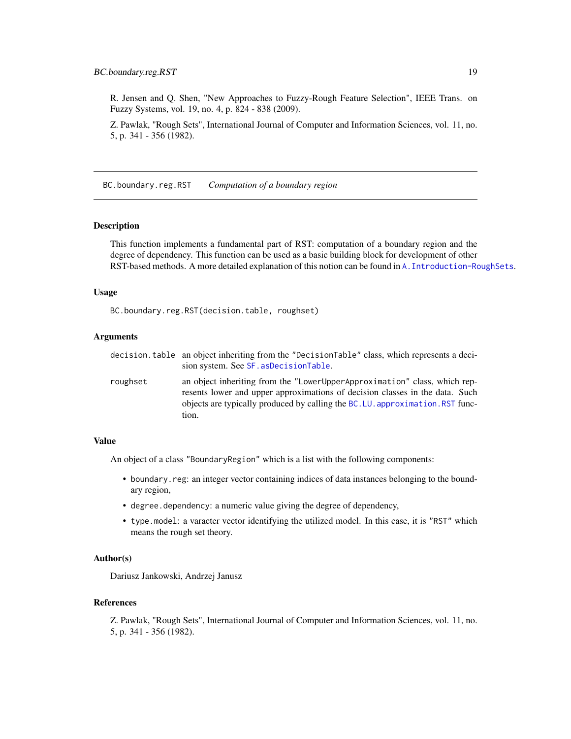R. Jensen and Q. Shen, "New Approaches to Fuzzy-Rough Feature Selection", IEEE Trans. on Fuzzy Systems, vol. 19, no. 4, p. 824 - 838 (2009).

Z. Pawlak, "Rough Sets", International Journal of Computer and Information Sciences, vol. 11, no. 5, p. 341 - 356 (1982).

---

## BC.boundary.reg.RST — *Computation of a boundary region*

---

### Description

This function implements a fundamental part of RST: computation of a boundary region and the degree of dependency. This function can be used as a basic building block for development of other RST-based methods. A more detailed explanation of this notion can be found in `A.Introduction-RoughSets`.

### Usage

```
BC.boundary.reg.RST(decision.table, roughset)
```

### Arguments

| | |
|---|---|
| `decision.table` | an object inheriting from the `"DecisionTable"` class, which represents a decision system. See `SF.asDecisionTable`. |
| `roughset` | an object inheriting from the `"LowerUpperApproximation"` class, which represents lower and upper approximations of decision classes in the data. Such objects are typically produced by calling the `BC.LU.approximation.RST` function. |

### Value

An object of a class `"BoundaryRegion"` which is a list with the following components:

- `boundary.reg`: an integer vector containing indices of data instances belonging to the boundary region,
- `degree.dependency`: a numeric value giving the degree of dependency,
- `type.model`: a varacter vector identifying the utilized model. In this case, it is `"RST"` which means the rough set theory.

### Author(s)

Dariusz Jankowski, Andrzej Janusz

### References

Z. Pawlak, "Rough Sets", International Journal of Computer and Information Sciences, vol. 11, no. 5, p. 341 - 356 (1982).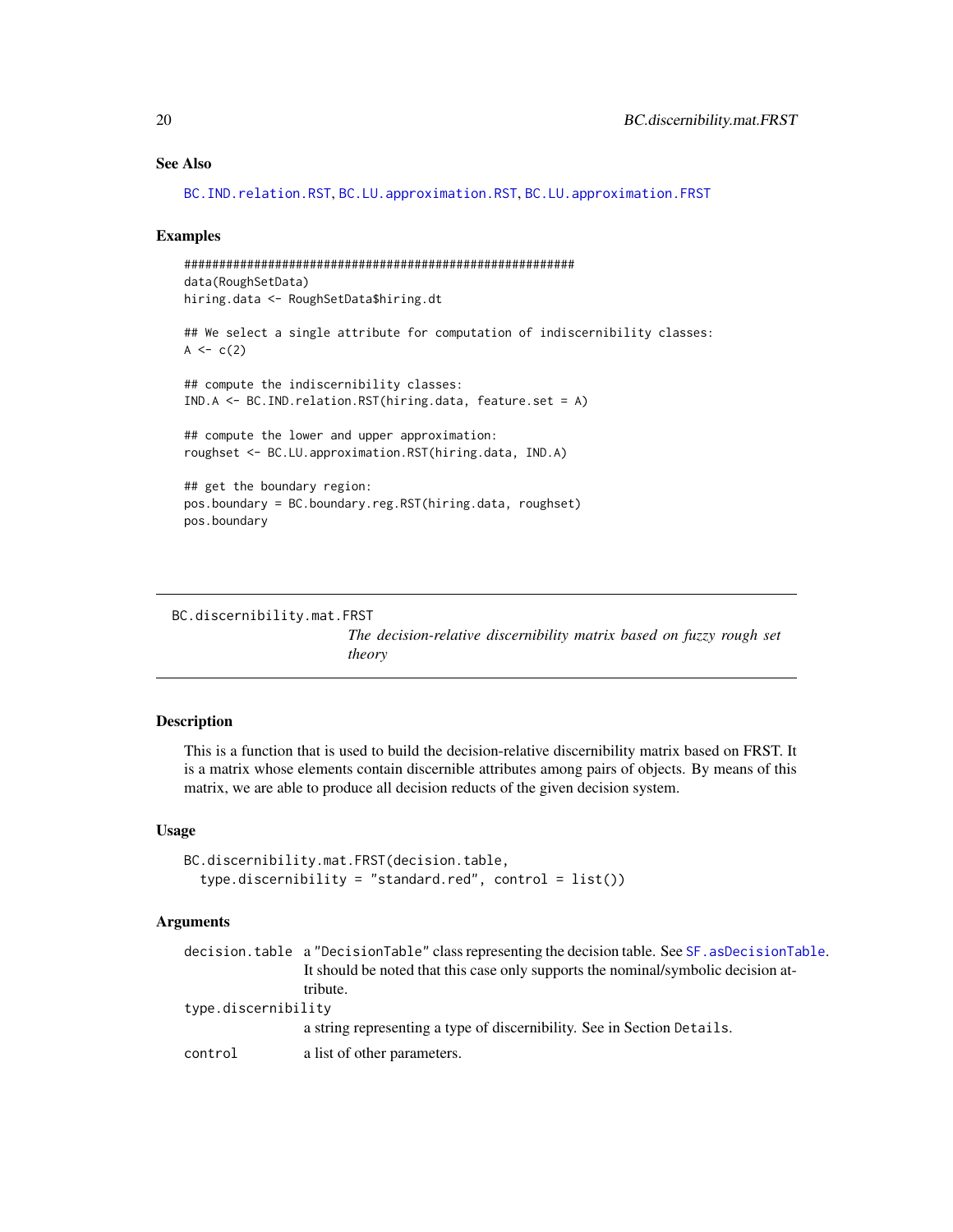## See Also

BC.IND.relation.RST, BC.LU.approximation.RST, BC.LU.approximation.FRST

## Examples

```
#######################################################
data(RoughSetData)
hiring.data <- RoughSetData$hiring.dt

## We select a single attribute for computation of indiscernibility classes:
A <- c(2)

## compute the indiscernibility classes:
IND.A <- BC.IND.relation.RST(hiring.data, feature.set = A)

## compute the lower and upper approximation:
roughset <- BC.LU.approximation.RST(hiring.data, IND.A)

## get the boundary region:
pos.boundary = BC.boundary.reg.RST(hiring.data, roughset)
pos.boundary
```

---

`BC.discernibility.mat.FRST` *The decision-relative discernibility matrix based on fuzzy rough set theory*

---

## Description

This is a function that is used to build the decision-relative discernibility matrix based on FRST. It is a matrix whose elements contain discernible attributes among pairs of objects. By means of this matrix, we are able to produce all decision reducts of the given decision system.

## Usage

```
BC.discernibility.mat.FRST(decision.table,
  type.discernibility = "standard.red", control = list())
```

## Arguments

| | |
|---|---|
| `decision.table` | a "DecisionTable" class representing the decision table. See SF.asDecisionTable. It should be noted that this case only supports the nominal/symbolic decision attribute. |
| `type.discernibility` | a string representing a type of discernibility. See in Section Details. |
| `control` | a list of other parameters. |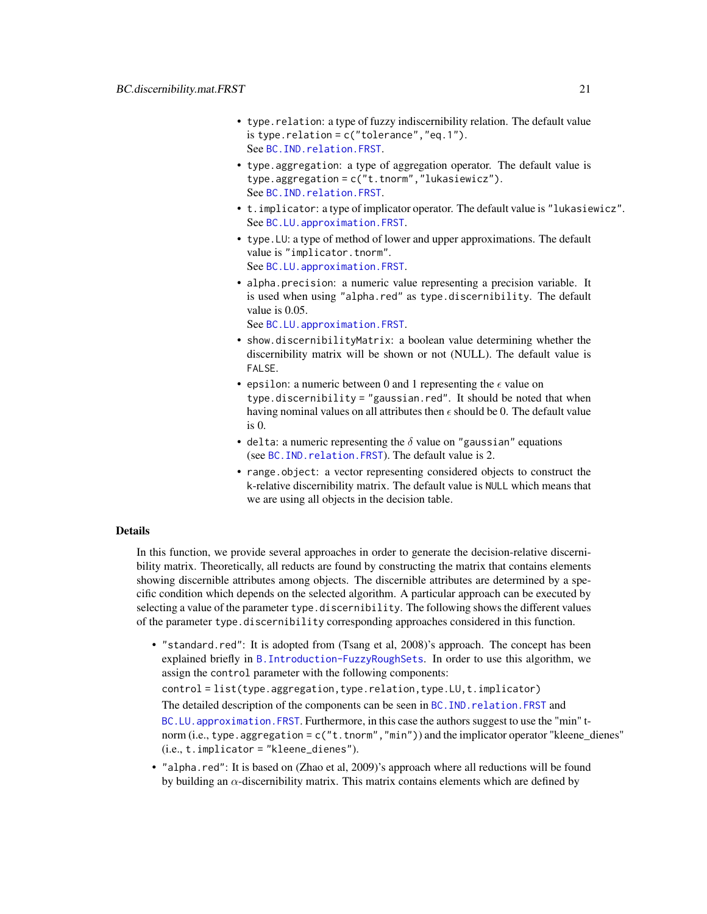- `type.relation`: a type of fuzzy indiscernibility relation. The default value is `type.relation = c("tolerance","eq.1")`.
  See `BC.IND.relation.FRST`.
- `type.aggregation`: a type of aggregation operator. The default value is `type.aggregation = c("t.tnorm","lukasiewicz")`.
  See `BC.IND.relation.FRST`.
- `t.implicator`: a type of implicator operator. The default value is `"lukasiewicz"`.
  See `BC.LU.approximation.FRST`.
- `type.LU`: a type of method of lower and upper approximations. The default value is `"implicator.tnorm"`.
  See `BC.LU.approximation.FRST`.
- `alpha.precision`: a numeric value representing a precision variable. It is used when using `"alpha.red"` as `type.discernibility`. The default value is 0.05.
  See `BC.LU.approximation.FRST`.
- `show.discernibilityMatrix`: a boolean value determining whether the discernibility matrix will be shown or not (NULL). The default value is `FALSE`.
- `epsilon`: a numeric between 0 and 1 representing the $\epsilon$ value on `type.discernibility = "gaussian.red"`. It should be noted that when having nominal values on all attributes then $\epsilon$ should be 0. The default value is 0.
- `delta`: a numeric representing the $\delta$ value on `"gaussian"` equations (see `BC.IND.relation.FRST`). The default value is 2.
- `range.object`: a vector representing considered objects to construct the k-relative discernibility matrix. The default value is `NULL` which means that we are using all objects in the decision table.

## Details

In this function, we provide several approaches in order to generate the decision-relative discernibility matrix. Theoretically, all reducts are found by constructing the matrix that contains elements showing discernible attributes among objects. The discernible attributes are determined by a specific condition which depends on the selected algorithm. A particular approach can be executed by selecting a value of the parameter `type.discernibility`. The following shows the different values of the parameter `type.discernibility` corresponding approaches considered in this function.

- `"standard.red"`: It is adopted from (Tsang et al, 2008)'s approach. The concept has been explained briefly in `B.Introduction-FuzzyRoughSets`. In order to use this algorithm, we assign the `control` parameter with the following components:

  `control = list(type.aggregation, type.relation, type.LU, t.implicator)`

  The detailed description of the components can be seen in `BC.IND.relation.FRST` and `BC.LU.approximation.FRST`. Furthermore, in this case the authors suggest to use the "min" t-norm (i.e., `type.aggregation = c("t.tnorm","min")`) and the implicator operator "kleene_dienes" (i.e., `t.implicator = "kleene_dienes"`).
- `"alpha.red"`: It is based on (Zhao et al, 2009)'s approach where all reductions will be found by building an $\alpha$-discernibility matrix. This matrix contains elements which are defined by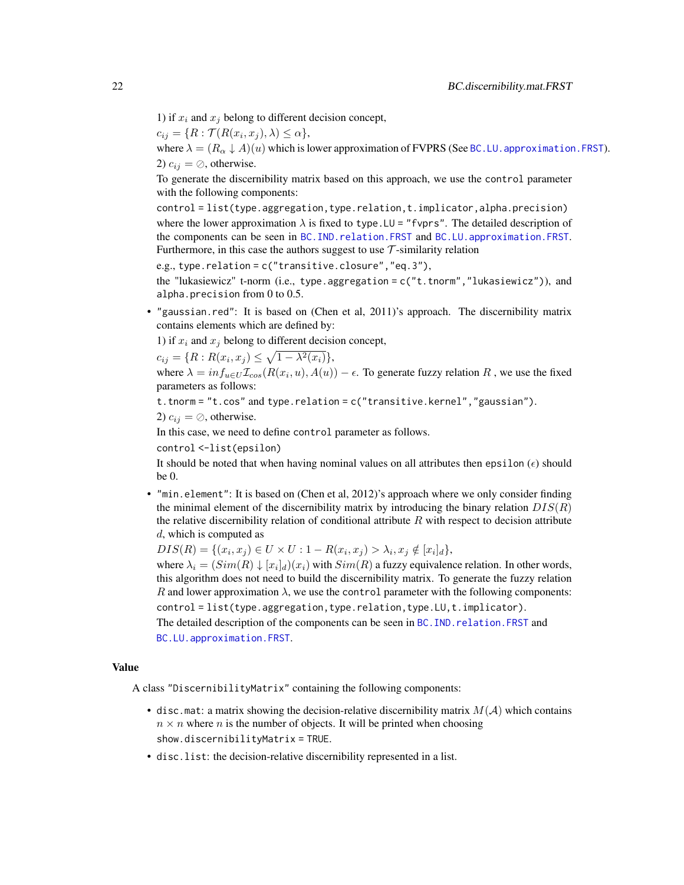1) if $x_i$ and $x_j$ belong to different decision concept,

$c_{ij} = \{R : \mathcal{T}(R(x_i, x_j), \lambda) \leq \alpha\}$,

where $\lambda = (R_\alpha \downarrow A)(u)$ which is lower approximation of FVPRS (See `BC.LU.approximation.FRST`).

2) $c_{ij} = \oslash$, otherwise.

To generate the discernibility matrix based on this approach, we use the `control` parameter with the following components:

`control = list(type.aggregation, type.relation, t.implicator, alpha.precision)`

where the lower approximation $\lambda$ is fixed to `type.LU = "fvprs"`. The detailed description of the components can be seen in `BC.IND.relation.FRST` and `BC.LU.approximation.FRST`. Furthermore, in this case the authors suggest to use $\mathcal{T}$-similarity relation

e.g., `type.relation = c("transitive.closure","eq.3")`,

the "lukasiewicz" t-norm (i.e., `type.aggregation = c("t.tnorm","lukasiewicz")`), and `alpha.precision` from 0 to 0.5.

- `"gaussian.red"`: It is based on (Chen et al, 2011)'s approach. The discernibility matrix contains elements which are defined by:

  1) if $x_i$ and $x_j$ belong to different decision concept,

  $c_{ij} = \{R : R(x_i, x_j) \leq \sqrt{1 - \lambda^2(x_i)}\}$,

  where $\lambda = inf_{u \in U} \mathcal{I}_{cos}(R(x_i, u), A(u)) - \epsilon$. To generate fuzzy relation $R$ , we use the fixed parameters as follows:

  `t.tnorm = "t.cos"` and `type.relation = c("transitive.kernel","gaussian")`.

  2) $c_{ij} = \oslash$, otherwise.

  In this case, we need to define `control` parameter as follows.

  `control <-list(epsilon)`

  It should be noted that when having nominal values on all attributes then `epsilon` ($\epsilon$) should be 0.

- `"min.element"`: It is based on (Chen et al, 2012)'s approach where we only consider finding the minimal element of the discernibility matrix by introducing the binary relation $DIS(R)$ the relative discernibility relation of conditional attribute $R$ with respect to decision attribute $d$, which is computed as

  $DIS(R) = \{(x_i, x_j) \in U \times U : 1 - R(x_i, x_j) > \lambda_i, x_j \notin [x_i]_d\}$,

  where $\lambda_i = (Sim(R) \downarrow [x_i]_d)(x_i)$ with $Sim(R)$ a fuzzy equivalence relation. In other words, this algorithm does not need to build the discernibility matrix. To generate the fuzzy relation $R$ and lower approximation $\lambda$, we use the `control` parameter with the following components:

  `control = list(type.aggregation, type.relation, type.LU, t.implicator)`.

  The detailed description of the components can be seen in `BC.IND.relation.FRST` and `BC.LU.approximation.FRST`.

## Value

A class `"DiscernibilityMatrix"` containing the following components:

- `disc.mat`: a matrix showing the decision-relative discernibility matrix $M(\mathcal{A})$ which contains $n \times n$ where $n$ is the number of objects. It will be printed when choosing `show.discernibilityMatrix = TRUE`.
- `disc.list`: the decision-relative discernibility represented in a list.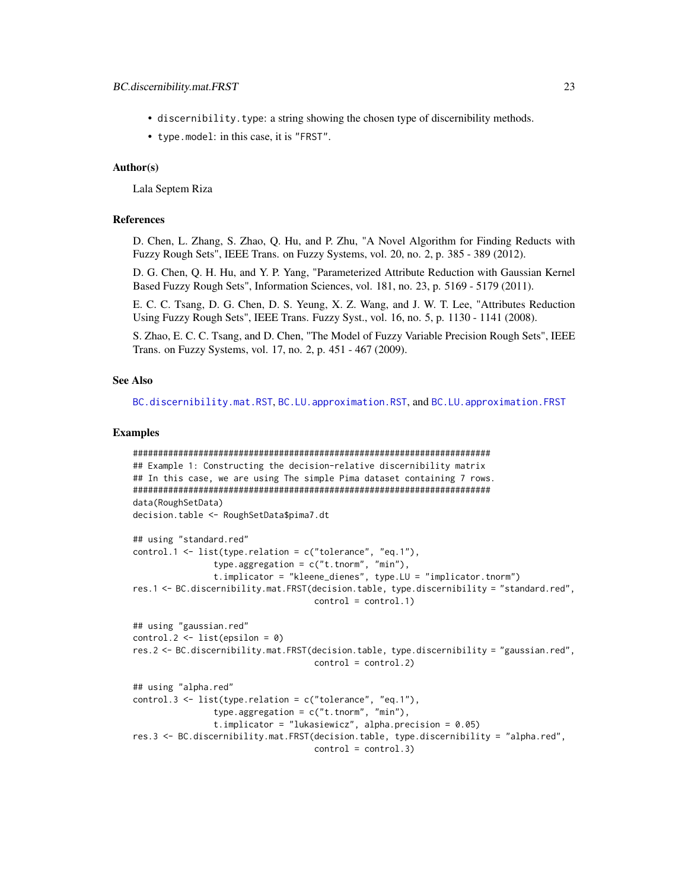- `discernibility.type`: a string showing the chosen type of discernibility methods.
- `type.model`: in this case, it is `"FRST"`.

### Author(s)

Lala Septem Riza

### References

D. Chen, L. Zhang, S. Zhao, Q. Hu, and P. Zhu, "A Novel Algorithm for Finding Reducts with Fuzzy Rough Sets", IEEE Trans. on Fuzzy Systems, vol. 20, no. 2, p. 385 - 389 (2012).

D. G. Chen, Q. H. Hu, and Y. P. Yang, "Parameterized Attribute Reduction with Gaussian Kernel Based Fuzzy Rough Sets", Information Sciences, vol. 181, no. 23, p. 5169 - 5179 (2011).

E. C. C. Tsang, D. G. Chen, D. S. Yeung, X. Z. Wang, and J. W. T. Lee, "Attributes Reduction Using Fuzzy Rough Sets", IEEE Trans. Fuzzy Syst., vol. 16, no. 5, p. 1130 - 1141 (2008).

S. Zhao, E. C. C. Tsang, and D. Chen, "The Model of Fuzzy Variable Precision Rough Sets", IEEE Trans. on Fuzzy Systems, vol. 17, no. 2, p. 451 - 467 (2009).

### See Also

`BC.discernibility.mat.RST`, `BC.LU.approximation.RST`, and `BC.LU.approximation.FRST`

### Examples

```
#######################################################################
## Example 1: Constructing the decision-relative discernibility matrix
## In this case, we are using The simple Pima dataset containing 7 rows.
#######################################################################
data(RoughSetData)
decision.table <- RoughSetData$pima7.dt

## using "standard.red"
control.1 <- list(type.relation = c("tolerance", "eq.1"),
                type.aggregation = c("t.tnorm", "min"),
                t.implicator = "kleene_dienes", type.LU = "implicator.tnorm")
res.1 <- BC.discernibility.mat.FRST(decision.table, type.discernibility = "standard.red",
                                    control = control.1)

## using "gaussian.red"
control.2 <- list(epsilon = 0)
res.2 <- BC.discernibility.mat.FRST(decision.table, type.discernibility = "gaussian.red",
                                    control = control.2)

## using "alpha.red"
control.3 <- list(type.relation = c("tolerance", "eq.1"),
                type.aggregation = c("t.tnorm", "min"),
                t.implicator = "lukasiewicz", alpha.precision = 0.05)
res.3 <- BC.discernibility.mat.FRST(decision.table, type.discernibility = "alpha.red",
                                    control = control.3)
```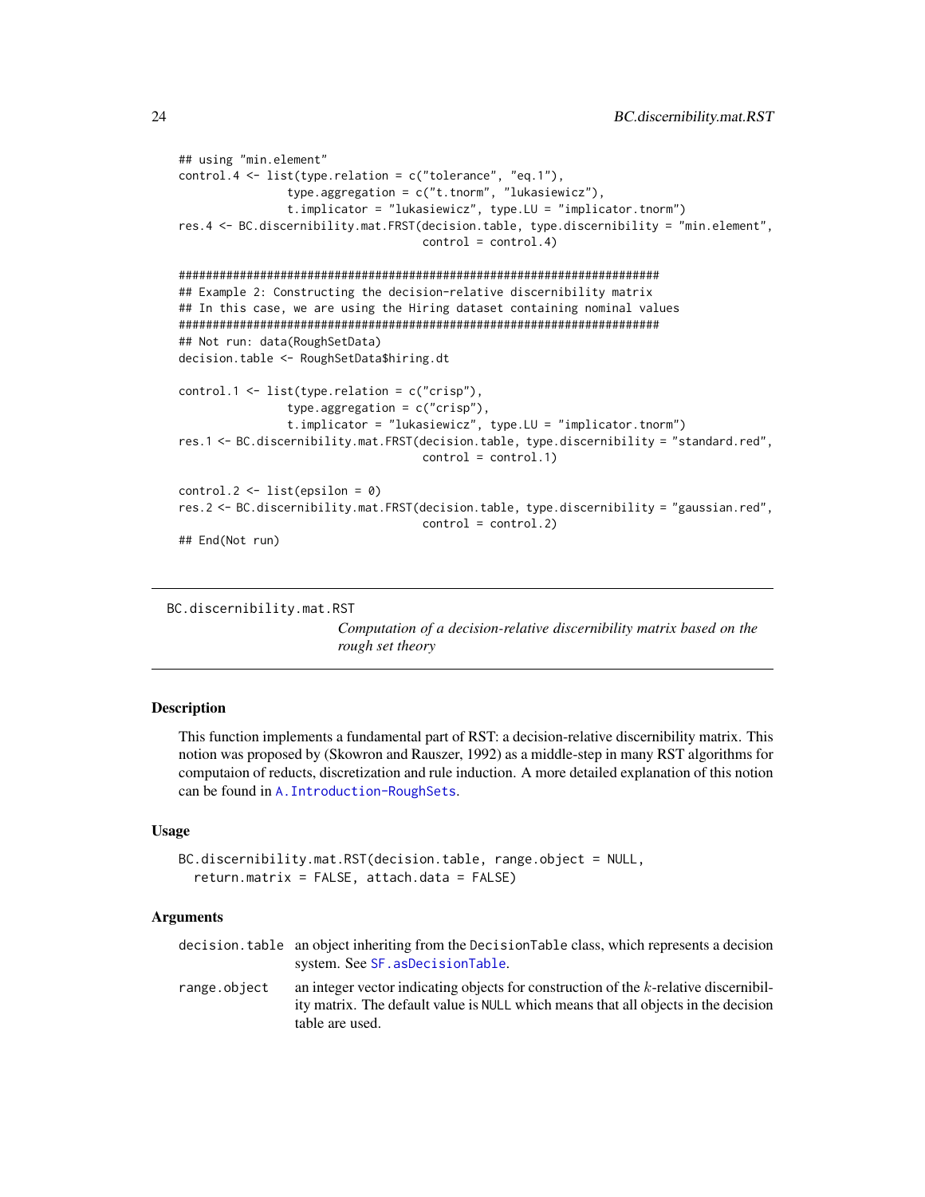```
## using "min.element"
control.4 <- list(type.relation = c("tolerance", "eq.1"),
                type.aggregation = c("t.tnorm", "lukasiewicz"),
                t.implicator = "lukasiewicz", type.LU = "implicator.tnorm")
res.4 <- BC.discernibility.mat.FRST(decision.table, type.discernibility = "min.element",
                                    control = control.4)

#############################################################################
## Example 2: Constructing the decision-relative discernibility matrix
## In this case, we are using the Hiring dataset containing nominal values
#############################################################################
## Not run: data(RoughSetData)
decision.table <- RoughSetData$hiring.dt

control.1 <- list(type.relation = c("crisp"),
                type.aggregation = c("crisp"),
                t.implicator = "lukasiewicz", type.LU = "implicator.tnorm")
res.1 <- BC.discernibility.mat.FRST(decision.table, type.discernibility = "standard.red",
                                    control = control.1)

control.2 <- list(epsilon = 0)
res.2 <- BC.discernibility.mat.FRST(decision.table, type.discernibility = "gaussian.red",
                                    control = control.2)
## End(Not run)
```

---

## BC.discernibility.mat.RST

*Computation of a decision-relative discernibility matrix based on the rough set theory*

---

### Description

This function implements a fundamental part of RST: a decision-relative discernibility matrix. This notion was proposed by (Skowron and Rauszer, 1992) as a middle-step in many RST algorithms for computaion of reducts, discretization and rule induction. A more detailed explanation of this notion can be found in `A.Introduction-RoughSets`.

### Usage

```
BC.discernibility.mat.RST(decision.table, range.object = NULL,
  return.matrix = FALSE, attach.data = FALSE)
```

### Arguments

| | |
|---|---|
| `decision.table` | an object inheriting from the `DecisionTable` class, which represents a decision system. See `SF.asDecisionTable`. |
| `range.object` | an integer vector indicating objects for construction of the $k$-relative discernibility matrix. The default value is `NULL` which means that all objects in the decision table are used. |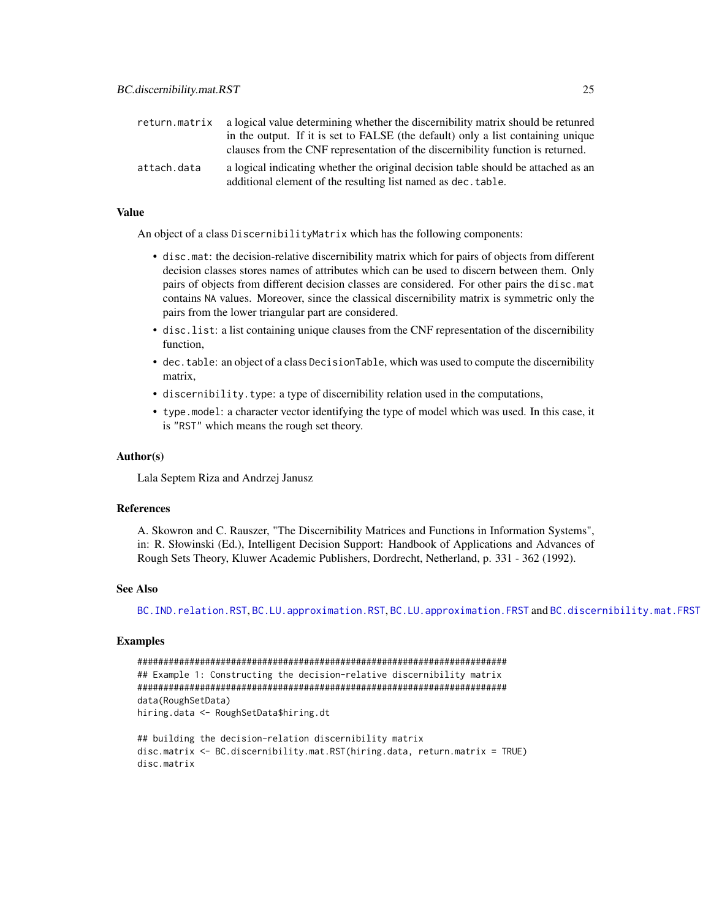| | |
|---|---|
| `return.matrix` | a logical value determining whether the discernibility matrix should be retunred in the output. If it is set to FALSE (the default) only a list containing unique clauses from the CNF representation of the discernibility function is returned. |
| `attach.data` | a logical indicating whether the original decision table should be attached as an additional element of the resulting list named as `dec.table`. |

### Value

An object of a class `DiscernibilityMatrix` which has the following components:

- `disc.mat`: the decision-relative discernibility matrix which for pairs of objects from different decision classes stores names of attributes which can be used to discern between them. Only pairs of objects from different decision classes are considered. For other pairs the `disc.mat` contains `NA` values. Moreover, since the classical discernibility matrix is symmetric only the pairs from the lower triangular part are considered.
- `disc.list`: a list containing unique clauses from the CNF representation of the discernibility function,
- `dec.table`: an object of a class `DecisionTable`, which was used to compute the discernibility matrix,
- `discernibility.type`: a type of discernibility relation used in the computations,
- `type.model`: a character vector identifying the type of model which was used. In this case, it is `"RST"` which means the rough set theory.

### Author(s)

Lala Septem Riza and Andrzej Janusz

### References

A. Skowron and C. Rauszer, "The Discernibility Matrices and Functions in Information Systems", in: R. Słowinski (Ed.), Intelligent Decision Support: Handbook of Applications and Advances of Rough Sets Theory, Kluwer Academic Publishers, Dordrecht, Netherland, p. 331 - 362 (1992).

### See Also

`BC.IND.relation.RST`, `BC.LU.approximation.RST`, `BC.LU.approximation.FRST` and `BC.discernibility.mat.FRST`

### Examples

```
#######################################################################
## Example 1: Constructing the decision-relative discernibility matrix
#######################################################################
data(RoughSetData)
hiring.data <- RoughSetData$hiring.dt

## building the decision-relation discernibility matrix
disc.matrix <- BC.discernibility.mat.RST(hiring.data, return.matrix = TRUE)
disc.matrix
```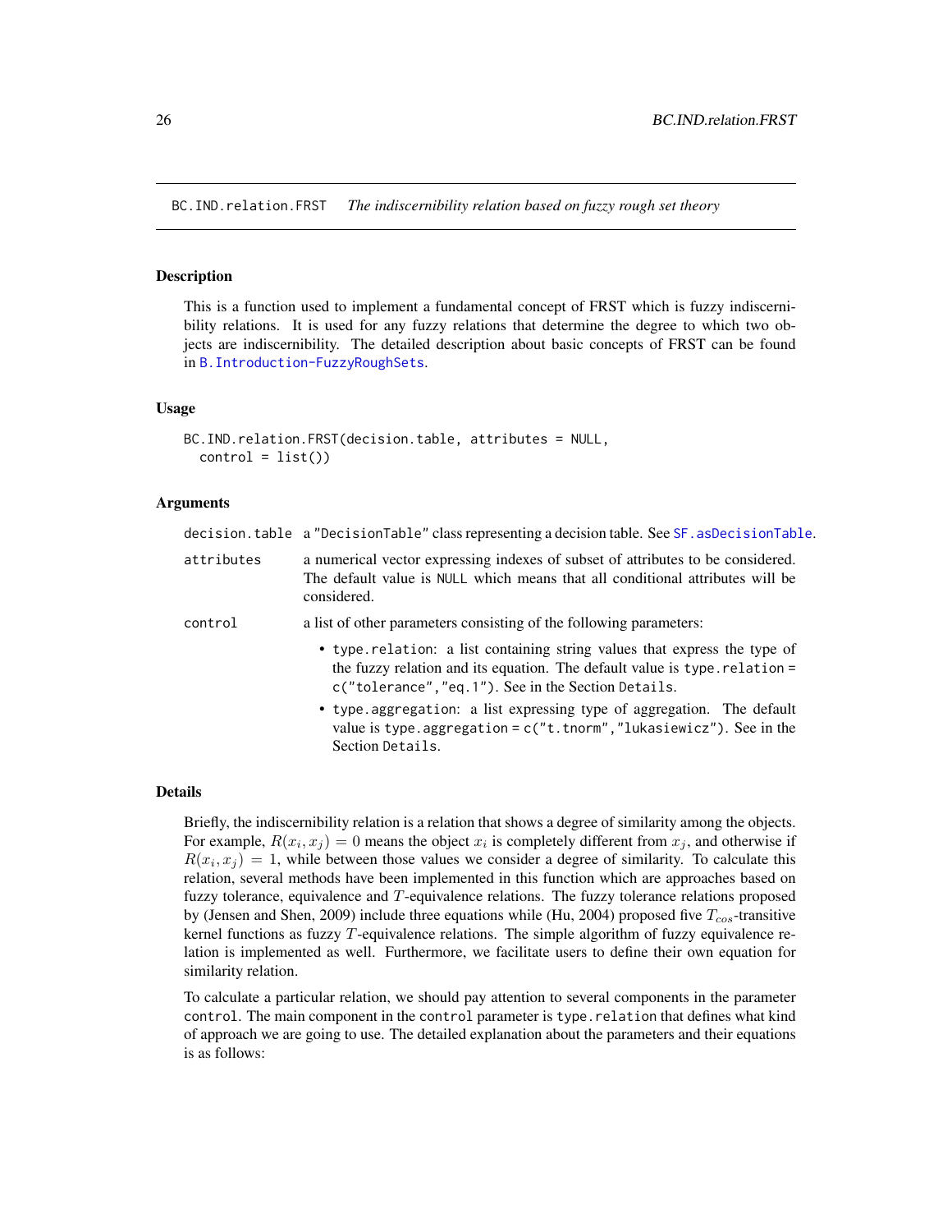BC.IND.relation.FRST *The indiscernibility relation based on fuzzy rough set theory*

## Description

This is a function used to implement a fundamental concept of FRST which is fuzzy indiscernibility relations. It is used for any fuzzy relations that determine the degree to which two objects are indiscernibility. The detailed description about basic concepts of FRST can be found in B.Introduction-FuzzyRoughSets.

## Usage

```
BC.IND.relation.FRST(decision.table, attributes = NULL,
  control = list())
```

## Arguments

| | |
|---|---|
| decision.table | a "DecisionTable" class representing a decision table. See SF.asDecisionTable. |
| attributes | a numerical vector expressing indexes of subset of attributes to be considered. The default value is NULL which means that all conditional attributes will be considered. |
| control | a list of other parameters consisting of the following parameters: <br> • type.relation: a list containing string values that express the type of the fuzzy relation and its equation. The default value is type.relation = c("tolerance","eq.1"). See in the Section Details. <br> • type.aggregation: a list expressing type of aggregation. The default value is type.aggregation = c("t.tnorm","lukasiewicz"). See in the Section Details. |

## Details

Briefly, the indiscernibility relation is a relation that shows a degree of similarity among the objects. For example, $R(x_i, x_j) = 0$ means the object $x_i$ is completely different from $x_j$, and otherwise if $R(x_i, x_j) = 1$, while between those values we consider a degree of similarity. To calculate this relation, several methods have been implemented in this function which are approaches based on fuzzy tolerance, equivalence and $T$-equivalence relations. The fuzzy tolerance relations proposed by (Jensen and Shen, 2009) include three equations while (Hu, 2004) proposed five $T_{cos}$-transitive kernel functions as fuzzy $T$-equivalence relations. The simple algorithm of fuzzy equivalence relation is implemented as well. Furthermore, we facilitate users to define their own equation for similarity relation.

To calculate a particular relation, we should pay attention to several components in the parameter control. The main component in the control parameter is type.relation that defines what kind of approach we are going to use. The detailed explanation about the parameters and their equations is as follows: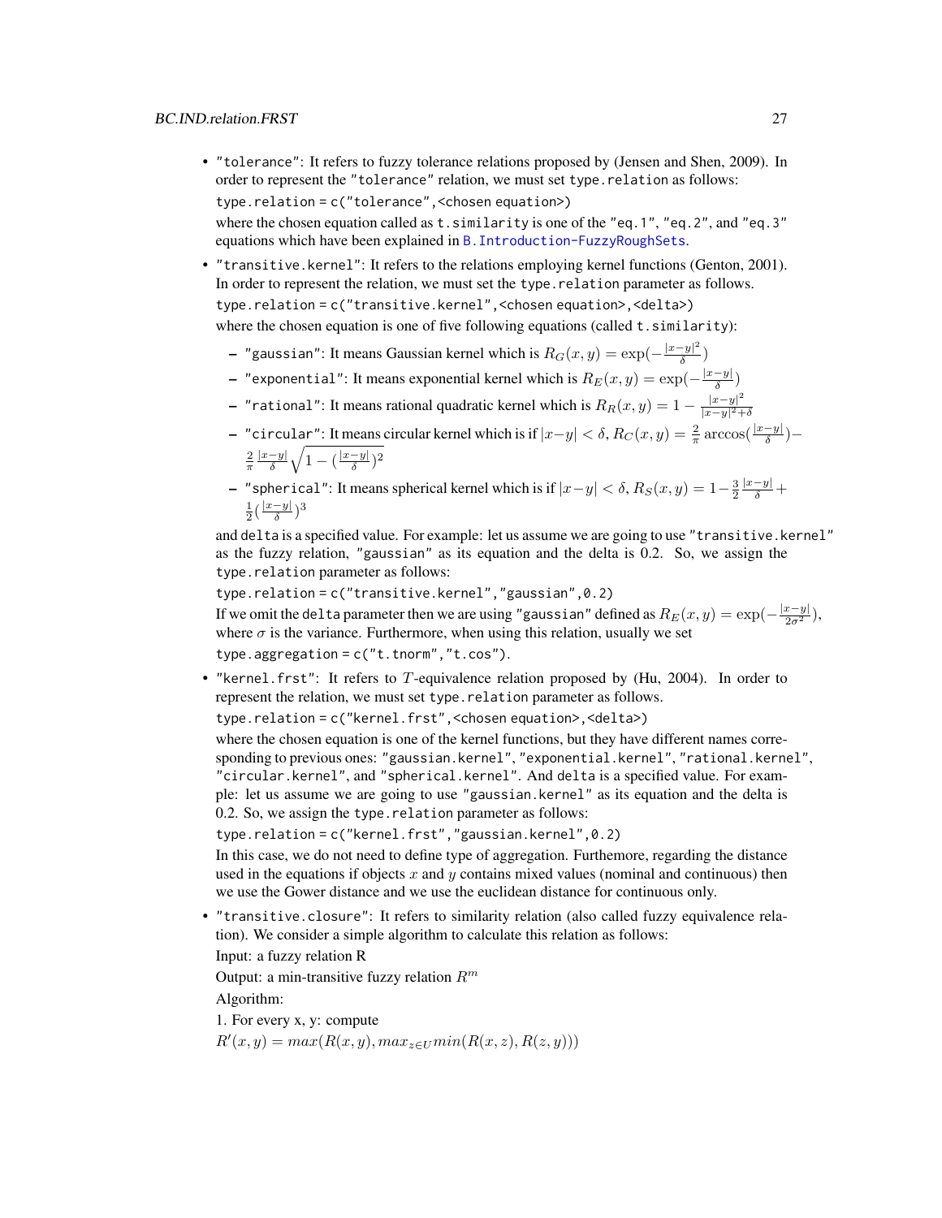- `"tolerance"`: It refers to fuzzy tolerance relations proposed by (Jensen and Shen, 2009). In order to represent the `"tolerance"` relation, we must set `type.relation` as follows:

  `type.relation = c("tolerance",<chosen equation>)`

  where the chosen equation called as `t.similarity` is one of the `"eq.1"`, `"eq.2"`, and `"eq.3"` equations which have been explained in `B.Introduction-FuzzyRoughSets`.

- `"transitive.kernel"`: It refers to the relations employing kernel functions (Genton, 2001). In order to represent the relation, we must set the `type.relation` parameter as follows.

  `type.relation = c("transitive.kernel",<chosen equation>,<delta>)`

  where the chosen equation is one of five following equations (called `t.similarity`):

  - `"gaussian"`: It means Gaussian kernel which is $R_G(x, y) = \exp(-\frac{|x-y|^2}{\delta})$
  - `"exponential"`: It means exponential kernel which is $R_E(x, y) = \exp(-\frac{|x-y|}{\delta})$
  - `"rational"`: It means rational quadratic kernel which is $R_R(x, y) = 1 - \frac{|x-y|^2}{|x-y|^2+\delta}$
  - `"circular"`: It means circular kernel which is if $|x-y| < \delta$, $R_C(x, y) = \frac{2}{\pi}\arccos(\frac{|x-y|}{\delta}) - \frac{2}{\pi}\frac{|x-y|}{\delta}\sqrt{1-(\frac{|x-y|}{\delta})^2}$
  - `"spherical"`: It means spherical kernel which is if $|x-y| < \delta$, $R_S(x, y) = 1 - \frac{3}{2}\frac{|x-y|}{\delta} + \frac{1}{2}(\frac{|x-y|}{\delta})^3$

  and `delta` is a specified value. For example: let us assume we are going to use `"transitive.kernel"` as the fuzzy relation, `"gaussian"` as its equation and the delta is 0.2. So, we assign the `type.relation` parameter as follows:

  `type.relation = c("transitive.kernel","gaussian",0.2)`

  If we omit the `delta` parameter then we are using `"gaussian"` defined as $R_E(x, y) = \exp(-\frac{|x-y|}{2\sigma^2})$, where $\sigma$ is the variance. Furthermore, when using this relation, usually we set

  `type.aggregation = c("t.tnorm","t.cos")`.

- `"kernel.frst"`: It refers to $T$-equivalence relation proposed by (Hu, 2004). In order to represent the relation, we must set `type.relation` parameter as follows.

  `type.relation = c("kernel.frst",<chosen equation>,<delta>)`

  where the chosen equation is one of the kernel functions, but they have different names corresponding to previous ones: `"gaussian.kernel"`, `"exponential.kernel"`, `"rational.kernel"`, `"circular.kernel"`, and `"spherical.kernel"`. And `delta` is a specified value. For example: let us assume we are going to use `"gaussian.kernel"` as its equation and the delta is 0.2. So, we assign the `type.relation` parameter as follows:

  `type.relation = c("kernel.frst","gaussian.kernel",0.2)`

  In this case, we do not need to define type of aggregation. Furthermore, regarding the distance used in the equations if objects $x$ and $y$ contains mixed values (nominal and continuous) then we use the Gower distance and we use the euclidean distance for continuous only.

- `"transitive.closure"`: It refers to similarity relation (also called fuzzy equivalence relation). We consider a simple algorithm to calculate this relation as follows:

  Input: a fuzzy relation R

  Output: a min-transitive fuzzy relation $R^m$

  Algorithm:

  1. For every x, y: compute

  $R'(x, y) = max(R(x, y), max_{z \in U} min(R(x, z), R(z, y)))$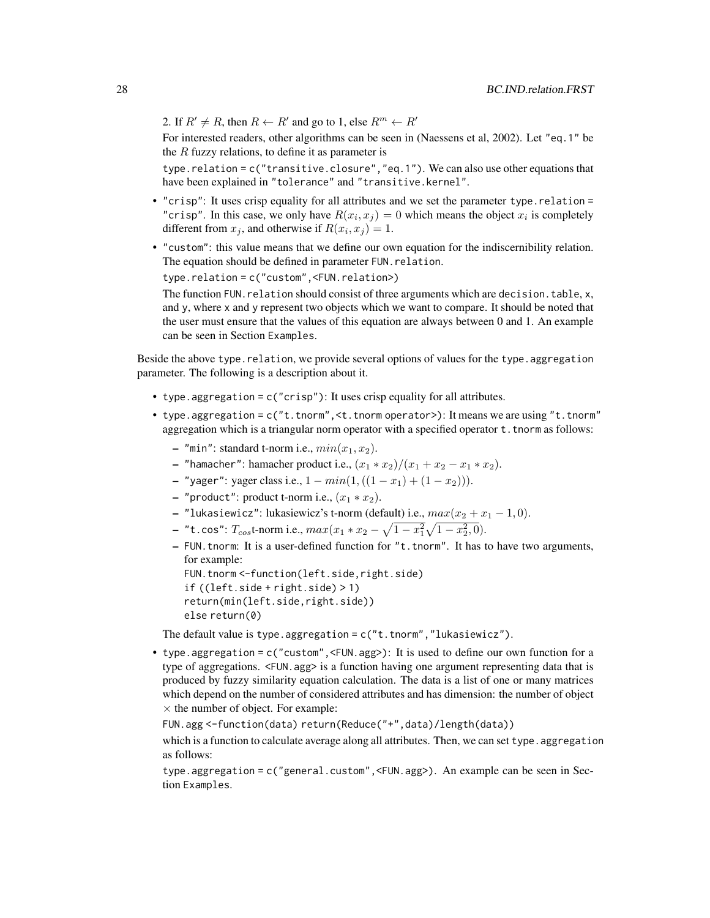2. If $R' \neq R$, then $R \leftarrow R'$ and go to 1, else $R^m \leftarrow R'$

For interested readers, other algorithms can be seen in (Naessens et al, 2002). Let "eq.1" be the $R$ fuzzy relations, to define it as parameter is

`type.relation = c("transitive.closure","eq.1")`. We can also use other equations that have been explained in "tolerance" and "transitive.kernel".

- "crisp": It uses crisp equality for all attributes and we set the parameter `type.relation = "crisp"`. In this case, we only have $R(x_i, x_j) = 0$ which means the object $x_i$ is completely different from $x_j$, and otherwise if $R(x_i, x_j) = 1$.
- "custom": this value means that we define our own equation for the indiscernibility relation. The equation should be defined in parameter `FUN.relation`.

  `type.relation = c("custom",<FUN.relation>)`

  The function `FUN.relation` should consist of three arguments which are `decision.table`, `x`, and `y`, where `x` and `y` represent two objects which we want to compare. It should be noted that the user must ensure that the values of this equation are always between 0 and 1. An example can be seen in Section Examples.

Beside the above `type.relation`, we provide several options of values for the `type.aggregation` parameter. The following is a description about it.

- `type.aggregation = c("crisp")`: It uses crisp equality for all attributes.
- `type.aggregation = c("t.tnorm",<t.tnorm operator>)`: It means we are using "t.tnorm" aggregation which is a triangular norm operator with a specified operator `t.tnorm` as follows:
  - "min": standard t-norm i.e., $min(x_1, x_2)$.
  - "hamacher": hamacher product i.e., $(x_1 * x_2)/(x_1 + x_2 - x_1 * x_2)$.
  - "yager": yager class i.e., $1 - min(1, ((1 - x_1) + (1 - x_2)))$.
  - "product": product t-norm i.e., $(x_1 * x_2)$.
  - "lukasiewicz": lukasiewicz's t-norm (default) i.e., $max(x_2 + x_1 - 1, 0)$.
  - "t.cos": $T_{cos}$t-norm i.e., $max(x_1 * x_2 - \sqrt{1 - x_1^2}\sqrt{1 - x_2^2}, 0)$.
  - `FUN.tnorm`: It is a user-defined function for "t.tnorm". It has to have two arguments, for example:

    ```
    FUN.tnorm <-function(left.side,right.side)
    if ((left.side + right.side) > 1)
    return(min(left.side,right.side))
    else return(0)
    ```

  The default value is `type.aggregation = c("t.tnorm","lukasiewicz")`.
- `type.aggregation = c("custom",<FUN.agg>)`: It is used to define our own function for a type of aggregations. `<FUN.agg>` is a function having one argument representing data that is produced by fuzzy similarity equation calculation. The data is a list of one or many matrices which depend on the number of considered attributes and has dimension: the number of object $\times$ the number of object. For example:

  `FUN.agg <-function(data) return(Reduce("+",data)/length(data))`

  which is a function to calculate average along all attributes. Then, we can set `type.aggregation` as follows:

  `type.aggregation = c("general.custom",<FUN.agg>)`. An example can be seen in Section Examples.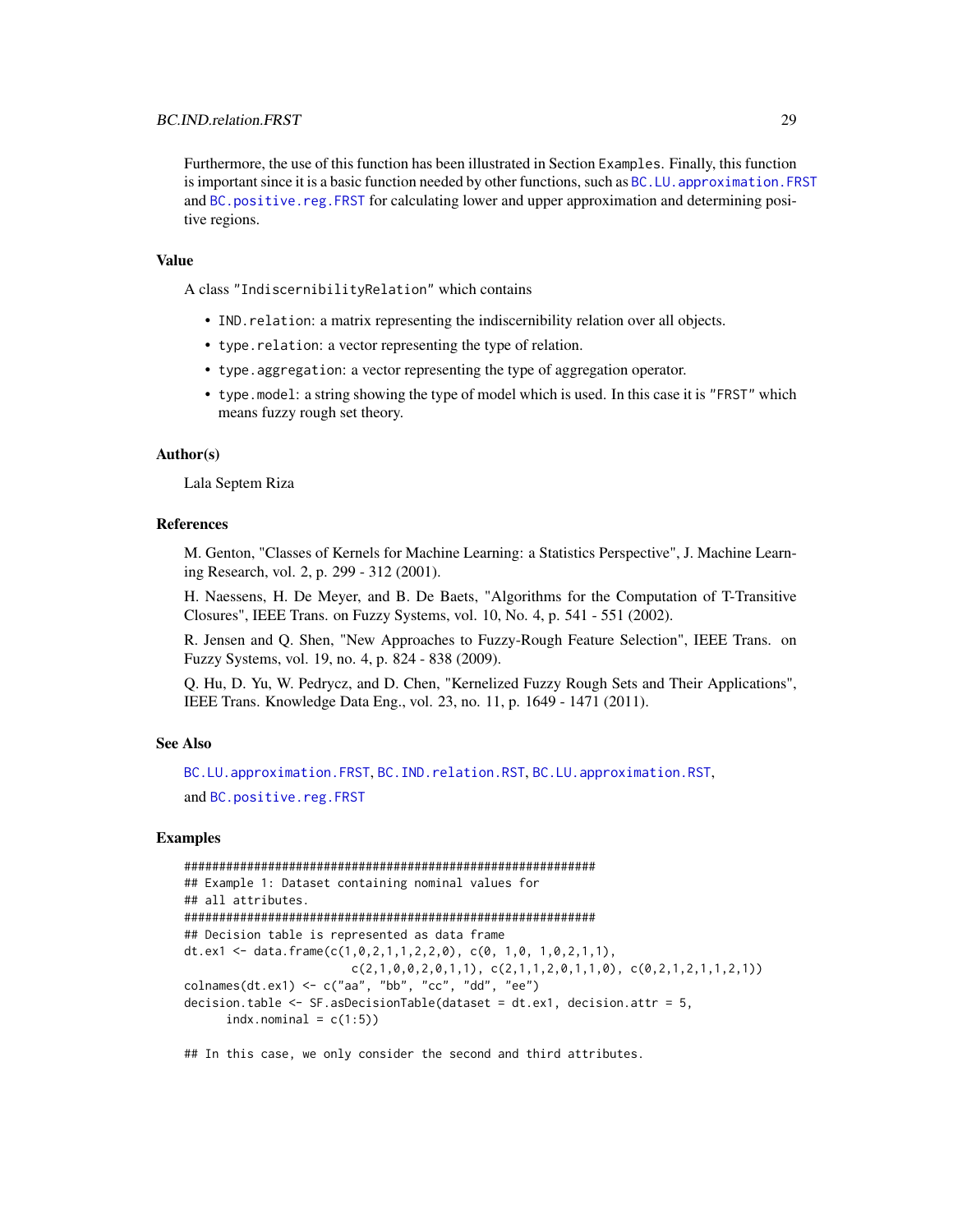Furthermore, the use of this function has been illustrated in Section Examples. Finally, this function is important since it is a basic function needed by other functions, such as BC.LU.approximation.FRST and BC.positive.reg.FRST for calculating lower and upper approximation and determining positive regions.

### Value

A class "IndiscernibilityRelation" which contains

- IND.relation: a matrix representing the indiscernibility relation over all objects.
- type.relation: a vector representing the type of relation.
- type.aggregation: a vector representing the type of aggregation operator.
- type.model: a string showing the type of model which is used. In this case it is "FRST" which means fuzzy rough set theory.

### Author(s)

Lala Septem Riza

### References

M. Genton, "Classes of Kernels for Machine Learning: a Statistics Perspective", J. Machine Learning Research, vol. 2, p. 299 - 312 (2001).

H. Naessens, H. De Meyer, and B. De Baets, "Algorithms for the Computation of T-Transitive Closures", IEEE Trans. on Fuzzy Systems, vol. 10, No. 4, p. 541 - 551 (2002).

R. Jensen and Q. Shen, "New Approaches to Fuzzy-Rough Feature Selection", IEEE Trans. on Fuzzy Systems, vol. 19, no. 4, p. 824 - 838 (2009).

Q. Hu, D. Yu, W. Pedrycz, and D. Chen, "Kernelized Fuzzy Rough Sets and Their Applications", IEEE Trans. Knowledge Data Eng., vol. 23, no. 11, p. 1649 - 1471 (2011).

### See Also

BC.LU.approximation.FRST, BC.IND.relation.RST, BC.LU.approximation.RST,

and BC.positive.reg.FRST

### Examples

```
###########################################################
## Example 1: Dataset containing nominal values for
## all attributes.
###########################################################
## Decision table is represented as data frame
dt.ex1 <- data.frame(c(1,0,2,1,1,2,2,0), c(0, 1,0, 1,0,2,1,1),
                     c(2,1,0,0,2,0,1,1), c(2,1,1,2,0,1,1,0), c(0,2,1,2,1,1,2,1))
colnames(dt.ex1) <- c("aa", "bb", "cc", "dd", "ee")
decision.table <- SF.asDecisionTable(dataset = dt.ex1, decision.attr = 5,
      indx.nominal = c(1:5))

## In this case, we only consider the second and third attributes.
```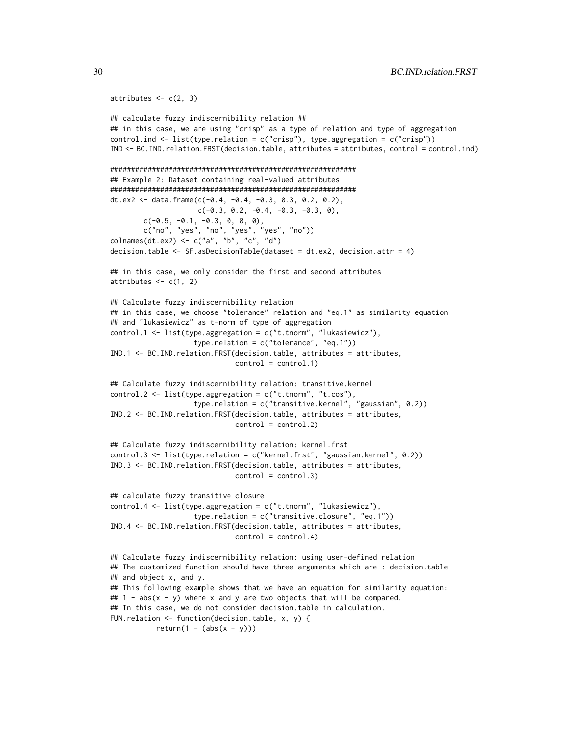```
attributes <- c(2, 3)

## calculate fuzzy indiscernibility relation ##
## in this case, we are using "crisp" as a type of relation and type of aggregation
control.ind <- list(type.relation = c("crisp"), type.aggregation = c("crisp"))
IND <- BC.IND.relation.FRST(decision.table, attributes = attributes, control = control.ind)

###########################################################
## Example 2: Dataset containing real-valued attributes
###########################################################
dt.ex2 <- data.frame(c(-0.4, -0.4, -0.3, 0.3, 0.2, 0.2),
                     c(-0.3, 0.2, -0.4, -0.3, -0.3, 0),
        c(-0.5, -0.1, -0.3, 0, 0, 0),
        c("no", "yes", "no", "yes", "yes", "no"))
colnames(dt.ex2) <- c("a", "b", "c", "d")
decision.table <- SF.asDecisionTable(dataset = dt.ex2, decision.attr = 4)

## in this case, we only consider the first and second attributes
attributes <- c(1, 2)

## Calculate fuzzy indiscernibility relation
## in this case, we choose "tolerance" relation and "eq.1" as similarity equation
## and "lukasiewicz" as t-norm of type of aggregation
control.1 <- list(type.aggregation = c("t.tnorm", "lukasiewicz"),
                    type.relation = c("tolerance", "eq.1"))
IND.1 <- BC.IND.relation.FRST(decision.table, attributes = attributes,
                              control = control.1)

## Calculate fuzzy indiscernibility relation: transitive.kernel
control.2 <- list(type.aggregation = c("t.tnorm", "t.cos"),
                    type.relation = c("transitive.kernel", "gaussian", 0.2))
IND.2 <- BC.IND.relation.FRST(decision.table, attributes = attributes,
                              control = control.2)

## Calculate fuzzy indiscernibility relation: kernel.frst
control.3 <- list(type.relation = c("kernel.frst", "gaussian.kernel", 0.2))
IND.3 <- BC.IND.relation.FRST(decision.table, attributes = attributes,
                              control = control.3)

## calculate fuzzy transitive closure
control.4 <- list(type.aggregation = c("t.tnorm", "lukasiewicz"),
                    type.relation = c("transitive.closure", "eq.1"))
IND.4 <- BC.IND.relation.FRST(decision.table, attributes = attributes,
                              control = control.4)

## Calculate fuzzy indiscernibility relation: using user-defined relation
## The customized function should have three arguments which are : decision.table
## and object x, and y.
## This following example shows that we have an equation for similarity equation:
## 1 - abs(x - y) where x and y are two objects that will be compared.
## In this case, we do not consider decision.table in calculation.
FUN.relation <- function(decision.table, x, y) {
           return(1 - (abs(x - y)))
```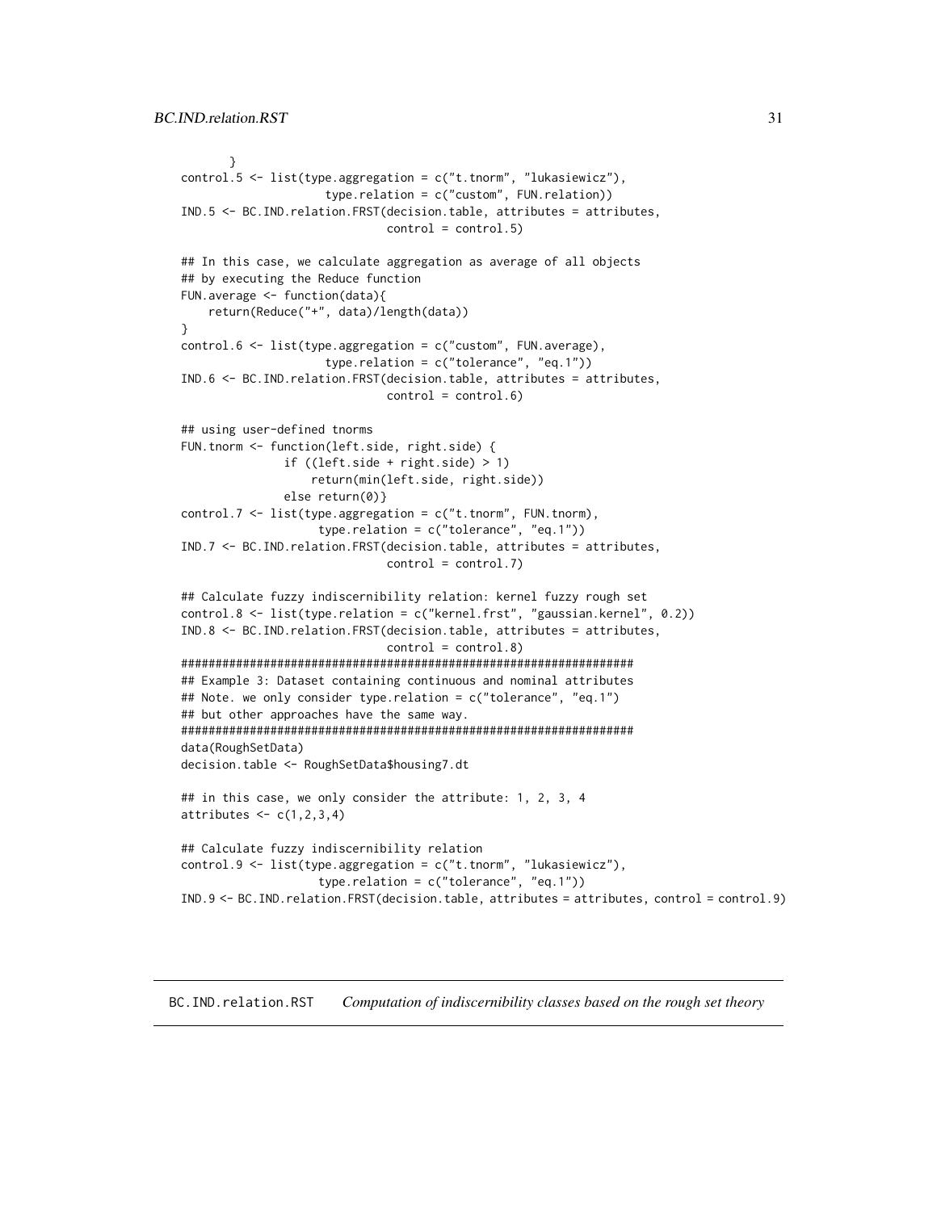```
        }
control.5 <- list(type.aggregation = c("t.tnorm", "lukasiewicz"),
                  type.relation = c("custom", FUN.relation))
IND.5 <- BC.IND.relation.FRST(decision.table, attributes = attributes,
                              control = control.5)

## In this case, we calculate aggregation as average of all objects
## by executing the Reduce function
FUN.average <- function(data){
    return(Reduce("+", data)/length(data))
}
control.6 <- list(type.aggregation = c("custom", FUN.average),
                  type.relation = c("tolerance", "eq.1"))
IND.6 <- BC.IND.relation.FRST(decision.table, attributes = attributes,
                              control = control.6)

## using user-defined tnorms
FUN.tnorm <- function(left.side, right.side) {
             if ((left.side + right.side) > 1)
                 return(min(left.side, right.side))
             else return(0)}
control.7 <- list(type.aggregation = c("t.tnorm", FUN.tnorm),
                 type.relation = c("tolerance", "eq.1"))
IND.7 <- BC.IND.relation.FRST(decision.table, attributes = attributes,
                              control = control.7)

## Calculate fuzzy indiscernibility relation: kernel fuzzy rough set
control.8 <- list(type.relation = c("kernel.frst", "gaussian.kernel", 0.2))
IND.8 <- BC.IND.relation.FRST(decision.table, attributes = attributes,
                              control = control.8)
#################################################################
## Example 3: Dataset containing continuous and nominal attributes
## Note. we only consider type.relation = c("tolerance", "eq.1")
## but other approaches have the same way.
#################################################################
data(RoughSetData)
decision.table <- RoughSetData$housing7.dt

## in this case, we only consider the attribute: 1, 2, 3, 4
attributes <- c(1,2,3,4)

## Calculate fuzzy indiscernibility relation
control.9 <- list(type.aggregation = c("t.tnorm", "lukasiewicz"),
                 type.relation = c("tolerance", "eq.1"))
IND.9 <- BC.IND.relation.FRST(decision.table, attributes = attributes, control = control.9)
```

## BC.IND.relation.RST    *Computation of indiscernibility classes based on the rough set theory*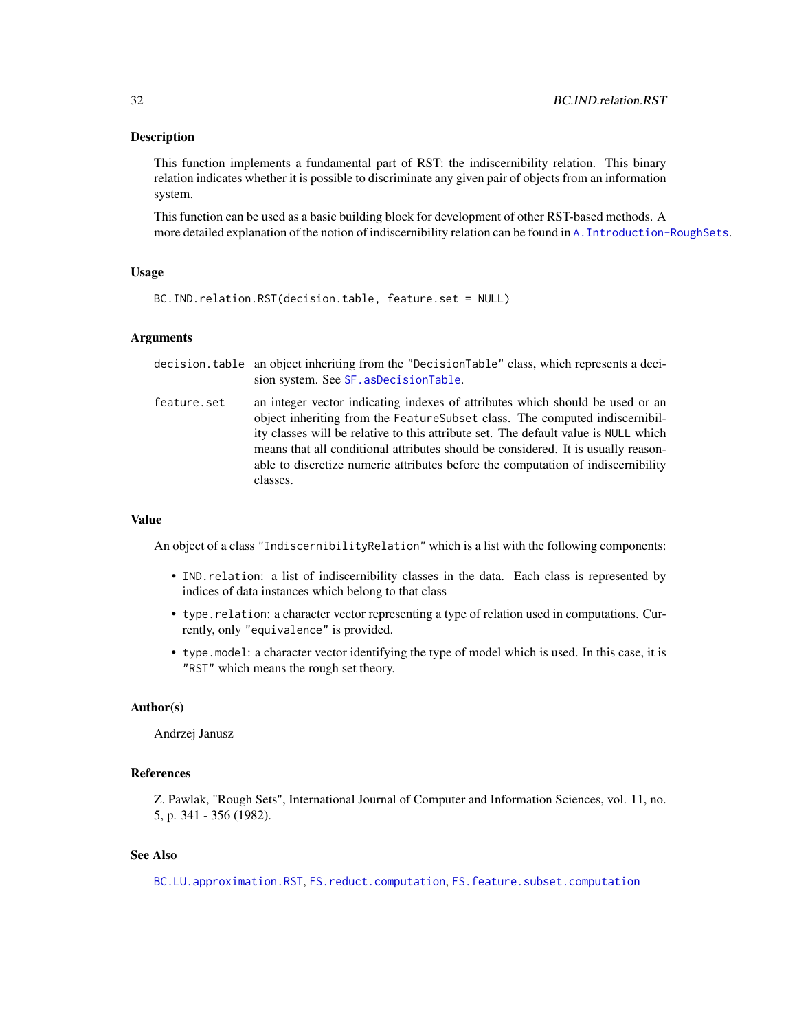## Description

This function implements a fundamental part of RST: the indiscernibility relation. This binary relation indicates whether it is possible to discriminate any given pair of objects from an information system.

This function can be used as a basic building block for development of other RST-based methods. A more detailed explanation of the notion of indiscernibility relation can be found in `A.Introduction-RoughSets`.

## Usage

```
BC.IND.relation.RST(decision.table, feature.set = NULL)
```

## Arguments

| | |
|---|---|
| `decision.table` | an object inheriting from the "DecisionTable" class, which represents a decision system. See `SF.asDecisionTable`. |
| `feature.set` | an integer vector indicating indexes of attributes which should be used or an object inheriting from the FeatureSubset class. The computed indiscernibility classes will be relative to this attribute set. The default value is NULL which means that all conditional attributes should be considered. It is usually reasonable to discretize numeric attributes before the computation of indiscernibility classes. |

## Value

An object of a class "IndiscernibilityRelation" which is a list with the following components:

- `IND.relation`: a list of indiscernibility classes in the data. Each class is represented by indices of data instances which belong to that class
- `type.relation`: a character vector representing a type of relation used in computations. Currently, only "equivalence" is provided.
- `type.model`: a character vector identifying the type of model which is used. In this case, it is "RST" which means the rough set theory.

## Author(s)

Andrzej Janusz

## References

Z. Pawlak, "Rough Sets", International Journal of Computer and Information Sciences, vol. 11, no. 5, p. 341 - 356 (1982).

## See Also

`BC.LU.approximation.RST`, `FS.reduct.computation`, `FS.feature.subset.computation`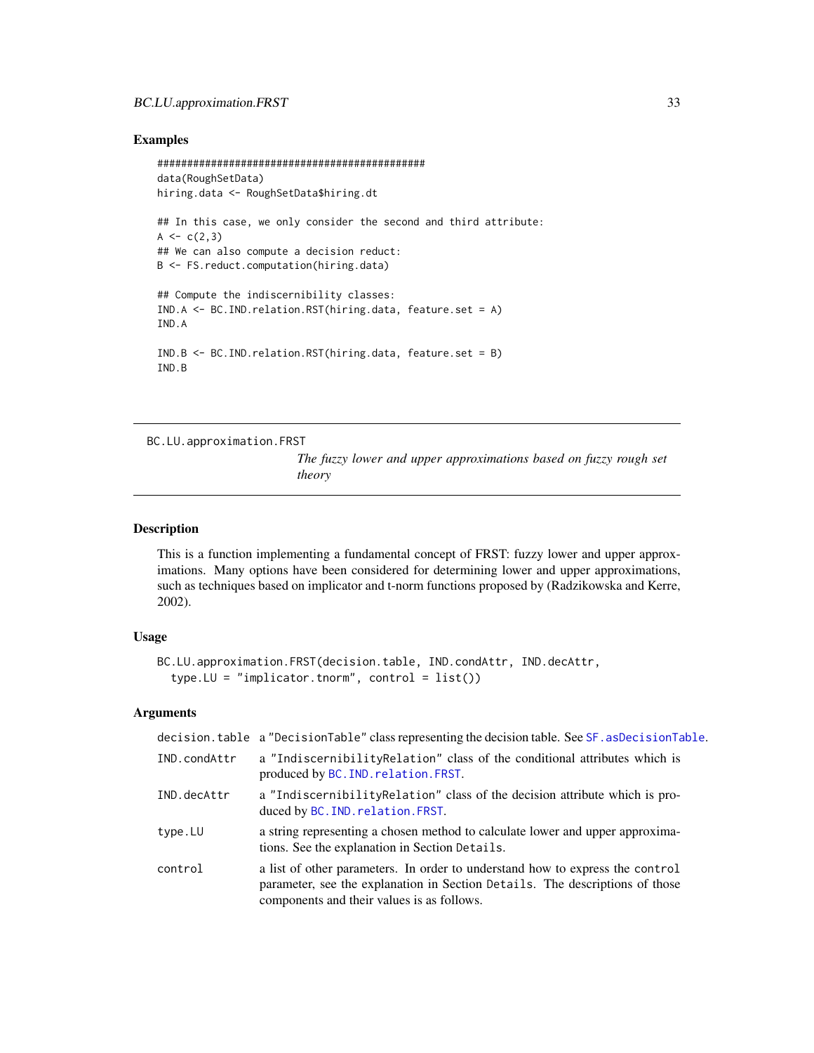## Examples

```
#############################################
data(RoughSetData)
hiring.data <- RoughSetData$hiring.dt

## In this case, we only consider the second and third attribute:
A <- c(2,3)
## We can also compute a decision reduct:
B <- FS.reduct.computation(hiring.data)

## Compute the indiscernibility classes:
IND.A <- BC.IND.relation.RST(hiring.data, feature.set = A)
IND.A

IND.B <- BC.IND.relation.RST(hiring.data, feature.set = B)
IND.B
```

---

BC.LU.approximation.FRST &nbsp;&nbsp;&nbsp; *The fuzzy lower and upper approximations based on fuzzy rough set theory*

---

## Description

This is a function implementing a fundamental concept of FRST: fuzzy lower and upper approximations. Many options have been considered for determining lower and upper approximations, such as techniques based on implicator and t-norm functions proposed by (Radzikowska and Kerre, 2002).

## Usage

```
BC.LU.approximation.FRST(decision.table, IND.condAttr, IND.decAttr,
  type.LU = "implicator.tnorm", control = list())
```

## Arguments

| | |
|---|---|
| decision.table | a "DecisionTable" class representing the decision table. See SF.asDecisionTable. |
| IND.condAttr | a "IndiscernibilityRelation" class of the conditional attributes which is produced by BC.IND.relation.FRST. |
| IND.decAttr | a "IndiscernibilityRelation" class of the decision attribute which is produced by BC.IND.relation.FRST. |
| type.LU | a string representing a chosen method to calculate lower and upper approximations. See the explanation in Section Details. |
| control | a list of other parameters. In order to understand how to express the control parameter, see the explanation in Section Details. The descriptions of those components and their values is as follows. |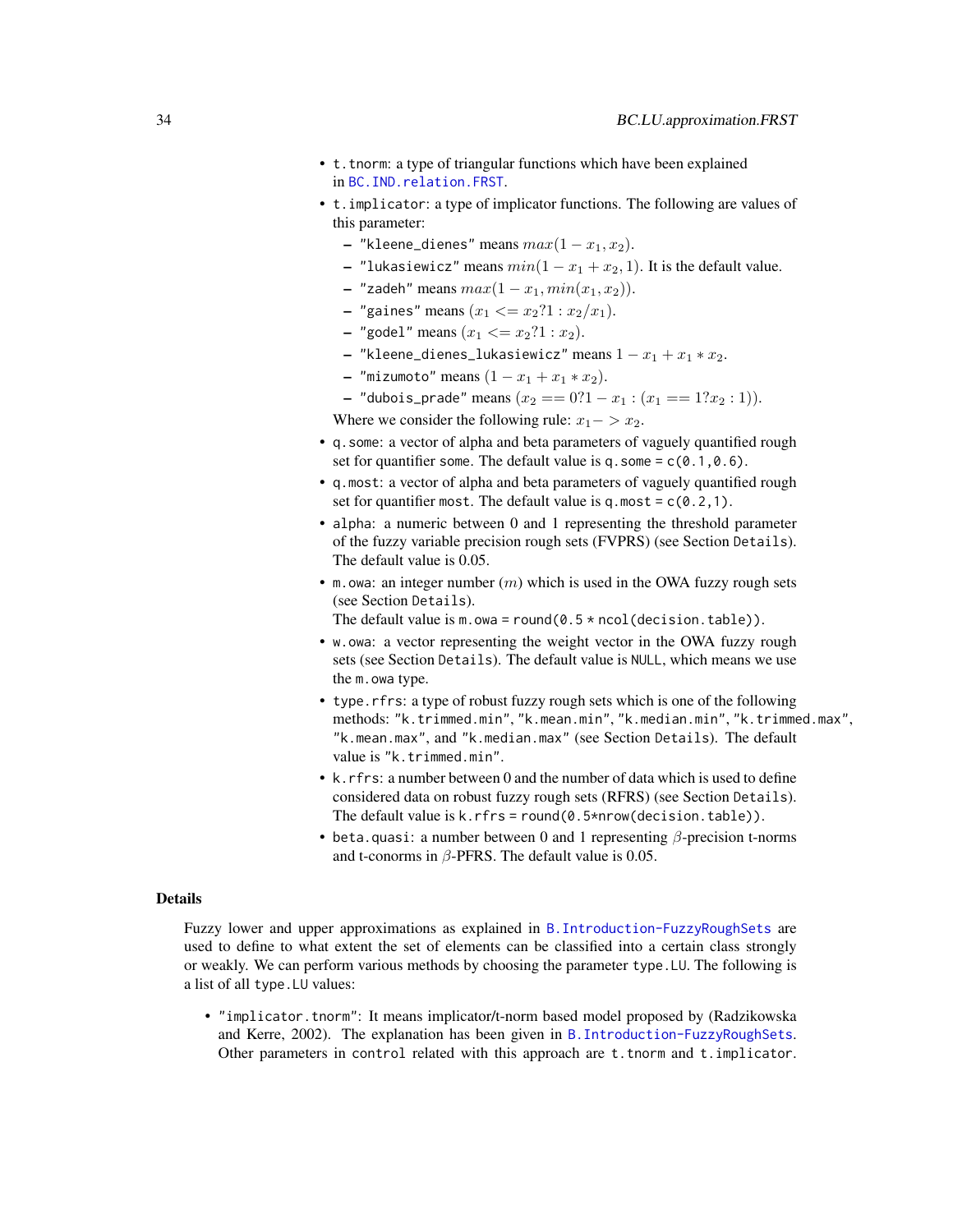- `t.tnorm`: a type of triangular functions which have been explained in `BC.IND.relation.FRST`.
- `t.implicator`: a type of implicator functions. The following are values of this parameter:
  - `"kleene_dienes"` means $max(1 - x_1, x_2)$.
  - `"lukasiewicz"` means $min(1 - x_1 + x_2, 1)$. It is the default value.
  - `"zadeh"` means $max(1 - x_1, min(x_1, x_2))$.
  - `"gaines"` means $(x_1 <= x_2 ? 1 : x_2/x_1)$.
  - `"godel"` means $(x_1 <= x_2 ? 1 : x_2)$.
  - `"kleene_dienes_lukasiewicz"` means $1 - x_1 + x_1 * x_2$.
  - `"mizumoto"` means $(1 - x_1 + x_1 * x_2)$.
  - `"dubois_prade"` means $(x_2 == 0 ? 1 - x_1 : (x_1 == 1 ? x_2 : 1))$.

  Where we consider the following rule: $x_1 -> x_2$.
- `q.some`: a vector of alpha and beta parameters of vaguely quantified rough set for quantifier `some`. The default value is `q.some = c(0.1,0.6)`.
- `q.most`: a vector of alpha and beta parameters of vaguely quantified rough set for quantifier `most`. The default value is `q.most = c(0.2,1)`.
- `alpha`: a numeric between 0 and 1 representing the threshold parameter of the fuzzy variable precision rough sets (FVPRS) (see Section `Details`). The default value is 0.05.
- `m.owa`: an integer number ($m$) which is used in the OWA fuzzy rough sets (see Section `Details`).
  The default value is `m.owa = round(0.5 * ncol(decision.table))`.
- `w.owa`: a vector representing the weight vector in the OWA fuzzy rough sets (see Section `Details`). The default value is `NULL`, which means we use the `m.owa` type.
- `type.rfrs`: a type of robust fuzzy rough sets which is one of the following methods: `"k.trimmed.min"`, `"k.mean.min"`, `"k.median.min"`, `"k.trimmed.max"`, `"k.mean.max"`, and `"k.median.max"` (see Section `Details`). The default value is `"k.trimmed.min"`.
- `k.rfrs`: a number between 0 and the number of data which is used to define considered data on robust fuzzy rough sets (RFRS) (see Section `Details`). The default value is `k.rfrs = round(0.5*nrow(decision.table))`.
- `beta.quasi`: a number between 0 and 1 representing $\beta$-precision t-norms and t-conorms in $\beta$-PFRS. The default value is 0.05.

## Details

Fuzzy lower and upper approximations as explained in `B.Introduction-FuzzyRoughSets` are used to define to what extent the set of elements can be classified into a certain class strongly or weakly. We can perform various methods by choosing the parameter `type.LU`. The following is a list of all `type.LU` values:

- `"implicator.tnorm"`: It means implicator/t-norm based model proposed by (Radzikowska and Kerre, 2002). The explanation has been given in `B.Introduction-FuzzyRoughSets`. Other parameters in `control` related with this approach are `t.tnorm` and `t.implicator`.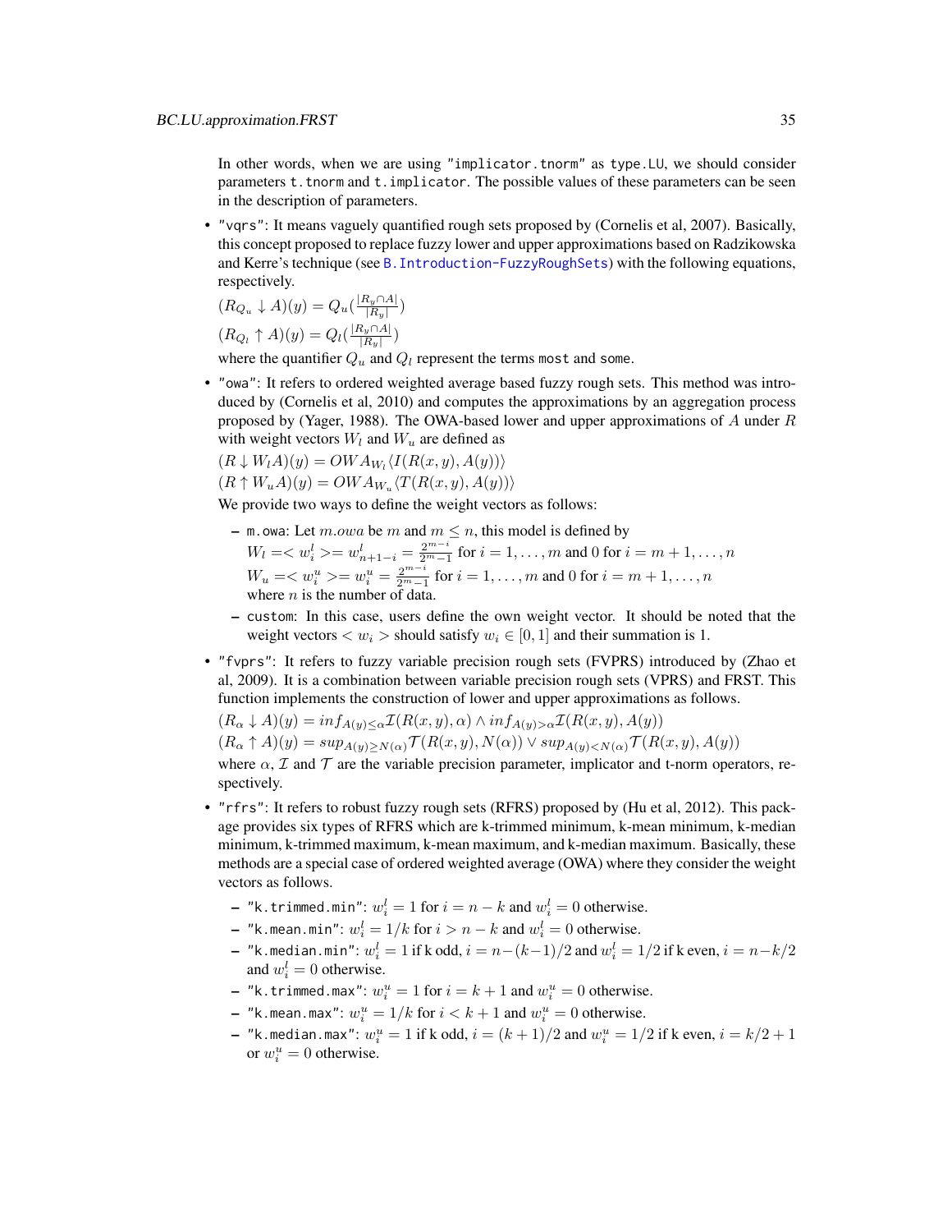In other words, when we are using "implicator.tnorm" as type.LU, we should consider parameters t.tnorm and t.implicator. The possible values of these parameters can be seen in the description of parameters.

- "vqrs": It means vaguely quantified rough sets proposed by (Cornelis et al, 2007). Basically, this concept proposed to replace fuzzy lower and upper approximations based on Radzikowska and Kerre's technique (see B.Introduction-FuzzyRoughSets) with the following equations, respectively.

  $(R_{Q_u} \downarrow A)(y) = Q_u(\frac{|R_y \cap A|}{|R_y|})$

  $(R_{Q_l} \uparrow A)(y) = Q_l(\frac{|R_y \cap A|}{|R_y|})$

  where the quantifier $Q_u$ and $Q_l$ represent the terms most and some.

- "owa": It refers to ordered weighted average based fuzzy rough sets. This method was introduced by (Cornelis et al, 2010) and computes the approximations by an aggregation process proposed by (Yager, 1988). The OWA-based lower and upper approximations of $A$ under $R$ with weight vectors $W_l$ and $W_u$ are defined as

  $(R \downarrow W_l A)(y) = OWA_{W_l} \langle I(R(x,y), A(y)) \rangle$

  $(R \uparrow W_u A)(y) = OWA_{W_u} \langle T(R(x,y), A(y)) \rangle$

  We provide two ways to define the weight vectors as follows:

  - m.owa: Let $m.owa$ be $m$ and $m \leq n$, this model is defined by

    $W_l = < w_i^l >= w_{n+1-i}^l = \frac{2^{m-i}}{2^m - 1}$ for $i = 1, \ldots, m$ and 0 for $i = m+1, \ldots, n$

    $W_u = < w_i^u >= w_i^u = \frac{2^{m-i}}{2^m - 1}$ for $i = 1, \ldots, m$ and 0 for $i = m+1, \ldots, n$

    where $n$ is the number of data.

  - custom: In this case, users define the own weight vector. It should be noted that the weight vectors $< w_i >$ should satisfy $w_i \in [0, 1]$ and their summation is 1.

- "fvprs": It refers to fuzzy variable precision rough sets (FVPRS) introduced by (Zhao et al, 2009). It is a combination between variable precision rough sets (VPRS) and FRST. This function implements the construction of lower and upper approximations as follows.

  $(R_\alpha \downarrow A)(y) = inf_{A(y) \leq \alpha} \mathcal{I}(R(x,y), \alpha) \wedge inf_{A(y) > \alpha} \mathcal{I}(R(x,y), A(y))$

  $(R_\alpha \uparrow A)(y) = sup_{A(y) \geq N(\alpha)} \mathcal{T}(R(x,y), N(\alpha)) \vee sup_{A(y) < N(\alpha)} \mathcal{T}(R(x,y), A(y))$

  where $\alpha$, $\mathcal{I}$ and $\mathcal{T}$ are the variable precision parameter, implicator and t-norm operators, respectively.

- "rfrs": It refers to robust fuzzy rough sets (RFRS) proposed by (Hu et al, 2012). This package provides six types of RFRS which are k-trimmed minimum, k-mean minimum, k-median minimum, k-trimmed maximum, k-mean maximum, and k-median maximum. Basically, these methods are a special case of ordered weighted average (OWA) where they consider the weight vectors as follows.

  - "k.trimmed.min": $w_i^l = 1$ for $i = n - k$ and $w_i^l = 0$ otherwise.
  - "k.mean.min": $w_i^l = 1/k$ for $i > n - k$ and $w_i^l = 0$ otherwise.
  - "k.median.min": $w_i^l = 1$ if k odd, $i = n - (k-1)/2$ and $w_i^l = 1/2$ if k even, $i = n - k/2$ and $w_i^l = 0$ otherwise.
  - "k.trimmed.max": $w_i^u = 1$ for $i = k + 1$ and $w_i^u = 0$ otherwise.
  - "k.mean.max": $w_i^u = 1/k$ for $i < k + 1$ and $w_i^u = 0$ otherwise.
  - "k.median.max": $w_i^u = 1$ if k odd, $i = (k+1)/2$ and $w_i^u = 1/2$ if k even, $i = k/2 + 1$ or $w_i^u = 0$ otherwise.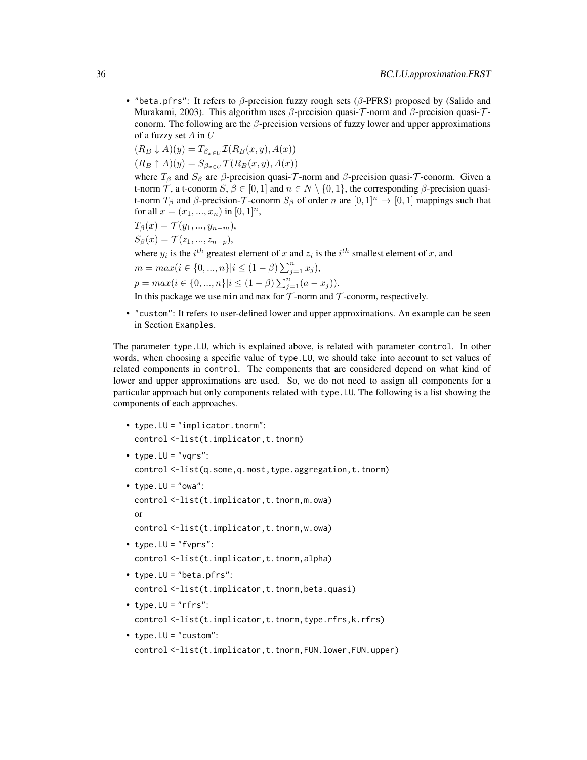- "beta.pfrs": It refers to $\beta$-precision fuzzy rough sets ($\beta$-PFRS) proposed by (Salido and Murakami, 2003). This algorithm uses $\beta$-precision quasi-$\mathcal{T}$-norm and $\beta$-precision quasi-$\mathcal{T}$-conorm. The following are the $\beta$-precision versions of fuzzy lower and upper approximations of a fuzzy set $A$ in $U$

  $(R_B \downarrow A)(y) = T_{\beta_{x \in U}} \mathcal{I}(R_B(x,y), A(x))$

  $(R_B \uparrow A)(y) = S_{\beta_{x \in U}} \mathcal{T}(R_B(x,y), A(x))$

  where $T_\beta$ and $S_\beta$ are $\beta$-precision quasi-$\mathcal{T}$-norm and $\beta$-precision quasi-$\mathcal{T}$-conorm. Given a t-norm $\mathcal{T}$, a t-conorm $S$, $\beta \in [0,1]$ and $n \in N \setminus \{0,1\}$, the corresponding $\beta$-precision quasi-t-norm $T_\beta$ and $\beta$-precision-$\mathcal{T}$-conorm $S_\beta$ of order $n$ are $[0,1]^n \rightarrow [0,1]$ mappings such that for all $x = (x_1, ..., x_n)$ in $[0,1]^n$,

  $T_\beta(x) = \mathcal{T}(y_1, ..., y_{n-m})$,

  $S_\beta(x) = \mathcal{T}(z_1, ..., z_{n-p})$,

  where $y_i$ is the $i^{th}$ greatest element of $x$ and $z_i$ is the $i^{th}$ smallest element of $x$, and

  $m = max(i \in \{0, ..., n\} | i \leq (1-\beta) \sum_{j=1}^{n} x_j)$,

  $p = max(i \in \{0, ..., n\} | i \leq (1-\beta) \sum_{j=1}^{n} (a - x_j))$.

  In this package we use `min` and `max` for $\mathcal{T}$-norm and $\mathcal{T}$-conorm, respectively.

- "custom": It refers to user-defined lower and upper approximations. An example can be seen in Section `Examples`.

The parameter `type.LU`, which is explained above, is related with parameter `control`. In other words, when choosing a specific value of `type.LU`, we should take into account to set values of related components in `control`. The components that are considered depend on what kind of lower and upper approximations are used. So, we do not need to assign all components for a particular approach but only components related with `type.LU`. The following is a list showing the components of each approaches.

- `type.LU = "implicator.tnorm"`:

  `control <-list(t.implicator,t.tnorm)`

- `type.LU = "vqrs"`:

  `control <-list(q.some,q.most,type.aggregation,t.tnorm)`

- `type.LU = "owa"`:

  `control <-list(t.implicator,t.tnorm,m.owa)`

  or

  `control <-list(t.implicator,t.tnorm,w.owa)`

- `type.LU = "fvprs"`:

  `control <-list(t.implicator,t.tnorm,alpha)`

- `type.LU = "beta.pfrs"`:

  `control <-list(t.implicator,t.tnorm,beta.quasi)`

- `type.LU = "rfrs"`:

  `control <-list(t.implicator,t.tnorm,type.rfrs,k.rfrs)`

- `type.LU = "custom"`:

  `control <-list(t.implicator,t.tnorm,FUN.lower,FUN.upper)`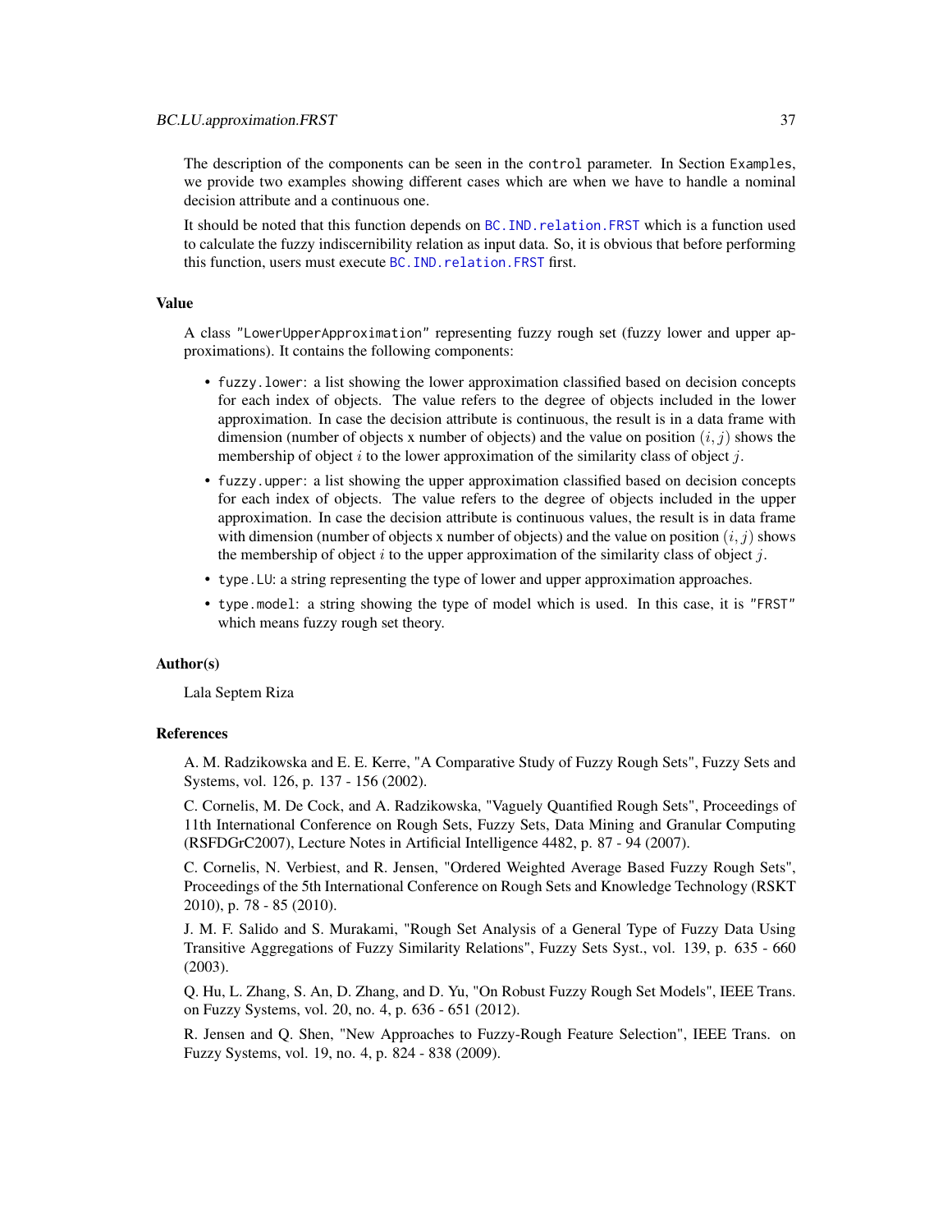The description of the components can be seen in the `control` parameter. In Section `Examples`, we provide two examples showing different cases which are when we have to handle a nominal decision attribute and a continuous one.

It should be noted that this function depends on `BC.IND.relation.FRST` which is a function used to calculate the fuzzy indiscernibility relation as input data. So, it is obvious that before performing this function, users must execute `BC.IND.relation.FRST` first.

### Value

A class `"LowerUpperApproximation"` representing fuzzy rough set (fuzzy lower and upper approximations). It contains the following components:

- `fuzzy.lower`: a list showing the lower approximation classified based on decision concepts for each index of objects. The value refers to the degree of objects included in the lower approximation. In case the decision attribute is continuous, the result is in a data frame with dimension (number of objects x number of objects) and the value on position $(i, j)$ shows the membership of object $i$ to the lower approximation of the similarity class of object $j$.
- `fuzzy.upper`: a list showing the upper approximation classified based on decision concepts for each index of objects. The value refers to the degree of objects included in the upper approximation. In case the decision attribute is continuous values, the result is in data frame with dimension (number of objects x number of objects) and the value on position $(i, j)$ shows the membership of object $i$ to the upper approximation of the similarity class of object $j$.
- `type.LU`: a string representing the type of lower and upper approximation approaches.
- `type.model`: a string showing the type of model which is used. In this case, it is `"FRST"` which means fuzzy rough set theory.

### Author(s)

Lala Septem Riza

### References

A. M. Radzikowska and E. E. Kerre, "A Comparative Study of Fuzzy Rough Sets", Fuzzy Sets and Systems, vol. 126, p. 137 - 156 (2002).

C. Cornelis, M. De Cock, and A. Radzikowska, "Vaguely Quantified Rough Sets", Proceedings of 11th International Conference on Rough Sets, Fuzzy Sets, Data Mining and Granular Computing (RSFDGrC2007), Lecture Notes in Artificial Intelligence 4482, p. 87 - 94 (2007).

C. Cornelis, N. Verbiest, and R. Jensen, "Ordered Weighted Average Based Fuzzy Rough Sets", Proceedings of the 5th International Conference on Rough Sets and Knowledge Technology (RSKT 2010), p. 78 - 85 (2010).

J. M. F. Salido and S. Murakami, "Rough Set Analysis of a General Type of Fuzzy Data Using Transitive Aggregations of Fuzzy Similarity Relations", Fuzzy Sets Syst., vol. 139, p. 635 - 660 (2003).

Q. Hu, L. Zhang, S. An, D. Zhang, and D. Yu, "On Robust Fuzzy Rough Set Models", IEEE Trans. on Fuzzy Systems, vol. 20, no. 4, p. 636 - 651 (2012).

R. Jensen and Q. Shen, "New Approaches to Fuzzy-Rough Feature Selection", IEEE Trans. on Fuzzy Systems, vol. 19, no. 4, p. 824 - 838 (2009).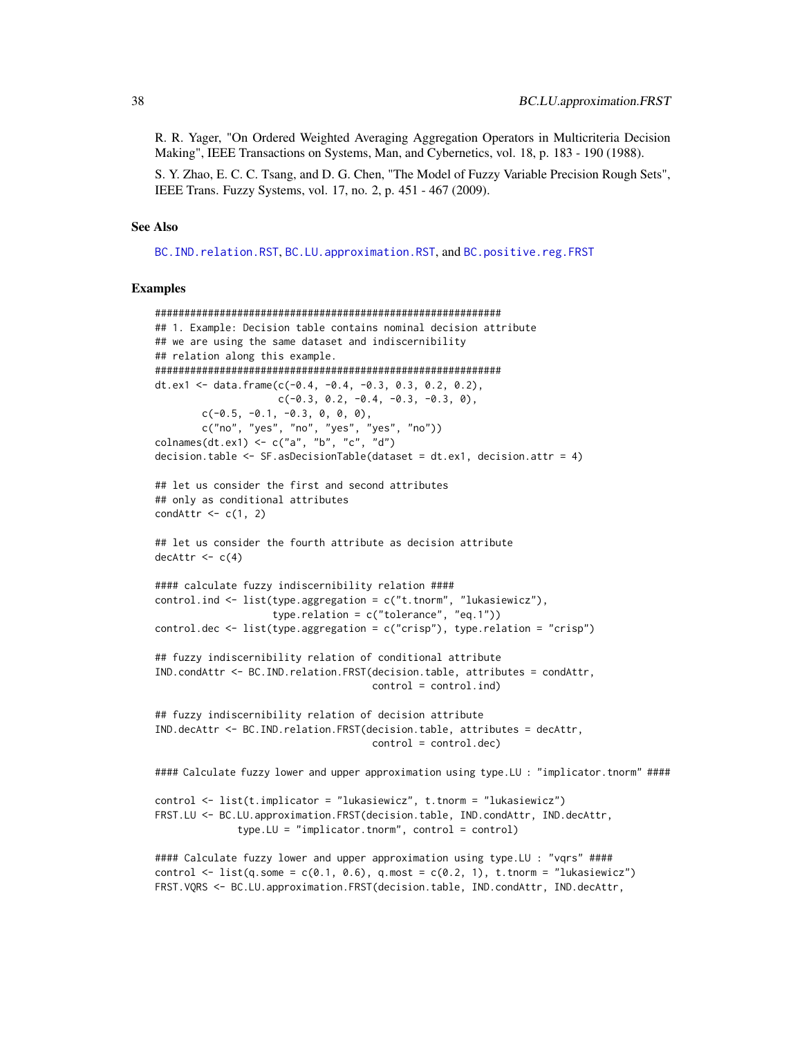R. R. Yager, "On Ordered Weighted Averaging Aggregation Operators in Multicriteria Decision Making", IEEE Transactions on Systems, Man, and Cybernetics, vol. 18, p. 183 - 190 (1988).

S. Y. Zhao, E. C. C. Tsang, and D. G. Chen, "The Model of Fuzzy Variable Precision Rough Sets", IEEE Trans. Fuzzy Systems, vol. 17, no. 2, p. 451 - 467 (2009).

### See Also

BC.IND.relation.RST, BC.LU.approximation.RST, and BC.positive.reg.FRST

### Examples

```
#############################################################
## 1. Example: Decision table contains nominal decision attribute
## we are using the same dataset and indiscernibility
## relation along this example.
#############################################################
dt.ex1 <- data.frame(c(-0.4, -0.4, -0.3, 0.3, 0.2, 0.2),
                     c(-0.3, 0.2, -0.4, -0.3, -0.3, 0),
        c(-0.5, -0.1, -0.3, 0, 0, 0),
        c("no", "yes", "no", "yes", "yes", "no"))
colnames(dt.ex1) <- c("a", "b", "c", "d")
decision.table <- SF.asDecisionTable(dataset = dt.ex1, decision.attr = 4)

## let us consider the first and second attributes
## only as conditional attributes
condAttr <- c(1, 2)

## let us consider the fourth attribute as decision attribute
decAttr <- c(4)

#### calculate fuzzy indiscernibility relation ####
control.ind <- list(type.aggregation = c("t.tnorm", "lukasiewicz"),
                    type.relation = c("tolerance", "eq.1"))
control.dec <- list(type.aggregation = c("crisp"), type.relation = "crisp")

## fuzzy indiscernibility relation of conditional attribute
IND.condAttr <- BC.IND.relation.FRST(decision.table, attributes = condAttr,
                                     control = control.ind)

## fuzzy indiscernibility relation of decision attribute
IND.decAttr <- BC.IND.relation.FRST(decision.table, attributes = decAttr,
                                     control = control.dec)

#### Calculate fuzzy lower and upper approximation using type.LU : "implicator.tnorm" ####

control <- list(t.implicator = "lukasiewicz", t.tnorm = "lukasiewicz")
FRST.LU <- BC.LU.approximation.FRST(decision.table, IND.condAttr, IND.decAttr,
              type.LU = "implicator.tnorm", control = control)

#### Calculate fuzzy lower and upper approximation using type.LU : "vqrs" ####
control <- list(q.some = c(0.1, 0.6), q.most = c(0.2, 1), t.tnorm = "lukasiewicz")
FRST.VQRS <- BC.LU.approximation.FRST(decision.table, IND.condAttr, IND.decAttr,
```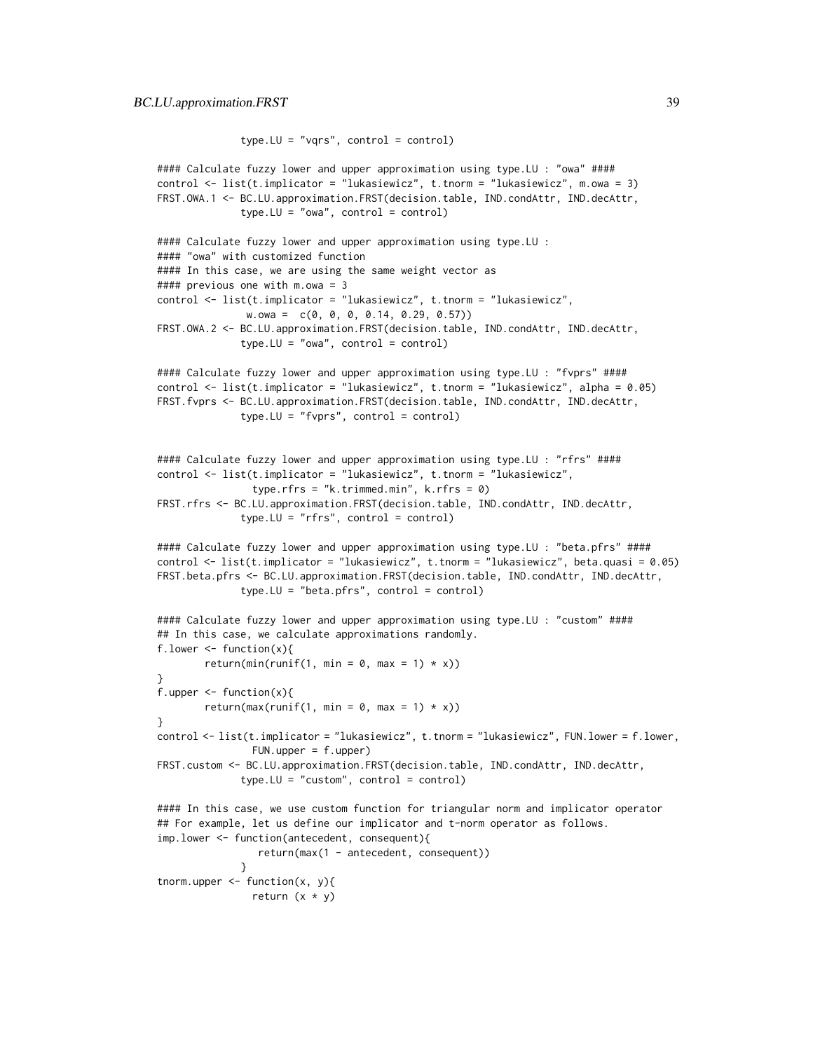```
              type.LU = "vqrs", control = control)

#### Calculate fuzzy lower and upper approximation using type.LU : "owa" ####
control <- list(t.implicator = "lukasiewicz", t.tnorm = "lukasiewicz", m.owa = 3)
FRST.OWA.1 <- BC.LU.approximation.FRST(decision.table, IND.condAttr, IND.decAttr,
              type.LU = "owa", control = control)

#### Calculate fuzzy lower and upper approximation using type.LU :
#### "owa" with customized function
#### In this case, we are using the same weight vector as
#### previous one with m.owa = 3
control <- list(t.implicator = "lukasiewicz", t.tnorm = "lukasiewicz",
               w.owa =  c(0, 0, 0, 0.14, 0.29, 0.57))
FRST.OWA.2 <- BC.LU.approximation.FRST(decision.table, IND.condAttr, IND.decAttr,
              type.LU = "owa", control = control)

#### Calculate fuzzy lower and upper approximation using type.LU : "fvprs" ####
control <- list(t.implicator = "lukasiewicz", t.tnorm = "lukasiewicz", alpha = 0.05)
FRST.fvprs <- BC.LU.approximation.FRST(decision.table, IND.condAttr, IND.decAttr,
              type.LU = "fvprs", control = control)


#### Calculate fuzzy lower and upper approximation using type.LU : "rfrs" ####
control <- list(t.implicator = "lukasiewicz", t.tnorm = "lukasiewicz",
                type.rfrs = "k.trimmed.min", k.rfrs = 0)
FRST.rfrs <- BC.LU.approximation.FRST(decision.table, IND.condAttr, IND.decAttr,
              type.LU = "rfrs", control = control)

#### Calculate fuzzy lower and upper approximation using type.LU : "beta.pfrs" ####
control <- list(t.implicator = "lukasiewicz", t.tnorm = "lukasiewicz", beta.quasi = 0.05)
FRST.beta.pfrs <- BC.LU.approximation.FRST(decision.table, IND.condAttr, IND.decAttr,
              type.LU = "beta.pfrs", control = control)

#### Calculate fuzzy lower and upper approximation using type.LU : "custom" ####
## In this case, we calculate approximations randomly.
f.lower <- function(x){
        return(min(runif(1, min = 0, max = 1) * x))
}
f.upper <- function(x){
        return(max(runif(1, min = 0, max = 1) * x))
}
control <- list(t.implicator = "lukasiewicz", t.tnorm = "lukasiewicz", FUN.lower = f.lower,
               FUN.upper = f.upper)
FRST.custom <- BC.LU.approximation.FRST(decision.table, IND.condAttr, IND.decAttr,
              type.LU = "custom", control = control)

#### In this case, we use custom function for triangular norm and implicator operator
## For example, let us define our implicator and t-norm operator as follows.
imp.lower <- function(antecedent, consequent){
                return(max(1 - antecedent, consequent))
              }
tnorm.upper <- function(x, y){
               return (x * y)
```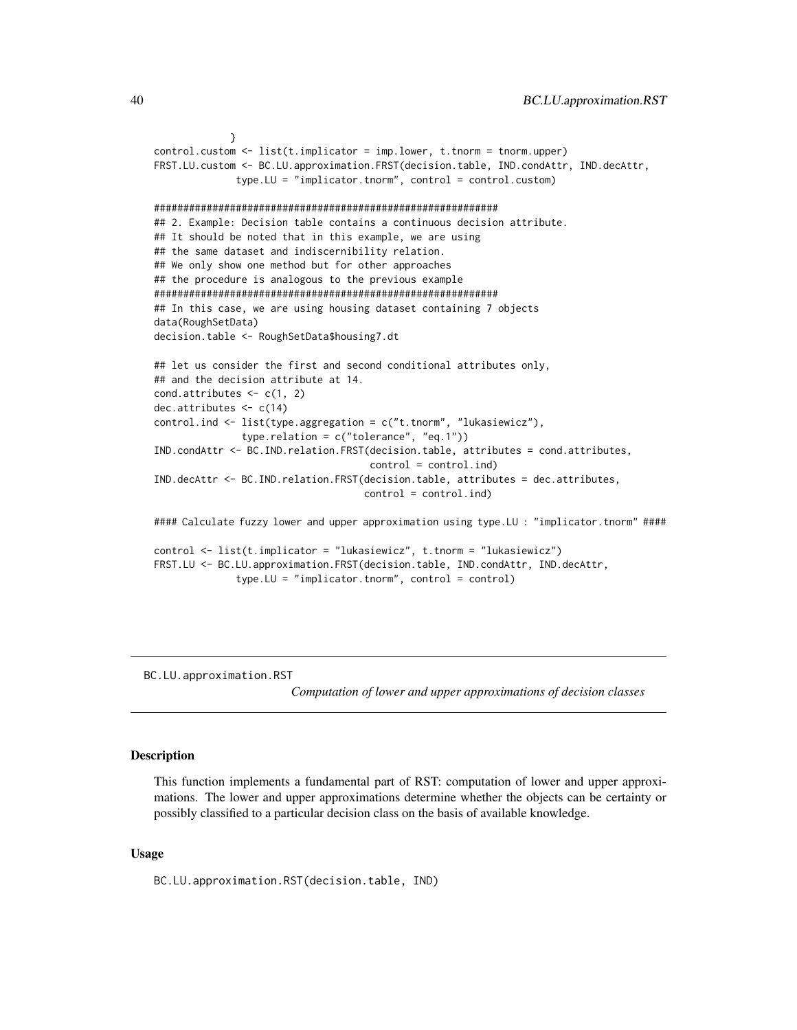```
             }
control.custom <- list(t.implicator = imp.lower, t.tnorm = tnorm.upper)
FRST.LU.custom <- BC.LU.approximation.FRST(decision.table, IND.condAttr, IND.decAttr,
              type.LU = "implicator.tnorm", control = control.custom)

#############################################################
## 2. Example: Decision table contains a continuous decision attribute.
## It should be noted that in this example, we are using
## the same dataset and indiscernibility relation.
## We only show one method but for other approaches
## the procedure is analogous to the previous example
#############################################################
## In this case, we are using housing dataset containing 7 objects
data(RoughSetData)
decision.table <- RoughSetData$housing7.dt

## let us consider the first and second conditional attributes only,
## and the decision attribute at 14.
cond.attributes <- c(1, 2)
dec.attributes <- c(14)
control.ind <- list(type.aggregation = c("t.tnorm", "lukasiewicz"),
               type.relation = c("tolerance", "eq.1"))
IND.condAttr <- BC.IND.relation.FRST(decision.table, attributes = cond.attributes,
                                    control = control.ind)
IND.decAttr <- BC.IND.relation.FRST(decision.table, attributes = dec.attributes,
                                   control = control.ind)

#### Calculate fuzzy lower and upper approximation using type.LU : "implicator.tnorm" ####

control <- list(t.implicator = "lukasiewicz", t.tnorm = "lukasiewicz")
FRST.LU <- BC.LU.approximation.FRST(decision.table, IND.condAttr, IND.decAttr,
              type.LU = "implicator.tnorm", control = control)
```

---

# BC.LU.approximation.RST

*Computation of lower and upper approximations of decision classes*

---

### Description

This function implements a fundamental part of RST: computation of lower and upper approximations. The lower and upper approximations determine whether the objects can be certainty or possibly classified to a particular decision class on the basis of available knowledge.

### Usage

```
BC.LU.approximation.RST(decision.table, IND)
```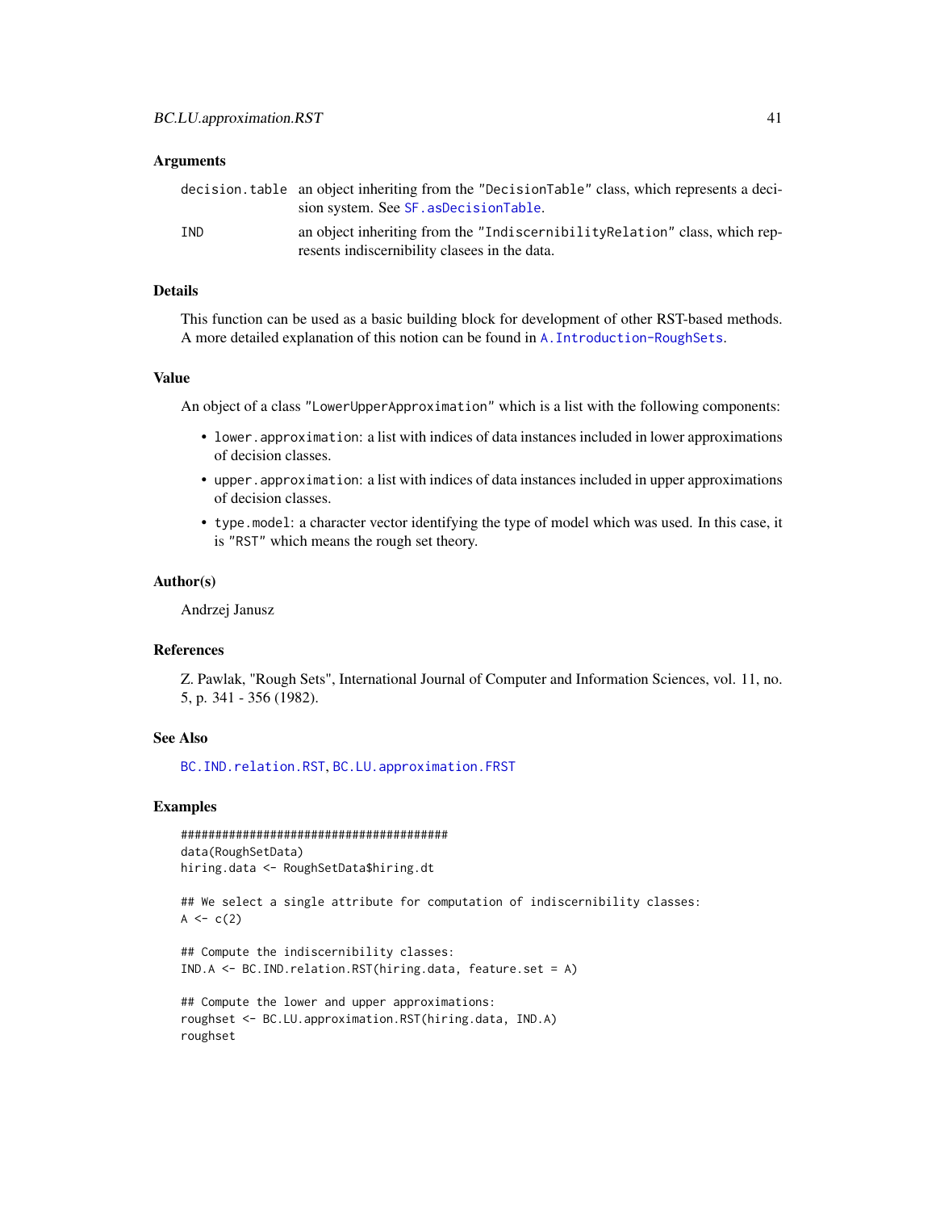## Arguments

| | |
|---|---|
| `decision.table` | an object inheriting from the "DecisionTable" class, which represents a decision system. See `SF.asDecisionTable`. |
| `IND` | an object inheriting from the "IndiscernibilityRelation" class, which represents indiscernibility clasees in the data. |

## Details

This function can be used as a basic building block for development of other RST-based methods. A more detailed explanation of this notion can be found in `A.Introduction-RoughSets`.

## Value

An object of a class "LowerUpperApproximation" which is a list with the following components:

- `lower.approximation`: a list with indices of data instances included in lower approximations of decision classes.
- `upper.approximation`: a list with indices of data instances included in upper approximations of decision classes.
- `type.model`: a character vector identifying the type of model which was used. In this case, it is "RST" which means the rough set theory.

## Author(s)

Andrzej Janusz

## References

Z. Pawlak, "Rough Sets", International Journal of Computer and Information Sciences, vol. 11, no. 5, p. 341 - 356 (1982).

## See Also

`BC.IND.relation.RST`, `BC.LU.approximation.FRST`

## Examples

```
#######################################
data(RoughSetData)
hiring.data <- RoughSetData$hiring.dt

## We select a single attribute for computation of indiscernibility classes:
A <- c(2)

## Compute the indiscernibility classes:
IND.A <- BC.IND.relation.RST(hiring.data, feature.set = A)

## Compute the lower and upper approximations:
roughset <- BC.LU.approximation.RST(hiring.data, IND.A)
roughset
```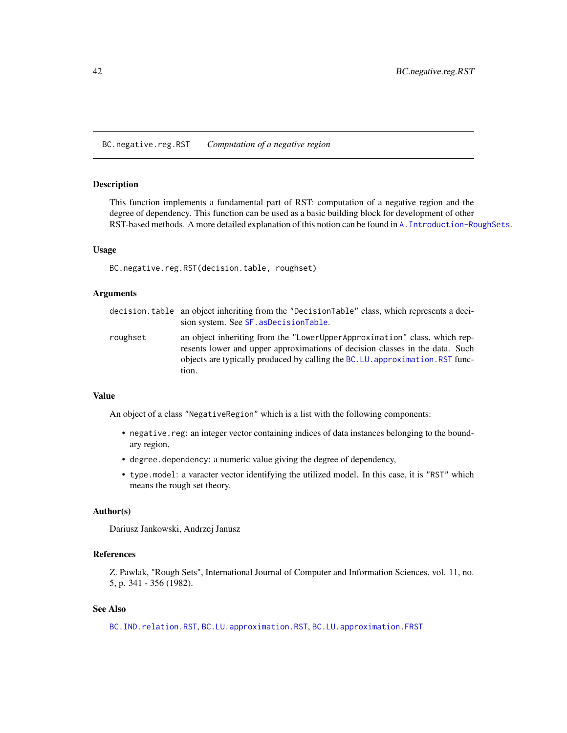BC.negative.reg.RST *Computation of a negative region*

## Description

This function implements a fundamental part of RST: computation of a negative region and the degree of dependency. This function can be used as a basic building block for development of other RST-based methods. A more detailed explanation of this notion can be found in `A.Introduction-RoughSets`.

## Usage

```
BC.negative.reg.RST(decision.table, roughset)
```

## Arguments

| | |
|---|---|
| `decision.table` | an object inheriting from the "DecisionTable" class, which represents a decision system. See `SF.asDecisionTable`. |
| `roughset` | an object inheriting from the "LowerUpperApproximation" class, which represents lower and upper approximations of decision classes in the data. Such objects are typically produced by calling the `BC.LU.approximation.RST` function. |

## Value

An object of a class "NegativeRegion" which is a list with the following components:

- `negative.reg`: an integer vector containing indices of data instances belonging to the boundary region,
- `degree.dependency`: a numeric value giving the degree of dependency,
- `type.model`: a varacter vector identifying the utilized model. In this case, it is "RST" which means the rough set theory.

## Author(s)

Dariusz Jankowski, Andrzej Janusz

## References

Z. Pawlak, "Rough Sets", International Journal of Computer and Information Sciences, vol. 11, no. 5, p. 341 - 356 (1982).

## See Also

`BC.IND.relation.RST`, `BC.LU.approximation.RST`, `BC.LU.approximation.FRST`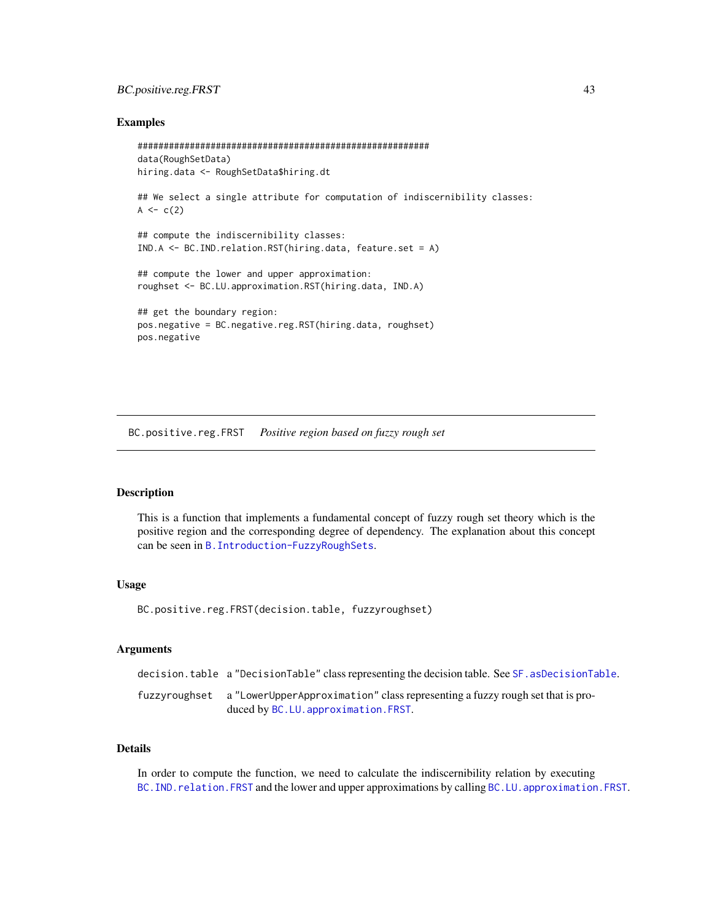## Examples

```
#######################################################
data(RoughSetData)
hiring.data <- RoughSetData$hiring.dt

## We select a single attribute for computation of indiscernibility classes:
A <- c(2)

## compute the indiscernibility classes:
IND.A <- BC.IND.relation.RST(hiring.data, feature.set = A)

## compute the lower and upper approximation:
roughset <- BC.LU.approximation.RST(hiring.data, IND.A)

## get the boundary region:
pos.negative = BC.negative.reg.RST(hiring.data, roughset)
pos.negative
```

---

# BC.positive.reg.FRST *Positive region based on fuzzy rough set*

## Description

This is a function that implements a fundamental concept of fuzzy rough set theory which is the positive region and the corresponding degree of dependency. The explanation about this concept can be seen in B.Introduction-FuzzyRoughSets.

## Usage

```
BC.positive.reg.FRST(decision.table, fuzzyroughset)
```

## Arguments

| | |
|---|---|
| decision.table | a "DecisionTable" class representing the decision table. See SF.asDecisionTable. |
| fuzzyroughset | a "LowerUpperApproximation" class representing a fuzzy rough set that is produced by BC.LU.approximation.FRST. |

## Details

In order to compute the function, we need to calculate the indiscernibility relation by executing BC.IND.relation.FRST and the lower and upper approximations by calling BC.LU.approximation.FRST.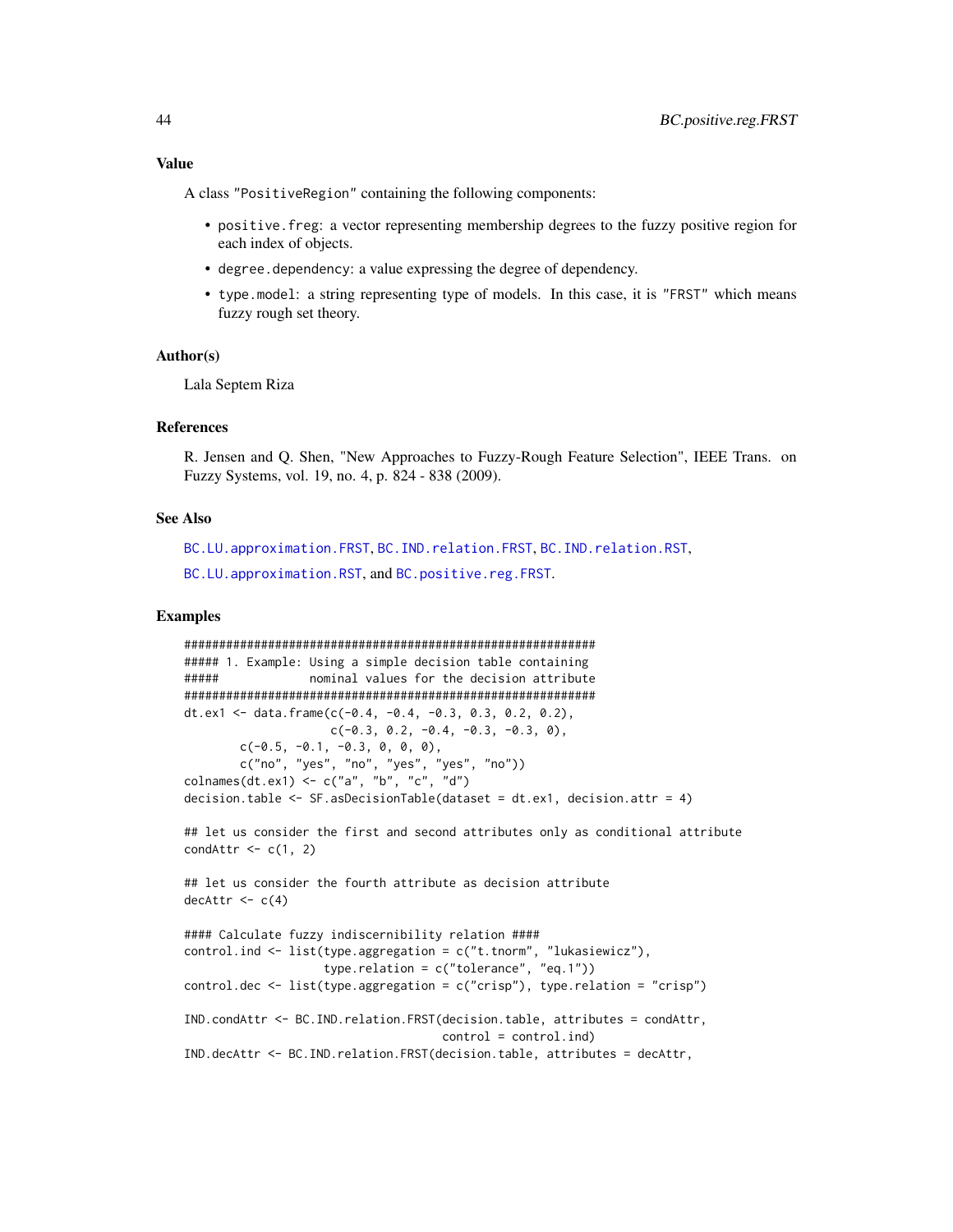### Value

A class "PositiveRegion" containing the following components:

- `positive.freg`: a vector representing membership degrees to the fuzzy positive region for each index of objects.
- `degree.dependency`: a value expressing the degree of dependency.
- `type.model`: a string representing type of models. In this case, it is "FRST" which means fuzzy rough set theory.

### Author(s)

Lala Septem Riza

### References

R. Jensen and Q. Shen, "New Approaches to Fuzzy-Rough Feature Selection", IEEE Trans. on Fuzzy Systems, vol. 19, no. 4, p. 824 - 838 (2009).

### See Also

`BC.LU.approximation.FRST`, `BC.IND.relation.FRST`, `BC.IND.relation.RST`, `BC.LU.approximation.RST`, and `BC.positive.reg.FRST`.

### Examples

```
###########################################################
##### 1. Example: Using a simple decision table containing
#####             nominal values for the decision attribute
###########################################################
dt.ex1 <- data.frame(c(-0.4, -0.4, -0.3, 0.3, 0.2, 0.2),
                     c(-0.3, 0.2, -0.4, -0.3, -0.3, 0),
        c(-0.5, -0.1, -0.3, 0, 0, 0),
        c("no", "yes", "no", "yes", "yes", "no"))
colnames(dt.ex1) <- c("a", "b", "c", "d")
decision.table <- SF.asDecisionTable(dataset = dt.ex1, decision.attr = 4)

## let us consider the first and second attributes only as conditional attribute
condAttr <- c(1, 2)

## let us consider the fourth attribute as decision attribute
decAttr <- c(4)

#### Calculate fuzzy indiscernibility relation ####
control.ind <- list(type.aggregation = c("t.tnorm", "lukasiewicz"),
                    type.relation = c("tolerance", "eq.1"))
control.dec <- list(type.aggregation = c("crisp"), type.relation = "crisp")

IND.condAttr <- BC.IND.relation.FRST(decision.table, attributes = condAttr,
                                     control = control.ind)
IND.decAttr <- BC.IND.relation.FRST(decision.table, attributes = decAttr,
```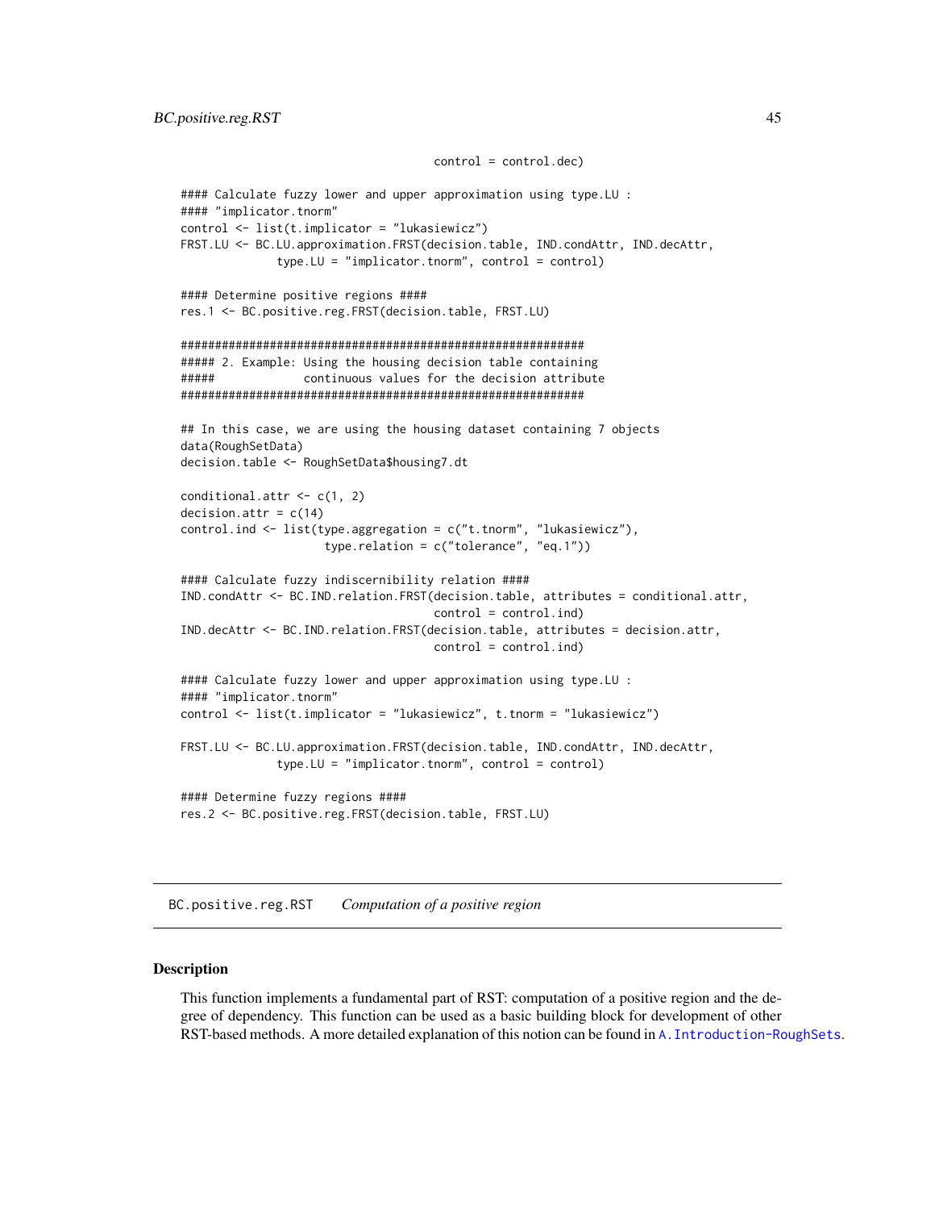```
                                        control = control.dec)

#### Calculate fuzzy lower and upper approximation using type.LU :
#### "implicator.tnorm"
control <- list(t.implicator = "lukasiewicz")
FRST.LU <- BC.LU.approximation.FRST(decision.table, IND.condAttr, IND.decAttr,
              type.LU = "implicator.tnorm", control = control)

#### Determine positive regions ####
res.1 <- BC.positive.reg.FRST(decision.table, FRST.LU)

###########################################################
##### 2. Example: Using the housing decision table containing
#####             continuous values for the decision attribute
###########################################################

## In this case, we are using the housing dataset containing 7 objects
data(RoughSetData)
decision.table <- RoughSetData$housing7.dt

conditional.attr <- c(1, 2)
decision.attr = c(14)
control.ind <- list(type.aggregation = c("t.tnorm", "lukasiewicz"),
                     type.relation = c("tolerance", "eq.1"))

#### Calculate fuzzy indiscernibility relation ####
IND.condAttr <- BC.IND.relation.FRST(decision.table, attributes = conditional.attr,
                                     control = control.ind)
IND.decAttr <- BC.IND.relation.FRST(decision.table, attributes = decision.attr,
                                     control = control.ind)

#### Calculate fuzzy lower and upper approximation using type.LU :
#### "implicator.tnorm"
control <- list(t.implicator = "lukasiewicz", t.tnorm = "lukasiewicz")

FRST.LU <- BC.LU.approximation.FRST(decision.table, IND.condAttr, IND.decAttr,
              type.LU = "implicator.tnorm", control = control)

#### Determine fuzzy regions ####
res.2 <- BC.positive.reg.FRST(decision.table, FRST.LU)
```

---

## BC.positive.reg.RST    *Computation of a positive region*

---

### Description

This function implements a fundamental part of RST: computation of a positive region and the degree of dependency. This function can be used as a basic building block for development of other RST-based methods. A more detailed explanation of this notion can be found in `A.Introduction-RoughSets`.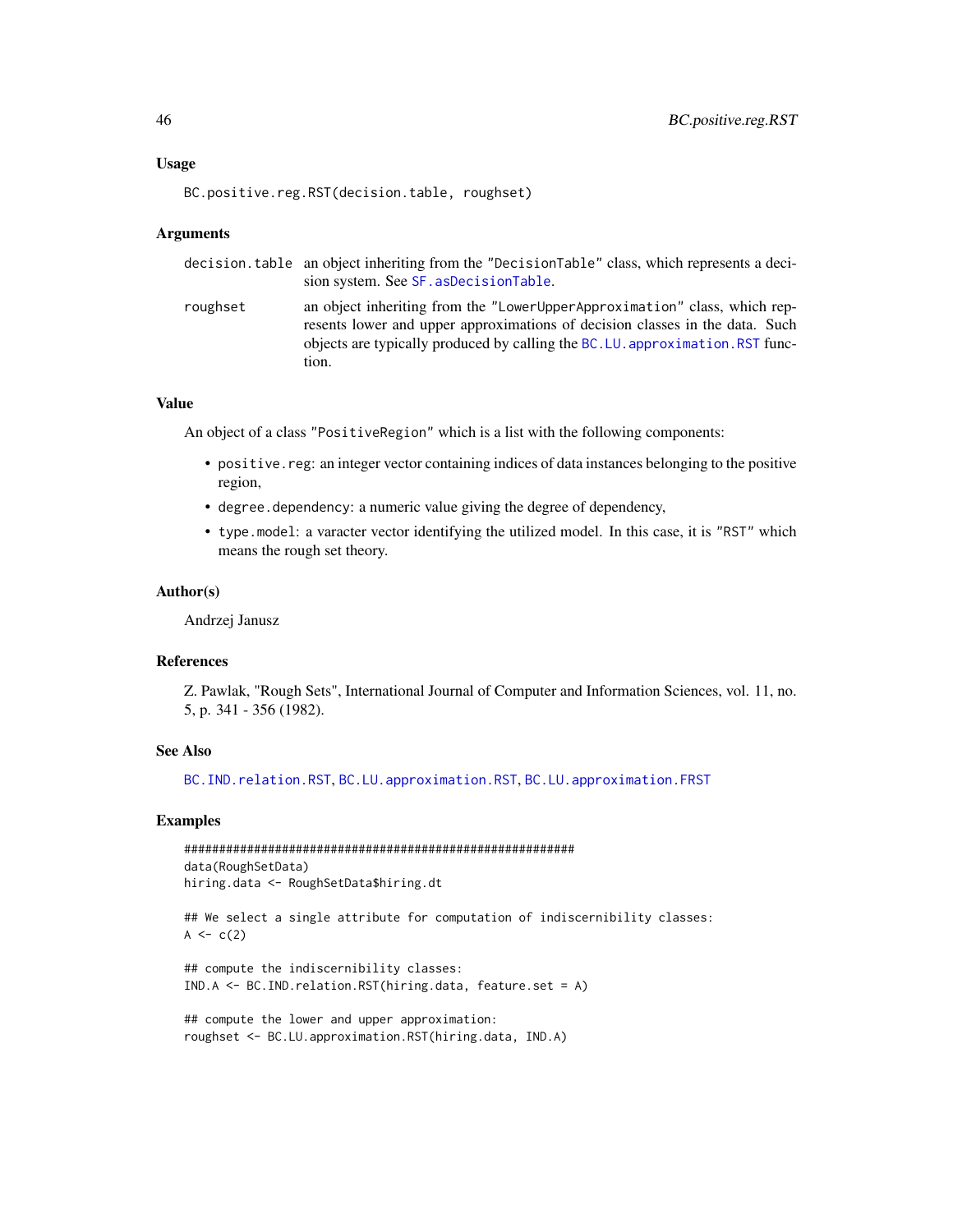### Usage

```
BC.positive.reg.RST(decision.table, roughset)
```

### Arguments

| | |
|---|---|
| decision.table | an object inheriting from the "DecisionTable" class, which represents a decision system. See SF.asDecisionTable. |
| roughset | an object inheriting from the "LowerUpperApproximation" class, which represents lower and upper approximations of decision classes in the data. Such objects are typically produced by calling the BC.LU.approximation.RST function. |

### Value

An object of a class "PositiveRegion" which is a list with the following components:

- `positive.reg`: an integer vector containing indices of data instances belonging to the positive region,
- `degree.dependency`: a numeric value giving the degree of dependency,
- `type.model`: a varacter vector identifying the utilized model. In this case, it is "RST" which means the rough set theory.

### Author(s)

Andrzej Janusz

### References

Z. Pawlak, "Rough Sets", International Journal of Computer and Information Sciences, vol. 11, no. 5, p. 341 - 356 (1982).

### See Also

BC.IND.relation.RST, BC.LU.approximation.RST, BC.LU.approximation.FRST

### Examples

```
#######################################################
data(RoughSetData)
hiring.data <- RoughSetData$hiring.dt

## We select a single attribute for computation of indiscernibility classes:
A <- c(2)

## compute the indiscernibility classes:
IND.A <- BC.IND.relation.RST(hiring.data, feature.set = A)

## compute the lower and upper approximation:
roughset <- BC.LU.approximation.RST(hiring.data, IND.A)
```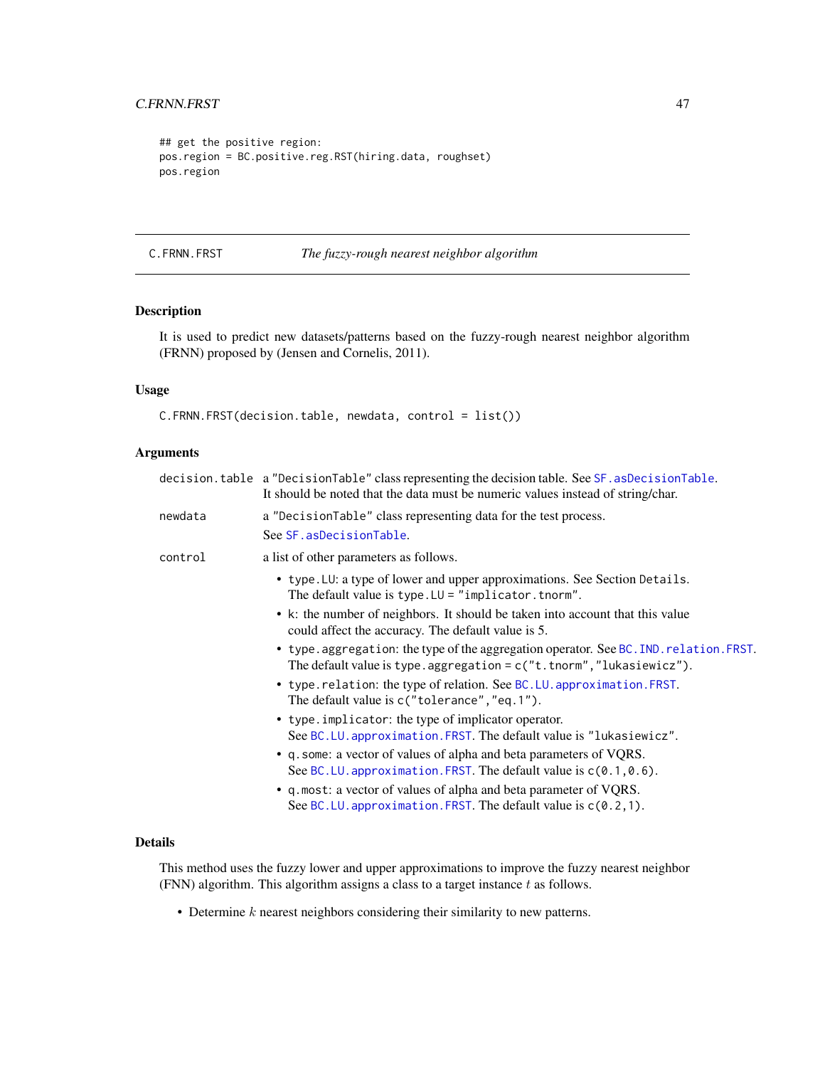```
## get the positive region:
pos.region = BC.positive.reg.RST(hiring.data, roughset)
pos.region
```

---

C.FRNN.FRST *The fuzzy-rough nearest neighbor algorithm*

---

## Description

It is used to predict new datasets/patterns based on the fuzzy-rough nearest neighbor algorithm (FRNN) proposed by (Jensen and Cornelis, 2011).

## Usage

```
C.FRNN.FRST(decision.table, newdata, control = list())
```

## Arguments

| | |
|---|---|
| decision.table | a "DecisionTable" class representing the decision table. See SF.asDecisionTable. It should be noted that the data must be numeric values instead of string/char. |
| newdata | a "DecisionTable" class representing data for the test process. See SF.asDecisionTable. |
| control | a list of other parameters as follows. |

- `type.LU`: a type of lower and upper approximations. See Section `Details`. The default value is `type.LU = "implicator.tnorm"`.
- `k`: the number of neighbors. It should be taken into account that this value could affect the accuracy. The default value is 5.
- `type.aggregation`: the type of the aggregation operator. See BC.IND.relation.FRST. The default value is `type.aggregation = c("t.tnorm","lukasiewicz")`.
- `type.relation`: the type of relation. See BC.LU.approximation.FRST. The default value is `c("tolerance","eq.1")`.
- `type.implicator`: the type of implicator operator. See BC.LU.approximation.FRST. The default value is `"lukasiewicz"`.
- `q.some`: a vector of values of alpha and beta parameters of VQRS. See BC.LU.approximation.FRST. The default value is `c(0.1,0.6)`.
- `q.most`: a vector of values of alpha and beta parameter of VQRS. See BC.LU.approximation.FRST. The default value is `c(0.2,1)`.

## Details

This method uses the fuzzy lower and upper approximations to improve the fuzzy nearest neighbor (FNN) algorithm. This algorithm assigns a class to a target instance $t$ as follows.

- Determine $k$ nearest neighbors considering their similarity to new patterns.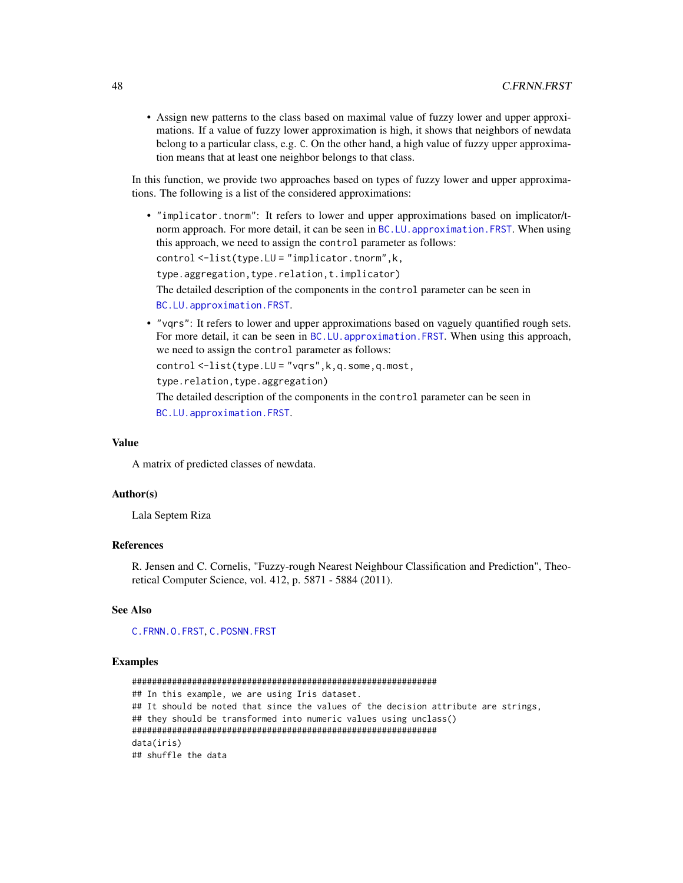- Assign new patterns to the class based on maximal value of fuzzy lower and upper approximations. If a value of fuzzy lower approximation is high, it shows that neighbors of newdata belong to a particular class, e.g. `C`. On the other hand, a high value of fuzzy upper approximation means that at least one neighbor belongs to that class.

In this function, we provide two approaches based on types of fuzzy lower and upper approximations. The following is a list of the considered approximations:

- `"implicator.tnorm"`: It refers to lower and upper approximations based on implicator/t-norm approach. For more detail, it can be seen in `BC.LU.approximation.FRST`. When using this approach, we need to assign the `control` parameter as follows:

  `control <-list(type.LU = "implicator.tnorm",k,`

  `type.aggregation,type.relation,t.implicator)`

  The detailed description of the components in the `control` parameter can be seen in `BC.LU.approximation.FRST`.

- `"vqrs"`: It refers to lower and upper approximations based on vaguely quantified rough sets. For more detail, it can be seen in `BC.LU.approximation.FRST`. When using this approach, we need to assign the `control` parameter as follows:

  `control <-list(type.LU = "vqrs",k,q.some,q.most,`

  `type.relation,type.aggregation)`

  The detailed description of the components in the `control` parameter can be seen in `BC.LU.approximation.FRST`.

## Value

A matrix of predicted classes of newdata.

## Author(s)

Lala Septem Riza

## References

R. Jensen and C. Cornelis, "Fuzzy-rough Nearest Neighbour Classification and Prediction", Theoretical Computer Science, vol. 412, p. 5871 - 5884 (2011).

## See Also

`C.FRNN.O.FRST`, `C.POSNN.FRST`

## Examples

```
#################################################################
## In this example, we are using Iris dataset.
## It should be noted that since the values of the decision attribute are strings,
## they should be transformed into numeric values using unclass()
#################################################################
data(iris)
## shuffle the data
```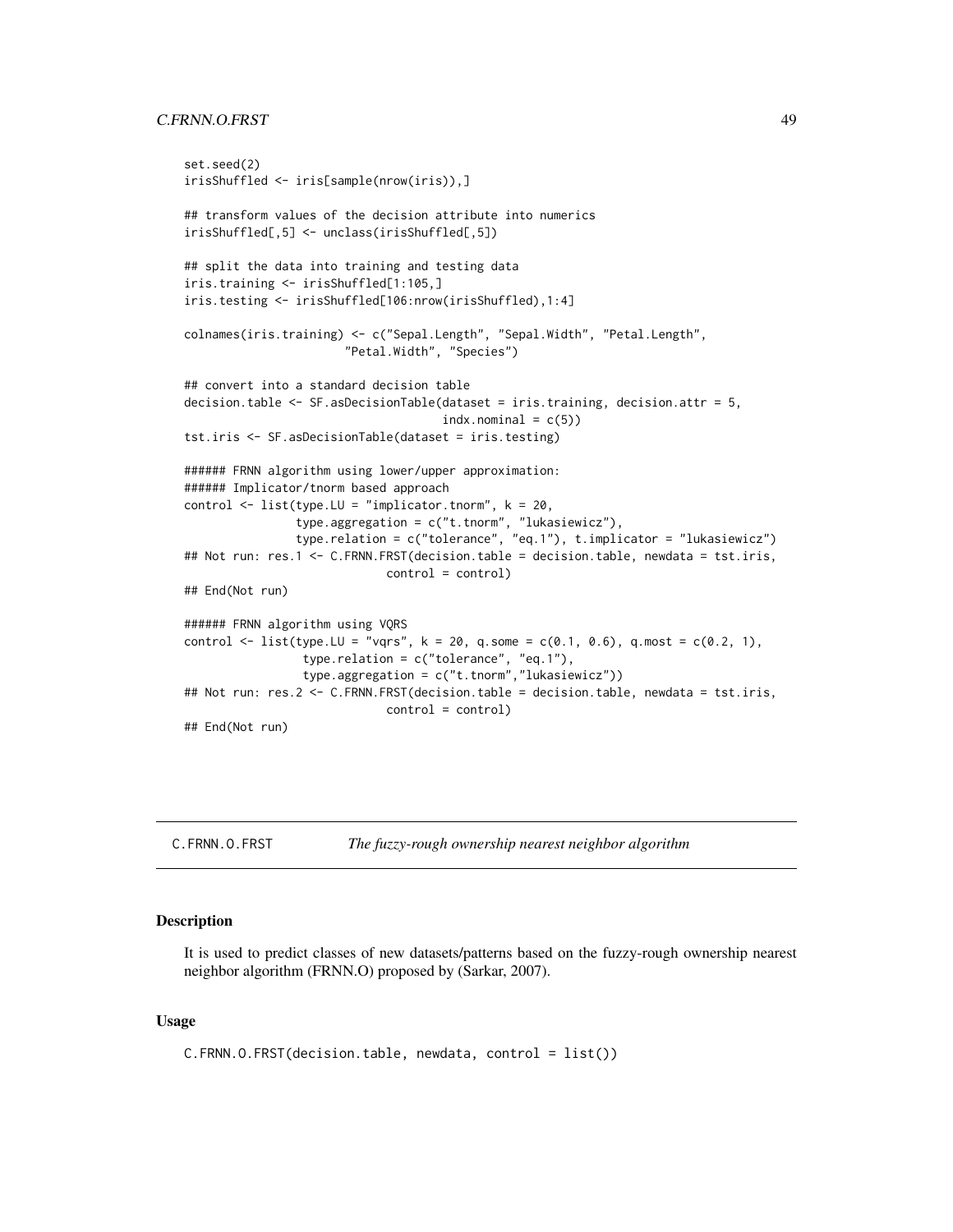```
set.seed(2)
irisShuffled <- iris[sample(nrow(iris)),]

## transform values of the decision attribute into numerics
irisShuffled[,5] <- unclass(irisShuffled[,5])

## split the data into training and testing data
iris.training <- irisShuffled[1:105,]
iris.testing <- irisShuffled[106:nrow(irisShuffled),1:4]

colnames(iris.training) <- c("Sepal.Length", "Sepal.Width", "Petal.Length",
                      "Petal.Width", "Species")

## convert into a standard decision table
decision.table <- SF.asDecisionTable(dataset = iris.training, decision.attr = 5,
                                    indx.nominal = c(5))
tst.iris <- SF.asDecisionTable(dataset = iris.testing)

###### FRNN algorithm using lower/upper approximation:
###### Implicator/tnorm based approach
control <- list(type.LU = "implicator.tnorm", k = 20,
               type.aggregation = c("t.tnorm", "lukasiewicz"),
               type.relation = c("tolerance", "eq.1"), t.implicator = "lukasiewicz")
## Not run: res.1 <- C.FRNN.FRST(decision.table = decision.table, newdata = tst.iris,
                             control = control)
## End(Not run)

###### FRNN algorithm using VQRS
control <- list(type.LU = "vqrs", k = 20, q.some = c(0.1, 0.6), q.most = c(0.2, 1),
                type.relation = c("tolerance", "eq.1"),
                type.aggregation = c("t.tnorm","lukasiewicz"))
## Not run: res.2 <- C.FRNN.FRST(decision.table = decision.table, newdata = tst.iris,
                             control = control)
## End(Not run)
```

---

## C.FRNN.O.FRST — *The fuzzy-rough ownership nearest neighbor algorithm*

### Description

It is used to predict classes of new datasets/patterns based on the fuzzy-rough ownership nearest neighbor algorithm (FRNN.O) proposed by (Sarkar, 2007).

### Usage

```
C.FRNN.O.FRST(decision.table, newdata, control = list())
```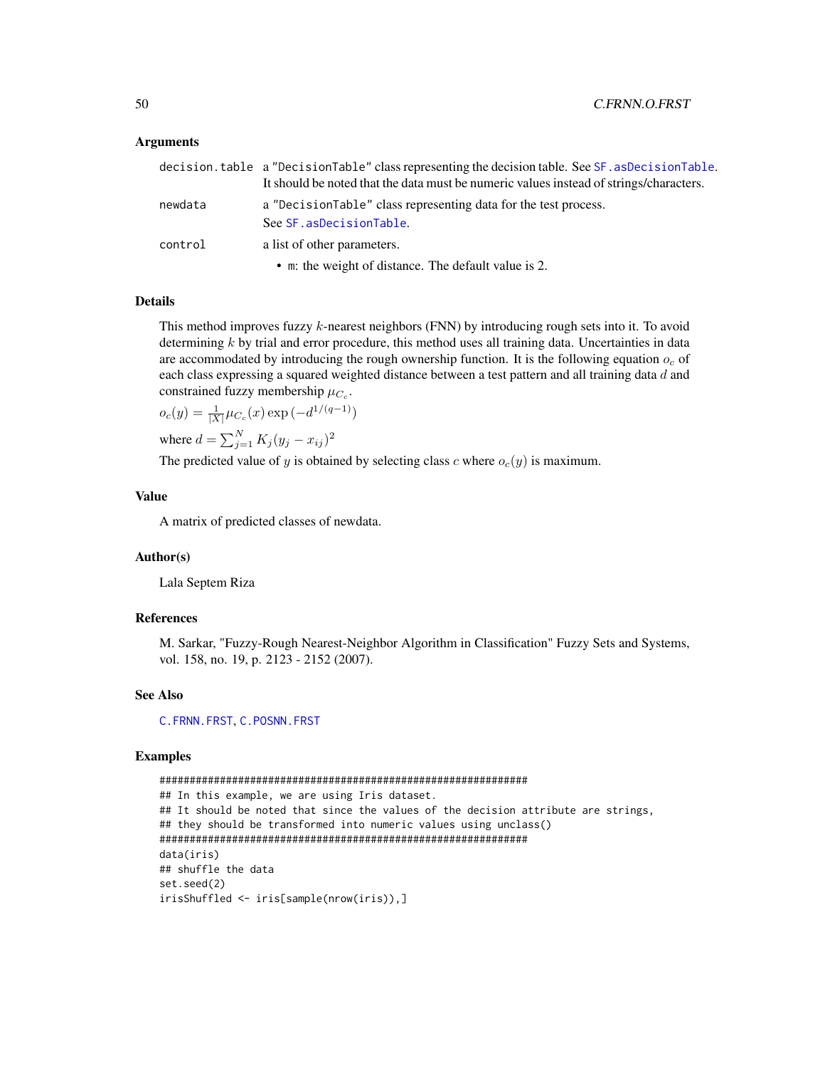### Arguments

`decision.table` a "DecisionTable" class representing the decision table. See `SF.asDecisionTable`. It should be noted that the data must be numeric values instead of strings/characters.

`newdata` a "DecisionTable" class representing data for the test process. See `SF.asDecisionTable`.

`control` a list of other parameters.

- `m`: the weight of distance. The default value is 2.

### Details

This method improves fuzzy $k$-nearest neighbors (FNN) by introducing rough sets into it. To avoid determining $k$ by trial and error procedure, this method uses all training data. Uncertainties in data are accommodated by introducing the rough ownership function. It is the following equation $o_c$ of each class expressing a squared weighted distance between a test pattern and all training data $d$ and constrained fuzzy membership $\mu_{C_c}$.

$o_c(y) = \frac{1}{|X|} \mu_{C_c}(x) \exp\left(-d^{1/(q-1)}\right)$

where $d = \sum_{j=1}^{N} K_j (y_j - x_{ij})^2$

The predicted value of $y$ is obtained by selecting class $c$ where $o_c(y)$ is maximum.

### Value

A matrix of predicted classes of newdata.

### Author(s)

Lala Septem Riza

### References

M. Sarkar, "Fuzzy-Rough Nearest-Neighbor Algorithm in Classification" Fuzzy Sets and Systems, vol. 158, no. 19, p. 2123 - 2152 (2007).

### See Also

`C.FRNN.FRST`, `C.POSNN.FRST`

### Examples

```
#############################################################
## In this example, we are using Iris dataset.
## It should be noted that since the values of the decision attribute are strings,
## they should be transformed into numeric values using unclass()
#############################################################
data(iris)
## shuffle the data
set.seed(2)
irisShuffled <- iris[sample(nrow(iris)),]
```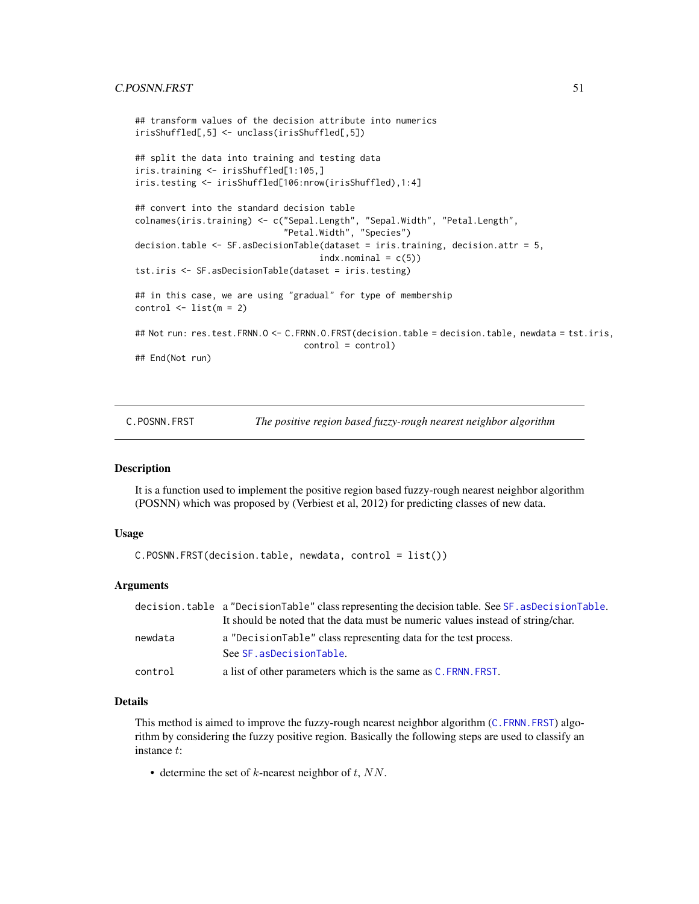```
## transform values of the decision attribute into numerics
irisShuffled[,5] <- unclass(irisShuffled[,5])

## split the data into training and testing data
iris.training <- irisShuffled[1:105,]
iris.testing <- irisShuffled[106:nrow(irisShuffled),1:4]

## convert into the standard decision table
colnames(iris.training) <- c("Sepal.Length", "Sepal.Width", "Petal.Length",
                            "Petal.Width", "Species")
decision.table <- SF.asDecisionTable(dataset = iris.training, decision.attr = 5,
                                    indx.nominal = c(5))
tst.iris <- SF.asDecisionTable(dataset = iris.testing)

## in this case, we are using "gradual" for type of membership
control <- list(m = 2)

## Not run: res.test.FRNN.O <- C.FRNN.O.FRST(decision.table = decision.table, newdata = tst.iris,
                                 control = control)
## End(Not run)
```

---

## C.POSNN.FRST *The positive region based fuzzy-rough nearest neighbor algorithm*

### Description

It is a function used to implement the positive region based fuzzy-rough nearest neighbor algorithm (POSNN) which was proposed by (Verbiest et al, 2012) for predicting classes of new data.

### Usage

```
C.POSNN.FRST(decision.table, newdata, control = list())
```

### Arguments

| | |
|---|---|
| decision.table | a "DecisionTable" class representing the decision table. See SF.asDecisionTable. It should be noted that the data must be numeric values instead of string/char. |
| newdata | a "DecisionTable" class representing data for the test process. See SF.asDecisionTable. |
| control | a list of other parameters which is the same as C.FRNN.FRST. |

### Details

This method is aimed to improve the fuzzy-rough nearest neighbor algorithm (C.FRNN.FRST) algorithm by considering the fuzzy positive region. Basically the following steps are used to classify an instance $t$:

- determine the set of $k$-nearest neighbor of $t$, $NN$.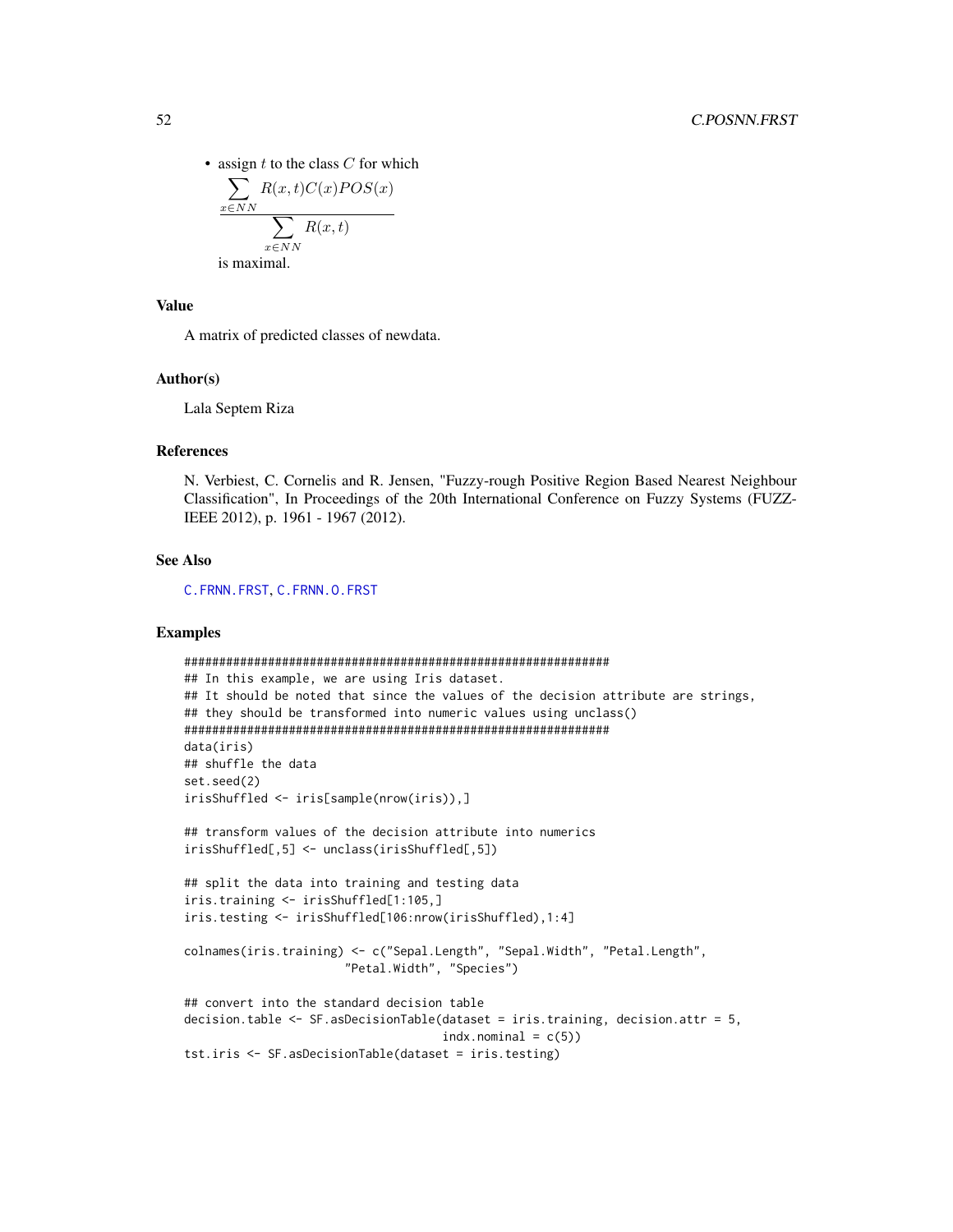- assign $t$ to the class $C$ for which
$$\frac{\sum_{x \in NN} R(x,t)C(x)POS(x)}{\sum_{x \in NN} R(x,t)}$$
is maximal.

## Value

A matrix of predicted classes of newdata.

## Author(s)

Lala Septem Riza

## References

N. Verbiest, C. Cornelis and R. Jensen, "Fuzzy-rough Positive Region Based Nearest Neighbour Classification", In Proceedings of the 20th International Conference on Fuzzy Systems (FUZZ-IEEE 2012), p. 1961 - 1967 (2012).

## See Also

C.FRNN.FRST, C.FRNN.O.FRST

## Examples

```
#############################################################
## In this example, we are using Iris dataset.
## It should be noted that since the values of the decision attribute are strings,
## they should be transformed into numeric values using unclass()
#############################################################
data(iris)
## shuffle the data
set.seed(2)
irisShuffled <- iris[sample(nrow(iris)),]

## transform values of the decision attribute into numerics
irisShuffled[,5] <- unclass(irisShuffled[,5])

## split the data into training and testing data
iris.training <- irisShuffled[1:105,]
iris.testing <- irisShuffled[106:nrow(irisShuffled),1:4]

colnames(iris.training) <- c("Sepal.Length", "Sepal.Width", "Petal.Length",
                      "Petal.Width", "Species")

## convert into the standard decision table
decision.table <- SF.asDecisionTable(dataset = iris.training, decision.attr = 5,
                                     indx.nominal = c(5))
tst.iris <- SF.asDecisionTable(dataset = iris.testing)
```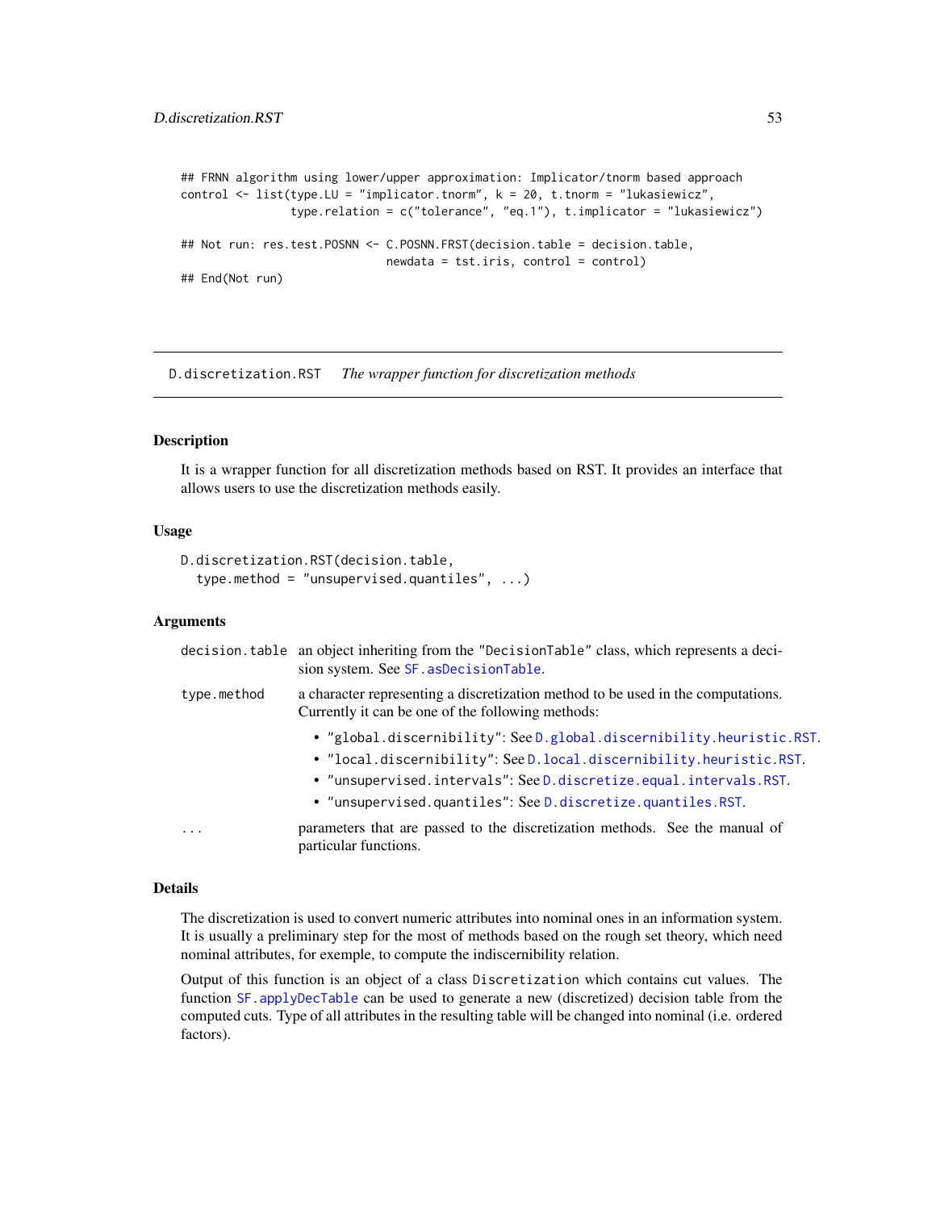```
## FRNN algorithm using lower/upper approximation: Implicator/tnorm based approach
control <- list(type.LU = "implicator.tnorm", k = 20, t.tnorm = "lukasiewicz",
                type.relation = c("tolerance", "eq.1"), t.implicator = "lukasiewicz")

## Not run: res.test.POSNN <- C.POSNN.FRST(decision.table = decision.table,
                             newdata = tst.iris, control = control)
## End(Not run)
```

---

`D.discretization.RST` *The wrapper function for discretization methods*

---

## Description

It is a wrapper function for all discretization methods based on RST. It provides an interface that allows users to use the discretization methods easily.

## Usage

```
D.discretization.RST(decision.table,
  type.method = "unsupervised.quantiles", ...)
```

## Arguments

`decision.table` an object inheriting from the "DecisionTable" class, which represents a decision system. See `SF.asDecisionTable`.

`type.method` a character representing a discretization method to be used in the computations. Currently it can be one of the following methods:

- "global.discernibility": See `D.global.discernibility.heuristic.RST`.
- "local.discernibility": See `D.local.discernibility.heuristic.RST`.
- "unsupervised.intervals": See `D.discretize.equal.intervals.RST`.
- "unsupervised.quantiles": See `D.discretize.quantiles.RST`.

`...` parameters that are passed to the discretization methods. See the manual of particular functions.

## Details

The discretization is used to convert numeric attributes into nominal ones in an information system. It is usually a preliminary step for the most of methods based on the rough set theory, which need nominal attributes, for exemple, to compute the indiscernibility relation.

Output of this function is an object of a class `Discretization` which contains cut values. The function `SF.applyDecTable` can be used to generate a new (discretized) decision table from the computed cuts. Type of all attributes in the resulting table will be changed into nominal (i.e. ordered factors).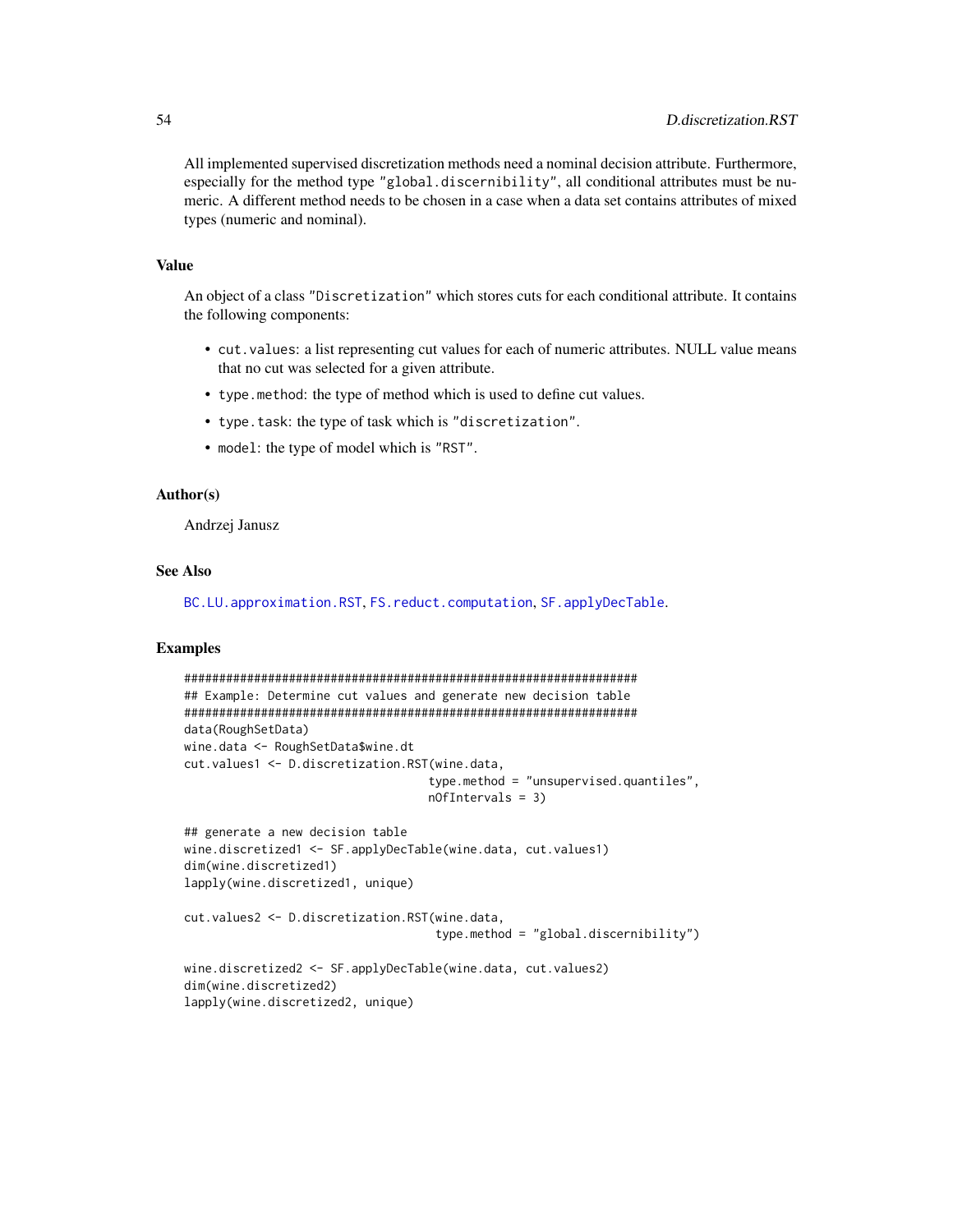All implemented supervised discretization methods need a nominal decision attribute. Furthermore, especially for the method type "global.discernibility", all conditional attributes must be numeric. A different method needs to be chosen in a case when a data set contains attributes of mixed types (numeric and nominal).

## Value

An object of a class "Discretization" which stores cuts for each conditional attribute. It contains the following components:

- `cut.values`: a list representing cut values for each of numeric attributes. NULL value means that no cut was selected for a given attribute.
- `type.method`: the type of method which is used to define cut values.
- `type.task`: the type of task which is "discretization".
- `model`: the type of model which is "RST".

## Author(s)

Andrzej Janusz

## See Also

`BC.LU.approximation.RST`, `FS.reduct.computation`, `SF.applyDecTable`.

## Examples

```
#################################################################
## Example: Determine cut values and generate new decision table
#################################################################
data(RoughSetData)
wine.data <- RoughSetData$wine.dt
cut.values1 <- D.discretization.RST(wine.data,
                                    type.method = "unsupervised.quantiles",
                                    nOfIntervals = 3)

## generate a new decision table
wine.discretized1 <- SF.applyDecTable(wine.data, cut.values1)
dim(wine.discretized1)
lapply(wine.discretized1, unique)

cut.values2 <- D.discretization.RST(wine.data,
                                     type.method = "global.discernibility")

wine.discretized2 <- SF.applyDecTable(wine.data, cut.values2)
dim(wine.discretized2)
lapply(wine.discretized2, unique)
```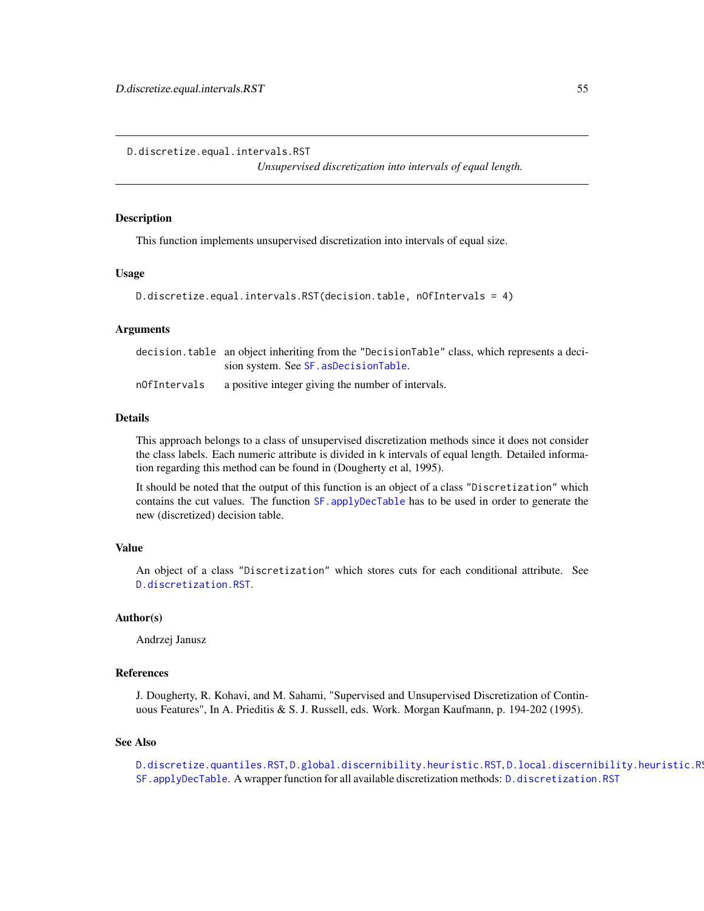D.discretize.equal.intervals.RST

*Unsupervised discretization into intervals of equal length.*

### Description

This function implements unsupervised discretization into intervals of equal size.

### Usage

```
D.discretize.equal.intervals.RST(decision.table, nOfIntervals = 4)
```

### Arguments

| | |
|---|---|
| `decision.table` | an object inheriting from the "DecisionTable" class, which represents a decision system. See `SF.asDecisionTable`. |
| `nOfIntervals` | a positive integer giving the number of intervals. |

### Details

This approach belongs to a class of unsupervised discretization methods since it does not consider the class labels. Each numeric attribute is divided in `k` intervals of equal length. Detailed information regarding this method can be found in (Dougherty et al, 1995).

It should be noted that the output of this function is an object of a class "Discretization" which contains the cut values. The function `SF.applyDecTable` has to be used in order to generate the new (discretized) decision table.

### Value

An object of a class "Discretization" which stores cuts for each conditional attribute. See `D.discretization.RST`.

### Author(s)

Andrzej Janusz

### References

J. Dougherty, R. Kohavi, and M. Sahami, "Supervised and Unsupervised Discretization of Continuous Features", In A. Prieditis & S. J. Russell, eds. Work. Morgan Kaufmann, p. 194-202 (1995).

### See Also

`D.discretize.quantiles.RST`, `D.global.discernibility.heuristic.RST`, `D.local.discernibility.heuristic.RST`, `SF.applyDecTable`. A wrapper function for all available discretization methods: `D.discretization.RST`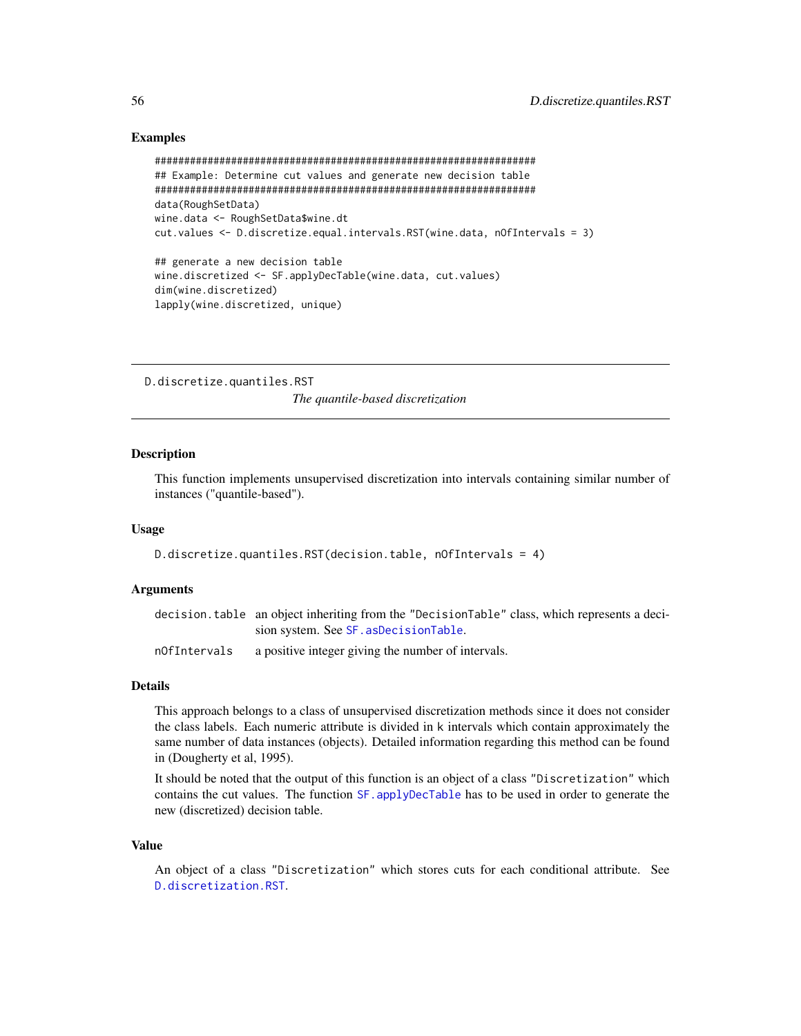### Examples

```
#############################################################
## Example: Determine cut values and generate new decision table
#############################################################
data(RoughSetData)
wine.data <- RoughSetData$wine.dt
cut.values <- D.discretize.equal.intervals.RST(wine.data, nOfIntervals = 3)

## generate a new decision table
wine.discretized <- SF.applyDecTable(wine.data, cut.values)
dim(wine.discretized)
lapply(wine.discretized, unique)
```

---

## D.discretize.quantiles.RST

*The quantile-based discretization*

---

### Description

This function implements unsupervised discretization into intervals containing similar number of instances ("quantile-based").

### Usage

```
D.discretize.quantiles.RST(decision.table, nOfIntervals = 4)
```

### Arguments

| | |
|---|---|
| `decision.table` | an object inheriting from the `"DecisionTable"` class, which represents a decision system. See `SF.asDecisionTable`. |
| `nOfIntervals` | a positive integer giving the number of intervals. |

### Details

This approach belongs to a class of unsupervised discretization methods since it does not consider the class labels. Each numeric attribute is divided in `k` intervals which contain approximately the same number of data instances (objects). Detailed information regarding this method can be found in (Dougherty et al, 1995).

It should be noted that the output of this function is an object of a class `"Discretization"` which contains the cut values. The function `SF.applyDecTable` has to be used in order to generate the new (discretized) decision table.

### Value

An object of a class `"Discretization"` which stores cuts for each conditional attribute. See `D.discretization.RST`.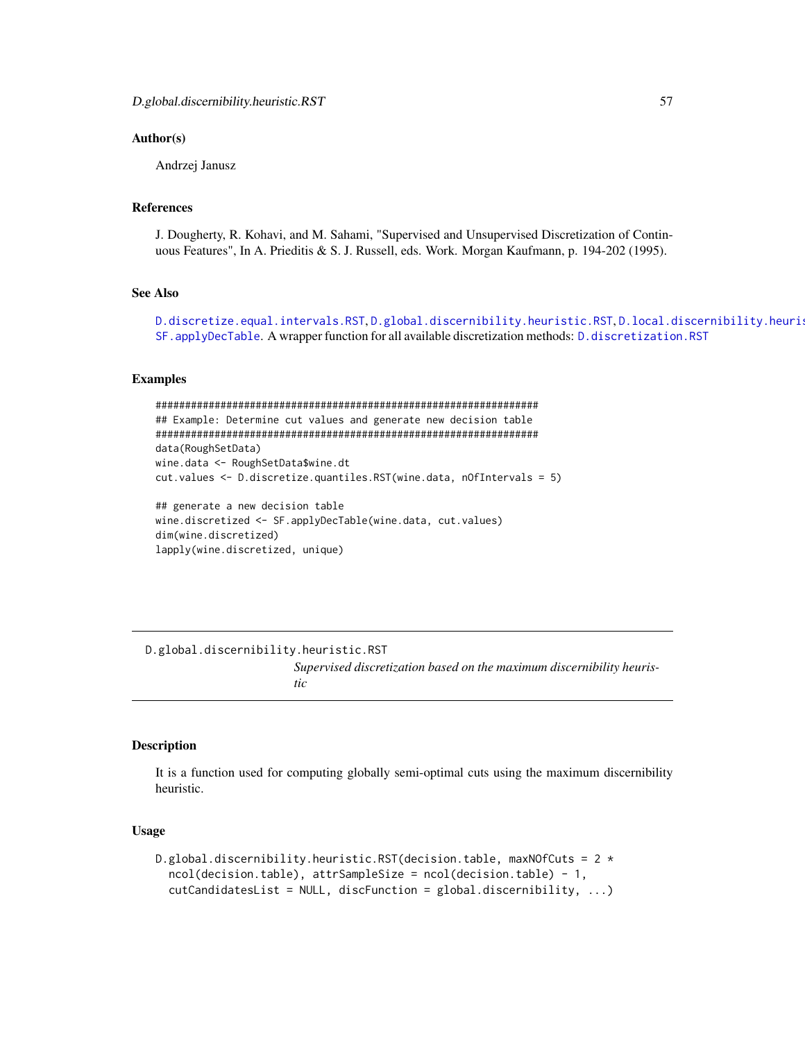### Author(s)

Andrzej Janusz

### References

J. Dougherty, R. Kohavi, and M. Sahami, "Supervised and Unsupervised Discretization of Continuous Features", In A. Prieditis & S. J. Russell, eds. Work. Morgan Kaufmann, p. 194-202 (1995).

### See Also

D.discretize.equal.intervals.RST, D.global.discernibility.heuristic.RST, D.local.discernibility.heuris
SF.applyDecTable. A wrapper function for all available discretization methods: D.discretization.RST

### Examples

```
#############################################################
## Example: Determine cut values and generate new decision table
#############################################################
data(RoughSetData)
wine.data <- RoughSetData$wine.dt
cut.values <- D.discretize.quantiles.RST(wine.data, nOfIntervals = 5)

## generate a new decision table
wine.discretized <- SF.applyDecTable(wine.data, cut.values)
dim(wine.discretized)
lapply(wine.discretized, unique)
```

---

## D.global.discernibility.heuristic.RST

*Supervised discretization based on the maximum discernibility heuristic*

---

### Description

It is a function used for computing globally semi-optimal cuts using the maximum discernibility heuristic.

### Usage

```
D.global.discernibility.heuristic.RST(decision.table, maxNOfCuts = 2 *
  ncol(decision.table), attrSampleSize = ncol(decision.table) - 1,
  cutCandidatesList = NULL, discFunction = global.discernibility, ...)
```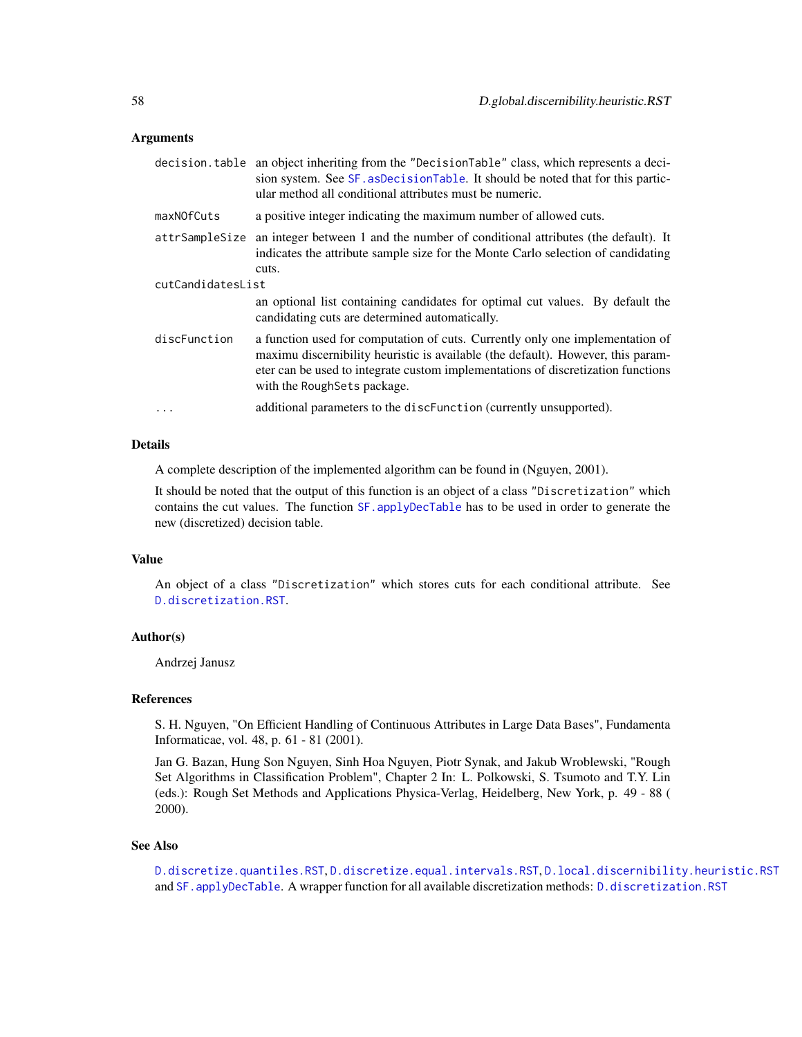### Arguments

| | |
|---|---|
| `decision.table` | an object inheriting from the "DecisionTable" class, which represents a decision system. See `SF.asDecisionTable`. It should be noted that for this particular method all conditional attributes must be numeric. |
| `maxNOfCuts` | a positive integer indicating the maximum number of allowed cuts. |
| `attrSampleSize` | an integer between 1 and the number of conditional attributes (the default). It indicates the attribute sample size for the Monte Carlo selection of candidating cuts. |
| `cutCandidatesList` | an optional list containing candidates for optimal cut values. By default the candidating cuts are determined automatically. |
| `discFunction` | a function used for computation of cuts. Currently only one implementation of maximu discernibility heuristic is available (the default). However, this parameter can be used to integrate custom implementations of discretization functions with the RoughSets package. |
| `...` | additional parameters to the `discFunction` (currently unsupported). |

### Details

A complete description of the implemented algorithm can be found in (Nguyen, 2001).

It should be noted that the output of this function is an object of a class "Discretization" which contains the cut values. The function `SF.applyDecTable` has to be used in order to generate the new (discretized) decision table.

### Value

An object of a class "Discretization" which stores cuts for each conditional attribute. See `D.discretization.RST`.

### Author(s)

Andrzej Janusz

### References

S. H. Nguyen, "On Efficient Handling of Continuous Attributes in Large Data Bases", Fundamenta Informaticae, vol. 48, p. 61 - 81 (2001).

Jan G. Bazan, Hung Son Nguyen, Sinh Hoa Nguyen, Piotr Synak, and Jakub Wroblewski, "Rough Set Algorithms in Classification Problem", Chapter 2 In: L. Polkowski, S. Tsumoto and T.Y. Lin (eds.): Rough Set Methods and Applications Physica-Verlag, Heidelberg, New York, p. 49 - 88 ( 2000).

### See Also

`D.discretize.quantiles.RST`, `D.discretize.equal.intervals.RST`, `D.local.discernibility.heuristic.RST` and `SF.applyDecTable`. A wrapper function for all available discretization methods: `D.discretization.RST`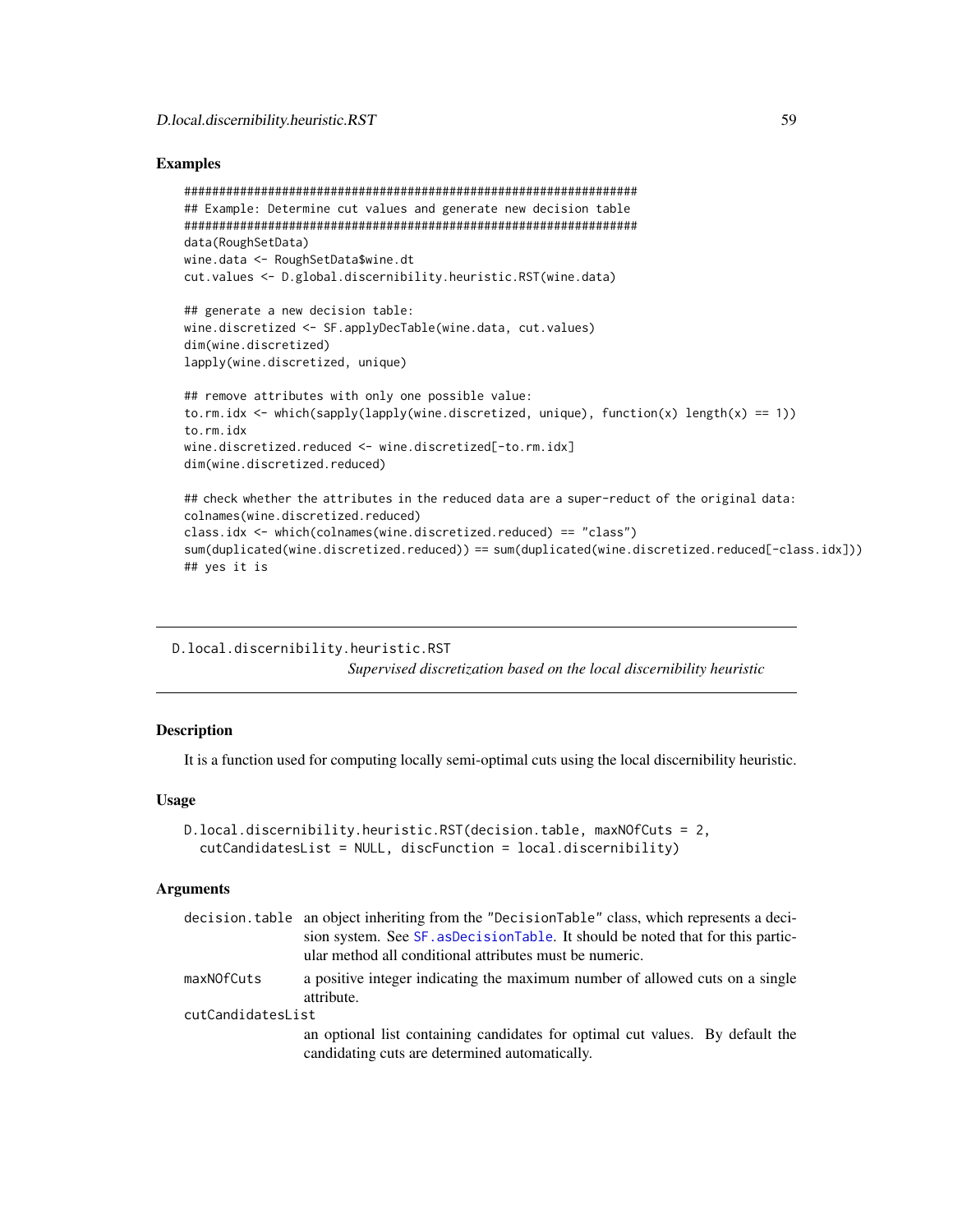### Examples

```
#############################################################
## Example: Determine cut values and generate new decision table
#############################################################
data(RoughSetData)
wine.data <- RoughSetData$wine.dt
cut.values <- D.global.discernibility.heuristic.RST(wine.data)

## generate a new decision table:
wine.discretized <- SF.applyDecTable(wine.data, cut.values)
dim(wine.discretized)
lapply(wine.discretized, unique)

## remove attributes with only one possible value:
to.rm.idx <- which(sapply(lapply(wine.discretized, unique), function(x) length(x) == 1))
to.rm.idx
wine.discretized.reduced <- wine.discretized[-to.rm.idx]
dim(wine.discretized.reduced)

## check whether the attributes in the reduced data are a super-reduct of the original data:
colnames(wine.discretized.reduced)
class.idx <- which(colnames(wine.discretized.reduced) == "class")
sum(duplicated(wine.discretized.reduced)) == sum(duplicated(wine.discretized.reduced[-class.idx]))
## yes it is
```

---

## D.local.discernibility.heuristic.RST

*Supervised discretization based on the local discernibility heuristic*

---

### Description

It is a function used for computing locally semi-optimal cuts using the local discernibility heuristic.

### Usage

```
D.local.discernibility.heuristic.RST(decision.table, maxNOfCuts = 2,
  cutCandidatesList = NULL, discFunction = local.discernibility)
```

### Arguments

| | |
|---|---|
| decision.table | an object inheriting from the "DecisionTable" class, which represents a decision system. See SF.asDecisionTable. It should be noted that for this particular method all conditional attributes must be numeric. |
| maxNOfCuts | a positive integer indicating the maximum number of allowed cuts on a single attribute. |
| cutCandidatesList | an optional list containing candidates for optimal cut values. By default the candidating cuts are determined automatically. |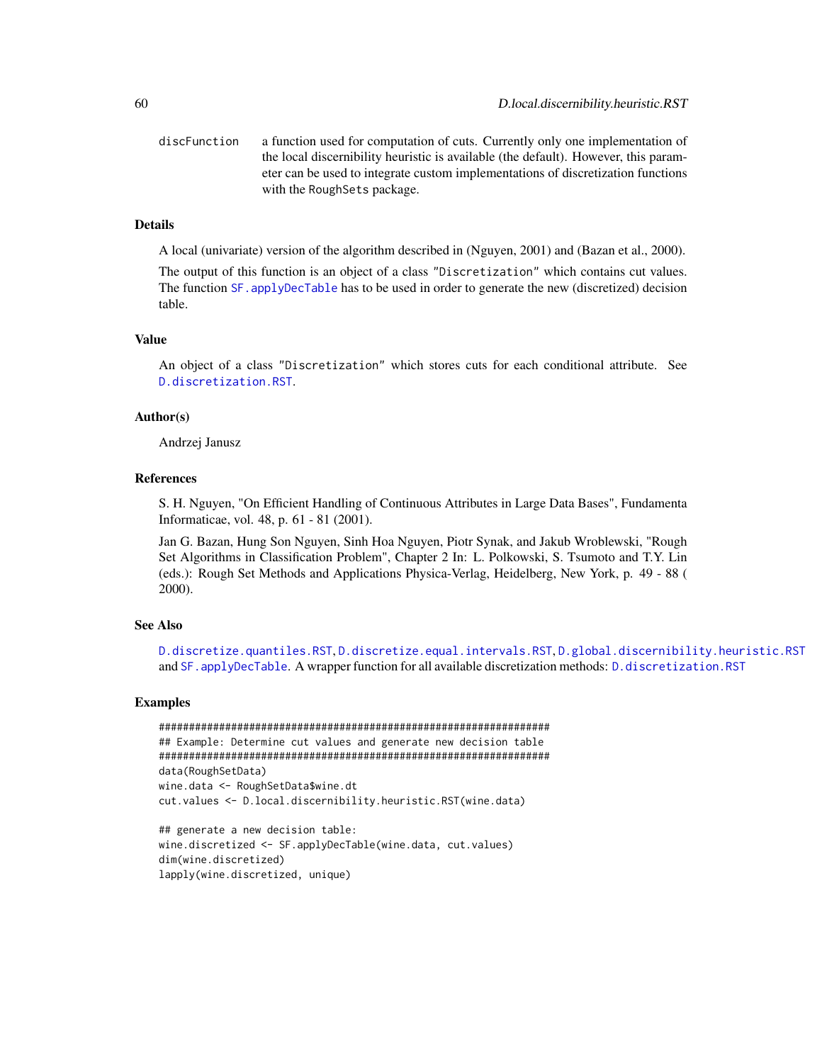discFunction a function used for computation of cuts. Currently only one implementation of the local discernibility heuristic is available (the default). However, this parameter can be used to integrate custom implementations of discretization functions with the RoughSets package.

## Details

A local (univariate) version of the algorithm described in (Nguyen, 2001) and (Bazan et al., 2000).

The output of this function is an object of a class "Discretization" which contains cut values. The function SF.applyDecTable has to be used in order to generate the new (discretized) decision table.

## Value

An object of a class "Discretization" which stores cuts for each conditional attribute. See D.discretization.RST.

## Author(s)

Andrzej Janusz

## References

S. H. Nguyen, "On Efficient Handling of Continuous Attributes in Large Data Bases", Fundamenta Informaticae, vol. 48, p. 61 - 81 (2001).

Jan G. Bazan, Hung Son Nguyen, Sinh Hoa Nguyen, Piotr Synak, and Jakub Wroblewski, "Rough Set Algorithms in Classification Problem", Chapter 2 In: L. Polkowski, S. Tsumoto and T.Y. Lin (eds.): Rough Set Methods and Applications Physica-Verlag, Heidelberg, New York, p. 49 - 88 ( 2000).

## See Also

D.discretize.quantiles.RST, D.discretize.equal.intervals.RST, D.global.discernibility.heuristic.RST and SF.applyDecTable. A wrapper function for all available discretization methods: D.discretization.RST

## Examples

```
#################################################################
## Example: Determine cut values and generate new decision table
#################################################################
data(RoughSetData)
wine.data <- RoughSetData$wine.dt
cut.values <- D.local.discernibility.heuristic.RST(wine.data)

## generate a new decision table:
wine.discretized <- SF.applyDecTable(wine.data, cut.values)
dim(wine.discretized)
lapply(wine.discretized, unique)
```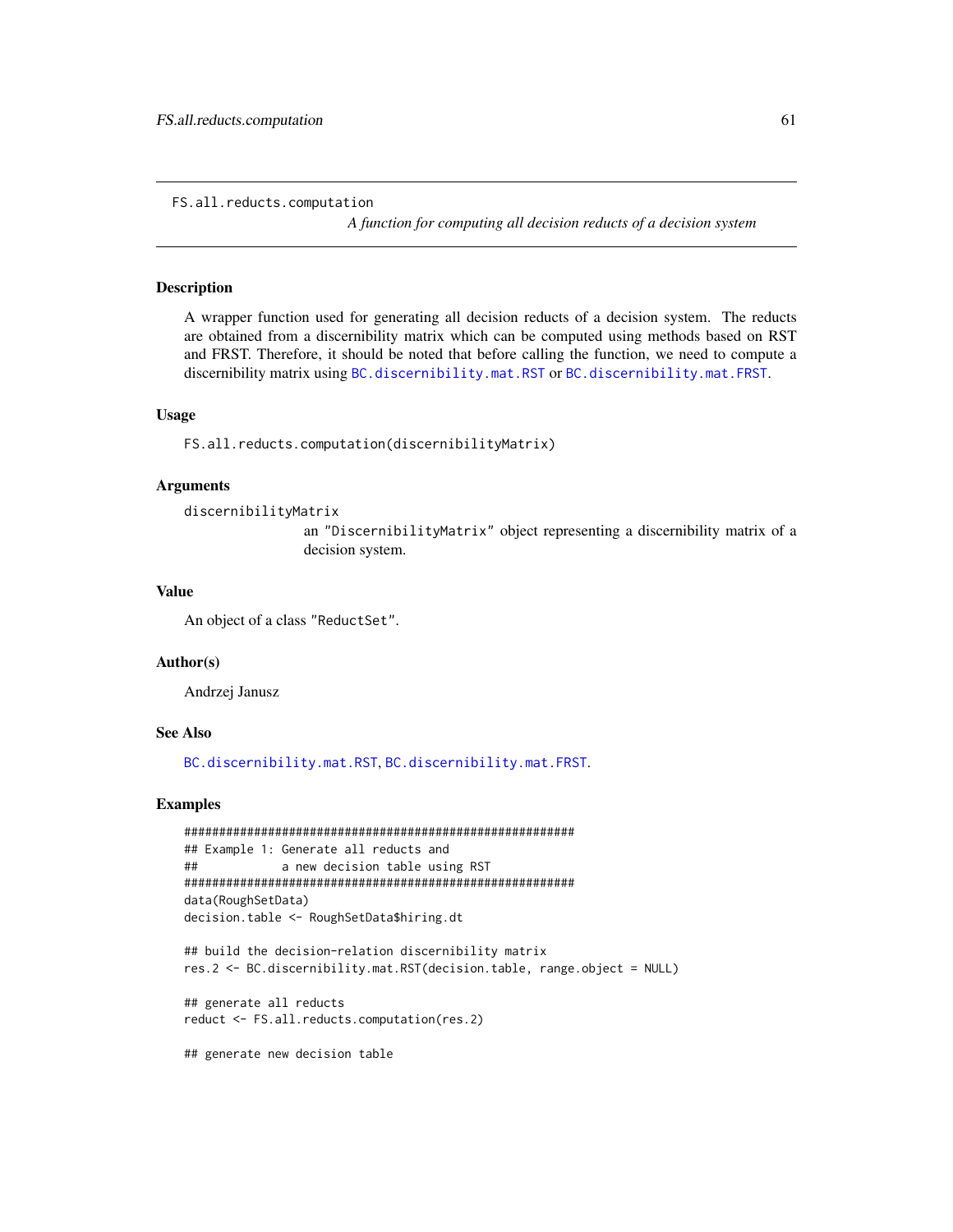FS.all.reducts.computation *A function for computing all decision reducts of a decision system*

## Description

A wrapper function used for generating all decision reducts of a decision system. The reducts are obtained from a discernibility matrix which can be computed using methods based on RST and FRST. Therefore, it should be noted that before calling the function, we need to compute a discernibility matrix using `BC.discernibility.mat.RST` or `BC.discernibility.mat.FRST`.

## Usage

```
FS.all.reducts.computation(discernibilityMatrix)
```

## Arguments

`discernibilityMatrix`
: an "DiscernibilityMatrix" object representing a discernibility matrix of a decision system.

## Value

An object of a class "ReductSet".

## Author(s)

Andrzej Janusz

## See Also

`BC.discernibility.mat.RST`, `BC.discernibility.mat.FRST`.

## Examples

```
#########################################################
## Example 1: Generate all reducts and
##            a new decision table using RST
#########################################################
data(RoughSetData)
decision.table <- RoughSetData$hiring.dt

## build the decision-relation discernibility matrix
res.2 <- BC.discernibility.mat.RST(decision.table, range.object = NULL)

## generate all reducts
reduct <- FS.all.reducts.computation(res.2)

## generate new decision table
```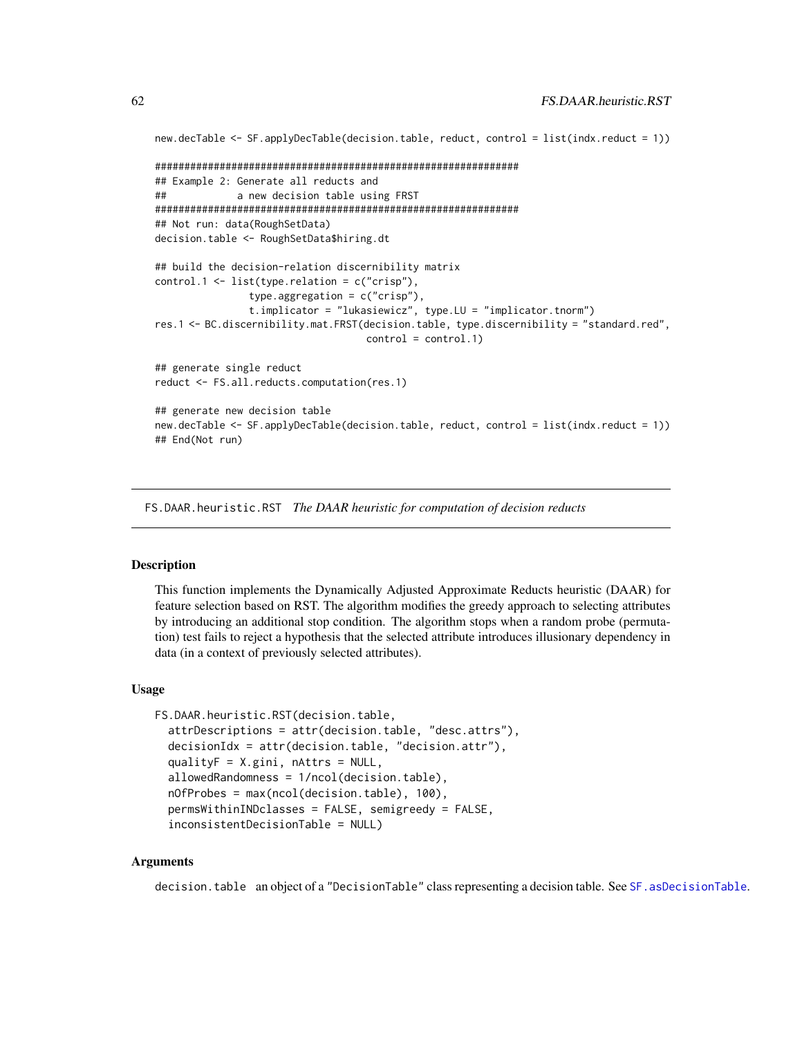```
new.decTable <- SF.applyDecTable(decision.table, reduct, control = list(indx.reduct = 1))

#############################################################
## Example 2: Generate all reducts and
##            a new decision table using FRST
#############################################################
## Not run: data(RoughSetData)
decision.table <- RoughSetData$hiring.dt

## build the decision-relation discernibility matrix
control.1 <- list(type.relation = c("crisp"),
                type.aggregation = c("crisp"),
                t.implicator = "lukasiewicz", type.LU = "implicator.tnorm")
res.1 <- BC.discernibility.mat.FRST(decision.table, type.discernibility = "standard.red",
                                    control = control.1)

## generate single reduct
reduct <- FS.all.reducts.computation(res.1)

## generate new decision table
new.decTable <- SF.applyDecTable(decision.table, reduct, control = list(indx.reduct = 1))
## End(Not run)
```

---

## FS.DAAR.heuristic.RST *The DAAR heuristic for computation of decision reducts*

---

### Description

This function implements the Dynamically Adjusted Approximate Reducts heuristic (DAAR) for feature selection based on RST. The algorithm modifies the greedy approach to selecting attributes by introducing an additional stop condition. The algorithm stops when a random probe (permutation) test fails to reject a hypothesis that the selected attribute introduces illusionary dependency in data (in a context of previously selected attributes).

### Usage

```
FS.DAAR.heuristic.RST(decision.table,
  attrDescriptions = attr(decision.table, "desc.attrs"),
  decisionIdx = attr(decision.table, "decision.attr"),
  qualityF = X.gini, nAttrs = NULL,
  allowedRandomness = 1/ncol(decision.table),
  nOfProbes = max(ncol(decision.table), 100),
  permsWithinINDclasses = FALSE, semigreedy = FALSE,
  inconsistentDecisionTable = NULL)
```

### Arguments

`decision.table` an object of a "DecisionTable" class representing a decision table. See `SF.asDecisionTable`.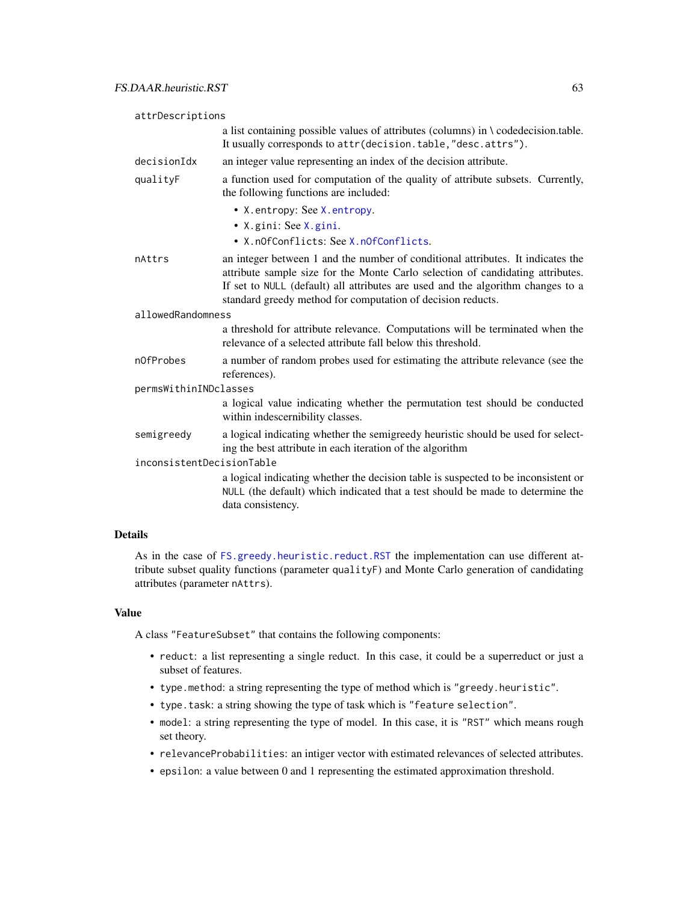attrDescriptions
: a list containing possible values of attributes (columns) in \ codedecision.table. It usually corresponds to `attr(decision.table,"desc.attrs")`.

decisionIdx
: an integer value representing an index of the decision attribute.

qualityF
: a function used for computation of the quality of attribute subsets. Currently, the following functions are included:
  - `X.entropy`: See `X.entropy`.
  - `X.gini`: See `X.gini`.
  - `X.nOfConflicts`: See `X.nOfConflicts`.

nAttrs
: an integer between 1 and the number of conditional attributes. It indicates the attribute sample size for the Monte Carlo selection of candidating attributes. If set to `NULL` (default) all attributes are used and the algorithm changes to a standard greedy method for computation of decision reducts.

allowedRandomness
: a threshold for attribute relevance. Computations will be terminated when the relevance of a selected attribute fall below this threshold.

nOfProbes
: a number of random probes used for estimating the attribute relevance (see the references).

permsWithinINDclasses
: a logical value indicating whether the permutation test should be conducted within indescernibility classes.

semigreedy
: a logical indicating whether the semigreedy heuristic should be used for selecting the best attribute in each iteration of the algorithm

inconsistentDecisionTable
: a logical indicating whether the decision table is suspected to be inconsistent or `NULL` (the default) which indicated that a test should be made to determine the data consistency.

## Details

As in the case of `FS.greedy.heuristic.reduct.RST` the implementation can use different attribute subset quality functions (parameter `qualityF`) and Monte Carlo generation of candidating attributes (parameter `nAttrs`).

## Value

A class `"FeatureSubset"` that contains the following components:

- `reduct`: a list representing a single reduct. In this case, it could be a superreduct or just a subset of features.
- `type.method`: a string representing the type of method which is `"greedy.heuristic"`.
- `type.task`: a string showing the type of task which is `"feature selection"`.
- `model`: a string representing the type of model. In this case, it is `"RST"` which means rough set theory.
- `relevanceProbabilities`: an intiger vector with estimated relevances of selected attributes.
- `epsilon`: a value between 0 and 1 representing the estimated approximation threshold.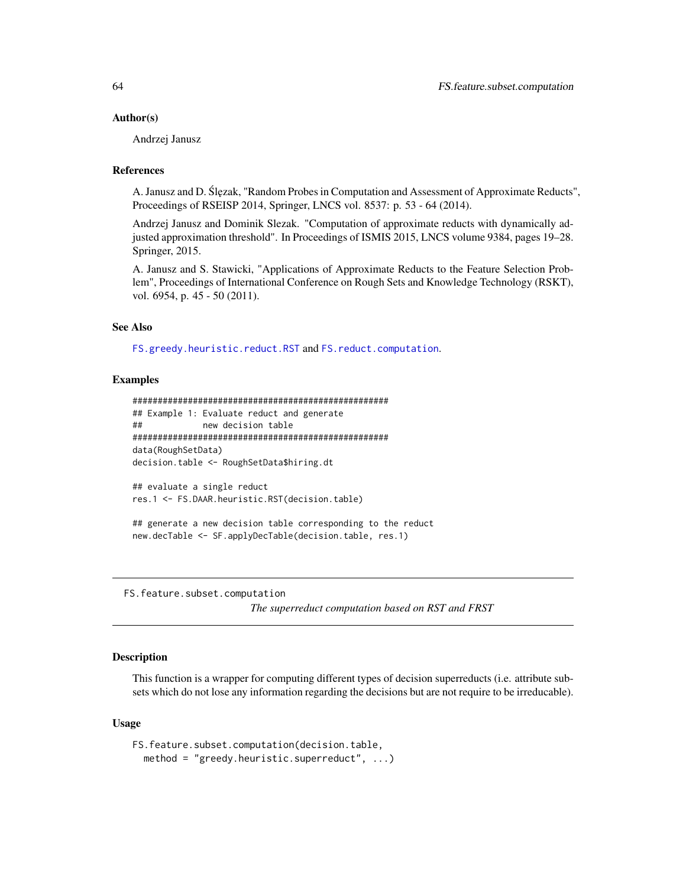### Author(s)

Andrzej Janusz

### References

A. Janusz and D. Ślęzak, "Random Probes in Computation and Assessment of Approximate Reducts", Proceedings of RSEISP 2014, Springer, LNCS vol. 8537: p. 53 - 64 (2014).

Andrzej Janusz and Dominik Slezak. "Computation of approximate reducts with dynamically adjusted approximation threshold". In Proceedings of ISMIS 2015, LNCS volume 9384, pages 19–28. Springer, 2015.

A. Janusz and S. Stawicki, "Applications of Approximate Reducts to the Feature Selection Problem", Proceedings of International Conference on Rough Sets and Knowledge Technology (RSKT), vol. 6954, p. 45 - 50 (2011).

### See Also

FS.greedy.heuristic.reduct.RST and FS.reduct.computation.

### Examples

```
#######################################################
## Example 1: Evaluate reduct and generate
##            new decision table
#######################################################
data(RoughSetData)
decision.table <- RoughSetData$hiring.dt

## evaluate a single reduct
res.1 <- FS.DAAR.heuristic.RST(decision.table)

## generate a new decision table corresponding to the reduct
new.decTable <- SF.applyDecTable(decision.table, res.1)
```

---

## FS.feature.subset.computation

*The superreduct computation based on RST and FRST*

---

### Description

This function is a wrapper for computing different types of decision superreducts (i.e. attribute subsets which do not lose any information regarding the decisions but are not require to be irreducable).

### Usage

```
FS.feature.subset.computation(decision.table,
  method = "greedy.heuristic.superreduct", ...)
```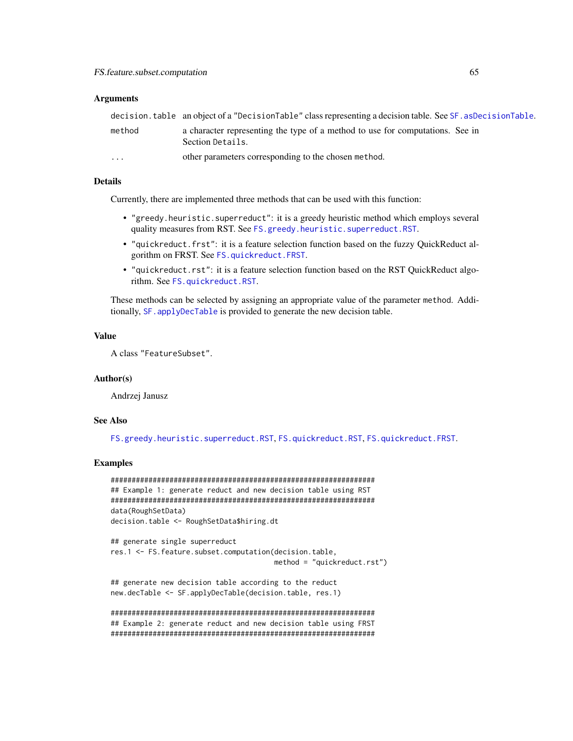### Arguments

| | |
|---|---|
| `decision.table` | an object of a `"DecisionTable"` class representing a decision table. See `SF.asDecisionTable`. |
| `method` | a character representing the type of a method to use for computations. See in Section `Details`. |
| `...` | other parameters corresponding to the chosen `method`. |

### Details

Currently, there are implemented three methods that can be used with this function:

- `"greedy.heuristic.superreduct"`: it is a greedy heuristic method which employs several quality measures from RST. See `FS.greedy.heuristic.superreduct.RST`.
- `"quickreduct.frst"`: it is a feature selection function based on the fuzzy QuickReduct algorithm on FRST. See `FS.quickreduct.FRST`.
- `"quickreduct.rst"`: it is a feature selection function based on the RST QuickReduct algorithm. See `FS.quickreduct.RST`.

These methods can be selected by assigning an appropriate value of the parameter `method`. Additionally, `SF.applyDecTable` is provided to generate the new decision table.

### Value

A class `"FeatureSubset"`.

### Author(s)

Andrzej Janusz

### See Also

`FS.greedy.heuristic.superreduct.RST`, `FS.quickreduct.RST`, `FS.quickreduct.FRST`.

### Examples

```
###############################################################
## Example 1: generate reduct and new decision table using RST
###############################################################
data(RoughSetData)
decision.table <- RoughSetData$hiring.dt

## generate single superreduct
res.1 <- FS.feature.subset.computation(decision.table,
                                      method = "quickreduct.rst")

## generate new decision table according to the reduct
new.decTable <- SF.applyDecTable(decision.table, res.1)

###############################################################
## Example 2: generate reduct and new decision table using FRST
###############################################################
```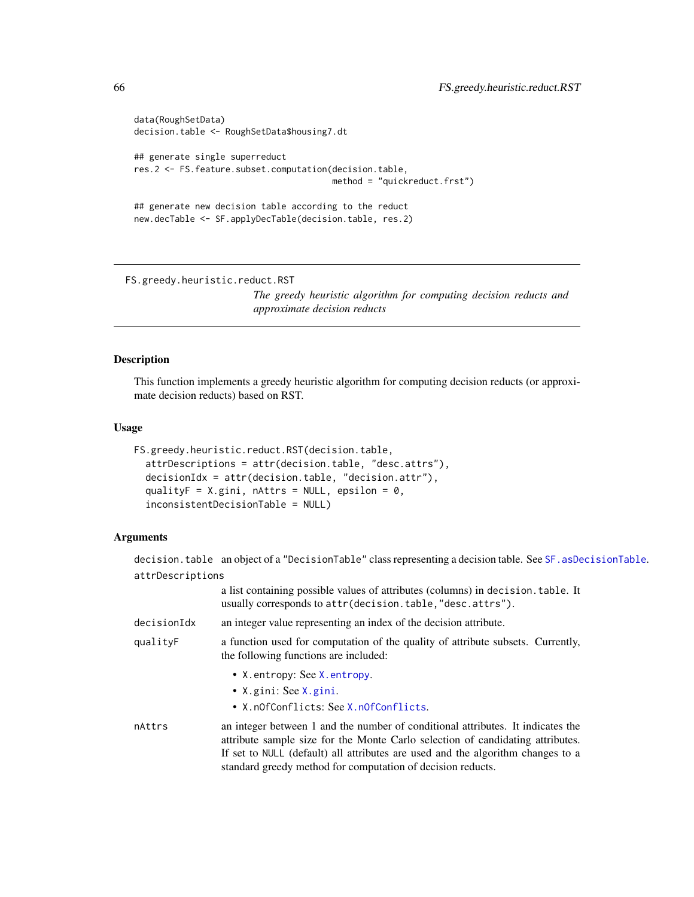```
data(RoughSetData)
decision.table <- RoughSetData$housing7.dt

## generate single superreduct
res.2 <- FS.feature.subset.computation(decision.table,
                                       method = "quickreduct.frst")

## generate new decision table according to the reduct
new.decTable <- SF.applyDecTable(decision.table, res.2)
```

---

`FS.greedy.heuristic.reduct.RST`

*The greedy heuristic algorithm for computing decision reducts and approximate decision reducts*

---

## Description

This function implements a greedy heuristic algorithm for computing decision reducts (or approximate decision reducts) based on RST.

## Usage

```
FS.greedy.heuristic.reduct.RST(decision.table,
  attrDescriptions = attr(decision.table, "desc.attrs"),
  decisionIdx = attr(decision.table, "decision.attr"),
  qualityF = X.gini, nAttrs = NULL, epsilon = 0,
  inconsistentDecisionTable = NULL)
```

## Arguments

`decision.table` an object of a `"DecisionTable"` class representing a decision table. See `SF.asDecisionTable`.

`attrDescriptions` a list containing possible values of attributes (columns) in `decision.table`. It usually corresponds to `attr(decision.table,"desc.attrs")`.

`decisionIdx` an integer value representing an index of the decision attribute.

`qualityF` a function used for computation of the quality of attribute subsets. Currently, the following functions are included:

- `X.entropy`: See `X.entropy`.
- `X.gini`: See `X.gini`.
- `X.nOfConflicts`: See `X.nOfConflicts`.

`nAttrs` an integer between 1 and the number of conditional attributes. It indicates the attribute sample size for the Monte Carlo selection of candidating attributes. If set to `NULL` (default) all attributes are used and the algorithm changes to a standard greedy method for computation of decision reducts.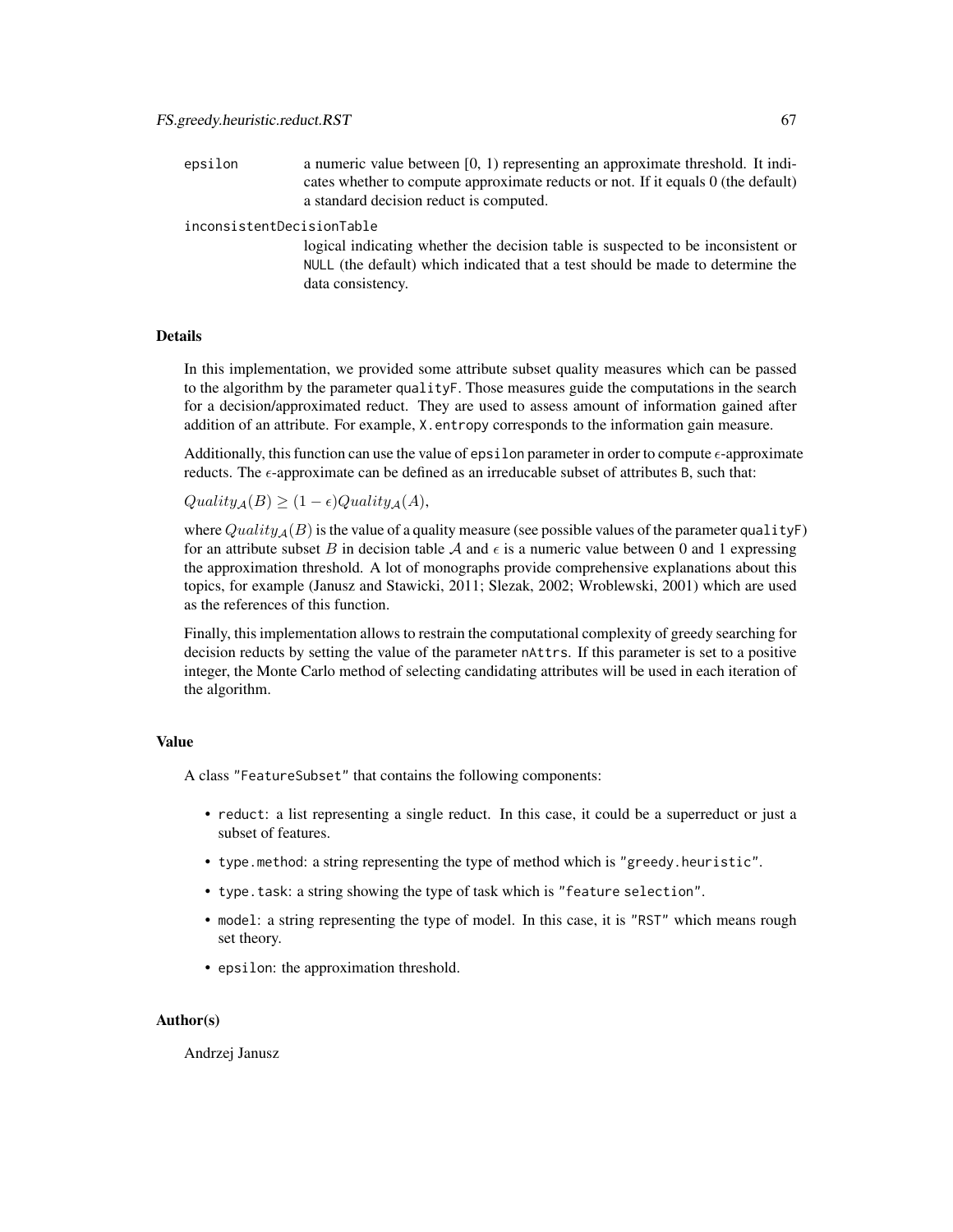epsilon
: a numeric value between [0, 1) representing an approximate threshold. It indicates whether to compute approximate reducts or not. If it equals 0 (the default) a standard decision reduct is computed.

inconsistentDecisionTable
: logical indicating whether the decision table is suspected to be inconsistent or NULL (the default) which indicated that a test should be made to determine the data consistency.

## Details

In this implementation, we provided some attribute subset quality measures which can be passed to the algorithm by the parameter qualityF. Those measures guide the computations in the search for a decision/approximated reduct. They are used to assess amount of information gained after addition of an attribute. For example, X.entropy corresponds to the information gain measure.

Additionally, this function can use the value of epsilon parameter in order to compute $\epsilon$-approximate reducts. The $\epsilon$-approximate can be defined as an irreducable subset of attributes B, such that:

$Quality_{\mathcal{A}}(B) \geq (1 - \epsilon)Quality_{\mathcal{A}}(A),$

where $Quality_{\mathcal{A}}(B)$ is the value of a quality measure (see possible values of the parameter qualityF) for an attribute subset $B$ in decision table $\mathcal{A}$ and $\epsilon$ is a numeric value between 0 and 1 expressing the approximation threshold. A lot of monographs provide comprehensive explanations about this topics, for example (Janusz and Stawicki, 2011; Slezak, 2002; Wroblewski, 2001) which are used as the references of this function.

Finally, this implementation allows to restrain the computational complexity of greedy searching for decision reducts by setting the value of the parameter nAttrs. If this parameter is set to a positive integer, the Monte Carlo method of selecting candidating attributes will be used in each iteration of the algorithm.

## Value

A class "FeatureSubset" that contains the following components:

- reduct: a list representing a single reduct. In this case, it could be a superreduct or just a subset of features.
- type.method: a string representing the type of method which is "greedy.heuristic".
- type.task: a string showing the type of task which is "feature selection".
- model: a string representing the type of model. In this case, it is "RST" which means rough set theory.
- epsilon: the approximation threshold.

## Author(s)

Andrzej Janusz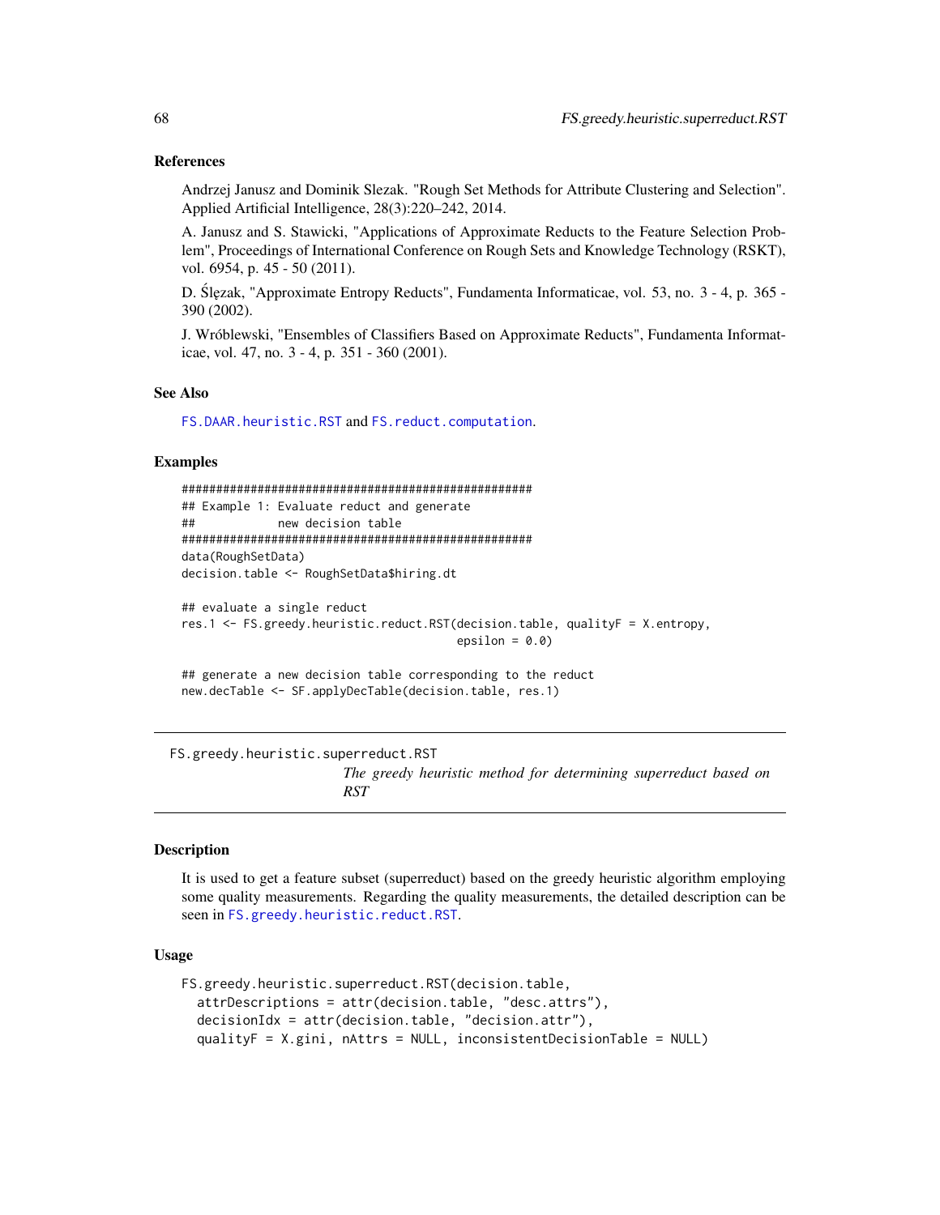### References

Andrzej Janusz and Dominik Slezak. "Rough Set Methods for Attribute Clustering and Selection". Applied Artificial Intelligence, 28(3):220–242, 2014.

A. Janusz and S. Stawicki, "Applications of Approximate Reducts to the Feature Selection Problem", Proceedings of International Conference on Rough Sets and Knowledge Technology (RSKT), vol. 6954, p. 45 - 50 (2011).

D. Ślęzak, "Approximate Entropy Reducts", Fundamenta Informaticae, vol. 53, no. 3 - 4, p. 365 - 390 (2002).

J. Wróblewski, "Ensembles of Classifiers Based on Approximate Reducts", Fundamenta Informaticae, vol. 47, no. 3 - 4, p. 351 - 360 (2001).

### See Also

`FS.DAAR.heuristic.RST` and `FS.reduct.computation`.

### Examples

```
#####################################################
## Example 1: Evaluate reduct and generate
##            new decision table
#####################################################
data(RoughSetData)
decision.table <- RoughSetData$hiring.dt

## evaluate a single reduct
res.1 <- FS.greedy.heuristic.reduct.RST(decision.table, qualityF = X.entropy,
                                        epsilon = 0.0)

## generate a new decision table corresponding to the reduct
new.decTable <- SF.applyDecTable(decision.table, res.1)
```

---

## FS.greedy.heuristic.superreduct.RST

*The greedy heuristic method for determining superreduct based on RST*

---

### Description

It is used to get a feature subset (superreduct) based on the greedy heuristic algorithm employing some quality measurements. Regarding the quality measurements, the detailed description can be seen in `FS.greedy.heuristic.reduct.RST`.

### Usage

```
FS.greedy.heuristic.superreduct.RST(decision.table,
  attrDescriptions = attr(decision.table, "desc.attrs"),
  decisionIdx = attr(decision.table, "decision.attr"),
  qualityF = X.gini, nAttrs = NULL, inconsistentDecisionTable = NULL)
```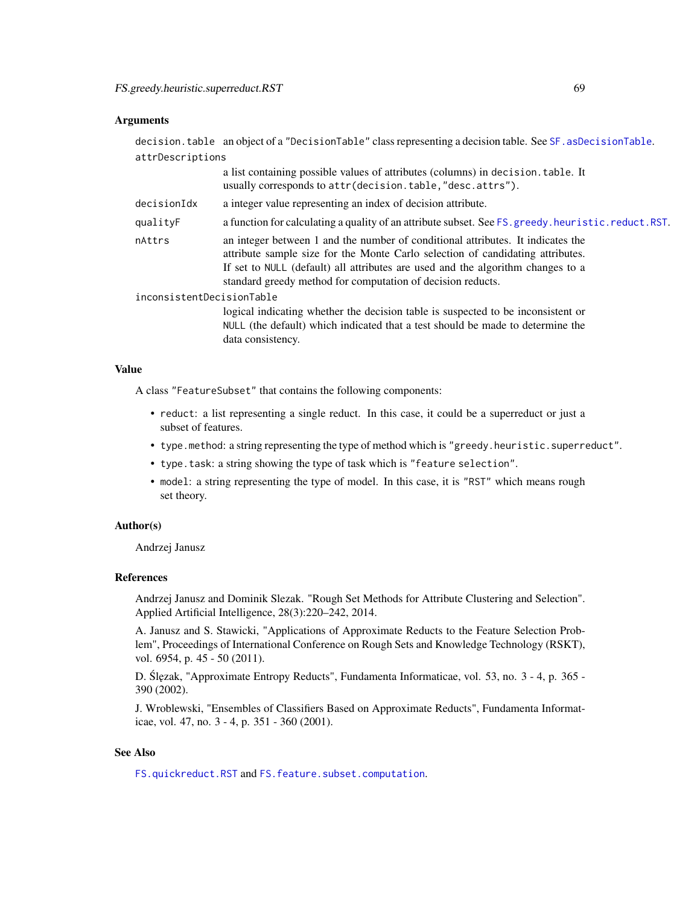### Arguments

`decision.table` an object of a `"DecisionTable"` class representing a decision table. See `SF.asDecisionTable`.

`attrDescriptions`
: a list containing possible values of attributes (columns) in `decision.table`. It usually corresponds to `attr(decision.table,"desc.attrs")`.

`decisionIdx` a integer value representing an index of decision attribute.

`qualityF` a function for calculating a quality of an attribute subset. See `FS.greedy.heuristic.reduct.RST`.

`nAttrs` an integer between 1 and the number of conditional attributes. It indicates the attribute sample size for the Monte Carlo selection of candidating attributes. If set to `NULL` (default) all attributes are used and the algorithm changes to a standard greedy method for computation of decision reducts.

`inconsistentDecisionTable`
: logical indicating whether the decision table is suspected to be inconsistent or `NULL` (the default) which indicated that a test should be made to determine the data consistency.

### Value

A class `"FeatureSubset"` that contains the following components:

- `reduct`: a list representing a single reduct. In this case, it could be a superreduct or just a subset of features.
- `type.method`: a string representing the type of method which is `"greedy.heuristic.superreduct"`.
- `type.task`: a string showing the type of task which is `"feature selection"`.
- `model`: a string representing the type of model. In this case, it is `"RST"` which means rough set theory.

### Author(s)

Andrzej Janusz

### References

Andrzej Janusz and Dominik Slezak. "Rough Set Methods for Attribute Clustering and Selection". Applied Artificial Intelligence, 28(3):220–242, 2014.

A. Janusz and S. Stawicki, "Applications of Approximate Reducts to the Feature Selection Problem", Proceedings of International Conference on Rough Sets and Knowledge Technology (RSKT), vol. 6954, p. 45 - 50 (2011).

D. Ślęzak, "Approximate Entropy Reducts", Fundamenta Informaticae, vol. 53, no. 3 - 4, p. 365 - 390 (2002).

J. Wroblewski, "Ensembles of Classifiers Based on Approximate Reducts", Fundamenta Informaticae, vol. 47, no. 3 - 4, p. 351 - 360 (2001).

### See Also

`FS.quickreduct.RST` and `FS.feature.subset.computation`.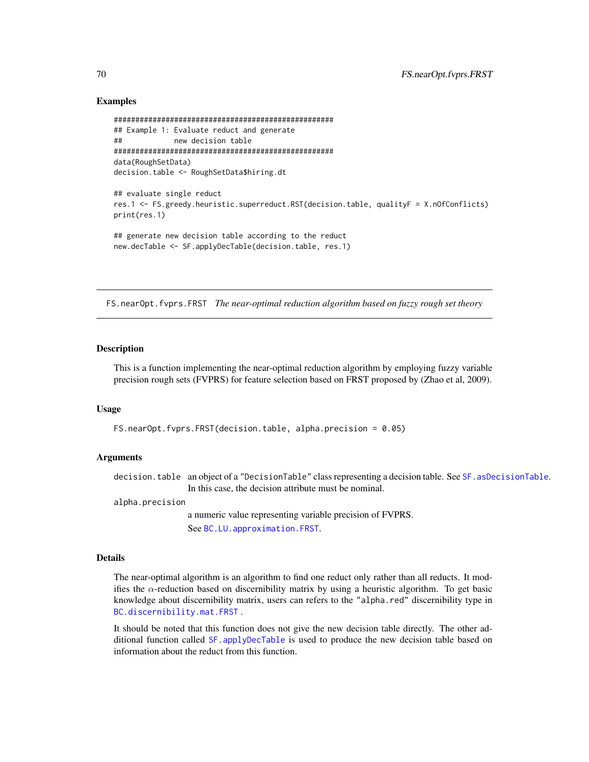## Examples

```
#####################################################
## Example 1: Evaluate reduct and generate
##            new decision table
#####################################################
data(RoughSetData)
decision.table <- RoughSetData$hiring.dt

## evaluate single reduct
res.1 <- FS.greedy.heuristic.superreduct.RST(decision.table, qualityF = X.nOfConflicts)
print(res.1)

## generate new decision table according to the reduct
new.decTable <- SF.applyDecTable(decision.table, res.1)
```

---

FS.nearOpt.fvprs.FRST *The near-optimal reduction algorithm based on fuzzy rough set theory*

---

## Description

This is a function implementing the near-optimal reduction algorithm by employing fuzzy variable precision rough sets (FVPRS) for feature selection based on FRST proposed by (Zhao et al, 2009).

## Usage

```
FS.nearOpt.fvprs.FRST(decision.table, alpha.precision = 0.05)
```

## Arguments

decision.table
: an object of a "DecisionTable" class representing a decision table. See SF.asDecisionTable. In this case, the decision attribute must be nominal.

alpha.precision
: a numeric value representing variable precision of FVPRS.

  See BC.LU.approximation.FRST.

## Details

The near-optimal algorithm is an algorithm to find one reduct only rather than all reducts. It modifies the $\alpha$-reduction based on discernibility matrix by using a heuristic algorithm. To get basic knowledge about discernibility matrix, users can refers to the "alpha.red" discernibility type in BC.discernibility.mat.FRST .

It should be noted that this function does not give the new decision table directly. The other additional function called SF.applyDecTable is used to produce the new decision table based on information about the reduct from this function.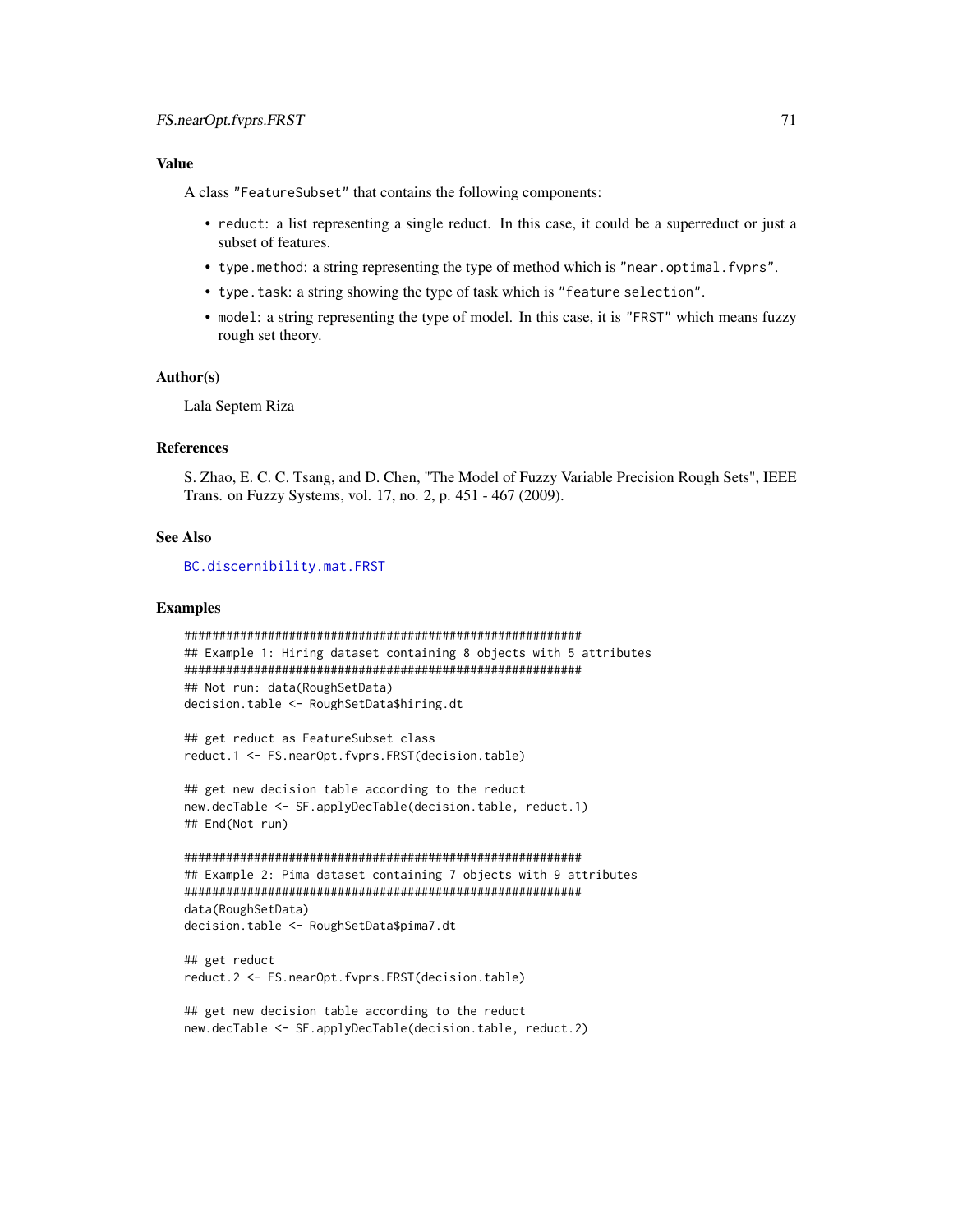### Value

A class "FeatureSubset" that contains the following components:

- `reduct`: a list representing a single reduct. In this case, it could be a superreduct or just a subset of features.
- `type.method`: a string representing the type of method which is "near.optimal.fvprs".
- `type.task`: a string showing the type of task which is "feature selection".
- `model`: a string representing the type of model. In this case, it is "FRST" which means fuzzy rough set theory.

### Author(s)

Lala Septem Riza

### References

S. Zhao, E. C. C. Tsang, and D. Chen, "The Model of Fuzzy Variable Precision Rough Sets", IEEE Trans. on Fuzzy Systems, vol. 17, no. 2, p. 451 - 467 (2009).

### See Also

BC.discernibility.mat.FRST

### Examples

```
###########################################################
## Example 1: Hiring dataset containing 8 objects with 5 attributes
###########################################################
## Not run: data(RoughSetData)
decision.table <- RoughSetData$hiring.dt

## get reduct as FeatureSubset class
reduct.1 <- FS.nearOpt.fvprs.FRST(decision.table)

## get new decision table according to the reduct
new.decTable <- SF.applyDecTable(decision.table, reduct.1)
## End(Not run)

###########################################################
## Example 2: Pima dataset containing 7 objects with 9 attributes
###########################################################
data(RoughSetData)
decision.table <- RoughSetData$pima7.dt

## get reduct
reduct.2 <- FS.nearOpt.fvprs.FRST(decision.table)

## get new decision table according to the reduct
new.decTable <- SF.applyDecTable(decision.table, reduct.2)
```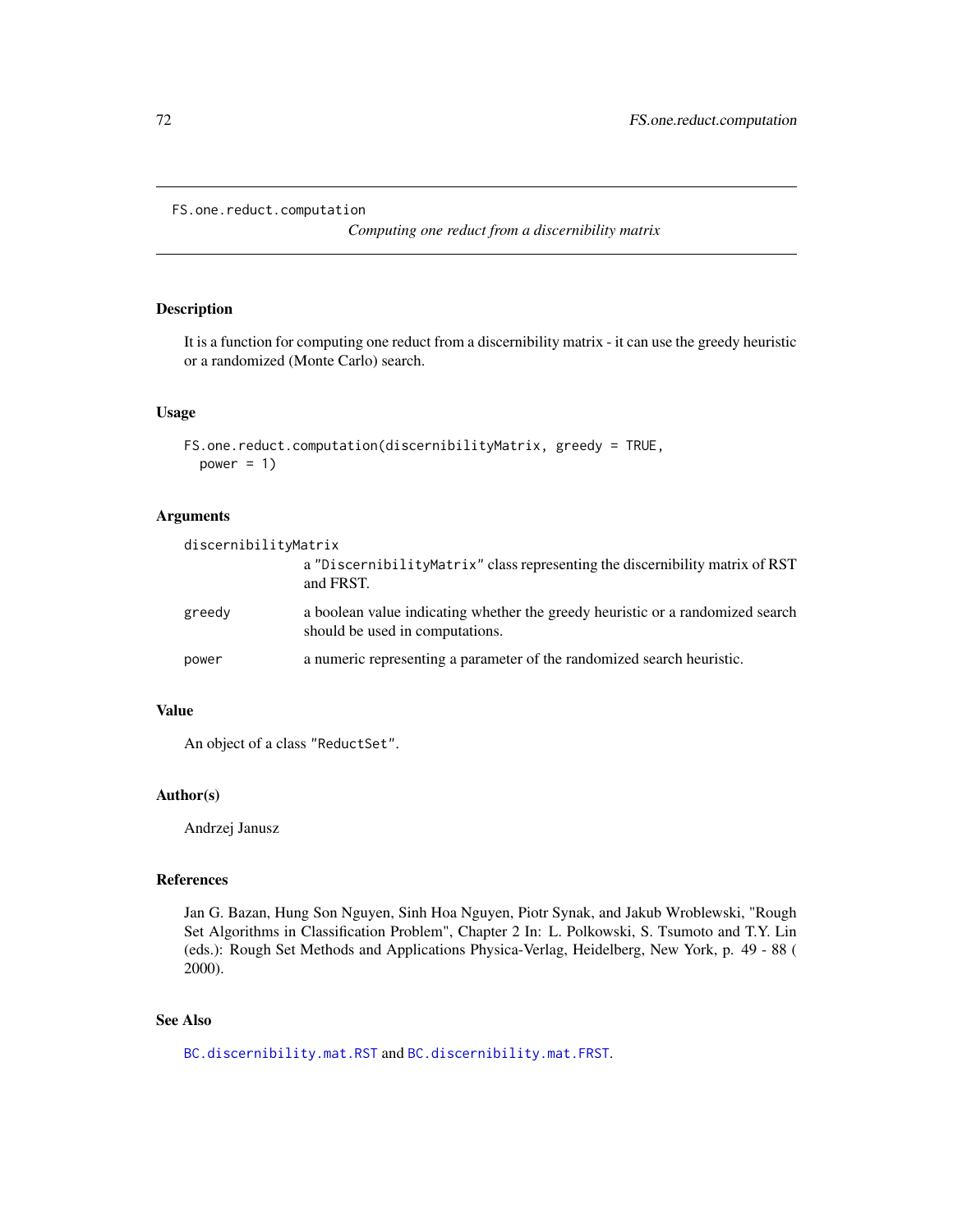FS.one.reduct.computation

*Computing one reduct from a discernibility matrix*

## Description

It is a function for computing one reduct from a discernibility matrix - it can use the greedy heuristic or a randomized (Monte Carlo) search.

## Usage

```
FS.one.reduct.computation(discernibilityMatrix, greedy = TRUE,
  power = 1)
```

## Arguments

| | |
|---|---|
| `discernibilityMatrix` | a `"DiscernibilityMatrix"` class representing the discernibility matrix of RST and FRST. |
| `greedy` | a boolean value indicating whether the greedy heuristic or a randomized search should be used in computations. |
| `power` | a numeric representing a parameter of the randomized search heuristic. |

## Value

An object of a class `"ReductSet"`.

## Author(s)

Andrzej Janusz

## References

Jan G. Bazan, Hung Son Nguyen, Sinh Hoa Nguyen, Piotr Synak, and Jakub Wroblewski, "Rough Set Algorithms in Classification Problem", Chapter 2 In: L. Polkowski, S. Tsumoto and T.Y. Lin (eds.): Rough Set Methods and Applications Physica-Verlag, Heidelberg, New York, p. 49 - 88 ( 2000).

## See Also

`BC.discernibility.mat.RST` and `BC.discernibility.mat.FRST`.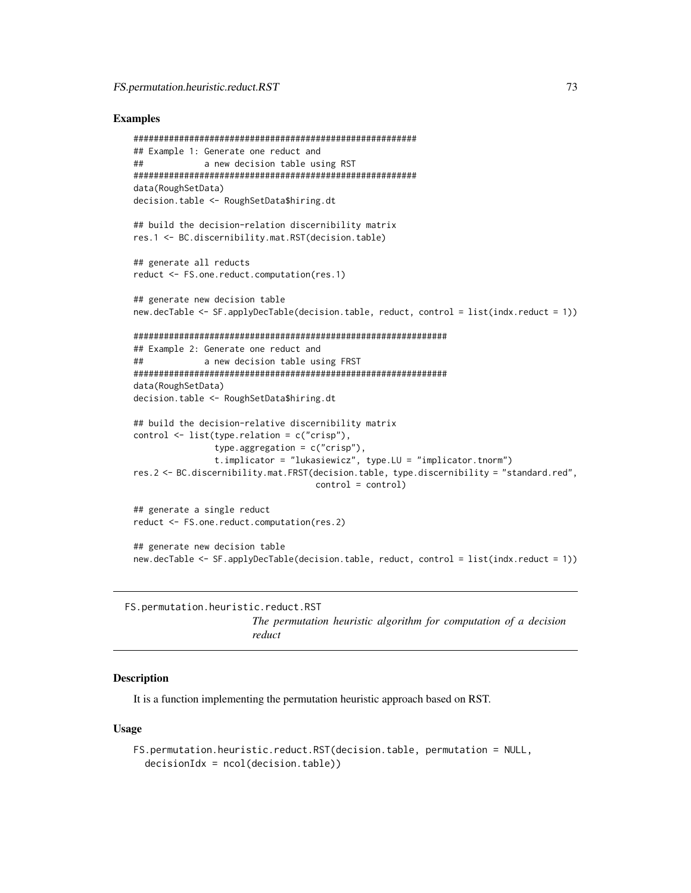## Examples

```
#######################################################
## Example 1: Generate one reduct and
##            a new decision table using RST
#######################################################
data(RoughSetData)
decision.table <- RoughSetData$hiring.dt

## build the decision-relation discernibility matrix
res.1 <- BC.discernibility.mat.RST(decision.table)

## generate all reducts
reduct <- FS.one.reduct.computation(res.1)

## generate new decision table
new.decTable <- SF.applyDecTable(decision.table, reduct, control = list(indx.reduct = 1))

##############################################################
## Example 2: Generate one reduct and
##            a new decision table using FRST
##############################################################
data(RoughSetData)
decision.table <- RoughSetData$hiring.dt

## build the decision-relative discernibility matrix
control <- list(type.relation = c("crisp"),
                type.aggregation = c("crisp"),
                t.implicator = "lukasiewicz", type.LU = "implicator.tnorm")
res.2 <- BC.discernibility.mat.FRST(decision.table, type.discernibility = "standard.red",
                                    control = control)

## generate a single reduct
reduct <- FS.one.reduct.computation(res.2)

## generate new decision table
new.decTable <- SF.applyDecTable(decision.table, reduct, control = list(indx.reduct = 1))
```

---

FS.permutation.heuristic.reduct.RST *The permutation heuristic algorithm for computation of a decision reduct*

---

## Description

It is a function implementing the permutation heuristic approach based on RST.

## Usage

```
FS.permutation.heuristic.reduct.RST(decision.table, permutation = NULL,
  decisionIdx = ncol(decision.table))
```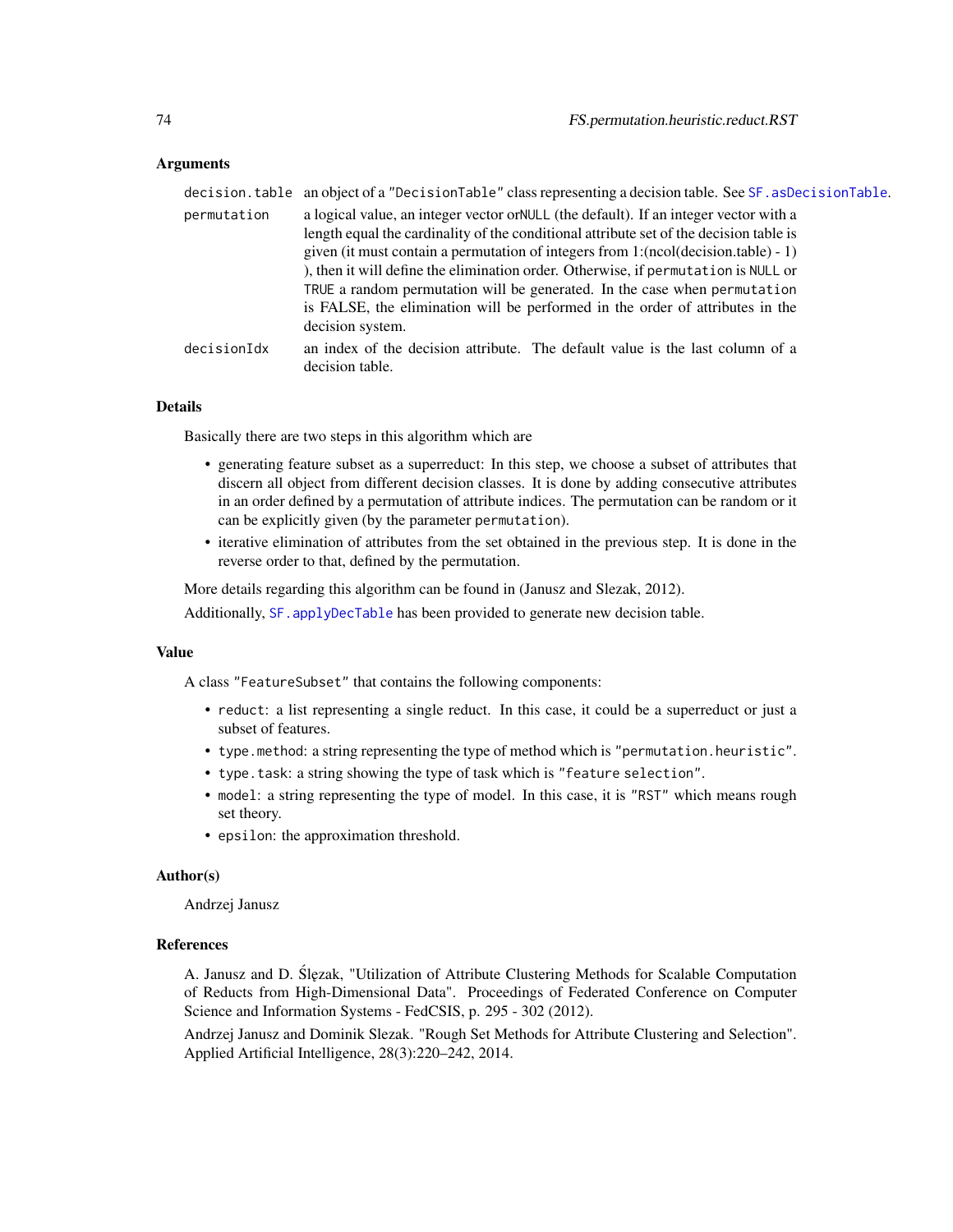### Arguments

decision.table an object of a "DecisionTable" class representing a decision table. See SF.asDecisionTable.

permutation a logical value, an integer vector orNULL (the default). If an integer vector with a length equal the cardinality of the conditional attribute set of the decision table is given (it must contain a permutation of integers from 1:(ncol(decision.table) - 1) ), then it will define the elimination order. Otherwise, if permutation is NULL or TRUE a random permutation will be generated. In the case when permutation is FALSE, the elimination will be performed in the order of attributes in the decision system.

decisionIdx an index of the decision attribute. The default value is the last column of a decision table.

### Details

Basically there are two steps in this algorithm which are

- generating feature subset as a superreduct: In this step, we choose a subset of attributes that discern all object from different decision classes. It is done by adding consecutive attributes in an order defined by a permutation of attribute indices. The permutation can be random or it can be explicitly given (by the parameter permutation).
- iterative elimination of attributes from the set obtained in the previous step. It is done in the reverse order to that, defined by the permutation.

More details regarding this algorithm can be found in (Janusz and Slezak, 2012).

Additionally, SF.applyDecTable has been provided to generate new decision table.

### Value

A class "FeatureSubset" that contains the following components:

- reduct: a list representing a single reduct. In this case, it could be a superreduct or just a subset of features.
- type.method: a string representing the type of method which is "permutation.heuristic".
- type.task: a string showing the type of task which is "feature selection".
- model: a string representing the type of model. In this case, it is "RST" which means rough set theory.
- epsilon: the approximation threshold.

### Author(s)

Andrzej Janusz

### References

A. Janusz and D. Ślęzak, "Utilization of Attribute Clustering Methods for Scalable Computation of Reducts from High-Dimensional Data". Proceedings of Federated Conference on Computer Science and Information Systems - FedCSIS, p. 295 - 302 (2012).

Andrzej Janusz and Dominik Slezak. "Rough Set Methods for Attribute Clustering and Selection". Applied Artificial Intelligence, 28(3):220–242, 2014.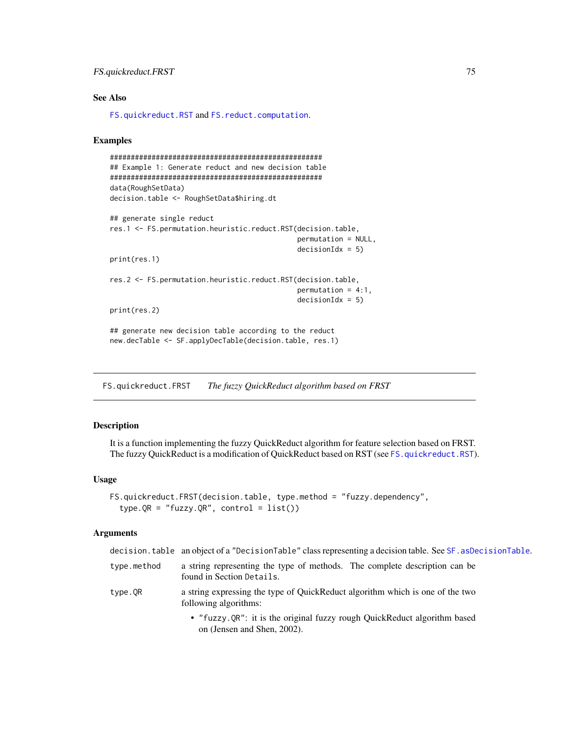## See Also

FS.quickreduct.RST and FS.reduct.computation.

## Examples

```
#######################################################
## Example 1: Generate reduct and new decision table
#######################################################
data(RoughSetData)
decision.table <- RoughSetData$hiring.dt

## generate single reduct
res.1 <- FS.permutation.heuristic.reduct.RST(decision.table,
                                             permutation = NULL,
                                             decisionIdx = 5)
print(res.1)

res.2 <- FS.permutation.heuristic.reduct.RST(decision.table,
                                             permutation = 4:1,
                                             decisionIdx = 5)
print(res.2)

## generate new decision table according to the reduct
new.decTable <- SF.applyDecTable(decision.table, res.1)
```

---

# FS.quickreduct.FRST — *The fuzzy QuickReduct algorithm based on FRST*

## Description

It is a function implementing the fuzzy QuickReduct algorithm for feature selection based on FRST. The fuzzy QuickReduct is a modification of QuickReduct based on RST (see FS.quickreduct.RST).

## Usage

```
FS.quickreduct.FRST(decision.table, type.method = "fuzzy.dependency",
  type.QR = "fuzzy.QR", control = list())
```

## Arguments

- `decision.table` — an object of a "DecisionTable" class representing a decision table. See SF.asDecisionTable.
- `type.method` — a string representing the type of methods. The complete description can be found in Section Details.
- `type.QR` — a string expressing the type of QuickReduct algorithm which is one of the two following algorithms:
  - "fuzzy.QR": it is the original fuzzy rough QuickReduct algorithm based on (Jensen and Shen, 2002).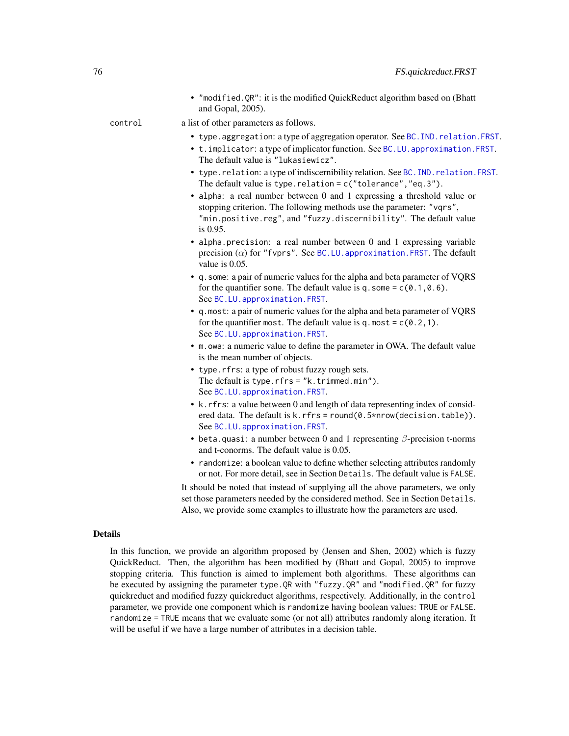- `"modified.QR"`: it is the modified QuickReduct algorithm based on (Bhatt and Gopal, 2005).

`control` a list of other parameters as follows.

- `type.aggregation`: a type of aggregation operator. See `BC.IND.relation.FRST`.
- `t.implicator`: a type of implicator function. See `BC.LU.approximation.FRST`. The default value is `"lukasiewicz"`.
- `type.relation`: a type of indiscernibility relation. See `BC.IND.relation.FRST`. The default value is `type.relation = c("tolerance","eq.3")`.
- `alpha`: a real number between 0 and 1 expressing a threshold value or stopping criterion. The following methods use the parameter: `"vqrs"`, `"min.positive.reg"`, and `"fuzzy.discernibility"`. The default value is 0.95.
- `alpha.precision`: a real number between 0 and 1 expressing variable precision ($\alpha$) for `"fvprs"`. See `BC.LU.approximation.FRST`. The default value is 0.05.
- `q.some`: a pair of numeric values for the alpha and beta parameter of VQRS for the quantifier `some`. The default value is `q.some = c(0.1,0.6)`. See `BC.LU.approximation.FRST`.
- `q.most`: a pair of numeric values for the alpha and beta parameter of VQRS for the quantifier `most`. The default value is `q.most = c(0.2,1)`. See `BC.LU.approximation.FRST`.
- `m.owa`: a numeric value to define the parameter in OWA. The default value is the mean number of objects.
- `type.rfrs`: a type of robust fuzzy rough sets. The default is `type.rfrs = "k.trimmed.min"`). See `BC.LU.approximation.FRST`.
- `k.rfrs`: a value between 0 and length of data representing index of considered data. The default is `k.rfrs = round(0.5*nrow(decision.table))`. See `BC.LU.approximation.FRST`.
- `beta.quasi`: a number between 0 and 1 representing $\beta$-precision t-norms and t-conorms. The default value is 0.05.
- `randomize`: a boolean value to define whether selecting attributes randomly or not. For more detail, see in Section `Details`. The default value is `FALSE`.

It should be noted that instead of supplying all the above parameters, we only set those parameters needed by the considered method. See in Section `Details`. Also, we provide some examples to illustrate how the parameters are used.

## Details

In this function, we provide an algorithm proposed by (Jensen and Shen, 2002) which is fuzzy QuickReduct. Then, the algorithm has been modified by (Bhatt and Gopal, 2005) to improve stopping criteria. This function is aimed to implement both algorithms. These algorithms can be executed by assigning the parameter `type.QR` with `"fuzzy.QR"` and `"modified.QR"` for fuzzy quickreduct and modified fuzzy quickreduct algorithms, respectively. Additionally, in the `control` parameter, we provide one component which is `randomize` having boolean values: `TRUE` or `FALSE`. `randomize = TRUE` means that we evaluate some (or not all) attributes randomly along iteration. It will be useful if we have a large number of attributes in a decision table.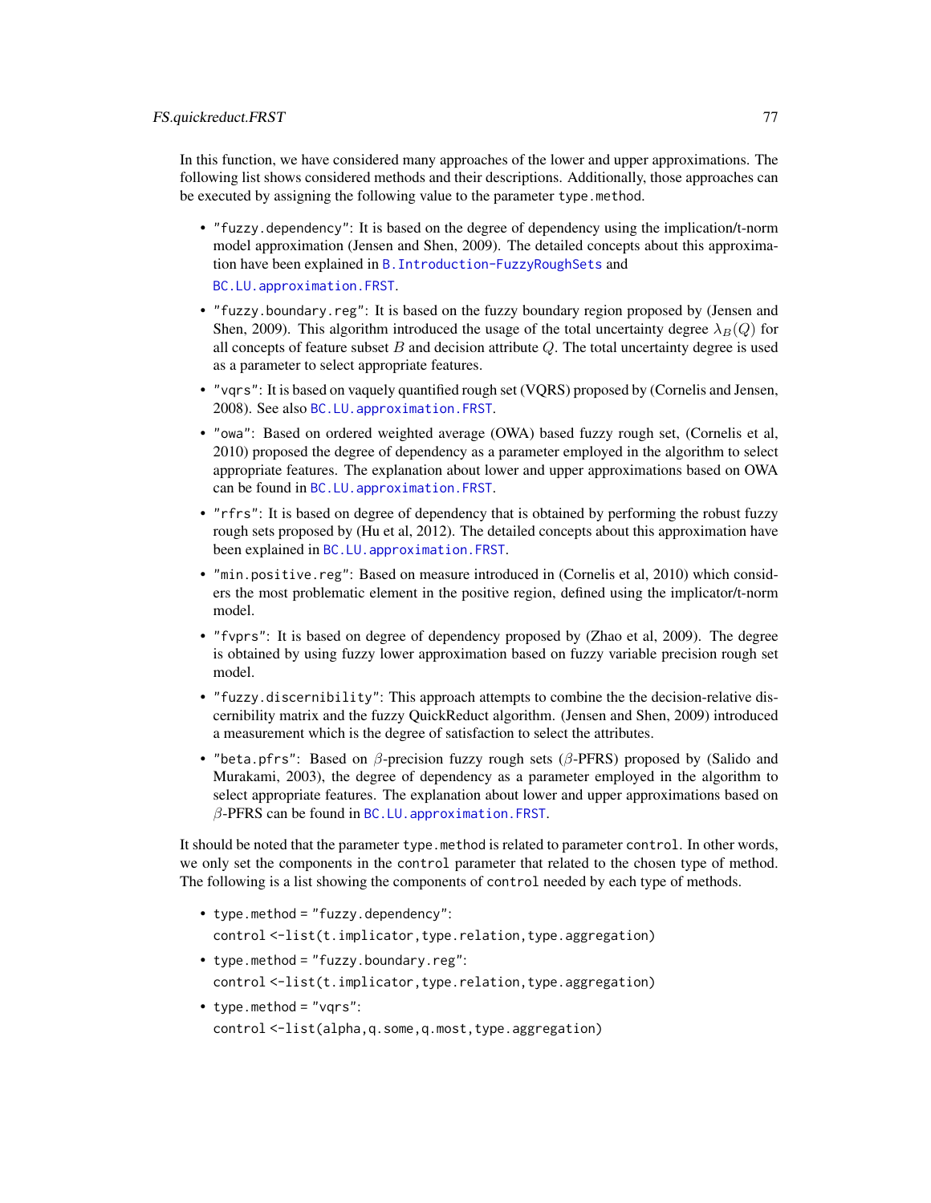In this function, we have considered many approaches of the lower and upper approximations. The following list shows considered methods and their descriptions. Additionally, those approaches can be executed by assigning the following value to the parameter `type.method`.

- `"fuzzy.dependency"`: It is based on the degree of dependency using the implication/t-norm model approximation (Jensen and Shen, 2009). The detailed concepts about this approximation have been explained in `B.Introduction-FuzzyRoughSets` and `BC.LU.approximation.FRST`.
- `"fuzzy.boundary.reg"`: It is based on the fuzzy boundary region proposed by (Jensen and Shen, 2009). This algorithm introduced the usage of the total uncertainty degree $\lambda_B(Q)$ for all concepts of feature subset $B$ and decision attribute $Q$. The total uncertainty degree is used as a parameter to select appropriate features.
- `"vqrs"`: It is based on vaquely quantified rough set (VQRS) proposed by (Cornelis and Jensen, 2008). See also `BC.LU.approximation.FRST`.
- `"owa"`: Based on ordered weighted average (OWA) based fuzzy rough set, (Cornelis et al, 2010) proposed the degree of dependency as a parameter employed in the algorithm to select appropriate features. The explanation about lower and upper approximations based on OWA can be found in `BC.LU.approximation.FRST`.
- `"rfrs"`: It is based on degree of dependency that is obtained by performing the robust fuzzy rough sets proposed by (Hu et al, 2012). The detailed concepts about this approximation have been explained in `BC.LU.approximation.FRST`.
- `"min.positive.reg"`: Based on measure introduced in (Cornelis et al, 2010) which considers the most problematic element in the positive region, defined using the implicator/t-norm model.
- `"fvprs"`: It is based on degree of dependency proposed by (Zhao et al, 2009). The degree is obtained by using fuzzy lower approximation based on fuzzy variable precision rough set model.
- `"fuzzy.discernibility"`: This approach attempts to combine the the decision-relative discernibility matrix and the fuzzy QuickReduct algorithm. (Jensen and Shen, 2009) introduced a measurement which is the degree of satisfaction to select the attributes.
- `"beta.pfrs"`: Based on $\beta$-precision fuzzy rough sets ($\beta$-PFRS) proposed by (Salido and Murakami, 2003), the degree of dependency as a parameter employed in the algorithm to select appropriate features. The explanation about lower and upper approximations based on $\beta$-PFRS can be found in `BC.LU.approximation.FRST`.

It should be noted that the parameter `type.method` is related to parameter `control`. In other words, we only set the components in the `control` parameter that related to the chosen type of method. The following is a list showing the components of `control` needed by each type of methods.

- `type.method = "fuzzy.dependency"`:
  `control <-list(t.implicator,type.relation,type.aggregation)`
- `type.method = "fuzzy.boundary.reg"`:
  `control <-list(t.implicator,type.relation,type.aggregation)`
- `type.method = "vqrs"`:
  `control <-list(alpha,q.some,q.most,type.aggregation)`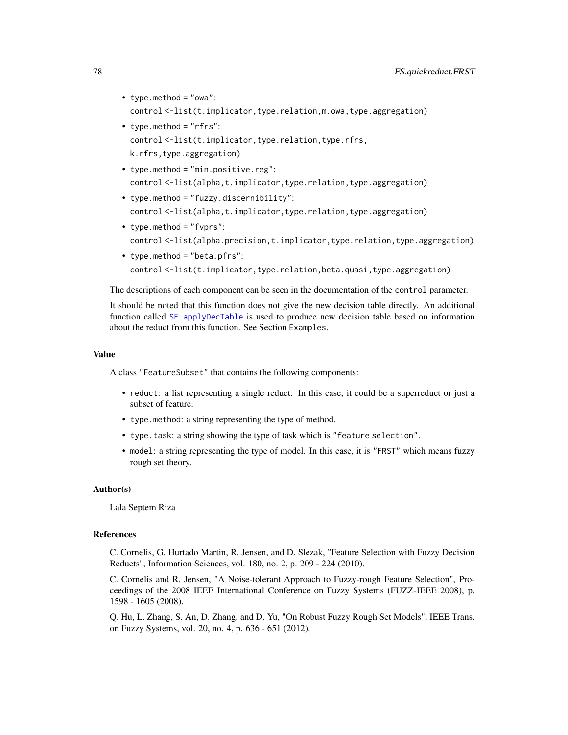- `type.method = "owa"`:
  `control <-list(t.implicator,type.relation,m.owa,type.aggregation)`
- `type.method = "rfrs"`:
  `control <-list(t.implicator,type.relation,type.rfrs,`
  `k.rfrs,type.aggregation)`
- `type.method = "min.positive.reg"`:
  `control <-list(alpha,t.implicator,type.relation,type.aggregation)`
- `type.method = "fuzzy.discernibility"`:
  `control <-list(alpha,t.implicator,type.relation,type.aggregation)`
- `type.method = "fvprs"`:
  `control <-list(alpha.precision,t.implicator,type.relation,type.aggregation)`
- `type.method = "beta.pfrs"`:
  `control <-list(t.implicator,type.relation,beta.quasi,type.aggregation)`

The descriptions of each component can be seen in the documentation of the `control` parameter.

It should be noted that this function does not give the new decision table directly. An additional function called `SF.applyDecTable` is used to produce new decision table based on information about the reduct from this function. See Section `Examples`.

### Value

A class `"FeatureSubset"` that contains the following components:

- `reduct`: a list representing a single reduct. In this case, it could be a superreduct or just a subset of feature.
- `type.method`: a string representing the type of method.
- `type.task`: a string showing the type of task which is `"feature selection"`.
- `model`: a string representing the type of model. In this case, it is `"FRST"` which means fuzzy rough set theory.

### Author(s)

Lala Septem Riza

### References

C. Cornelis, G. Hurtado Martin, R. Jensen, and D. Slezak, "Feature Selection with Fuzzy Decision Reducts", Information Sciences, vol. 180, no. 2, p. 209 - 224 (2010).

C. Cornelis and R. Jensen, "A Noise-tolerant Approach to Fuzzy-rough Feature Selection", Proceedings of the 2008 IEEE International Conference on Fuzzy Systems (FUZZ-IEEE 2008), p. 1598 - 1605 (2008).

Q. Hu, L. Zhang, S. An, D. Zhang, and D. Yu, "On Robust Fuzzy Rough Set Models", IEEE Trans. on Fuzzy Systems, vol. 20, no. 4, p. 636 - 651 (2012).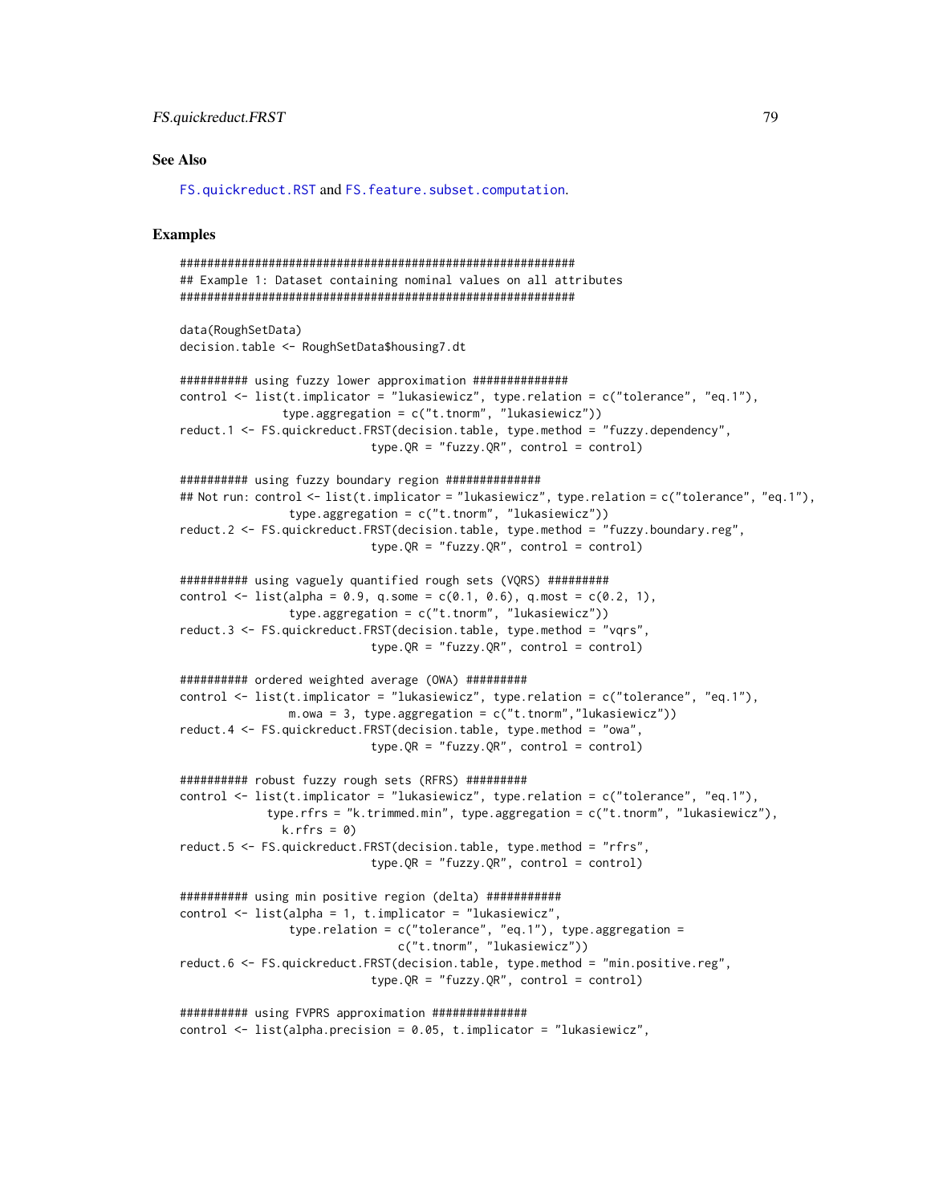### See Also

FS.quickreduct.RST and FS.feature.subset.computation.

### Examples

```
#############################################################
## Example 1: Dataset containing nominal values on all attributes
#############################################################

data(RoughSetData)
decision.table <- RoughSetData$housing7.dt

########## using fuzzy lower approximation ##############
control <- list(t.implicator = "lukasiewicz", type.relation = c("tolerance", "eq.1"),
               type.aggregation = c("t.tnorm", "lukasiewicz"))
reduct.1 <- FS.quickreduct.FRST(decision.table, type.method = "fuzzy.dependency",
                            type.QR = "fuzzy.QR", control = control)

########## using fuzzy boundary region ##############
## Not run: control <- list(t.implicator = "lukasiewicz", type.relation = c("tolerance", "eq.1"),
                type.aggregation = c("t.tnorm", "lukasiewicz"))
reduct.2 <- FS.quickreduct.FRST(decision.table, type.method = "fuzzy.boundary.reg",
                            type.QR = "fuzzy.QR", control = control)

########## using vaguely quantified rough sets (VQRS) #########
control <- list(alpha = 0.9, q.some = c(0.1, 0.6), q.most = c(0.2, 1),
                type.aggregation = c("t.tnorm", "lukasiewicz"))
reduct.3 <- FS.quickreduct.FRST(decision.table, type.method = "vqrs",
                            type.QR = "fuzzy.QR", control = control)

########## ordered weighted average (OWA) #########
control <- list(t.implicator = "lukasiewicz", type.relation = c("tolerance", "eq.1"),
                m.owa = 3, type.aggregation = c("t.tnorm","lukasiewicz"))
reduct.4 <- FS.quickreduct.FRST(decision.table, type.method = "owa",
                            type.QR = "fuzzy.QR", control = control)

########## robust fuzzy rough sets (RFRS) #########
control <- list(t.implicator = "lukasiewicz", type.relation = c("tolerance", "eq.1"),
             type.rfrs = "k.trimmed.min", type.aggregation = c("t.tnorm", "lukasiewicz"),
               k.rfrs = 0)
reduct.5 <- FS.quickreduct.FRST(decision.table, type.method = "rfrs",
                            type.QR = "fuzzy.QR", control = control)

########## using min positive region (delta) ###########
control <- list(alpha = 1, t.implicator = "lukasiewicz",
                type.relation = c("tolerance", "eq.1"), type.aggregation =
                                c("t.tnorm", "lukasiewicz"))
reduct.6 <- FS.quickreduct.FRST(decision.table, type.method = "min.positive.reg",
                            type.QR = "fuzzy.QR", control = control)

########## using FVPRS approximation ##############
control <- list(alpha.precision = 0.05, t.implicator = "lukasiewicz",
```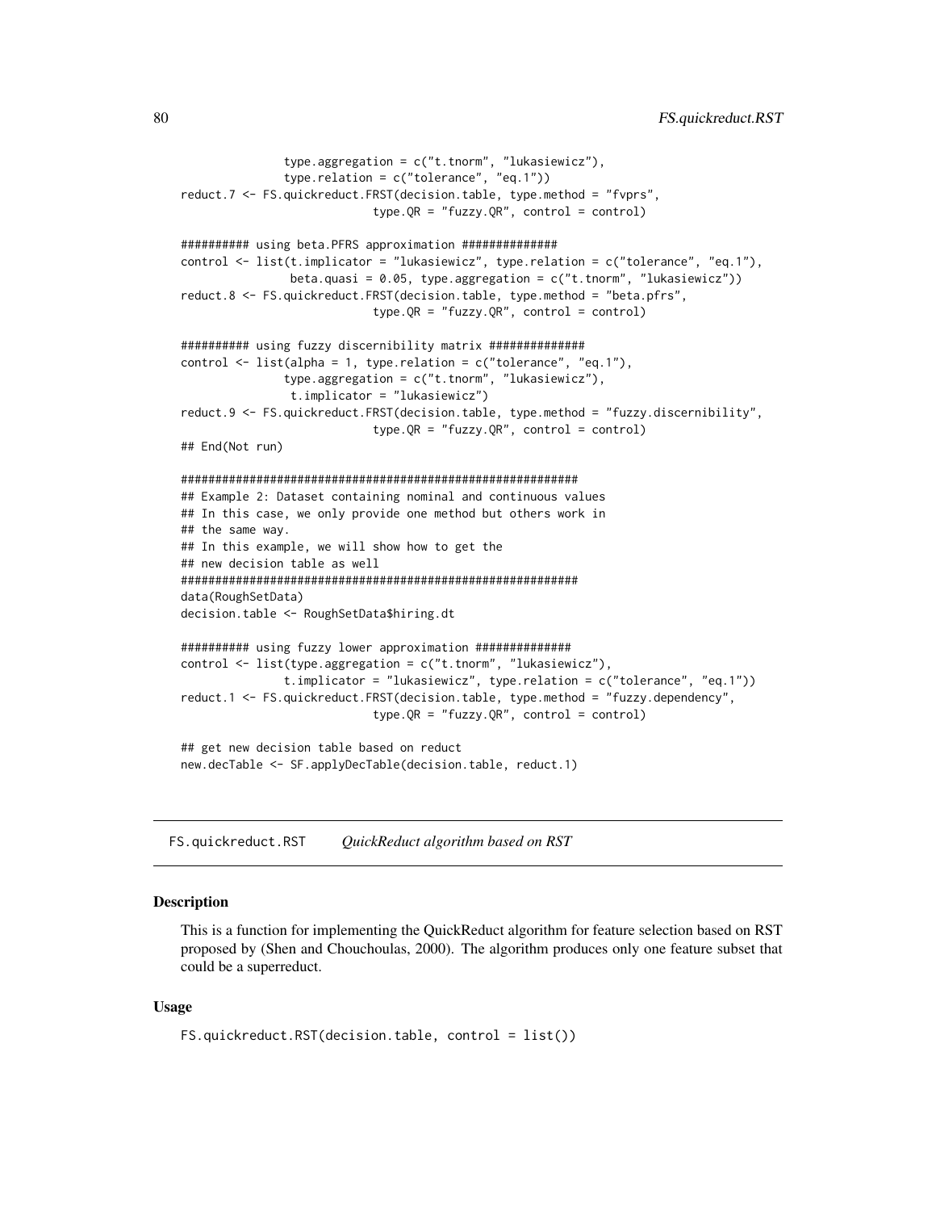```
               type.aggregation = c("t.tnorm", "lukasiewicz"),
               type.relation = c("tolerance", "eq.1"))
reduct.7 <- FS.quickreduct.FRST(decision.table, type.method = "fvprs",
                            type.QR = "fuzzy.QR", control = control)

########## using beta.PFRS approximation ##############
control <- list(t.implicator = "lukasiewicz", type.relation = c("tolerance", "eq.1"),
                beta.quasi = 0.05, type.aggregation = c("t.tnorm", "lukasiewicz"))
reduct.8 <- FS.quickreduct.FRST(decision.table, type.method = "beta.pfrs",
                            type.QR = "fuzzy.QR", control = control)

########## using fuzzy discernibility matrix ##############
control <- list(alpha = 1, type.relation = c("tolerance", "eq.1"),
               type.aggregation = c("t.tnorm", "lukasiewicz"),
                t.implicator = "lukasiewicz")
reduct.9 <- FS.quickreduct.FRST(decision.table, type.method = "fuzzy.discernibility",
                            type.QR = "fuzzy.QR", control = control)
## End(Not run)

###########################################################
## Example 2: Dataset containing nominal and continuous values
## In this case, we only provide one method but others work in
## the same way.
## In this example, we will show how to get the
## new decision table as well
###########################################################
data(RoughSetData)
decision.table <- RoughSetData$hiring.dt

########## using fuzzy lower approximation ##############
control <- list(type.aggregation = c("t.tnorm", "lukasiewicz"),
               t.implicator = "lukasiewicz", type.relation = c("tolerance", "eq.1"))
reduct.1 <- FS.quickreduct.FRST(decision.table, type.method = "fuzzy.dependency",
                            type.QR = "fuzzy.QR", control = control)

## get new decision table based on reduct
new.decTable <- SF.applyDecTable(decision.table, reduct.1)
```

---

## FS.quickreduct.RST &nbsp;&nbsp;&nbsp; *QuickReduct algorithm based on RST*

---

### Description

This is a function for implementing the QuickReduct algorithm for feature selection based on RST proposed by (Shen and Chouchoulas, 2000). The algorithm produces only one feature subset that could be a superreduct.

### Usage

```
FS.quickreduct.RST(decision.table, control = list())
```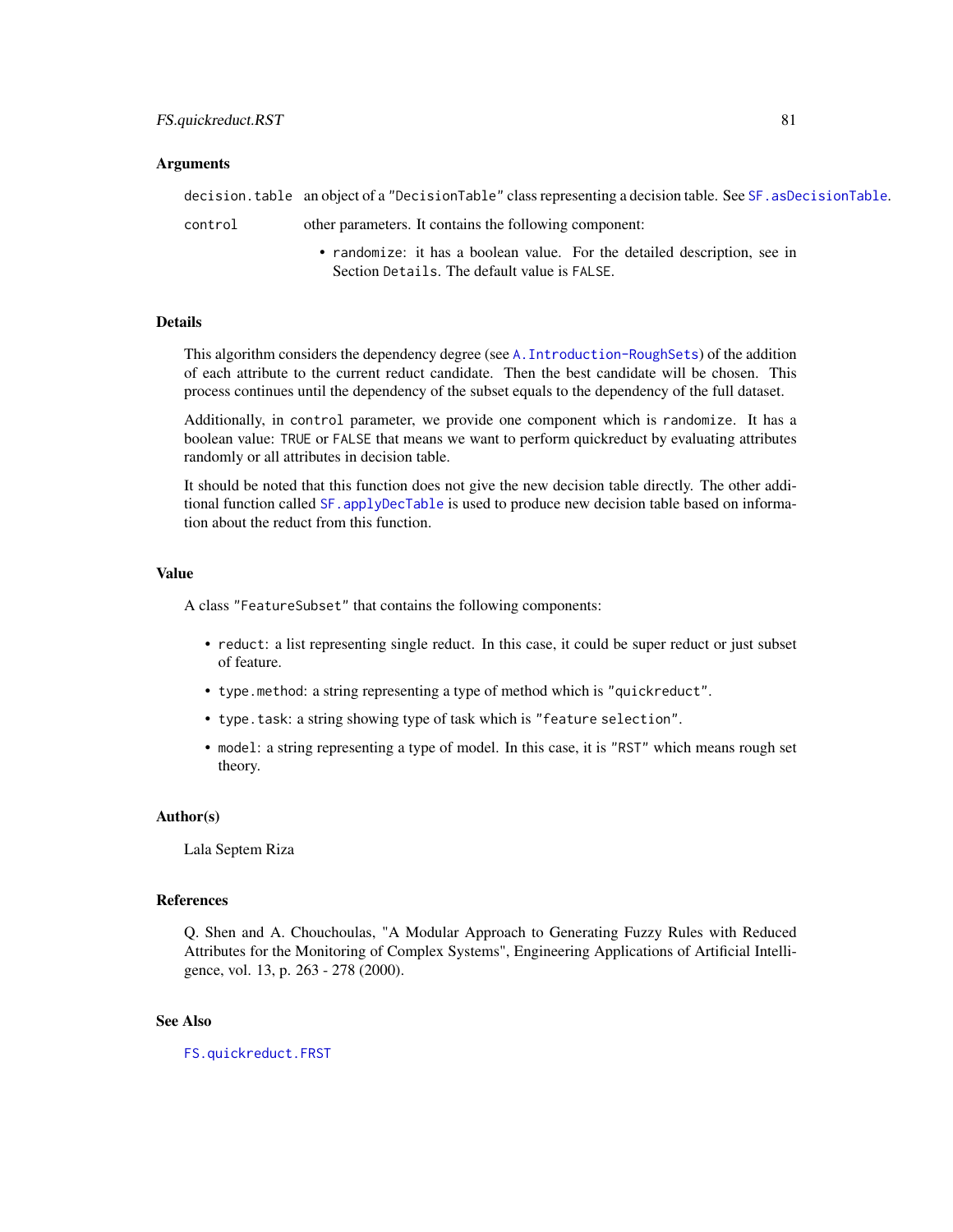### Arguments

`decision.table` an object of a `"DecisionTable"` class representing a decision table. See `SF.asDecisionTable`.

`control` other parameters. It contains the following component:

- `randomize`: it has a boolean value. For the detailed description, see in Section `Details`. The default value is `FALSE`.

### Details

This algorithm considers the dependency degree (see `A.Introduction-RoughSets`) of the addition of each attribute to the current reduct candidate. Then the best candidate will be chosen. This process continues until the dependency of the subset equals to the dependency of the full dataset.

Additionally, in `control` parameter, we provide one component which is `randomize`. It has a boolean value: `TRUE` or `FALSE` that means we want to perform quickreduct by evaluating attributes randomly or all attributes in decision table.

It should be noted that this function does not give the new decision table directly. The other additional function called `SF.applyDecTable` is used to produce new decision table based on information about the reduct from this function.

### Value

A class `"FeatureSubset"` that contains the following components:

- `reduct`: a list representing single reduct. In this case, it could be super reduct or just subset of feature.
- `type.method`: a string representing a type of method which is `"quickreduct"`.
- `type.task`: a string showing type of task which is `"feature selection"`.
- `model`: a string representing a type of model. In this case, it is `"RST"` which means rough set theory.

### Author(s)

Lala Septem Riza

### References

Q. Shen and A. Chouchoulas, "A Modular Approach to Generating Fuzzy Rules with Reduced Attributes for the Monitoring of Complex Systems", Engineering Applications of Artificial Intelligence, vol. 13, p. 263 - 278 (2000).

### See Also

`FS.quickreduct.FRST`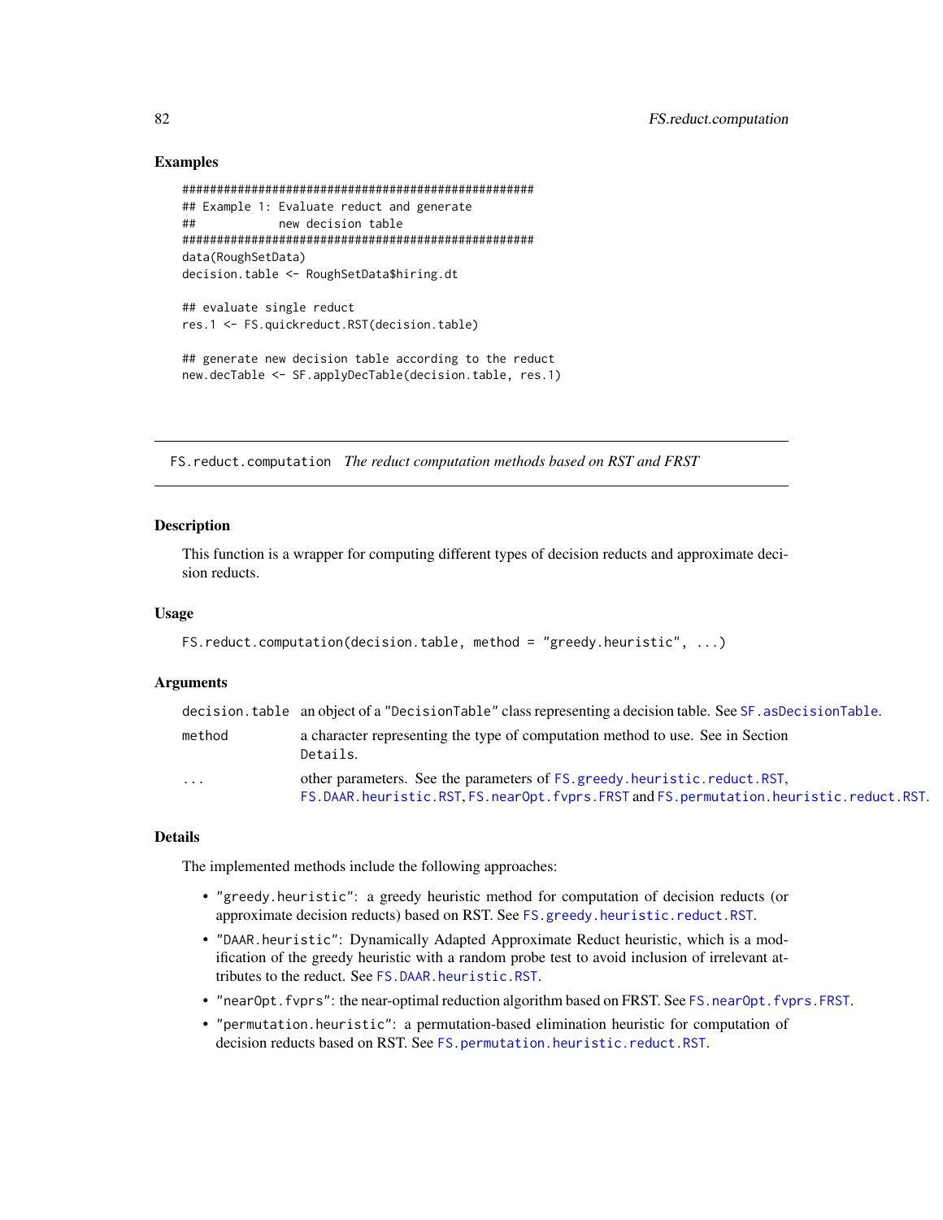## Examples

```
#####################################################
## Example 1: Evaluate reduct and generate
##            new decision table
#####################################################
data(RoughSetData)
decision.table <- RoughSetData$hiring.dt

## evaluate single reduct
res.1 <- FS.quickreduct.RST(decision.table)

## generate new decision table according to the reduct
new.decTable <- SF.applyDecTable(decision.table, res.1)
```

---

`FS.reduct.computation` *The reduct computation methods based on RST and FRST*

---

## Description

This function is a wrapper for computing different types of decision reducts and approximate decision reducts.

## Usage

```
FS.reduct.computation(decision.table, method = "greedy.heuristic", ...)
```

## Arguments

| | |
|---|---|
| `decision.table` | an object of a `"DecisionTable"` class representing a decision table. See `SF.asDecisionTable`. |
| `method` | a character representing the type of computation method to use. See in Section `Details`. |
| `...` | other parameters. See the parameters of `FS.greedy.heuristic.reduct.RST`, `FS.DAAR.heuristic.RST`, `FS.nearOpt.fvprs.FRST` and `FS.permutation.heuristic.reduct.RST`. |

## Details

The implemented methods include the following approaches:

- `"greedy.heuristic"`: a greedy heuristic method for computation of decision reducts (or approximate decision reducts) based on RST. See `FS.greedy.heuristic.reduct.RST`.
- `"DAAR.heuristic"`: Dynamically Adapted Approximate Reduct heuristic, which is a modification of the greedy heuristic with a random probe test to avoid inclusion of irrelevant attributes to the reduct. See `FS.DAAR.heuristic.RST`.
- `"nearOpt.fvprs"`: the near-optimal reduction algorithm based on FRST. See `FS.nearOpt.fvprs.FRST`.
- `"permutation.heuristic"`: a permutation-based elimination heuristic for computation of decision reducts based on RST. See `FS.permutation.heuristic.reduct.RST`.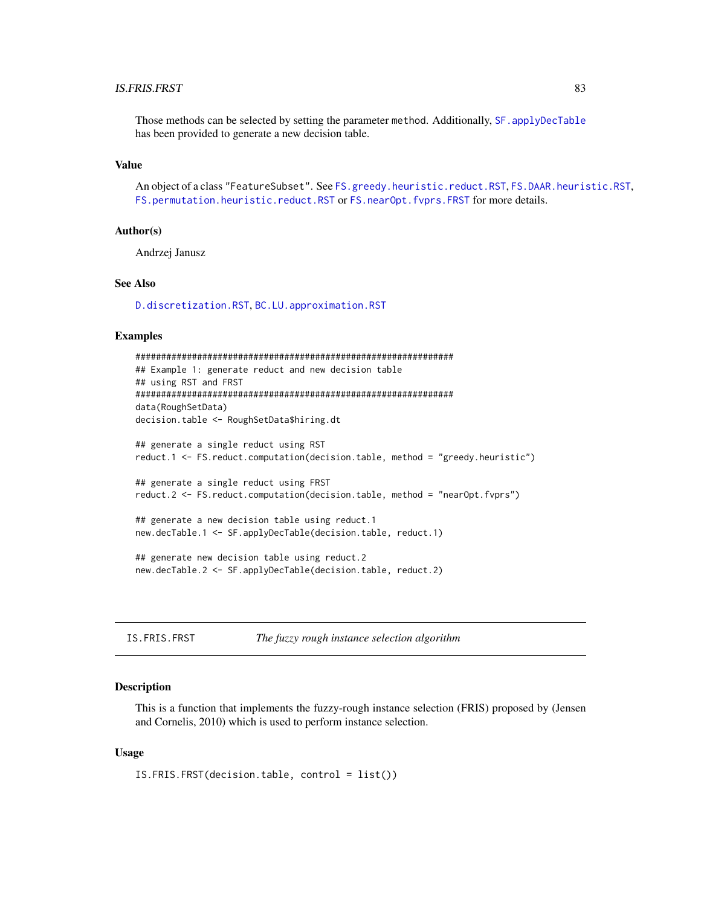Those methods can be selected by setting the parameter method. Additionally, SF.applyDecTable has been provided to generate a new decision table.

### Value

An object of a class "FeatureSubset". See FS.greedy.heuristic.reduct.RST, FS.DAAR.heuristic.RST, FS.permutation.heuristic.reduct.RST or FS.nearOpt.fvprs.FRST for more details.

### Author(s)

Andrzej Janusz

### See Also

D.discretization.RST, BC.LU.approximation.RST

### Examples

```
###############################################################
## Example 1: generate reduct and new decision table
## using RST and FRST
###############################################################
data(RoughSetData)
decision.table <- RoughSetData$hiring.dt

## generate a single reduct using RST
reduct.1 <- FS.reduct.computation(decision.table, method = "greedy.heuristic")

## generate a single reduct using FRST
reduct.2 <- FS.reduct.computation(decision.table, method = "nearOpt.fvprs")

## generate a new decision table using reduct.1
new.decTable.1 <- SF.applyDecTable(decision.table, reduct.1)

## generate new decision table using reduct.2
new.decTable.2 <- SF.applyDecTable(decision.table, reduct.2)
```

---

## IS.FRIS.FRST — *The fuzzy rough instance selection algorithm*

### Description

This is a function that implements the fuzzy-rough instance selection (FRIS) proposed by (Jensen and Cornelis, 2010) which is used to perform instance selection.

### Usage

```
IS.FRIS.FRST(decision.table, control = list())
```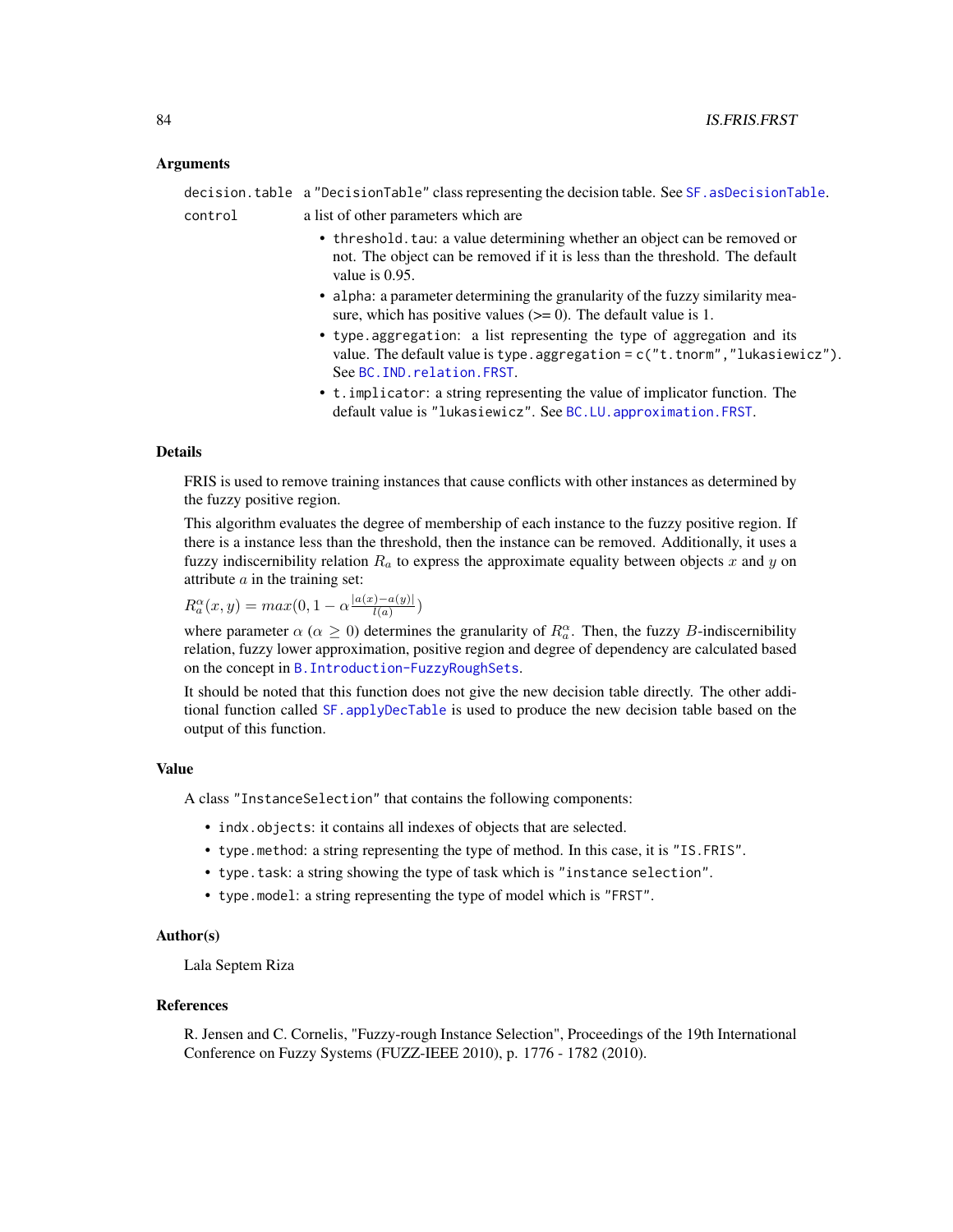### Arguments

decision.table a "DecisionTable" class representing the decision table. See SF.asDecisionTable.

control a list of other parameters which are

- threshold.tau: a value determining whether an object can be removed or not. The object can be removed if it is less than the threshold. The default value is 0.95.
- alpha: a parameter determining the granularity of the fuzzy similarity measure, which has positive values (>= 0). The default value is 1.
- type.aggregation: a list representing the type of aggregation and its value. The default value is type.aggregation = c("t.tnorm","lukasiewicz"). See BC.IND.relation.FRST.
- t.implicator: a string representing the value of implicator function. The default value is "lukasiewicz". See BC.LU.approximation.FRST.

### Details

FRIS is used to remove training instances that cause conflicts with other instances as determined by the fuzzy positive region.

This algorithm evaluates the degree of membership of each instance to the fuzzy positive region. If there is a instance less than the threshold, then the instance can be removed. Additionally, it uses a fuzzy indiscernibility relation $R_a$ to express the approximate equality between objects $x$ and $y$ on attribute $a$ in the training set:

$R_a^{\alpha}(x, y) = max(0, 1 - \alpha \frac{|a(x) - a(y)|}{l(a)})$

where parameter $\alpha$ ($\alpha \geq 0$) determines the granularity of $R_a^{\alpha}$. Then, the fuzzy $B$-indiscernibility relation, fuzzy lower approximation, positive region and degree of dependency are calculated based on the concept in B.Introduction-FuzzyRoughSets.

It should be noted that this function does not give the new decision table directly. The other additional function called SF.applyDecTable is used to produce the new decision table based on the output of this function.

### Value

A class "InstanceSelection" that contains the following components:

- indx.objects: it contains all indexes of objects that are selected.
- type.method: a string representing the type of method. In this case, it is "IS.FRIS".
- type.task: a string showing the type of task which is "instance selection".
- type.model: a string representing the type of model which is "FRST".

### Author(s)

Lala Septem Riza

### References

R. Jensen and C. Cornelis, "Fuzzy-rough Instance Selection", Proceedings of the 19th International Conference on Fuzzy Systems (FUZZ-IEEE 2010), p. 1776 - 1782 (2010).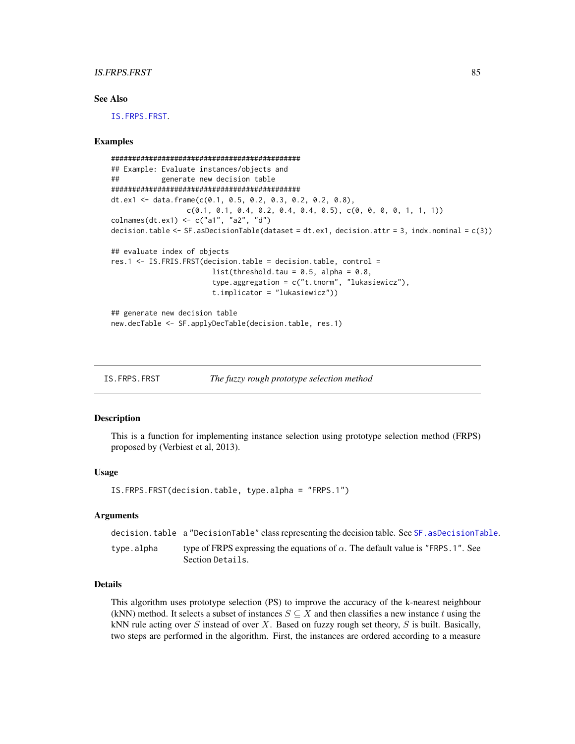## See Also

IS.FRPS.FRST.

## Examples

```
#############################################
## Example: Evaluate instances/objects and
##          generate new decision table
#############################################
dt.ex1 <- data.frame(c(0.1, 0.5, 0.2, 0.3, 0.2, 0.2, 0.8),
                  c(0.1, 0.1, 0.4, 0.2, 0.4, 0.4, 0.5), c(0, 0, 0, 0, 1, 1, 1))
colnames(dt.ex1) <- c("a1", "a2", "d")
decision.table <- SF.asDecisionTable(dataset = dt.ex1, decision.attr = 3, indx.nominal = c(3))

## evaluate index of objects
res.1 <- IS.FRIS.FRST(decision.table = decision.table, control =
                      list(threshold.tau = 0.5, alpha = 0.8,
                      type.aggregation = c("t.tnorm", "lukasiewicz"),
                      t.implicator = "lukasiewicz"))

## generate new decision table
new.decTable <- SF.applyDecTable(decision.table, res.1)
```

---

# IS.FRPS.FRST — *The fuzzy rough prototype selection method*

## Description

This is a function for implementing instance selection using prototype selection method (FRPS) proposed by (Verbiest et al, 2013).

## Usage

```
IS.FRPS.FRST(decision.table, type.alpha = "FRPS.1")
```

## Arguments

| | |
|---|---|
| `decision.table` | a `"DecisionTable"` class representing the decision table. See `SF.asDecisionTable`. |
| `type.alpha` | type of FRPS expressing the equations of $\alpha$. The default value is `"FRPS.1"`. See Section `Details`. |

## Details

This algorithm uses prototype selection (PS) to improve the accuracy of the k-nearest neighbour (kNN) method. It selects a subset of instances $S \subseteq X$ and then classifies a new instance $t$ using the kNN rule acting over $S$ instead of over $X$. Based on fuzzy rough set theory, $S$ is built. Basically, two steps are performed in the algorithm. First, the instances are ordered according to a measure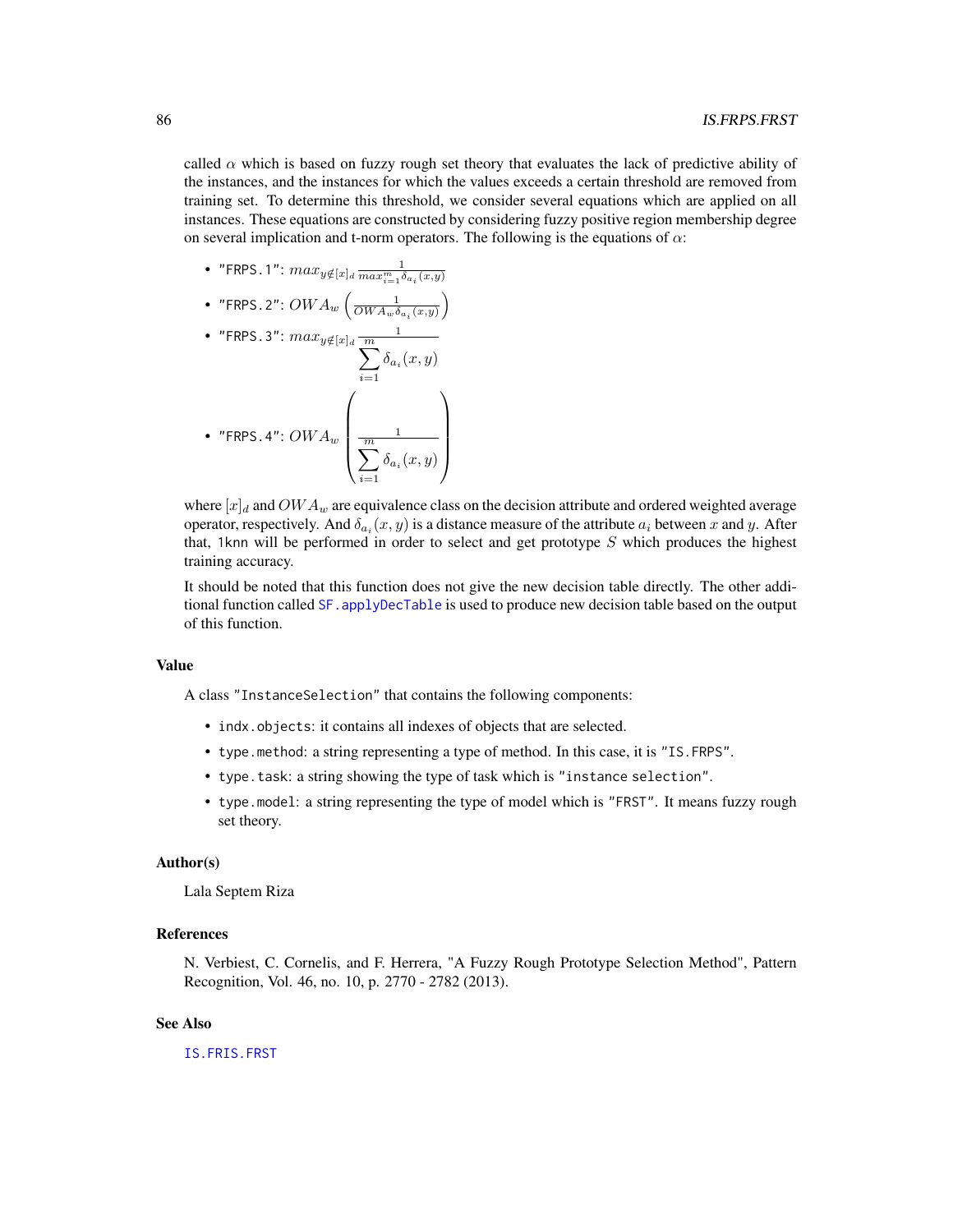called $\alpha$ which is based on fuzzy rough set theory that evaluates the lack of predictive ability of the instances, and the instances for which the values exceeds a certain threshold are removed from training set. To determine this threshold, we consider several equations which are applied on all instances. These equations are constructed by considering fuzzy positive region membership degree on several implication and t-norm operators. The following is the equations of $\alpha$:

- `"FRPS.1"`: $max_{y \notin [x]_d} \frac{1}{max_{i=1}^{m} \delta_{a_i}(x,y)}$
- `"FRPS.2"`: $OWA_w \left( \frac{1}{OWA_w \delta_{a_i}(x,y)} \right)$
- `"FRPS.3"`: $max_{y \notin [x]_d} \frac{1}{\sum\limits_{i=1}^{m} \delta_{a_i}(x,y)}$
- `"FRPS.4"`: $OWA_w \left( \frac{1}{\sum\limits_{i=1}^{m} \delta_{a_i}(x,y)} \right)$

where $[x]_d$ and $OWA_w$ are equivalence class on the decision attribute and ordered weighted average operator, respectively. And $\delta_{a_i}(x,y)$ is a distance measure of the attribute $a_i$ between $x$ and $y$. After that, `1knn` will be performed in order to select and get prototype $S$ which produces the highest training accuracy.

It should be noted that this function does not give the new decision table directly. The other additional function called `SF.applyDecTable` is used to produce new decision table based on the output of this function.

### Value

A class `"InstanceSelection"` that contains the following components:

- `indx.objects`: it contains all indexes of objects that are selected.
- `type.method`: a string representing a type of method. In this case, it is `"IS.FRPS"`.
- `type.task`: a string showing the type of task which is `"instance selection"`.
- `type.model`: a string representing the type of model which is `"FRST"`. It means fuzzy rough set theory.

### Author(s)

Lala Septem Riza

### References

N. Verbiest, C. Cornelis, and F. Herrera, "A Fuzzy Rough Prototype Selection Method", Pattern Recognition, Vol. 46, no. 10, p. 2770 - 2782 (2013).

### See Also

`IS.FRIS.FRST`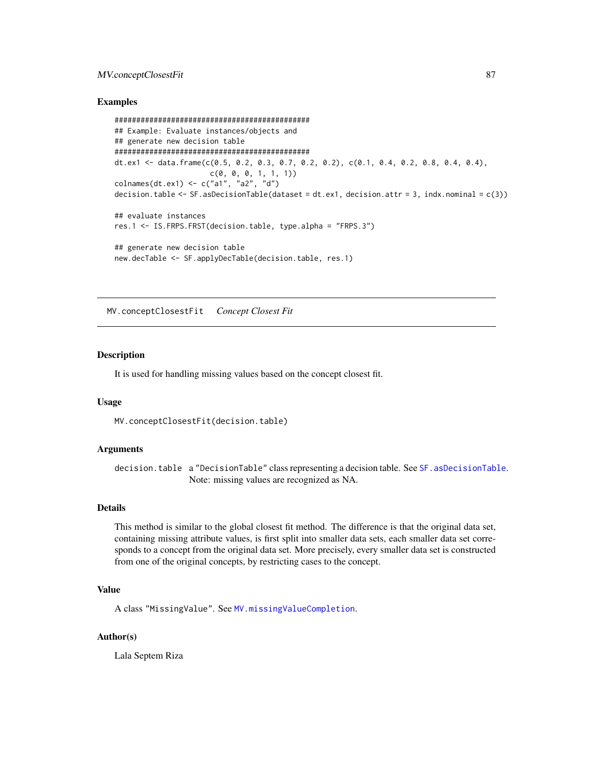## Examples

```
#############################################
## Example: Evaluate instances/objects and
## generate new decision table
#############################################
dt.ex1 <- data.frame(c(0.5, 0.2, 0.3, 0.7, 0.2, 0.2), c(0.1, 0.4, 0.2, 0.8, 0.4, 0.4),
                     c(0, 0, 0, 1, 1, 1))
colnames(dt.ex1) <- c("a1", "a2", "d")
decision.table <- SF.asDecisionTable(dataset = dt.ex1, decision.attr = 3, indx.nominal = c(3))

## evaluate instances
res.1 <- IS.FRPS.FRST(decision.table, type.alpha = "FRPS.3")

## generate new decision table
new.decTable <- SF.applyDecTable(decision.table, res.1)
```

---

# MV.conceptClosestFit *Concept Closest Fit*

---

## Description

It is used for handling missing values based on the concept closest fit.

## Usage

```
MV.conceptClosestFit(decision.table)
```

## Arguments

decision.table a "DecisionTable" class representing a decision table. See SF.asDecisionTable. Note: missing values are recognized as NA.

## Details

This method is similar to the global closest fit method. The difference is that the original data set, containing missing attribute values, is first split into smaller data sets, each smaller data set corresponds to a concept from the original data set. More precisely, every smaller data set is constructed from one of the original concepts, by restricting cases to the concept.

## Value

A class "MissingValue". See MV.missingValueCompletion.

## Author(s)

Lala Septem Riza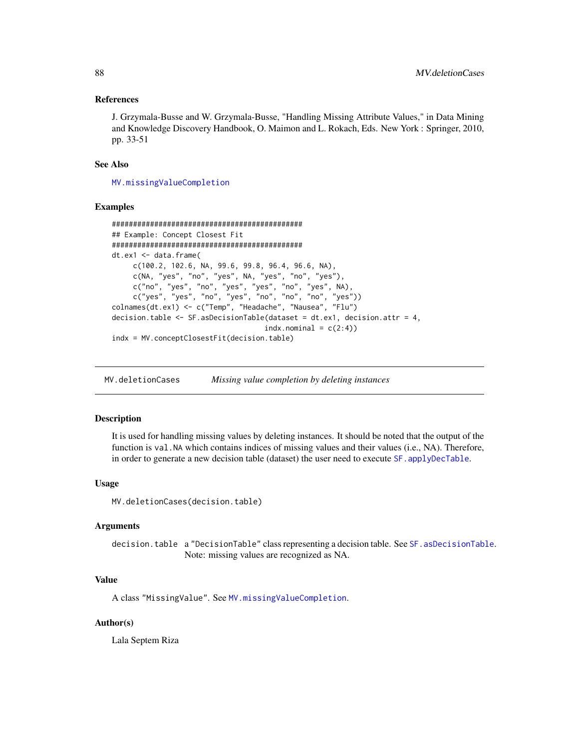### References

J. Grzymala-Busse and W. Grzymala-Busse, "Handling Missing Attribute Values," in Data Mining and Knowledge Discovery Handbook, O. Maimon and L. Rokach, Eds. New York : Springer, 2010, pp. 33-51

### See Also

MV.missingValueCompletion

### Examples

```
#############################################
## Example: Concept Closest Fit
#############################################
dt.ex1 <- data.frame(
     c(100.2, 102.6, NA, 99.6, 99.8, 96.4, 96.6, NA),
     c(NA, "yes", "no", "yes", NA, "yes", "no", "yes"),
     c("no", "yes", "no", "yes", "yes", "no", "yes", NA),
     c("yes", "yes", "no", "yes", "no", "no", "no", "yes"))
colnames(dt.ex1) <- c("Temp", "Headache", "Nausea", "Flu")
decision.table <- SF.asDecisionTable(dataset = dt.ex1, decision.attr = 4,
                                     indx.nominal = c(2:4))
indx = MV.conceptClosestFit(decision.table)
```

---

## MV.deletionCases *Missing value completion by deleting instances*

---

### Description

It is used for handling missing values by deleting instances. It should be noted that the output of the function is `val.NA` which contains indices of missing values and their values (i.e., NA). Therefore, in order to generate a new decision table (dataset) the user need to execute SF.applyDecTable.

### Usage

```
MV.deletionCases(decision.table)
```

### Arguments

`decision.table` a "DecisionTable" class representing a decision table. See SF.asDecisionTable. Note: missing values are recognized as NA.

### Value

A class "MissingValue". See MV.missingValueCompletion.

### Author(s)

Lala Septem Riza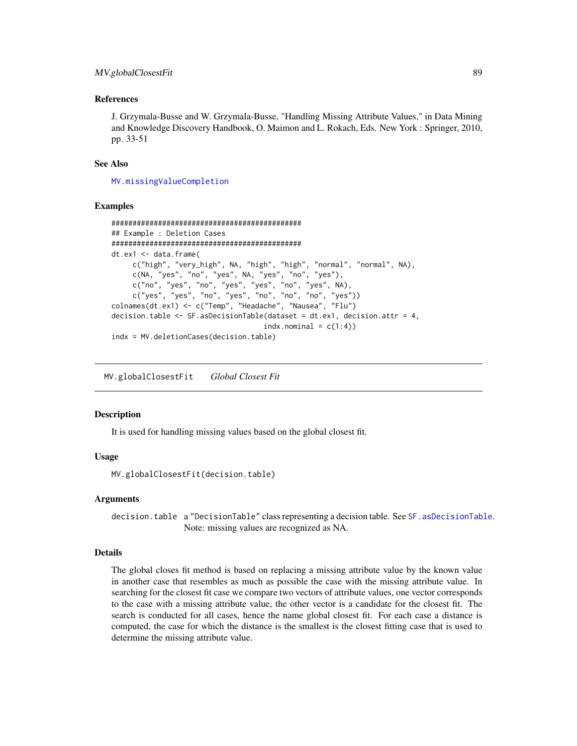### References

J. Grzymala-Busse and W. Grzymala-Busse, "Handling Missing Attribute Values," in Data Mining and Knowledge Discovery Handbook, O. Maimon and L. Rokach, Eds. New York : Springer, 2010, pp. 33-51

### See Also

`MV.missingValueCompletion`

### Examples

```
#############################################
## Example : Deletion Cases
#############################################
dt.ex1 <- data.frame(
     c("high", "very_high", NA, "high", "high", "normal", "normal", NA),
     c(NA, "yes", "no", "yes", NA, "yes", "no", "yes"),
     c("no", "yes", "no", "yes", "yes", "no", "yes", NA),
     c("yes", "yes", "no", "yes", "no", "no", "no", "yes"))
colnames(dt.ex1) <- c("Temp", "Headache", "Nausea", "Flu")
decision.table <- SF.asDecisionTable(dataset = dt.ex1, decision.attr = 4,
                                   indx.nominal = c(1:4))
indx = MV.deletionCases(decision.table)
```

---

## MV.globalClosestFit *Global Closest Fit*

### Description

It is used for handling missing values based on the global closest fit.

### Usage

```
MV.globalClosestFit(decision.table)
```

### Arguments

| | |
|---|---|
| `decision.table` | a "DecisionTable" class representing a decision table. See `SF.asDecisionTable`. Note: missing values are recognized as NA. |

### Details

The global closes fit method is based on replacing a missing attribute value by the known value in another case that resembles as much as possible the case with the missing attribute value. In searching for the closest fit case we compare two vectors of attribute values, one vector corresponds to the case with a missing attribute value, the other vector is a candidate for the closest fit. The search is conducted for all cases, hence the name global closest fit. For each case a distance is computed, the case for which the distance is the smallest is the closest fitting case that is used to determine the missing attribute value.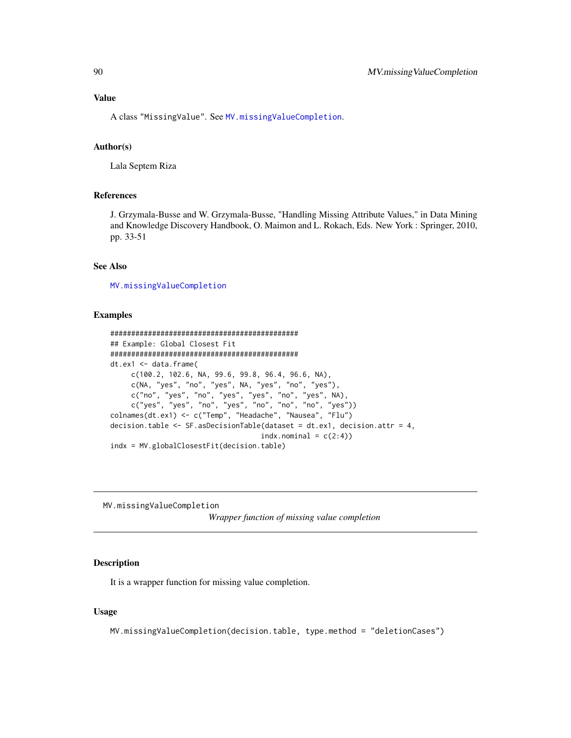### Value

A class "MissingValue". See `MV.missingValueCompletion`.

### Author(s)

Lala Septem Riza

### References

J. Grzymala-Busse and W. Grzymala-Busse, "Handling Missing Attribute Values," in Data Mining and Knowledge Discovery Handbook, O. Maimon and L. Rokach, Eds. New York : Springer, 2010, pp. 33-51

### See Also

`MV.missingValueCompletion`

### Examples

```
###############################################
## Example: Global Closest Fit
###############################################
dt.ex1 <- data.frame(
     c(100.2, 102.6, NA, 99.6, 99.8, 96.4, 96.6, NA),
     c(NA, "yes", "no", "yes", NA, "yes", "no", "yes"),
     c("no", "yes", "no", "yes", "yes", "no", "yes", NA),
     c("yes", "yes", "no", "yes", "no", "no", "no", "yes"))
colnames(dt.ex1) <- c("Temp", "Headache", "Nausea", "Flu")
decision.table <- SF.asDecisionTable(dataset = dt.ex1, decision.attr = 4,
                                     indx.nominal = c(2:4))
indx = MV.globalClosestFit(decision.table)
```

---

## MV.missingValueCompletion

*Wrapper function of missing value completion*

### Description

It is a wrapper function for missing value completion.

### Usage

```
MV.missingValueCompletion(decision.table, type.method = "deletionCases")
```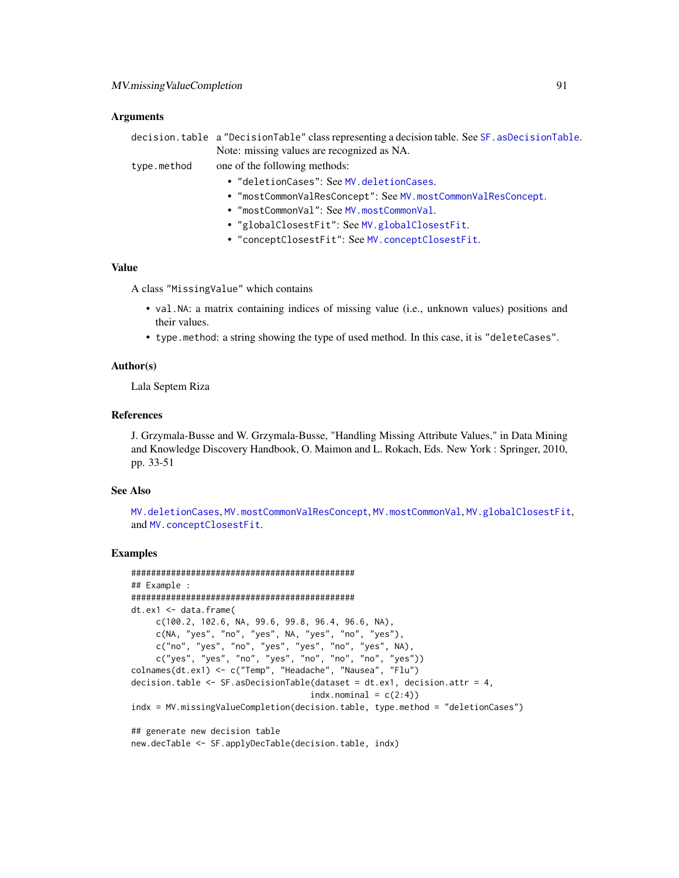### Arguments

decision.table a "DecisionTable" class representing a decision table. See SF.asDecisionTable. Note: missing values are recognized as NA.

type.method one of the following methods:

- "deletionCases": See MV.deletionCases.
- "mostCommonValResConcept": See MV.mostCommonValResConcept.
- "mostCommonVal": See MV.mostCommonVal.
- "globalClosestFit": See MV.globalClosestFit.
- "conceptClosestFit": See MV.conceptClosestFit.

### Value

A class "MissingValue" which contains

- val.NA: a matrix containing indices of missing value (i.e., unknown values) positions and their values.
- type.method: a string showing the type of used method. In this case, it is "deleteCases".

### Author(s)

Lala Septem Riza

### References

J. Grzymala-Busse and W. Grzymala-Busse, "Handling Missing Attribute Values," in Data Mining and Knowledge Discovery Handbook, O. Maimon and L. Rokach, Eds. New York : Springer, 2010, pp. 33-51

### See Also

MV.deletionCases, MV.mostCommonValResConcept, MV.mostCommonVal, MV.globalClosestFit, and MV.conceptClosestFit.

### Examples

```
#############################################
## Example :
#############################################
dt.ex1 <- data.frame(
     c(100.2, 102.6, NA, 99.6, 99.8, 96.4, 96.6, NA),
     c(NA, "yes", "no", "yes", NA, "yes", "no", "yes"),
     c("no", "yes", "no", "yes", "yes", "no", "yes", NA),
     c("yes", "yes", "no", "yes", "no", "no", "no", "yes"))
colnames(dt.ex1) <- c("Temp", "Headache", "Nausea", "Flu")
decision.table <- SF.asDecisionTable(dataset = dt.ex1, decision.attr = 4,
                                    indx.nominal = c(2:4))
indx = MV.missingValueCompletion(decision.table, type.method = "deletionCases")

## generate new decision table
new.decTable <- SF.applyDecTable(decision.table, indx)
```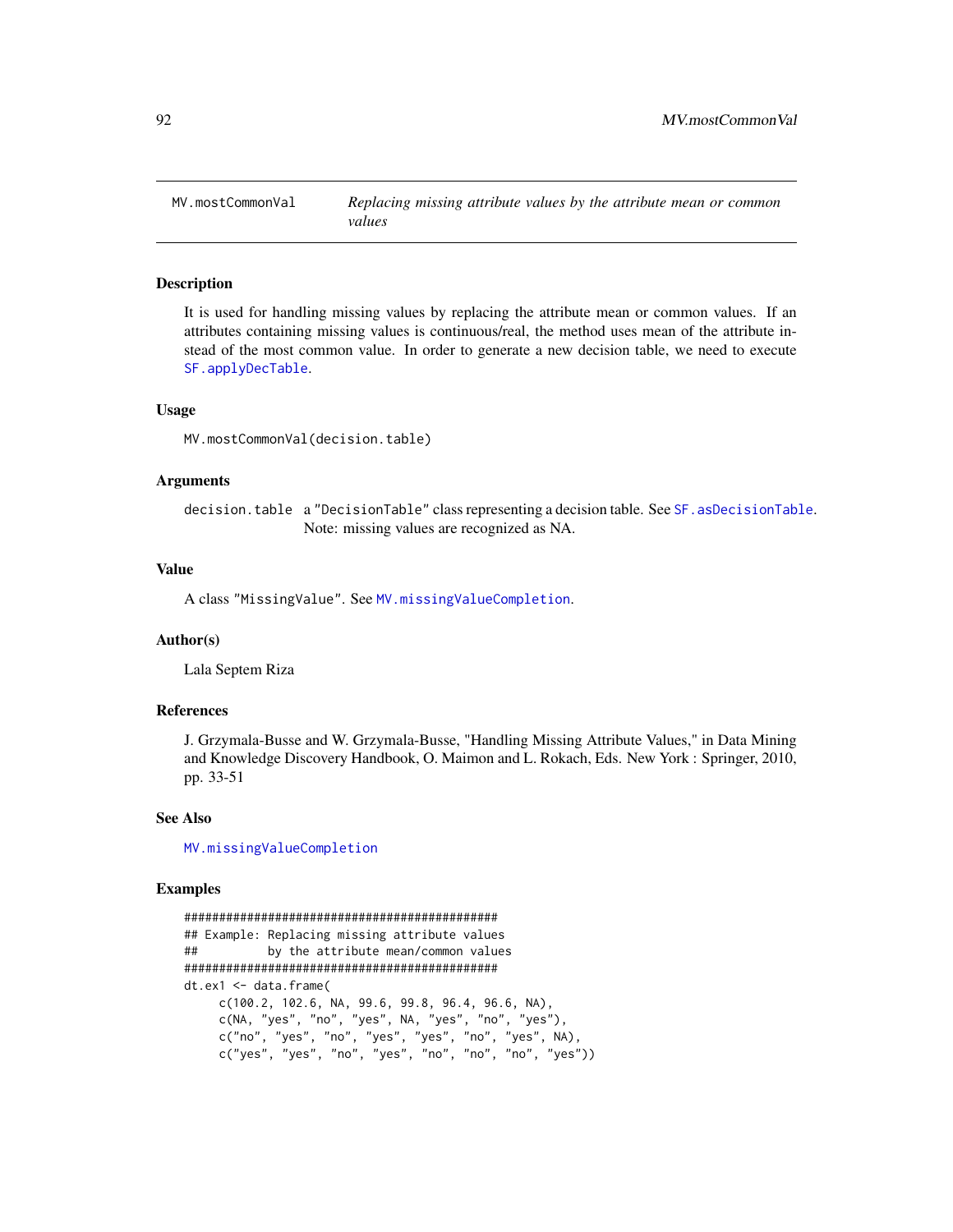MV.mostCommonVal *Replacing missing attribute values by the attribute mean or common values*

## Description

It is used for handling missing values by replacing the attribute mean or common values. If an attributes containing missing values is continuous/real, the method uses mean of the attribute instead of the most common value. In order to generate a new decision table, we need to execute SF.applyDecTable.

## Usage

```
MV.mostCommonVal(decision.table)
```

## Arguments

decision.table a "DecisionTable" class representing a decision table. See SF.asDecisionTable. Note: missing values are recognized as NA.

## Value

A class "MissingValue". See MV.missingValueCompletion.

## Author(s)

Lala Septem Riza

## References

J. Grzymala-Busse and W. Grzymala-Busse, "Handling Missing Attribute Values," in Data Mining and Knowledge Discovery Handbook, O. Maimon and L. Rokach, Eds. New York : Springer, 2010, pp. 33-51

## See Also

MV.missingValueCompletion

## Examples

```
#############################################
## Example: Replacing missing attribute values
##          by the attribute mean/common values
#############################################
dt.ex1 <- data.frame(
     c(100.2, 102.6, NA, 99.6, 99.8, 96.4, 96.6, NA),
     c(NA, "yes", "no", "yes", NA, "yes", "no", "yes"),
     c("no", "yes", "no", "yes", "yes", "no", "yes", NA),
     c("yes", "yes", "no", "yes", "no", "no", "no", "yes"))
```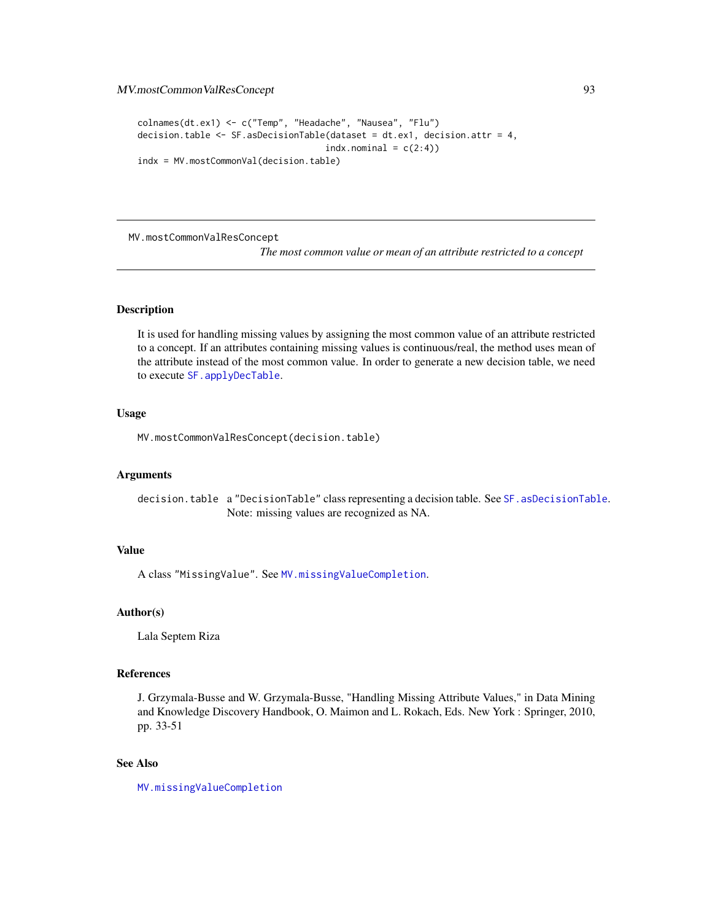```
colnames(dt.ex1) <- c("Temp", "Headache", "Nausea", "Flu")
decision.table <- SF.asDecisionTable(dataset = dt.ex1, decision.attr = 4,
                                     indx.nominal = c(2:4))
indx = MV.mostCommonVal(decision.table)
```

---

## MV.mostCommonValResConcept

*The most common value or mean of an attribute restricted to a concept*

---

### Description

It is used for handling missing values by assigning the most common value of an attribute restricted to a concept. If an attributes containing missing values is continuous/real, the method uses mean of the attribute instead of the most common value. In order to generate a new decision table, we need to execute `SF.applyDecTable`.

### Usage

```
MV.mostCommonValResConcept(decision.table)
```

### Arguments

| | |
|---|---|
| `decision.table` | a `"DecisionTable"` class representing a decision table. See `SF.asDecisionTable`. Note: missing values are recognized as NA. |

### Value

A class `"MissingValue"`. See `MV.missingValueCompletion`.

### Author(s)

Lala Septem Riza

### References

J. Grzymala-Busse and W. Grzymala-Busse, "Handling Missing Attribute Values," in Data Mining and Knowledge Discovery Handbook, O. Maimon and L. Rokach, Eds. New York : Springer, 2010, pp. 33-51

### See Also

`MV.missingValueCompletion`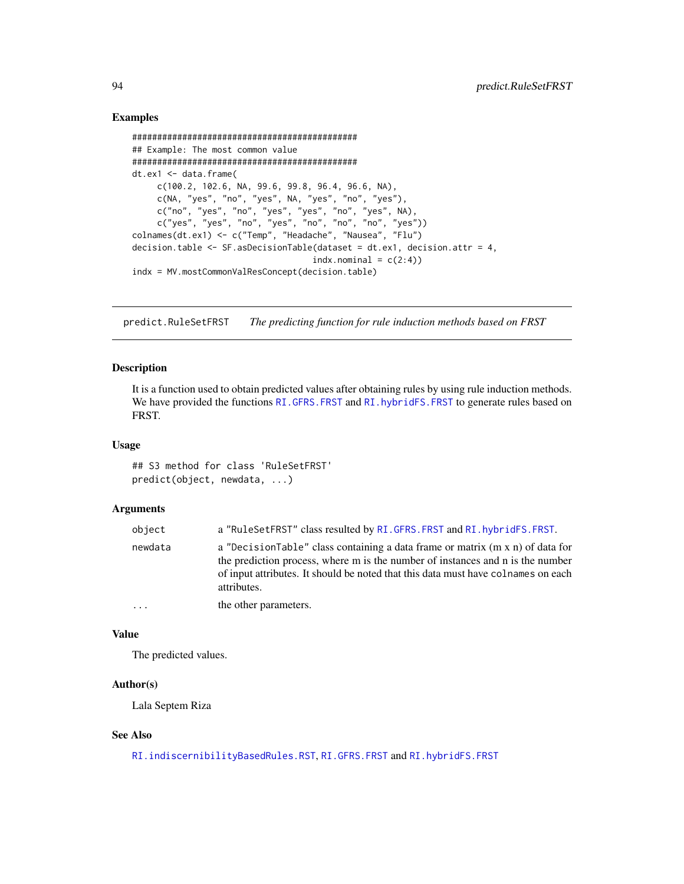## Examples

```
#############################################
## Example: The most common value
#############################################
dt.ex1 <- data.frame(
     c(100.2, 102.6, NA, 99.6, 99.8, 96.4, 96.6, NA),
     c(NA, "yes", "no", "yes", NA, "yes", "no", "yes"),
     c("no", "yes", "no", "yes", "yes", "no", "yes", NA),
     c("yes", "yes", "no", "yes", "no", "no", "no", "yes"))
colnames(dt.ex1) <- c("Temp", "Headache", "Nausea", "Flu")
decision.table <- SF.asDecisionTable(dataset = dt.ex1, decision.attr = 4,
                                     indx.nominal = c(2:4))
indx = MV.mostCommonValResConcept(decision.table)
```

---

# predict.RuleSetFRST — *The predicting function for rule induction methods based on FRST*

## Description

It is a function used to obtain predicted values after obtaining rules by using rule induction methods. We have provided the functions `RI.GFRS.FRST` and `RI.hybridFS.FRST` to generate rules based on FRST.

## Usage

```
## S3 method for class 'RuleSetFRST'
predict(object, newdata, ...)
```

## Arguments

| | |
|---|---|
| `object` | a `"RuleSetFRST"` class resulted by `RI.GFRS.FRST` and `RI.hybridFS.FRST`. |
| `newdata` | a `"DecisionTable"` class containing a data frame or matrix (m x n) of data for the prediction process, where m is the number of instances and n is the number of input attributes. It should be noted that this data must have `colnames` on each attributes. |
| `...` | the other parameters. |

## Value

The predicted values.

## Author(s)

Lala Septem Riza

## See Also

`RI.indiscernibilityBasedRules.RST`, `RI.GFRS.FRST` and `RI.hybridFS.FRST`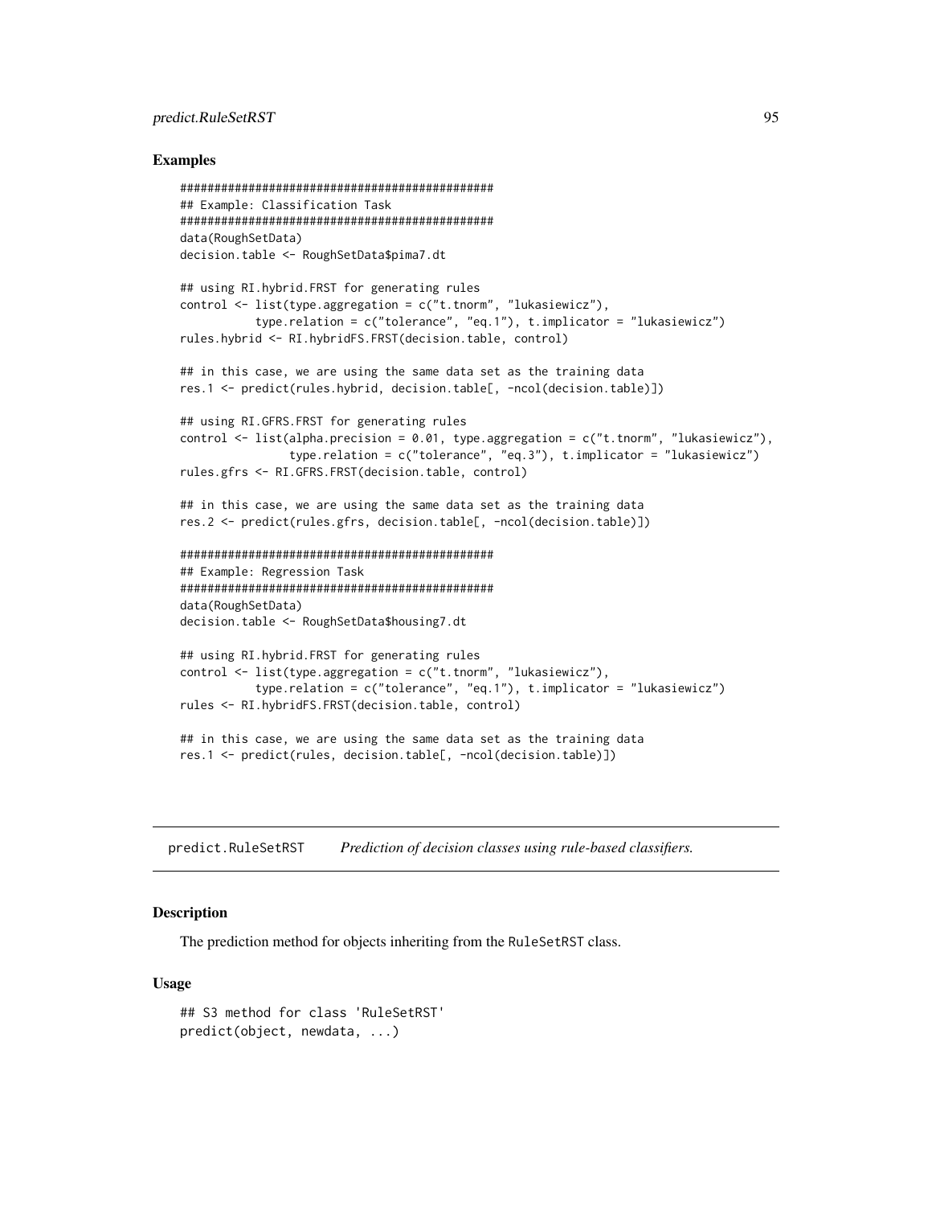## Examples

```
###############################################
## Example: Classification Task
###############################################
data(RoughSetData)
decision.table <- RoughSetData$pima7.dt

## using RI.hybrid.FRST for generating rules
control <- list(type.aggregation = c("t.tnorm", "lukasiewicz"),
           type.relation = c("tolerance", "eq.1"), t.implicator = "lukasiewicz")
rules.hybrid <- RI.hybridFS.FRST(decision.table, control)

## in this case, we are using the same data set as the training data
res.1 <- predict(rules.hybrid, decision.table[, -ncol(decision.table)])

## using RI.GFRS.FRST for generating rules
control <- list(alpha.precision = 0.01, type.aggregation = c("t.tnorm", "lukasiewicz"),
                type.relation = c("tolerance", "eq.3"), t.implicator = "lukasiewicz")
rules.gfrs <- RI.GFRS.FRST(decision.table, control)

## in this case, we are using the same data set as the training data
res.2 <- predict(rules.gfrs, decision.table[, -ncol(decision.table)])

###############################################
## Example: Regression Task
###############################################
data(RoughSetData)
decision.table <- RoughSetData$housing7.dt

## using RI.hybrid.FRST for generating rules
control <- list(type.aggregation = c("t.tnorm", "lukasiewicz"),
           type.relation = c("tolerance", "eq.1"), t.implicator = "lukasiewicz")
rules <- RI.hybridFS.FRST(decision.table, control)

## in this case, we are using the same data set as the training data
res.1 <- predict(rules, decision.table[, -ncol(decision.table)])
```

---

# predict.RuleSetRST    *Prediction of decision classes using rule-based classifiers.*

---

## Description

The prediction method for objects inheriting from the RuleSetRST class.

## Usage

```
## S3 method for class 'RuleSetRST'
predict(object, newdata, ...)
```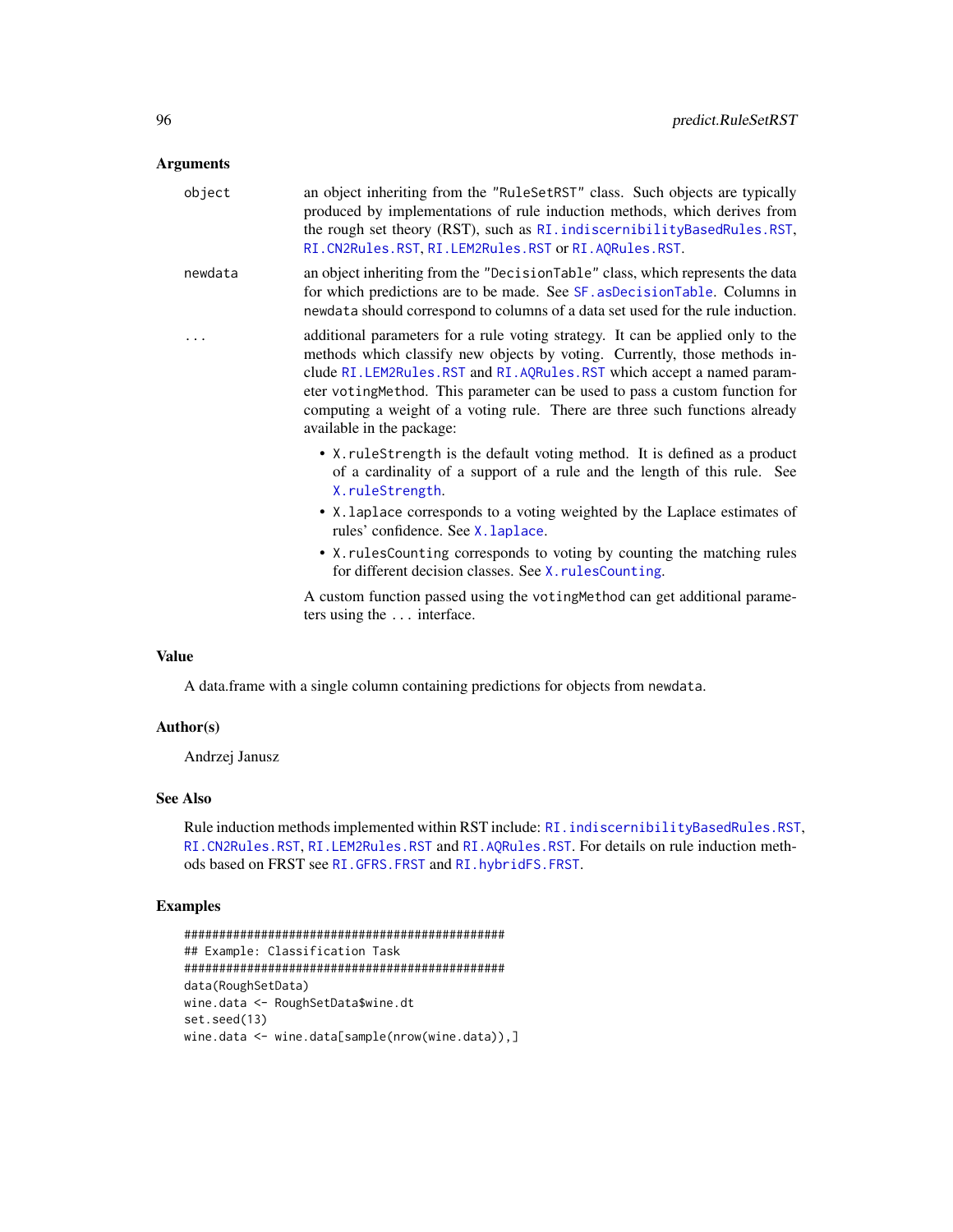## Arguments

**object** an object inheriting from the "RuleSetRST" class. Such objects are typically produced by implementations of rule induction methods, which derives from the rough set theory (RST), such as RI.indiscernibilityBasedRules.RST, RI.CN2Rules.RST, RI.LEM2Rules.RST or RI.AQRules.RST.

**newdata** an object inheriting from the "DecisionTable" class, which represents the data for which predictions are to be made. See SF.asDecisionTable. Columns in newdata should correspond to columns of a data set used for the rule induction.

**...** additional parameters for a rule voting strategy. It can be applied only to the methods which classify new objects by voting. Currently, those methods include RI.LEM2Rules.RST and RI.AQRules.RST which accept a named parameter votingMethod. This parameter can be used to pass a custom function for computing a weight of a voting rule. There are three such functions already available in the package:

- X.ruleStrength is the default voting method. It is defined as a product of a cardinality of a support of a rule and the length of this rule. See X.ruleStrength.
- X.laplace corresponds to a voting weighted by the Laplace estimates of rules' confidence. See X.laplace.
- X.rulesCounting corresponds to voting by counting the matching rules for different decision classes. See X.rulesCounting.

A custom function passed using the votingMethod can get additional parameters using the ... interface.

## Value

A data.frame with a single column containing predictions for objects from newdata.

## Author(s)

Andrzej Janusz

## See Also

Rule induction methods implemented within RST include: RI.indiscernibilityBasedRules.RST, RI.CN2Rules.RST, RI.LEM2Rules.RST and RI.AQRules.RST. For details on rule induction methods based on FRST see RI.GFRS.FRST and RI.hybridFS.FRST.

## Examples

```
###############################################
## Example: Classification Task
###############################################
data(RoughSetData)
wine.data <- RoughSetData$wine.dt
set.seed(13)
wine.data <- wine.data[sample(nrow(wine.data)),]
```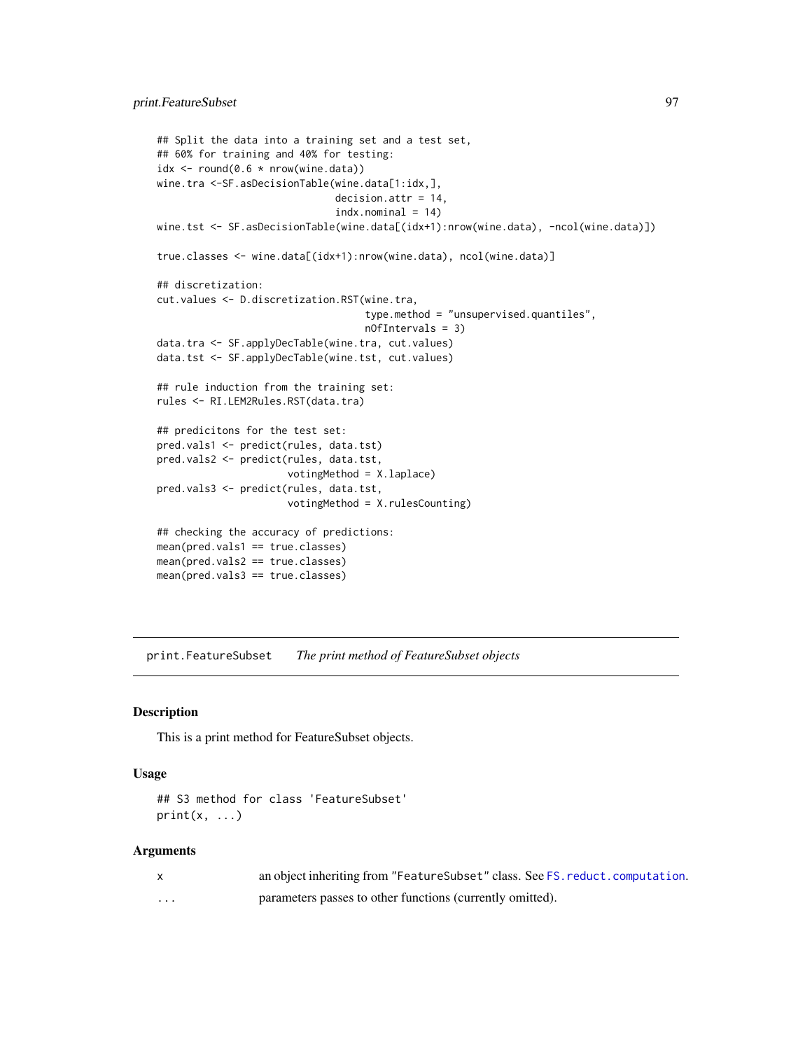```
## Split the data into a training set and a test set,
## 60% for training and 40% for testing:
idx <- round(0.6 * nrow(wine.data))
wine.tra <-SF.asDecisionTable(wine.data[1:idx,],
                              decision.attr = 14,
                              indx.nominal = 14)
wine.tst <- SF.asDecisionTable(wine.data[(idx+1):nrow(wine.data), -ncol(wine.data)])

true.classes <- wine.data[(idx+1):nrow(wine.data), ncol(wine.data)]

## discretization:
cut.values <- D.discretization.RST(wine.tra,
                                   type.method = "unsupervised.quantiles",
                                   nOfIntervals = 3)
data.tra <- SF.applyDecTable(wine.tra, cut.values)
data.tst <- SF.applyDecTable(wine.tst, cut.values)

## rule induction from the training set:
rules <- RI.LEM2Rules.RST(data.tra)

## predicitons for the test set:
pred.vals1 <- predict(rules, data.tst)
pred.vals2 <- predict(rules, data.tst,
                      votingMethod = X.laplace)
pred.vals3 <- predict(rules, data.tst,
                      votingMethod = X.rulesCounting)

## checking the accuracy of predictions:
mean(pred.vals1 == true.classes)
mean(pred.vals2 == true.classes)
mean(pred.vals3 == true.classes)
```

---

`print.FeatureSubset` *The print method of FeatureSubset objects*

---

## Description

This is a print method for FeatureSubset objects.

## Usage

```
## S3 method for class 'FeatureSubset'
print(x, ...)
```

## Arguments

| | |
|---|---|
| x | an object inheriting from "FeatureSubset" class. See `FS.reduct.computation`. |
| ... | parameters passes to other functions (currently omitted). |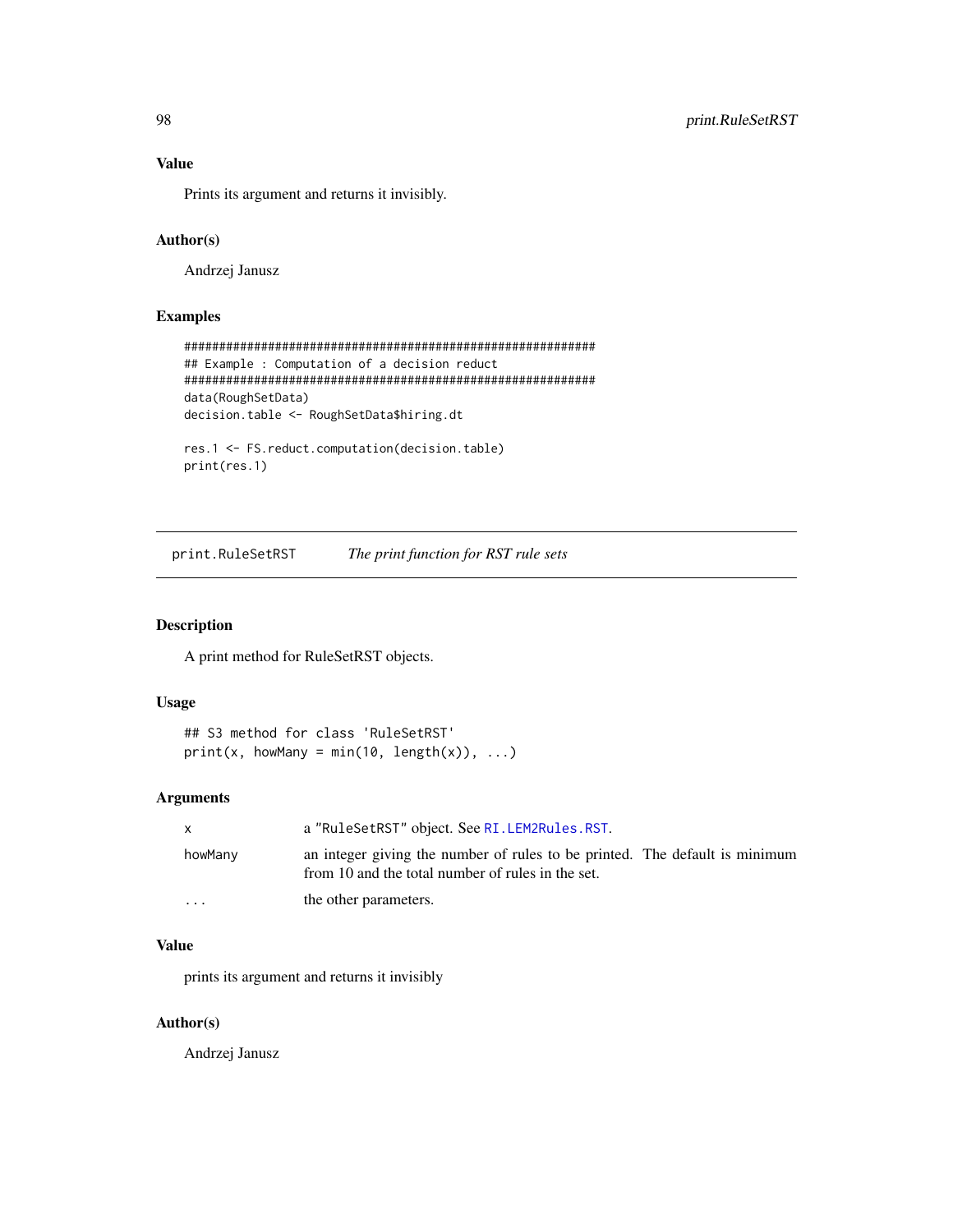### Value

Prints its argument and returns it invisibly.

### Author(s)

Andrzej Janusz

### Examples

```
###########################################################
## Example : Computation of a decision reduct
###########################################################
data(RoughSetData)
decision.table <- RoughSetData$hiring.dt

res.1 <- FS.reduct.computation(decision.table)
print(res.1)
```

---

## print.RuleSetRST    *The print function for RST rule sets*

### Description

A print method for RuleSetRST objects.

### Usage

```
## S3 method for class 'RuleSetRST'
print(x, howMany = min(10, length(x)), ...)
```

### Arguments

| | |
|---|---|
| x | a "RuleSetRST" object. See RI.LEM2Rules.RST. |
| howMany | an integer giving the number of rules to be printed. The default is minimum from 10 and the total number of rules in the set. |
| ... | the other parameters. |

### Value

prints its argument and returns it invisibly

### Author(s)

Andrzej Janusz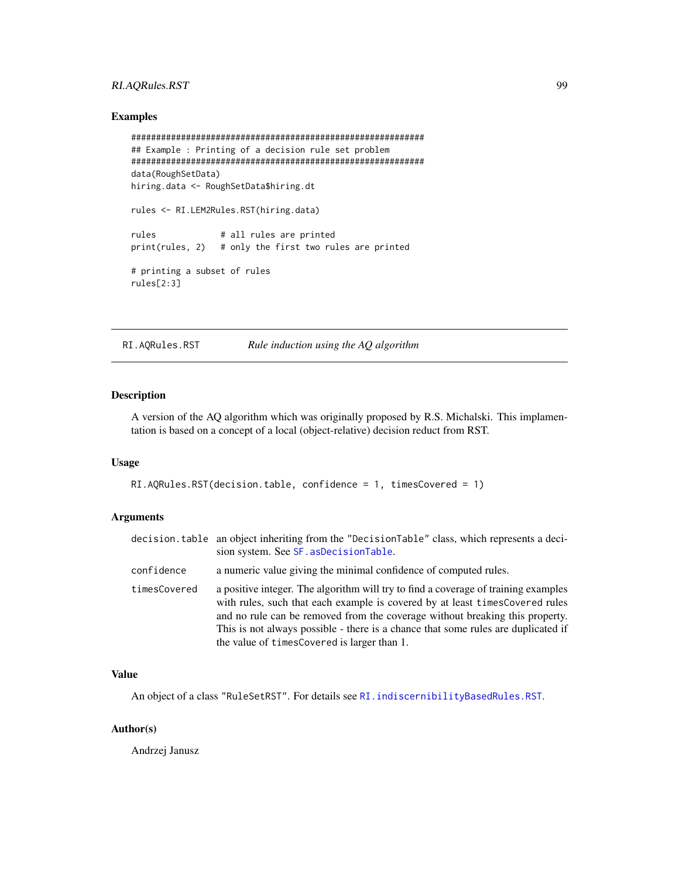### Examples

```
#############################################################
## Example : Printing of a decision rule set problem
#############################################################
data(RoughSetData)
hiring.data <- RoughSetData$hiring.dt

rules <- RI.LEM2Rules.RST(hiring.data)

rules            # all rules are printed
print(rules, 2)  # only the first two rules are printed

# printing a subset of rules
rules[2:3]
```

---

## RI.AQRules.RST — *Rule induction using the AQ algorithm*

---

### Description

A version of the AQ algorithm which was originally proposed by R.S. Michalski. This implementation is based on a concept of a local (object-relative) decision reduct from RST.

### Usage

```
RI.AQRules.RST(decision.table, confidence = 1, timesCovered = 1)
```

### Arguments

| | |
|---|---|
| `decision.table` | an object inheriting from the "DecisionTable" class, which represents a decision system. See `SF.asDecisionTable`. |
| `confidence` | a numeric value giving the minimal confidence of computed rules. |
| `timesCovered` | a positive integer. The algorithm will try to find a coverage of training examples with rules, such that each example is covered by at least `timesCovered` rules and no rule can be removed from the coverage without breaking this property. This is not always possible - there is a chance that some rules are duplicated if the value of `timesCovered` is larger than 1. |

### Value

An object of a class "RuleSetRST". For details see `RI.indiscernibilityBasedRules.RST`.

### Author(s)

Andrzej Janusz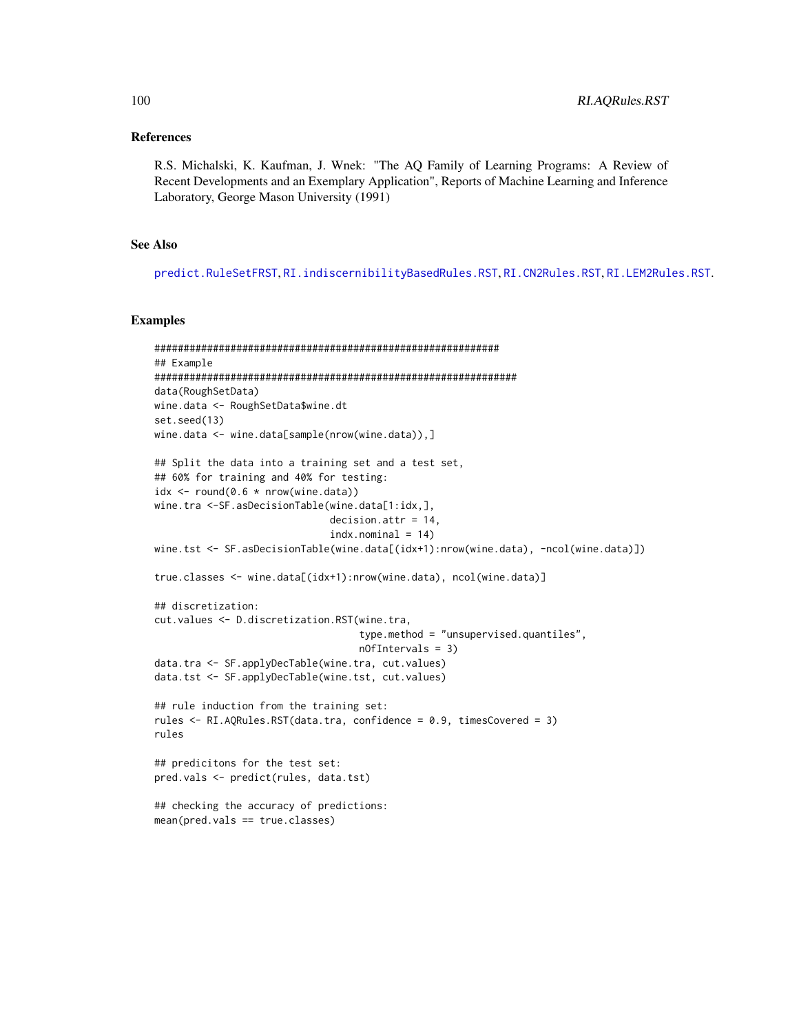## References

R.S. Michalski, K. Kaufman, J. Wnek: "The AQ Family of Learning Programs: A Review of Recent Developments and an Exemplary Application", Reports of Machine Learning and Inference Laboratory, George Mason University (1991)

## See Also

predict.RuleSetFRST, RI.indiscernibilityBasedRules.RST, RI.CN2Rules.RST, RI.LEM2Rules.RST.

## Examples

```
###########################################################
## Example
##############################################################
data(RoughSetData)
wine.data <- RoughSetData$wine.dt
set.seed(13)
wine.data <- wine.data[sample(nrow(wine.data)),]

## Split the data into a training set and a test set,
## 60% for training and 40% for testing:
idx <- round(0.6 * nrow(wine.data))
wine.tra <-SF.asDecisionTable(wine.data[1:idx,],
                              decision.attr = 14,
                              indx.nominal = 14)
wine.tst <- SF.asDecisionTable(wine.data[(idx+1):nrow(wine.data), -ncol(wine.data)])

true.classes <- wine.data[(idx+1):nrow(wine.data), ncol(wine.data)]

## discretization:
cut.values <- D.discretization.RST(wine.tra,
                                   type.method = "unsupervised.quantiles",
                                   nOfIntervals = 3)
data.tra <- SF.applyDecTable(wine.tra, cut.values)
data.tst <- SF.applyDecTable(wine.tst, cut.values)

## rule induction from the training set:
rules <- RI.AQRules.RST(data.tra, confidence = 0.9, timesCovered = 3)
rules

## predicitons for the test set:
pred.vals <- predict(rules, data.tst)

## checking the accuracy of predictions:
mean(pred.vals == true.classes)
```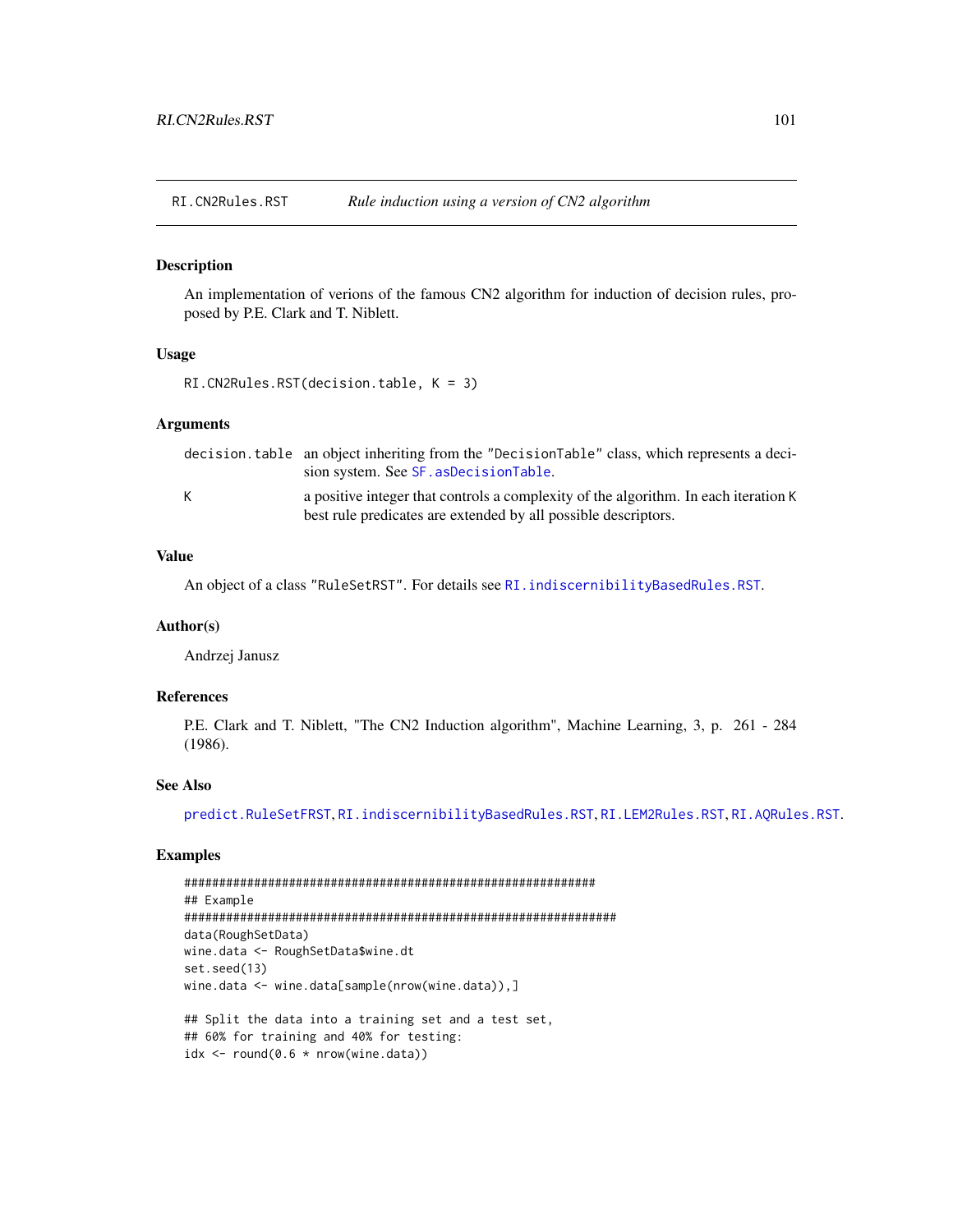RI.CN2Rules.RST *Rule induction using a version of CN2 algorithm*

## Description

An implementation of verions of the famous CN2 algorithm for induction of decision rules, proposed by P.E. Clark and T. Niblett.

## Usage

```
RI.CN2Rules.RST(decision.table, K = 3)
```

## Arguments

| | |
|---|---|
| decision.table | an object inheriting from the "DecisionTable" class, which represents a decision system. See SF.asDecisionTable. |
| K | a positive integer that controls a complexity of the algorithm. In each iteration K best rule predicates are extended by all possible descriptors. |

## Value

An object of a class "RuleSetRST". For details see RI.indiscernibilityBasedRules.RST.

## Author(s)

Andrzej Janusz

## References

P.E. Clark and T. Niblett, "The CN2 Induction algorithm", Machine Learning, 3, p. 261 - 284 (1986).

## See Also

predict.RuleSetFRST, RI.indiscernibilityBasedRules.RST, RI.LEM2Rules.RST, RI.AQRules.RST.

## Examples

```
###########################################################
## Example
##############################################################
data(RoughSetData)
wine.data <- RoughSetData$wine.dt
set.seed(13)
wine.data <- wine.data[sample(nrow(wine.data)),]

## Split the data into a training set and a test set,
## 60% for training and 40% for testing:
idx <- round(0.6 * nrow(wine.data))
```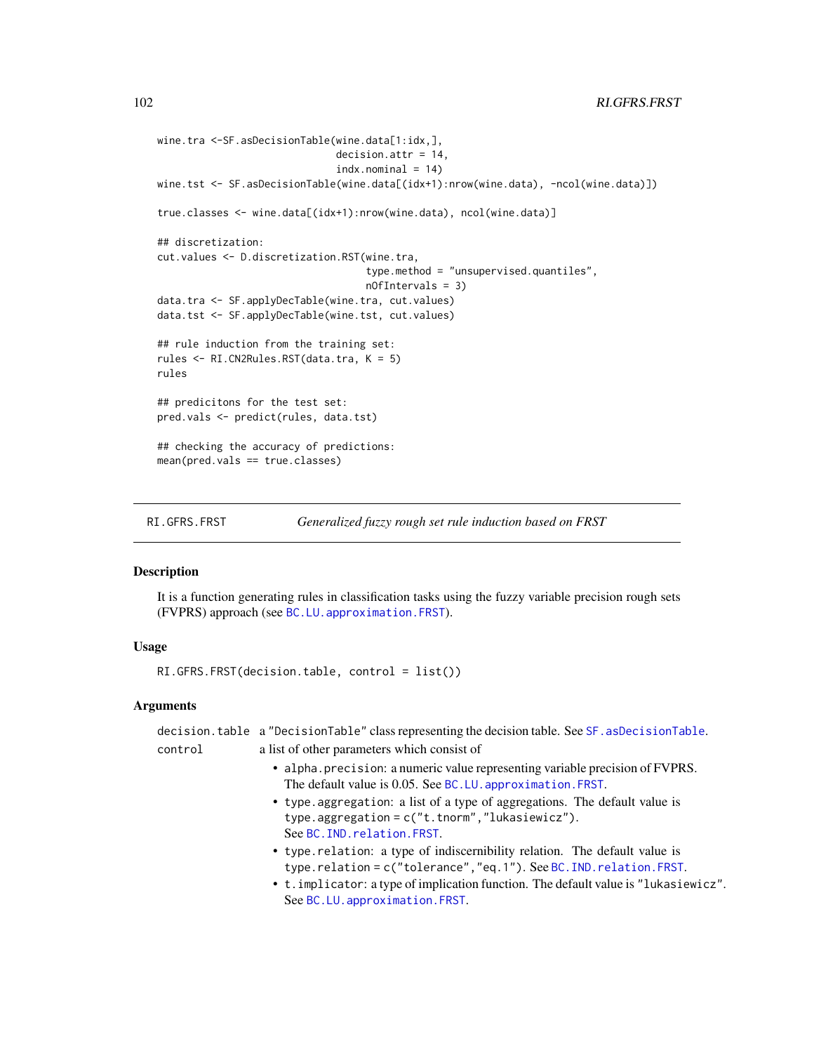```
wine.tra <-SF.asDecisionTable(wine.data[1:idx,],
                              decision.attr = 14,
                              indx.nominal = 14)
wine.tst <- SF.asDecisionTable(wine.data[(idx+1):nrow(wine.data), -ncol(wine.data)])

true.classes <- wine.data[(idx+1):nrow(wine.data), ncol(wine.data)]

## discretization:
cut.values <- D.discretization.RST(wine.tra,
                                   type.method = "unsupervised.quantiles",
                                   nOfIntervals = 3)
data.tra <- SF.applyDecTable(wine.tra, cut.values)
data.tst <- SF.applyDecTable(wine.tst, cut.values)

## rule induction from the training set:
rules <- RI.CN2Rules.RST(data.tra, K = 5)
rules

## predicitons for the test set:
pred.vals <- predict(rules, data.tst)

## checking the accuracy of predictions:
mean(pred.vals == true.classes)
```

---

RI.GFRS.FRST *Generalized fuzzy rough set rule induction based on FRST*

---

## Description

It is a function generating rules in classification tasks using the fuzzy variable precision rough sets (FVPRS) approach (see BC.LU.approximation.FRST).

## Usage

```
RI.GFRS.FRST(decision.table, control = list())
```

## Arguments

- `decision.table` a "DecisionTable" class representing the decision table. See SF.asDecisionTable.
- `control` a list of other parameters which consist of
  - `alpha.precision`: a numeric value representing variable precision of FVPRS. The default value is 0.05. See BC.LU.approximation.FRST.
  - `type.aggregation`: a list of a type of aggregations. The default value is `type.aggregation = c("t.tnorm","lukasiewicz")`. See BC.IND.relation.FRST.
  - `type.relation`: a type of indiscernibility relation. The default value is `type.relation = c("tolerance","eq.1")`. See BC.IND.relation.FRST.
  - `t.implicator`: a type of implication function. The default value is "lukasiewicz". See BC.LU.approximation.FRST.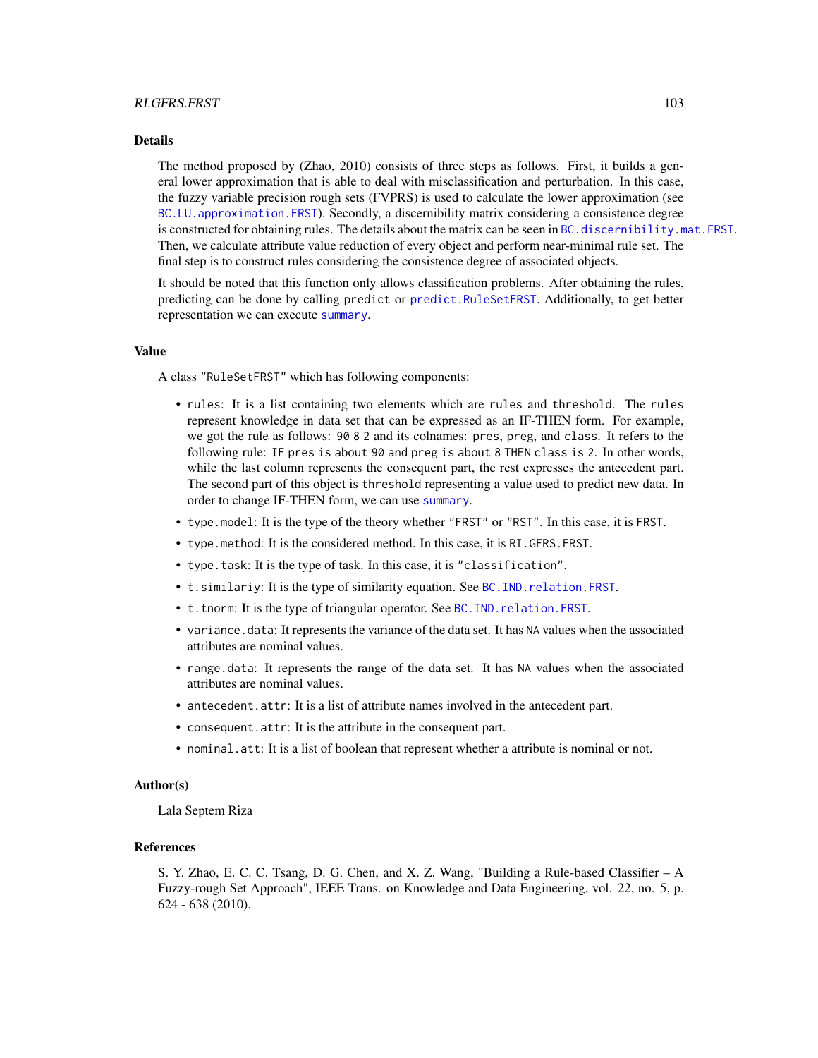## Details

The method proposed by (Zhao, 2010) consists of three steps as follows. First, it builds a general lower approximation that is able to deal with misclassification and perturbation. In this case, the fuzzy variable precision rough sets (FVPRS) is used to calculate the lower approximation (see `BC.LU.approximation.FRST`). Secondly, a discernibility matrix considering a consistence degree is constructed for obtaining rules. The details about the matrix can be seen in `BC.discernibility.mat.FRST`. Then, we calculate attribute value reduction of every object and perform near-minimal rule set. The final step is to construct rules considering the consistence degree of associated objects.

It should be noted that this function only allows classification problems. After obtaining the rules, predicting can be done by calling `predict` or `predict.RuleSetFRST`. Additionally, to get better representation we can execute `summary`.

## Value

A class `"RuleSetFRST"` which has following components:

- `rules`: It is a list containing two elements which are `rules` and `threshold`. The `rules` represent knowledge in data set that can be expressed as an IF-THEN form. For example, we got the rule as follows: `90 8 2` and its colnames: `pres`, `preg`, and `class`. It refers to the following rule: `IF pres is about 90 and preg is about 8 THEN class is 2`. In other words, while the last column represents the consequent part, the rest expresses the antecedent part. The second part of this object is `threshold` representing a value used to predict new data. In order to change IF-THEN form, we can use `summary`.
- `type.model`: It is the type of the theory whether `"FRST"` or `"RST"`. In this case, it is `FRST`.
- `type.method`: It is the considered method. In this case, it is `RI.GFRS.FRST`.
- `type.task`: It is the type of task. In this case, it is `"classification"`.
- `t.similariy`: It is the type of similarity equation. See `BC.IND.relation.FRST`.
- `t.tnorm`: It is the type of triangular operator. See `BC.IND.relation.FRST`.
- `variance.data`: It represents the variance of the data set. It has `NA` values when the associated attributes are nominal values.
- `range.data`: It represents the range of the data set. It has `NA` values when the associated attributes are nominal values.
- `antecedent.attr`: It is a list of attribute names involved in the antecedent part.
- `consequent.attr`: It is the attribute in the consequent part.
- `nominal.att`: It is a list of boolean that represent whether a attribute is nominal or not.

## Author(s)

Lala Septem Riza

## References

S. Y. Zhao, E. C. C. Tsang, D. G. Chen, and X. Z. Wang, "Building a Rule-based Classifier – A Fuzzy-rough Set Approach", IEEE Trans. on Knowledge and Data Engineering, vol. 22, no. 5, p. 624 - 638 (2010).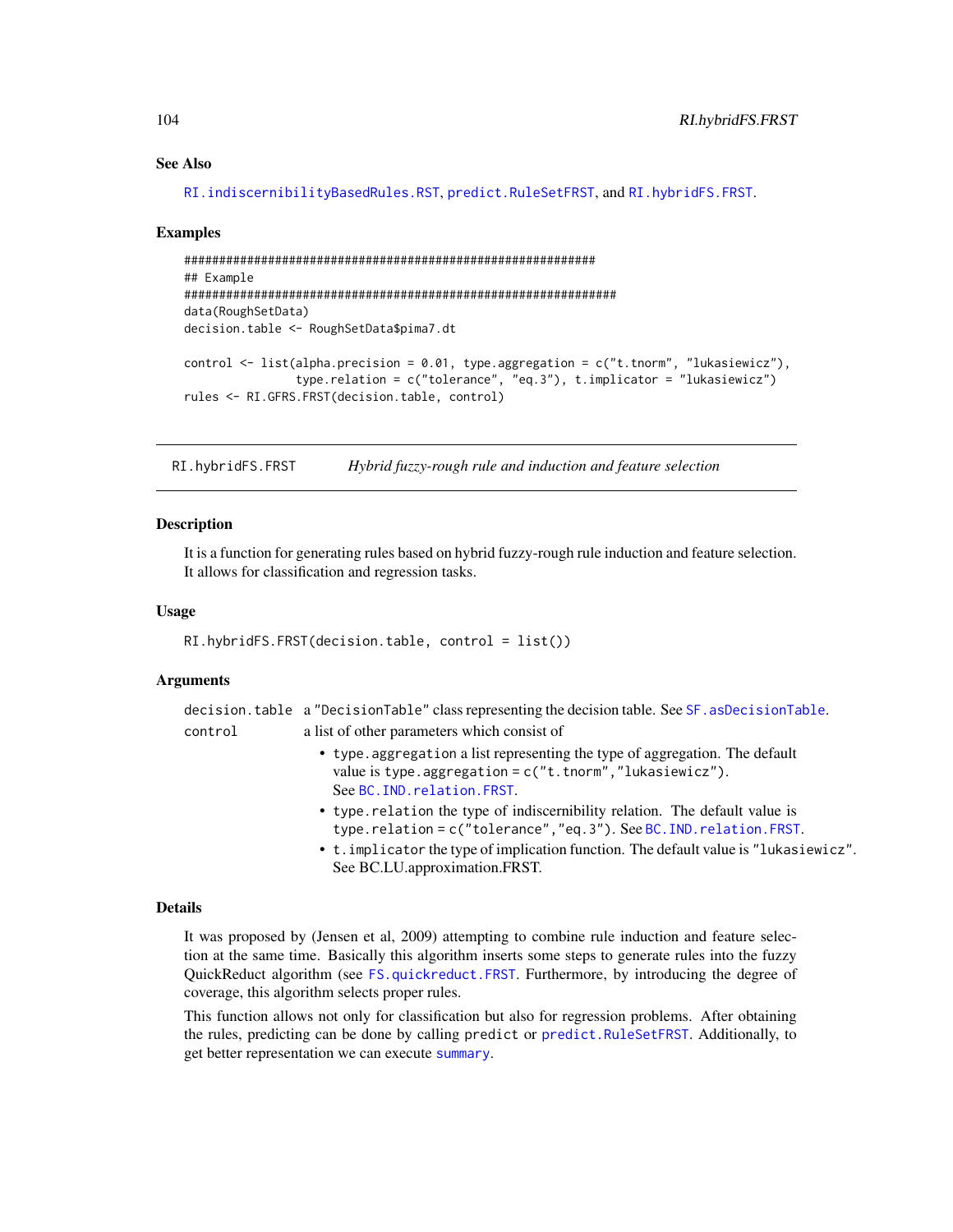### See Also

RI.indiscernibilityBasedRules.RST, predict.RuleSetFRST, and RI.hybridFS.FRST.

### Examples

```
###########################################################
## Example
##############################################################
data(RoughSetData)
decision.table <- RoughSetData$pima7.dt

control <- list(alpha.precision = 0.01, type.aggregation = c("t.tnorm", "lukasiewicz"),
                type.relation = c("tolerance", "eq.3"), t.implicator = "lukasiewicz")
rules <- RI.GFRS.FRST(decision.table, control)
```

---

## RI.hybridFS.FRST — *Hybrid fuzzy-rough rule and induction and feature selection*

---

### Description

It is a function for generating rules based on hybrid fuzzy-rough rule induction and feature selection. It allows for classification and regression tasks.

### Usage

```
RI.hybridFS.FRST(decision.table, control = list())
```

### Arguments

- `decision.table` a "DecisionTable" class representing the decision table. See SF.asDecisionTable.
- `control` a list of other parameters which consist of
  - `type.aggregation` a list representing the type of aggregation. The default value is `type.aggregation = c("t.tnorm","lukasiewicz")`. See BC.IND.relation.FRST.
  - `type.relation` the type of indiscernibility relation. The default value is `type.relation = c("tolerance","eq.3")`. See BC.IND.relation.FRST.
  - `t.implicator` the type of implication function. The default value is "lukasiewicz". See BC.LU.approximation.FRST.

### Details

It was proposed by (Jensen et al, 2009) attempting to combine rule induction and feature selection at the same time. Basically this algorithm inserts some steps to generate rules into the fuzzy QuickReduct algorithm (see FS.quickreduct.FRST. Furthermore, by introducing the degree of coverage, this algorithm selects proper rules.

This function allows not only for classification but also for regression problems. After obtaining the rules, predicting can be done by calling `predict` or predict.RuleSetFRST. Additionally, to get better representation we can execute summary.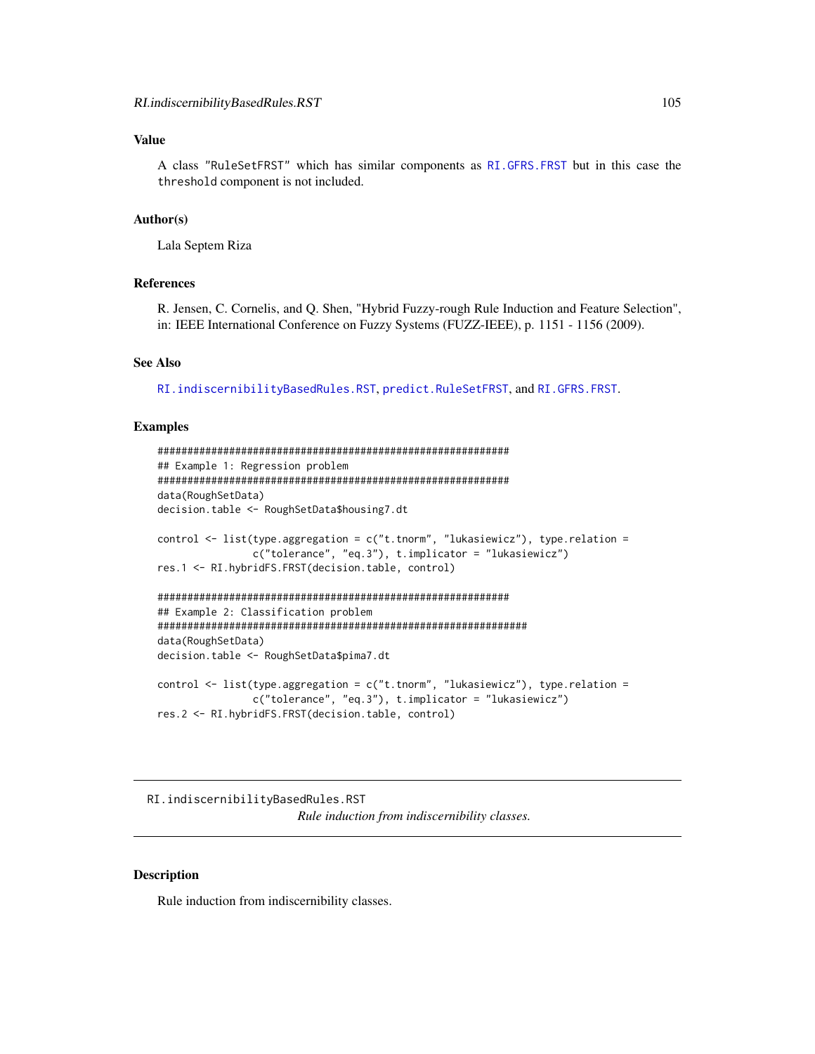### Value

A class "RuleSetFRST" which has similar components as RI.GFRS.FRST but in this case the threshold component is not included.

### Author(s)

Lala Septem Riza

### References

R. Jensen, C. Cornelis, and Q. Shen, "Hybrid Fuzzy-rough Rule Induction and Feature Selection", in: IEEE International Conference on Fuzzy Systems (FUZZ-IEEE), p. 1151 - 1156 (2009).

### See Also

RI.indiscernibilityBasedRules.RST, predict.RuleSetFRST, and RI.GFRS.FRST.

### Examples

```
#############################################################
## Example 1: Regression problem
#############################################################
data(RoughSetData)
decision.table <- RoughSetData$housing7.dt

control <- list(type.aggregation = c("t.tnorm", "lukasiewicz"), type.relation =
                c("tolerance", "eq.3"), t.implicator = "lukasiewicz")
res.1 <- RI.hybridFS.FRST(decision.table, control)

#############################################################
## Example 2: Classification problem
##############################################################
data(RoughSetData)
decision.table <- RoughSetData$pima7.dt

control <- list(type.aggregation = c("t.tnorm", "lukasiewicz"), type.relation =
                c("tolerance", "eq.3"), t.implicator = "lukasiewicz")
res.2 <- RI.hybridFS.FRST(decision.table, control)
```

---

## RI.indiscernibilityBasedRules.RST

*Rule induction from indiscernibility classes.*

---

### Description

Rule induction from indiscernibility classes.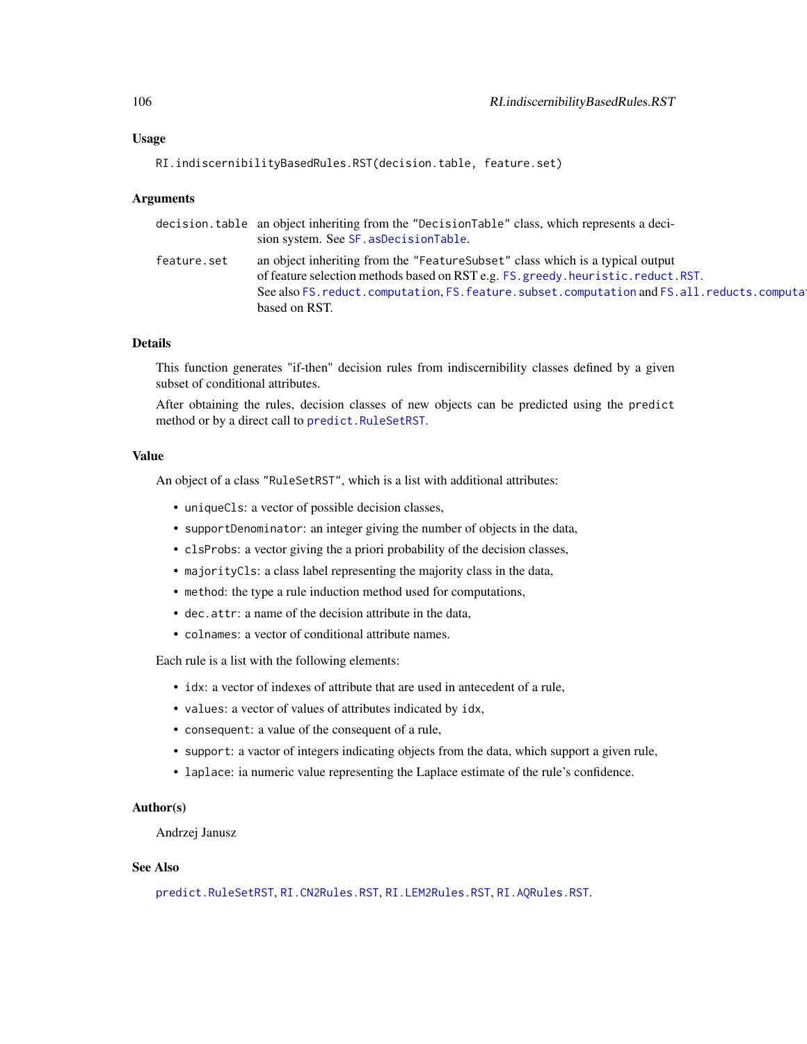### Usage

```
RI.indiscernibilityBasedRules.RST(decision.table, feature.set)
```

### Arguments

| | |
|---|---|
| decision.table | an object inheriting from the "DecisionTable" class, which represents a decision system. See SF.asDecisionTable. |
| feature.set | an object inheriting from the "FeatureSubset" class which is a typical output of feature selection methods based on RST e.g. FS.greedy.heuristic.reduct.RST. See also FS.reduct.computation, FS.feature.subset.computation and FS.all.reducts.computation based on RST. |

### Details

This function generates "if-then" decision rules from indiscernibility classes defined by a given subset of conditional attributes.

After obtaining the rules, decision classes of new objects can be predicted using the predict method or by a direct call to predict.RuleSetRST.

### Value

An object of a class "RuleSetRST", which is a list with additional attributes:

- uniqueCls: a vector of possible decision classes,
- supportDenominator: an integer giving the number of objects in the data,
- clsProbs: a vector giving the a priori probability of the decision classes,
- majorityCls: a class label representing the majority class in the data,
- method: the type a rule induction method used for computations,
- dec.attr: a name of the decision attribute in the data,
- colnames: a vector of conditional attribute names.

Each rule is a list with the following elements:

- idx: a vector of indexes of attribute that are used in antecedent of a rule,
- values: a vector of values of attributes indicated by idx,
- consequent: a value of the consequent of a rule,
- support: a vactor of integers indicating objects from the data, which support a given rule,
- laplace: ia numeric value representing the Laplace estimate of the rule's confidence.

### Author(s)

Andrzej Janusz

### See Also

predict.RuleSetRST, RI.CN2Rules.RST, RI.LEM2Rules.RST, RI.AQRules.RST.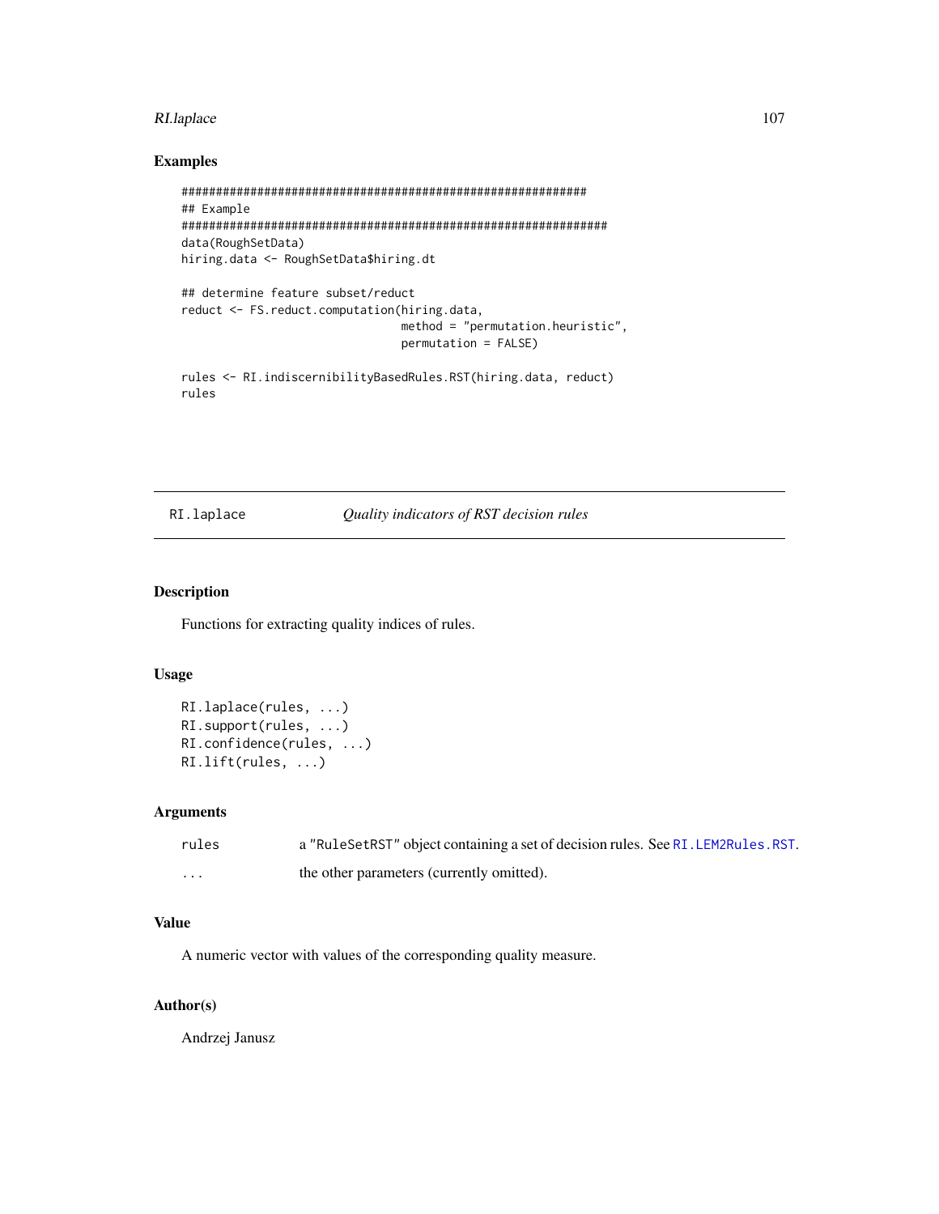### Examples

```
###########################################################
## Example
##############################################################
data(RoughSetData)
hiring.data <- RoughSetData$hiring.dt

## determine feature subset/reduct
reduct <- FS.reduct.computation(hiring.data,
                                method = "permutation.heuristic",
                                permutation = FALSE)

rules <- RI.indiscernibilityBasedRules.RST(hiring.data, reduct)
rules
```

---

## RI.laplace    *Quality indicators of RST decision rules*

---

### Description

Functions for extracting quality indices of rules.

### Usage

```
RI.laplace(rules, ...)
RI.support(rules, ...)
RI.confidence(rules, ...)
RI.lift(rules, ...)
```

### Arguments

| | |
|---|---|
| rules | a "RuleSetRST" object containing a set of decision rules. See RI.LEM2Rules.RST. |
| ... | the other parameters (currently omitted). |

### Value

A numeric vector with values of the corresponding quality measure.

### Author(s)

Andrzej Janusz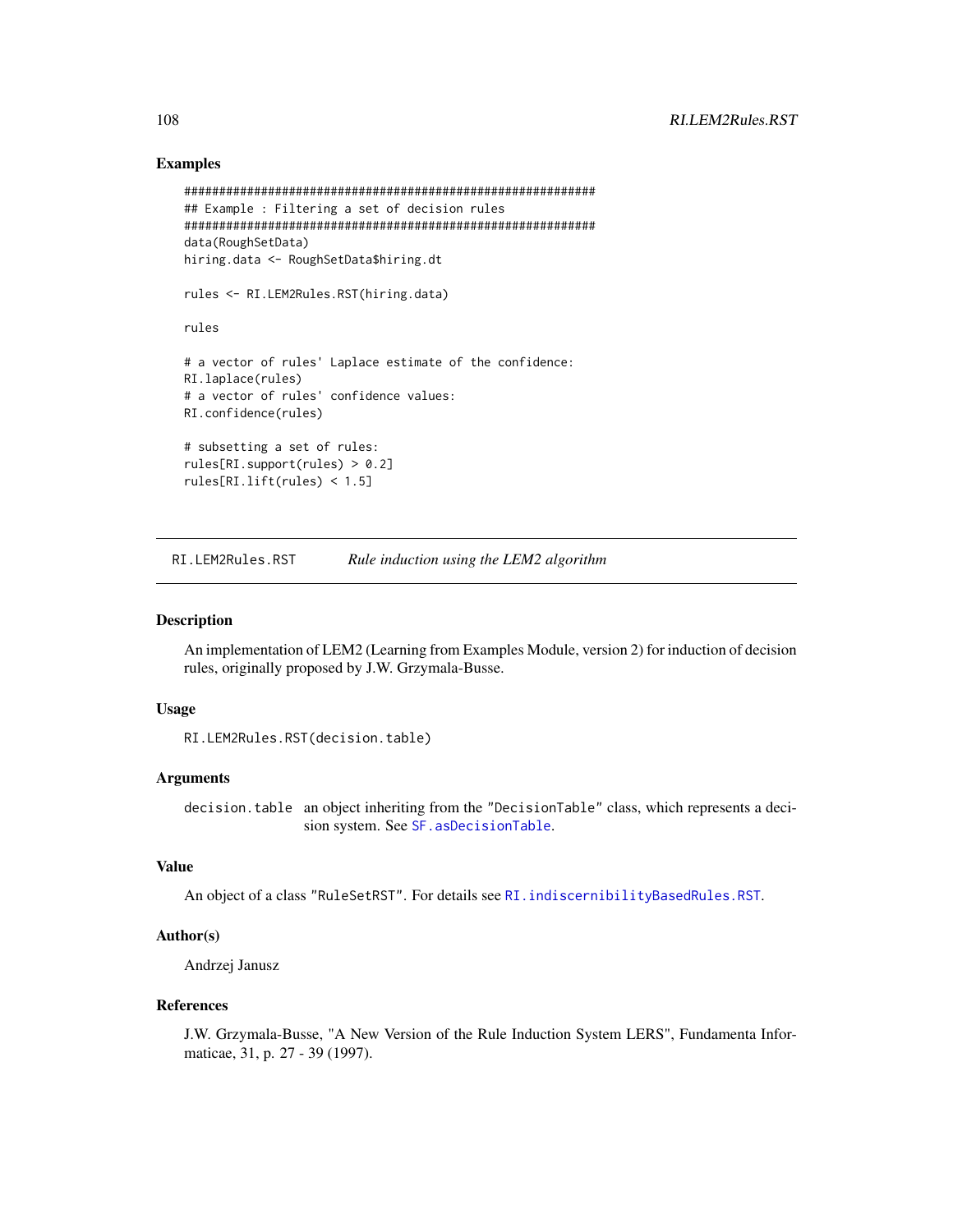## Examples

```
#############################################################
## Example : Filtering a set of decision rules
#############################################################
data(RoughSetData)
hiring.data <- RoughSetData$hiring.dt

rules <- RI.LEM2Rules.RST(hiring.data)

rules

# a vector of rules' Laplace estimate of the confidence:
RI.laplace(rules)
# a vector of rules' confidence values:
RI.confidence(rules)

# subsetting a set of rules:
rules[RI.support(rules) > 0.2]
rules[RI.lift(rules) < 1.5]
```

---

`RI.LEM2Rules.RST` *Rule induction using the LEM2 algorithm*

---

## Description

An implementation of LEM2 (Learning from Examples Module, version 2) for induction of decision rules, originally proposed by J.W. Grzymala-Busse.

## Usage

```
RI.LEM2Rules.RST(decision.table)
```

## Arguments

`decision.table` an object inheriting from the "DecisionTable" class, which represents a decision system. See `SF.asDecisionTable`.

## Value

An object of a class "RuleSetRST". For details see `RI.indiscernibilityBasedRules.RST`.

## Author(s)

Andrzej Janusz

## References

J.W. Grzymala-Busse, "A New Version of the Rule Induction System LERS", Fundamenta Informaticae, 31, p. 27 - 39 (1997).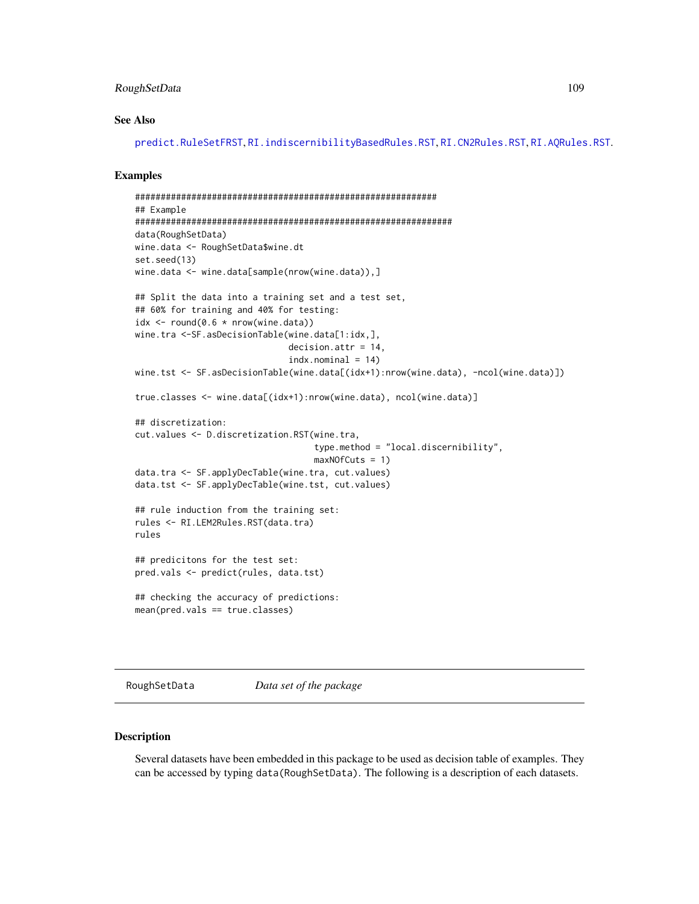### See Also

predict.RuleSetFRST, RI.indiscernibilityBasedRules.RST, RI.CN2Rules.RST, RI.AQRules.RST.

### Examples

```
#############################################################
## Example
##############################################################
data(RoughSetData)
wine.data <- RoughSetData$wine.dt
set.seed(13)
wine.data <- wine.data[sample(nrow(wine.data)),]

## Split the data into a training set and a test set,
## 60% for training and 40% for testing:
idx <- round(0.6 * nrow(wine.data))
wine.tra <-SF.asDecisionTable(wine.data[1:idx,],
                              decision.attr = 14,
                              indx.nominal = 14)
wine.tst <- SF.asDecisionTable(wine.data[(idx+1):nrow(wine.data), -ncol(wine.data)])

true.classes <- wine.data[(idx+1):nrow(wine.data), ncol(wine.data)]

## discretization:
cut.values <- D.discretization.RST(wine.tra,
                                   type.method = "local.discernibility",
                                   maxNOfCuts = 1)
data.tra <- SF.applyDecTable(wine.tra, cut.values)
data.tst <- SF.applyDecTable(wine.tst, cut.values)

## rule induction from the training set:
rules <- RI.LEM2Rules.RST(data.tra)
rules

## predicitons for the test set:
pred.vals <- predict(rules, data.tst)

## checking the accuracy of predictions:
mean(pred.vals == true.classes)
```

---

## RoughSetData &nbsp;&nbsp;&nbsp;&nbsp; *Data set of the package*

---

### Description

Several datasets have been embedded in this package to be used as decision table of examples. They can be accessed by typing `data(RoughSetData)`. The following is a description of each datasets.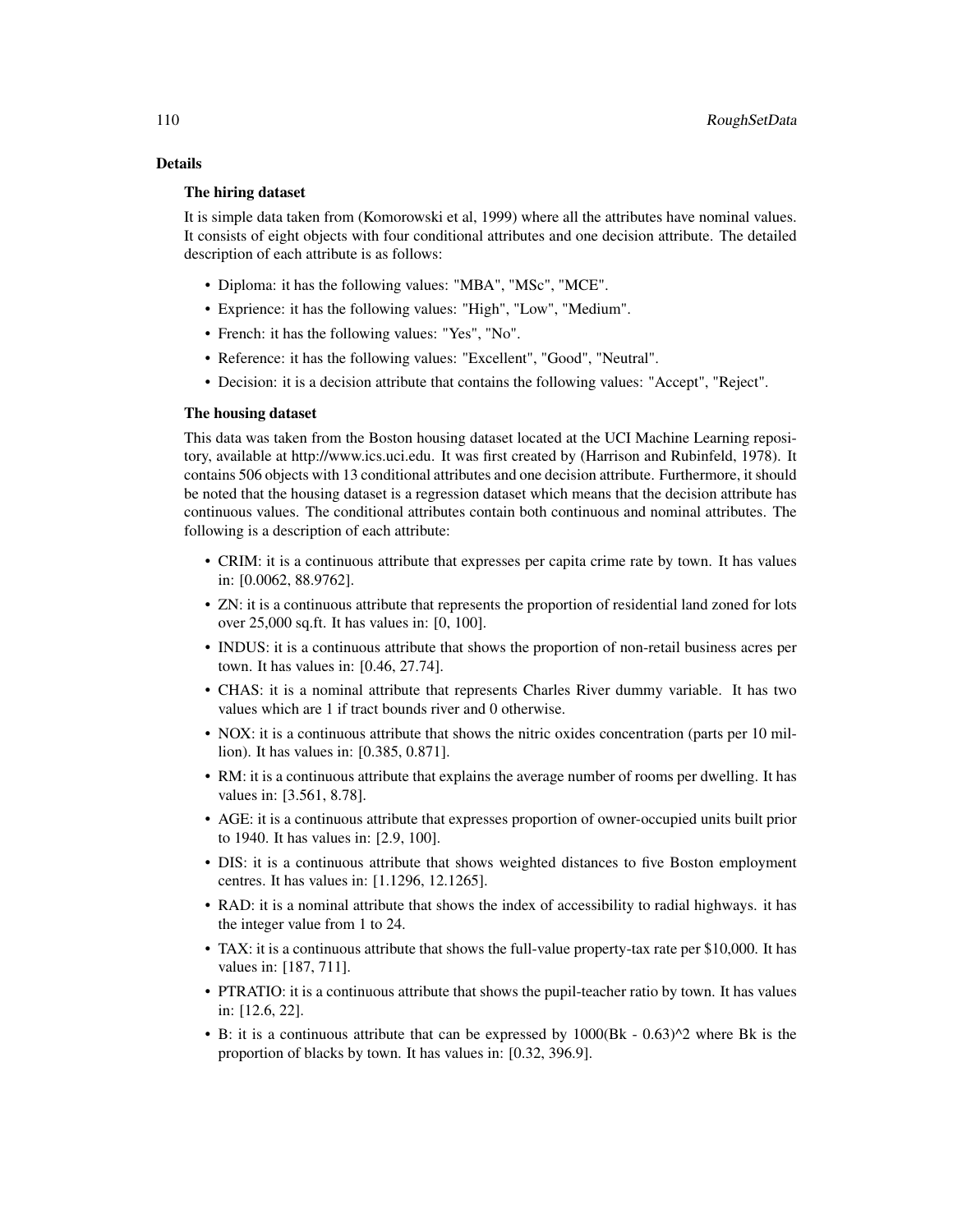## Details

### The hiring dataset

It is simple data taken from (Komorowski et al, 1999) where all the attributes have nominal values. It consists of eight objects with four conditional attributes and one decision attribute. The detailed description of each attribute is as follows:

- Diploma: it has the following values: "MBA", "MSc", "MCE".
- Exprience: it has the following values: "High", "Low", "Medium".
- French: it has the following values: "Yes", "No".
- Reference: it has the following values: "Excellent", "Good", "Neutral".
- Decision: it is a decision attribute that contains the following values: "Accept", "Reject".

### The housing dataset

This data was taken from the Boston housing dataset located at the UCI Machine Learning repository, available at http://www.ics.uci.edu. It was first created by (Harrison and Rubinfeld, 1978). It contains 506 objects with 13 conditional attributes and one decision attribute. Furthermore, it should be noted that the housing dataset is a regression dataset which means that the decision attribute has continuous values. The conditional attributes contain both continuous and nominal attributes. The following is a description of each attribute:

- CRIM: it is a continuous attribute that expresses per capita crime rate by town. It has values in: [0.0062, 88.9762].
- ZN: it is a continuous attribute that represents the proportion of residential land zoned for lots over 25,000 sq.ft. It has values in: [0, 100].
- INDUS: it is a continuous attribute that shows the proportion of non-retail business acres per town. It has values in: [0.46, 27.74].
- CHAS: it is a nominal attribute that represents Charles River dummy variable. It has two values which are 1 if tract bounds river and 0 otherwise.
- NOX: it is a continuous attribute that shows the nitric oxides concentration (parts per 10 million). It has values in: [0.385, 0.871].
- RM: it is a continuous attribute that explains the average number of rooms per dwelling. It has values in: [3.561, 8.78].
- AGE: it is a continuous attribute that expresses proportion of owner-occupied units built prior to 1940. It has values in: [2.9, 100].
- DIS: it is a continuous attribute that shows weighted distances to five Boston employment centres. It has values in: [1.1296, 12.1265].
- RAD: it is a nominal attribute that shows the index of accessibility to radial highways. it has the integer value from 1 to 24.
- TAX: it is a continuous attribute that shows the full-value property-tax rate per $10,000. It has values in: [187, 711].
- PTRATIO: it is a continuous attribute that shows the pupil-teacher ratio by town. It has values in: [12.6, 22].
- B: it is a continuous attribute that can be expressed by 1000(Bk - 0.63)^2 where Bk is the proportion of blacks by town. It has values in: [0.32, 396.9].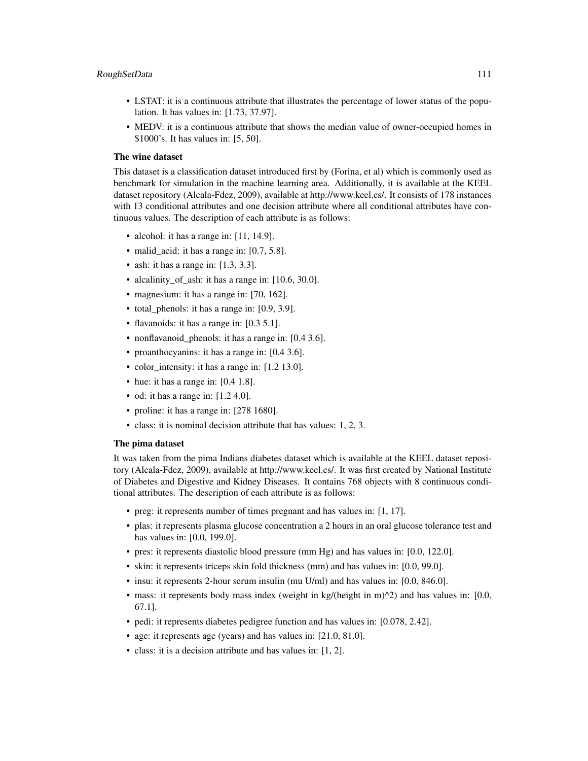- LSTAT: it is a continuous attribute that illustrates the percentage of lower status of the population. It has values in: [1.73, 37.97].
- MEDV: it is a continuous attribute that shows the median value of owner-occupied homes in $1000's. It has values in: [5, 50].

### The wine dataset

This dataset is a classification dataset introduced first by (Forina, et al) which is commonly used as benchmark for simulation in the machine learning area. Additionally, it is available at the KEEL dataset repository (Alcala-Fdez, 2009), available at http://www.keel.es/. It consists of 178 instances with 13 conditional attributes and one decision attribute where all conditional attributes have continuous values. The description of each attribute is as follows:

- alcohol: it has a range in: [11, 14.9].
- malid_acid: it has a range in: [0.7, 5.8].
- ash: it has a range in: [1.3, 3.3].
- alcalinity_of_ash: it has a range in: [10.6, 30.0].
- magnesium: it has a range in: [70, 162].
- total_phenols: it has a range in: [0.9, 3.9].
- flavanoids: it has a range in: [0.3 5.1].
- nonflavanoid_phenols: it has a range in: [0.4 3.6].
- proanthocyanins: it has a range in: [0.4 3.6].
- color_intensity: it has a range in: [1.2 13.0].
- hue: it has a range in: [0.4 1.8].
- od: it has a range in: [1.2 4.0].
- proline: it has a range in: [278 1680].
- class: it is nominal decision attribute that has values: 1, 2, 3.

### The pima dataset

It was taken from the pima Indians diabetes dataset which is available at the KEEL dataset repository (Alcala-Fdez, 2009), available at http://www.keel.es/. It was first created by National Institute of Diabetes and Digestive and Kidney Diseases. It contains 768 objects with 8 continuous conditional attributes. The description of each attribute is as follows:

- preg: it represents number of times pregnant and has values in: [1, 17].
- plas: it represents plasma glucose concentration a 2 hours in an oral glucose tolerance test and has values in: [0.0, 199.0].
- pres: it represents diastolic blood pressure (mm Hg) and has values in: [0.0, 122.0].
- skin: it represents triceps skin fold thickness (mm) and has values in: [0.0, 99.0].
- insu: it represents 2-hour serum insulin (mu U/ml) and has values in: [0.0, 846.0].
- mass: it represents body mass index (weight in kg/(height in m)^2) and has values in: [0.0, 67.1].
- pedi: it represents diabetes pedigree function and has values in: [0.078, 2.42].
- age: it represents age (years) and has values in: [21.0, 81.0].
- class: it is a decision attribute and has values in: [1, 2].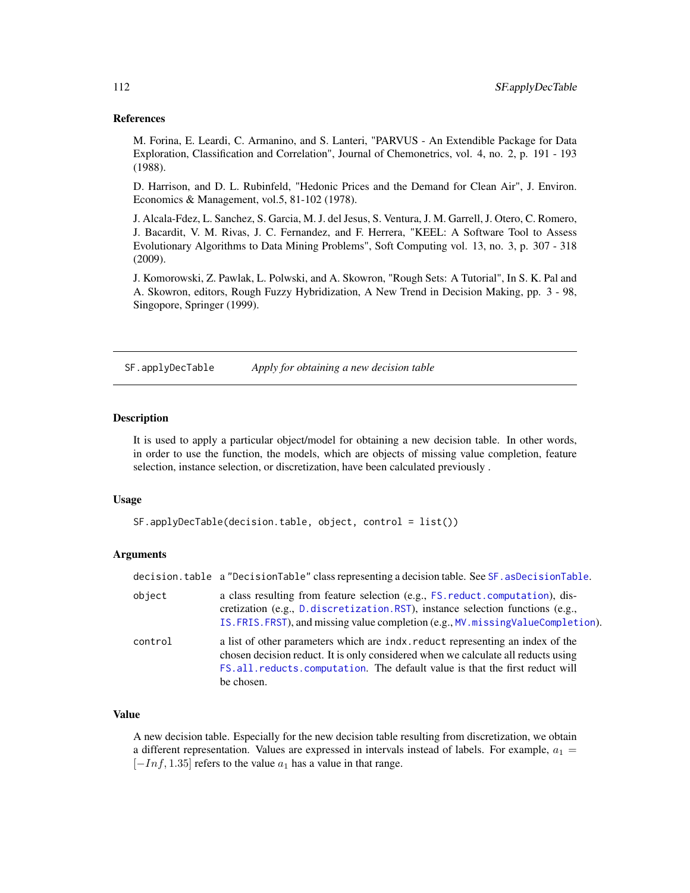### References

M. Forina, E. Leardi, C. Armanino, and S. Lanteri, "PARVUS - An Extendible Package for Data Exploration, Classification and Correlation", Journal of Chemonetrics, vol. 4, no. 2, p. 191 - 193 (1988).

D. Harrison, and D. L. Rubinfeld, "Hedonic Prices and the Demand for Clean Air", J. Environ. Economics & Management, vol.5, 81-102 (1978).

J. Alcala-Fdez, L. Sanchez, S. Garcia, M. J. del Jesus, S. Ventura, J. M. Garrell, J. Otero, C. Romero, J. Bacardit, V. M. Rivas, J. C. Fernandez, and F. Herrera, "KEEL: A Software Tool to Assess Evolutionary Algorithms to Data Mining Problems", Soft Computing vol. 13, no. 3, p. 307 - 318 (2009).

J. Komorowski, Z. Pawlak, L. Polwski, and A. Skowron, "Rough Sets: A Tutorial", In S. K. Pal and A. Skowron, editors, Rough Fuzzy Hybridization, A New Trend in Decision Making, pp. 3 - 98, Singopore, Springer (1999).

---

## `SF.applyDecTable` *Apply for obtaining a new decision table*

### Description

It is used to apply a particular object/model for obtaining a new decision table. In other words, in order to use the function, the models, which are objects of missing value completion, feature selection, instance selection, or discretization, have been calculated previously .

### Usage

```
SF.applyDecTable(decision.table, object, control = list())
```

### Arguments

| | |
|---|---|
| `decision.table` | a "DecisionTable" class representing a decision table. See `SF.asDecisionTable`. |
| `object` | a class resulting from feature selection (e.g., `FS.reduct.computation`), discretization (e.g., `D.discretization.RST`), instance selection functions (e.g., `IS.FRIS.FRST`), and missing value completion (e.g., `MV.missingValueCompletion`). |
| `control` | a list of other parameters which are `indx.reduct` representing an index of the chosen decision reduct. It is only considered when we calculate all reducts using `FS.all.reducts.computation`. The default value is that the first reduct will be chosen. |

### Value

A new decision table. Especially for the new decision table resulting from discretization, we obtain a different representation. Values are expressed in intervals instead of labels. For example, $a_1 = [-Inf, 1.35]$ refers to the value $a_1$ has a value in that range.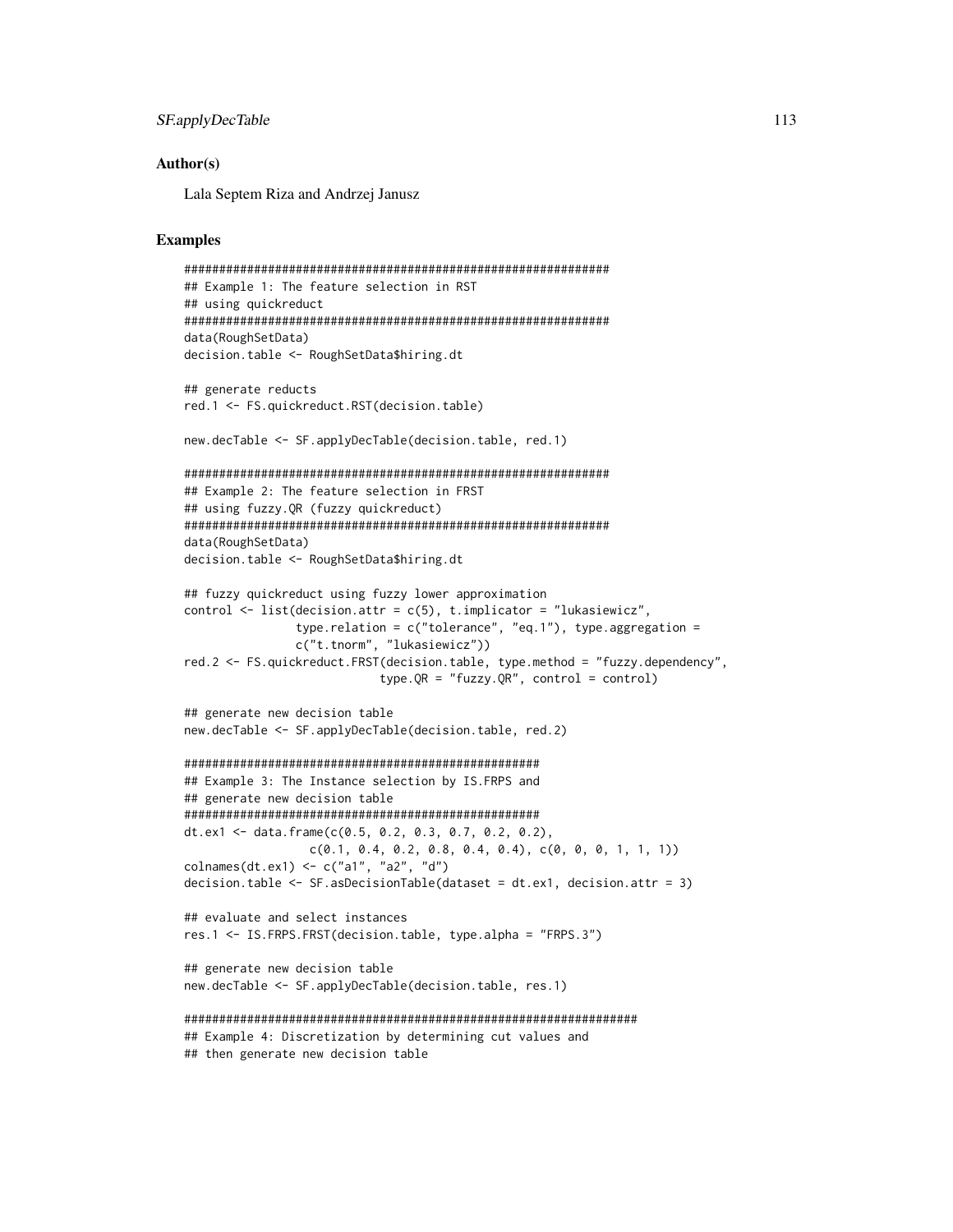### Author(s)

Lala Septem Riza and Andrzej Janusz

### Examples

```
#############################################################
## Example 1: The feature selection in RST
## using quickreduct
#############################################################
data(RoughSetData)
decision.table <- RoughSetData$hiring.dt

## generate reducts
red.1 <- FS.quickreduct.RST(decision.table)

new.decTable <- SF.applyDecTable(decision.table, red.1)

#############################################################
## Example 2: The feature selection in FRST
## using fuzzy.QR (fuzzy quickreduct)
#############################################################
data(RoughSetData)
decision.table <- RoughSetData$hiring.dt

## fuzzy quickreduct using fuzzy lower approximation
control <- list(decision.attr = c(5), t.implicator = "lukasiewicz",
                type.relation = c("tolerance", "eq.1"), type.aggregation =
                c("t.tnorm", "lukasiewicz"))
red.2 <- FS.quickreduct.FRST(decision.table, type.method = "fuzzy.dependency",
                             type.QR = "fuzzy.QR", control = control)

## generate new decision table
new.decTable <- SF.applyDecTable(decision.table, red.2)

###################################################
## Example 3: The Instance selection by IS.FRPS and
## generate new decision table
###################################################
dt.ex1 <- data.frame(c(0.5, 0.2, 0.3, 0.7, 0.2, 0.2),
                  c(0.1, 0.4, 0.2, 0.8, 0.4, 0.4), c(0, 0, 0, 1, 1, 1))
colnames(dt.ex1) <- c("a1", "a2", "d")
decision.table <- SF.asDecisionTable(dataset = dt.ex1, decision.attr = 3)

## evaluate and select instances
res.1 <- IS.FRPS.FRST(decision.table, type.alpha = "FRPS.3")

## generate new decision table
new.decTable <- SF.applyDecTable(decision.table, res.1)

#################################################################
## Example 4: Discretization by determining cut values and
## then generate new decision table
```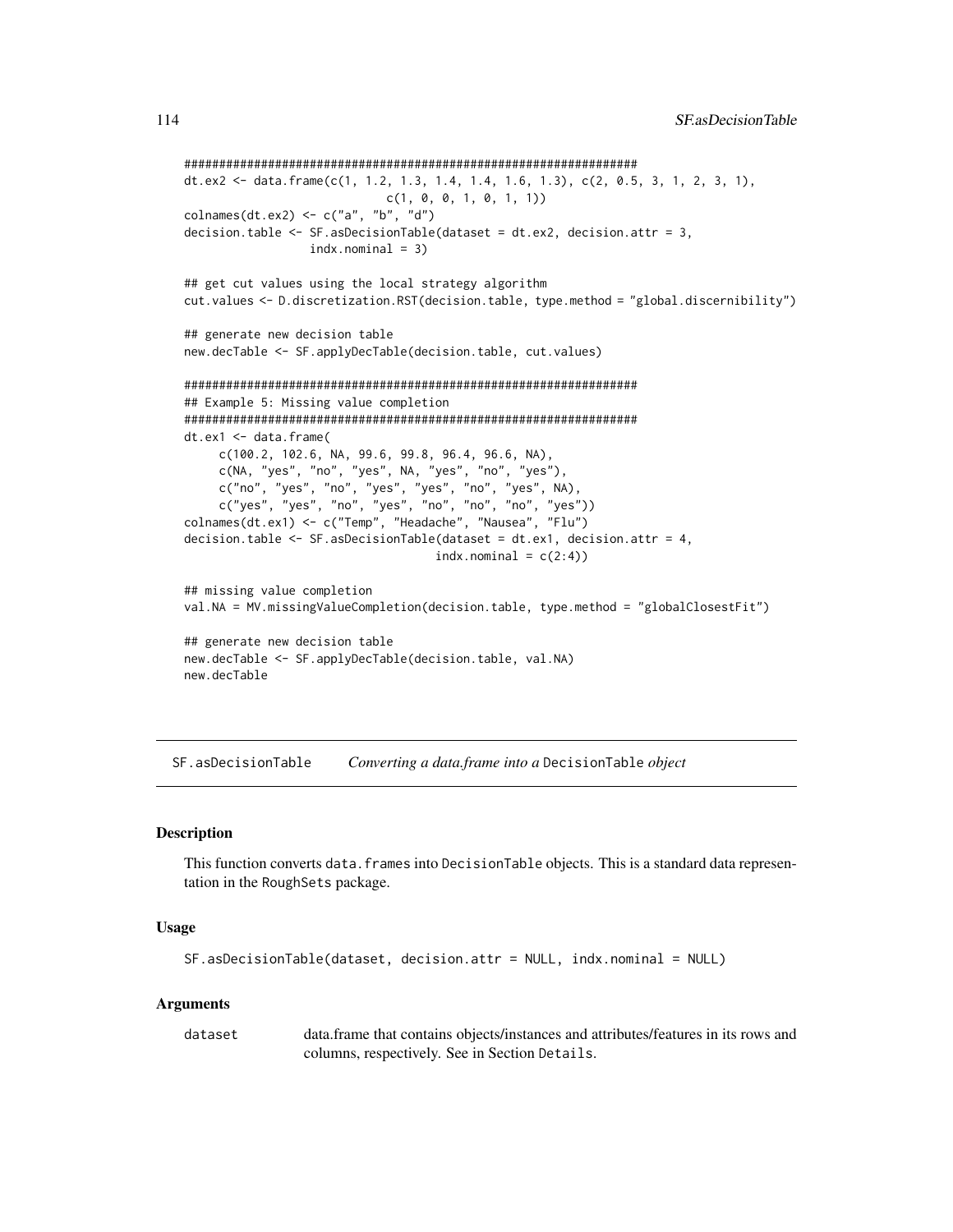```
#################################################################
dt.ex2 <- data.frame(c(1, 1.2, 1.3, 1.4, 1.4, 1.6, 1.3), c(2, 0.5, 3, 1, 2, 3, 1),
                     c(1, 0, 0, 1, 0, 1, 1))
colnames(dt.ex2) <- c("a", "b", "d")
decision.table <- SF.asDecisionTable(dataset = dt.ex2, decision.attr = 3,
                 indx.nominal = 3)

## get cut values using the local strategy algorithm
cut.values <- D.discretization.RST(decision.table, type.method = "global.discernibility")

## generate new decision table
new.decTable <- SF.applyDecTable(decision.table, cut.values)

#################################################################
## Example 5: Missing value completion
#################################################################
dt.ex1 <- data.frame(
     c(100.2, 102.6, NA, 99.6, 99.8, 96.4, 96.6, NA),
     c(NA, "yes", "no", "yes", NA, "yes", "no", "yes"),
     c("no", "yes", "no", "yes", "yes", "no", "yes", NA),
     c("yes", "yes", "no", "yes", "no", "no", "no", "yes"))
colnames(dt.ex1) <- c("Temp", "Headache", "Nausea", "Flu")
decision.table <- SF.asDecisionTable(dataset = dt.ex1, decision.attr = 4,
                                    indx.nominal = c(2:4))

## missing value completion
val.NA = MV.missingValueCompletion(decision.table, type.method = "globalClosestFit")

## generate new decision table
new.decTable <- SF.applyDecTable(decision.table, val.NA)
new.decTable
```

---

## SF.asDecisionTable *Converting a data.frame into a* DecisionTable *object*

---

### Description

This function converts data.frames into DecisionTable objects. This is a standard data representation in the RoughSets package.

### Usage

```
SF.asDecisionTable(dataset, decision.attr = NULL, indx.nominal = NULL)
```

### Arguments

| | |
|---|---|
| dataset | data.frame that contains objects/instances and attributes/features in its rows and columns, respectively. See in Section Details. |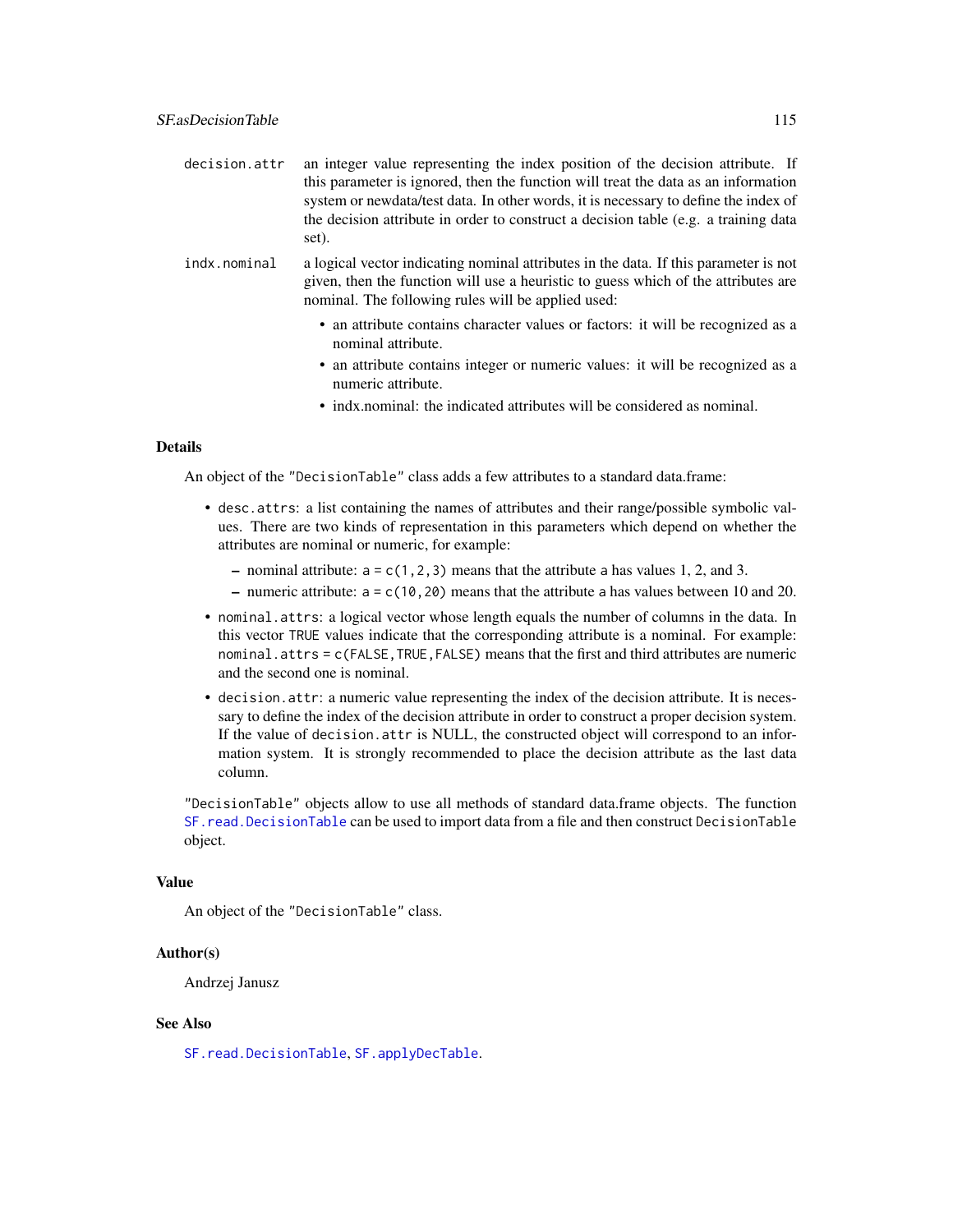`decision.attr` an integer value representing the index position of the decision attribute. If this parameter is ignored, then the function will treat the data as an information system or newdata/test data. In other words, it is necessary to define the index of the decision attribute in order to construct a decision table (e.g. a training data set).

`indx.nominal` a logical vector indicating nominal attributes in the data. If this parameter is not given, then the function will use a heuristic to guess which of the attributes are nominal. The following rules will be applied used:

- an attribute contains character values or factors: it will be recognized as a nominal attribute.
- an attribute contains integer or numeric values: it will be recognized as a numeric attribute.
- indx.nominal: the indicated attributes will be considered as nominal.

## Details

An object of the `"DecisionTable"` class adds a few attributes to a standard data.frame:

- `desc.attrs`: a list containing the names of attributes and their range/possible symbolic values. There are two kinds of representation in this parameters which depend on whether the attributes are nominal or numeric, for example:
  - nominal attribute: `a = c(1,2,3)` means that the attribute `a` has values 1, 2, and 3.
  - numeric attribute: `a = c(10,20)` means that the attribute `a` has values between 10 and 20.
- `nominal.attrs`: a logical vector whose length equals the number of columns in the data. In this vector `TRUE` values indicate that the corresponding attribute is a nominal. For example: `nominal.attrs = c(FALSE,TRUE,FALSE)` means that the first and third attributes are numeric and the second one is nominal.
- `decision.attr`: a numeric value representing the index of the decision attribute. It is necessary to define the index of the decision attribute in order to construct a proper decision system. If the value of `decision.attr` is NULL, the constructed object will correspond to an information system. It is strongly recommended to place the decision attribute as the last data column.

`"DecisionTable"` objects allow to use all methods of standard data.frame objects. The function `SF.read.DecisionTable` can be used to import data from a file and then construct `DecisionTable` object.

## Value

An object of the `"DecisionTable"` class.

## Author(s)

Andrzej Janusz

## See Also

`SF.read.DecisionTable`, `SF.applyDecTable`.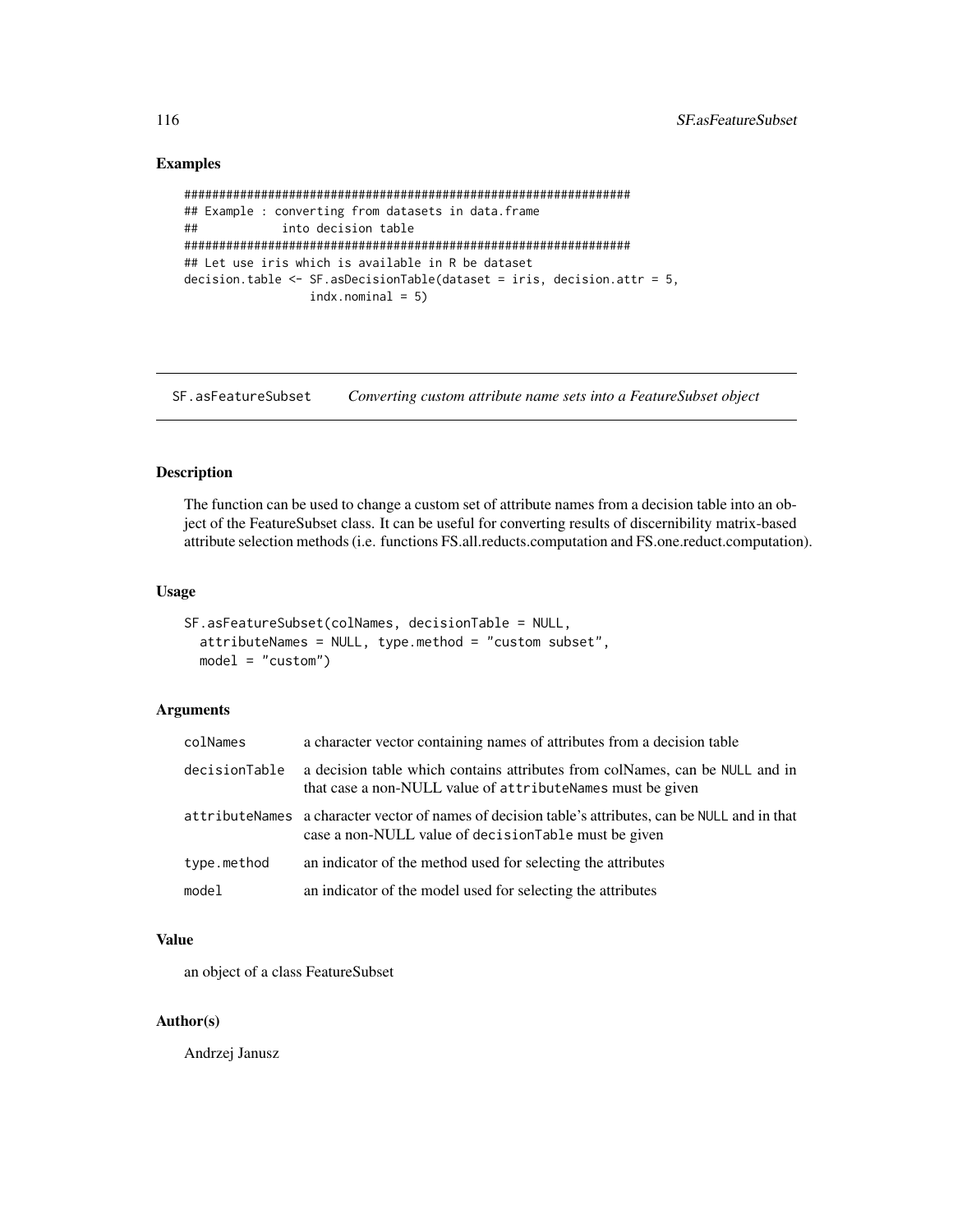## Examples

```
#############################################################
## Example : converting from datasets in data.frame
##            into decision table
#############################################################
## Let use iris which is available in R be dataset
decision.table <- SF.asDecisionTable(dataset = iris, decision.attr = 5,
                  indx.nominal = 5)
```

---

# SF.asFeatureSubset *Converting custom attribute name sets into a FeatureSubset object*

---

## Description

The function can be used to change a custom set of attribute names from a decision table into an object of the FeatureSubset class. It can be useful for converting results of discernibility matrix-based attribute selection methods (i.e. functions FS.all.reducts.computation and FS.one.reduct.computation).

## Usage

```
SF.asFeatureSubset(colNames, decisionTable = NULL,
  attributeNames = NULL, type.method = "custom subset",
  model = "custom")
```

## Arguments

| | |
|---|---|
| `colNames` | a character vector containing names of attributes from a decision table |
| `decisionTable` | a decision table which contains attributes from colNames, can be `NULL` and in that case a non-NULL value of `attributeNames` must be given |
| `attributeNames` | a character vector of names of decision table's attributes, can be `NULL` and in that case a non-NULL value of `decisionTable` must be given |
| `type.method` | an indicator of the method used for selecting the attributes |
| `model` | an indicator of the model used for selecting the attributes |

## Value

an object of a class FeatureSubset

## Author(s)

Andrzej Janusz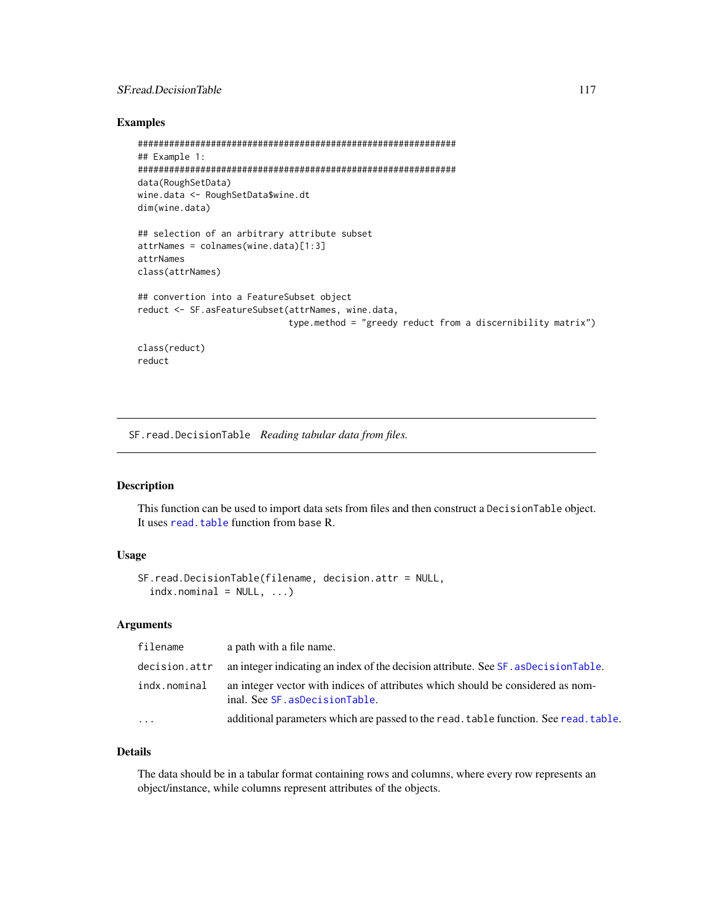## Examples

```
#############################################################
## Example 1:
#############################################################
data(RoughSetData)
wine.data <- RoughSetData$wine.dt
dim(wine.data)

## selection of an arbitrary attribute subset
attrNames = colnames(wine.data)[1:3]
attrNames
class(attrNames)

## convertion into a FeatureSubset object
reduct <- SF.asFeatureSubset(attrNames, wine.data,
                             type.method = "greedy reduct from a discernibility matrix")

class(reduct)
reduct
```

---

# SF.read.DecisionTable *Reading tabular data from files.*

---

## Description

This function can be used to import data sets from files and then construct a `DecisionTable` object. It uses `read.table` function from base R.

## Usage

```
SF.read.DecisionTable(filename, decision.attr = NULL,
  indx.nominal = NULL, ...)
```

## Arguments

| | |
|---|---|
| `filename` | a path with a file name. |
| `decision.attr` | an integer indicating an index of the decision attribute. See `SF.asDecisionTable`. |
| `indx.nominal` | an integer vector with indices of attributes which should be considered as nominal. See `SF.asDecisionTable`. |
| `...` | additional parameters which are passed to the `read.table` function. See `read.table`. |

## Details

The data should be in a tabular format containing rows and columns, where every row represents an object/instance, while columns represent attributes of the objects.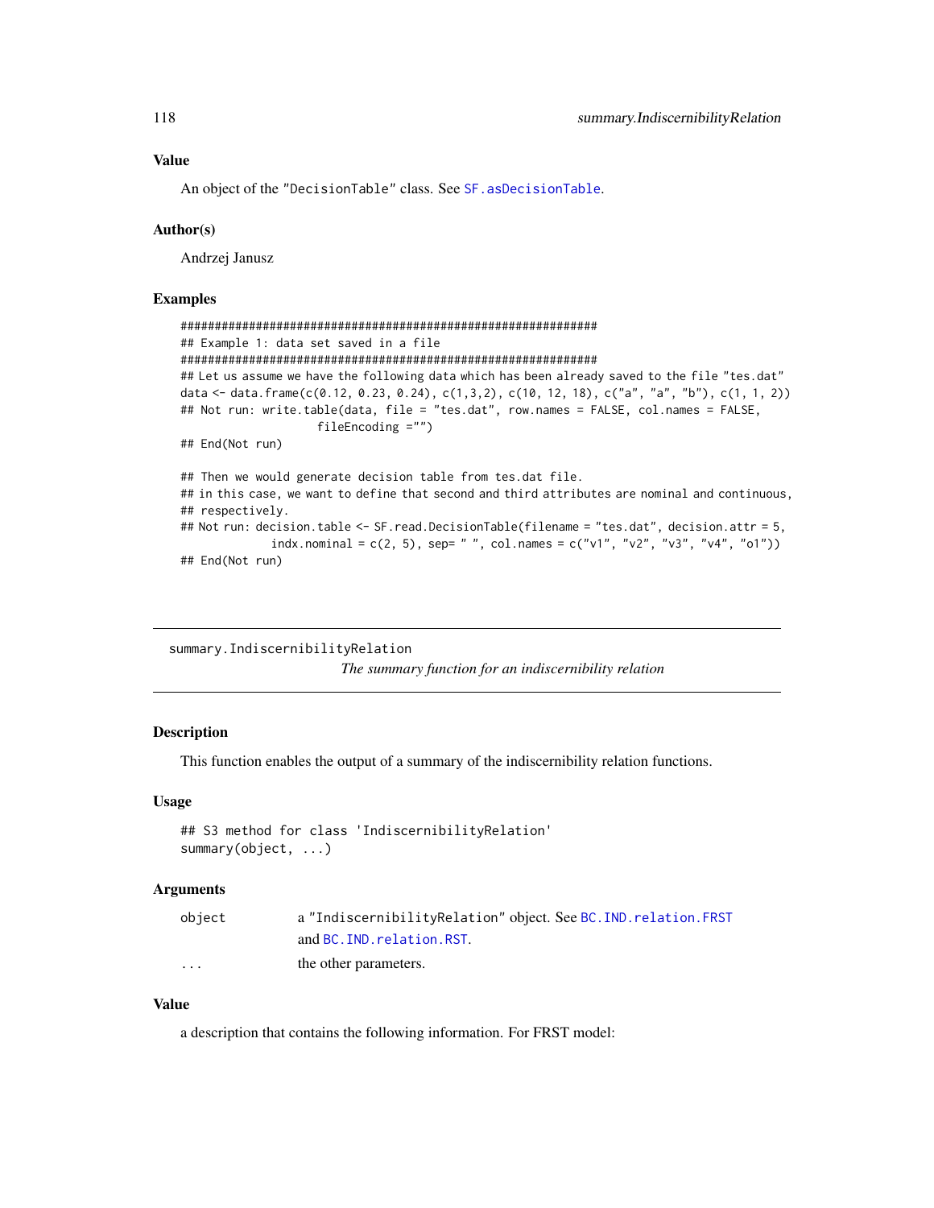## Value

An object of the "DecisionTable" class. See SF.asDecisionTable.

## Author(s)

Andrzej Janusz

## Examples

```
#############################################################
## Example 1: data set saved in a file
#############################################################
## Let us assume we have the following data which has been already saved to the file "tes.dat"
data <- data.frame(c(0.12, 0.23, 0.24), c(1,3,2), c(10, 12, 18), c("a", "a", "b"), c(1, 1, 2))
## Not run: write.table(data, file = "tes.dat", row.names = FALSE, col.names = FALSE,
                    fileEncoding ="")
## End(Not run)

## Then we would generate decision table from tes.dat file.
## in this case, we want to define that second and third attributes are nominal and continuous,
## respectively.
## Not run: decision.table <- SF.read.DecisionTable(filename = "tes.dat", decision.attr = 5,
              indx.nominal = c(2, 5), sep= " ", col.names = c("v1", "v2", "v3", "v4", "o1"))
## End(Not run)
```

---

# summary.IndiscernibilityRelation

*The summary function for an indiscernibility relation*

---

## Description

This function enables the output of a summary of the indiscernibility relation functions.

## Usage

```
## S3 method for class 'IndiscernibilityRelation'
summary(object, ...)
```

## Arguments

| | |
|---|---|
| object | a "IndiscernibilityRelation" object. See BC.IND.relation.FRST and BC.IND.relation.RST. |
| ... | the other parameters. |

## Value

a description that contains the following information. For FRST model: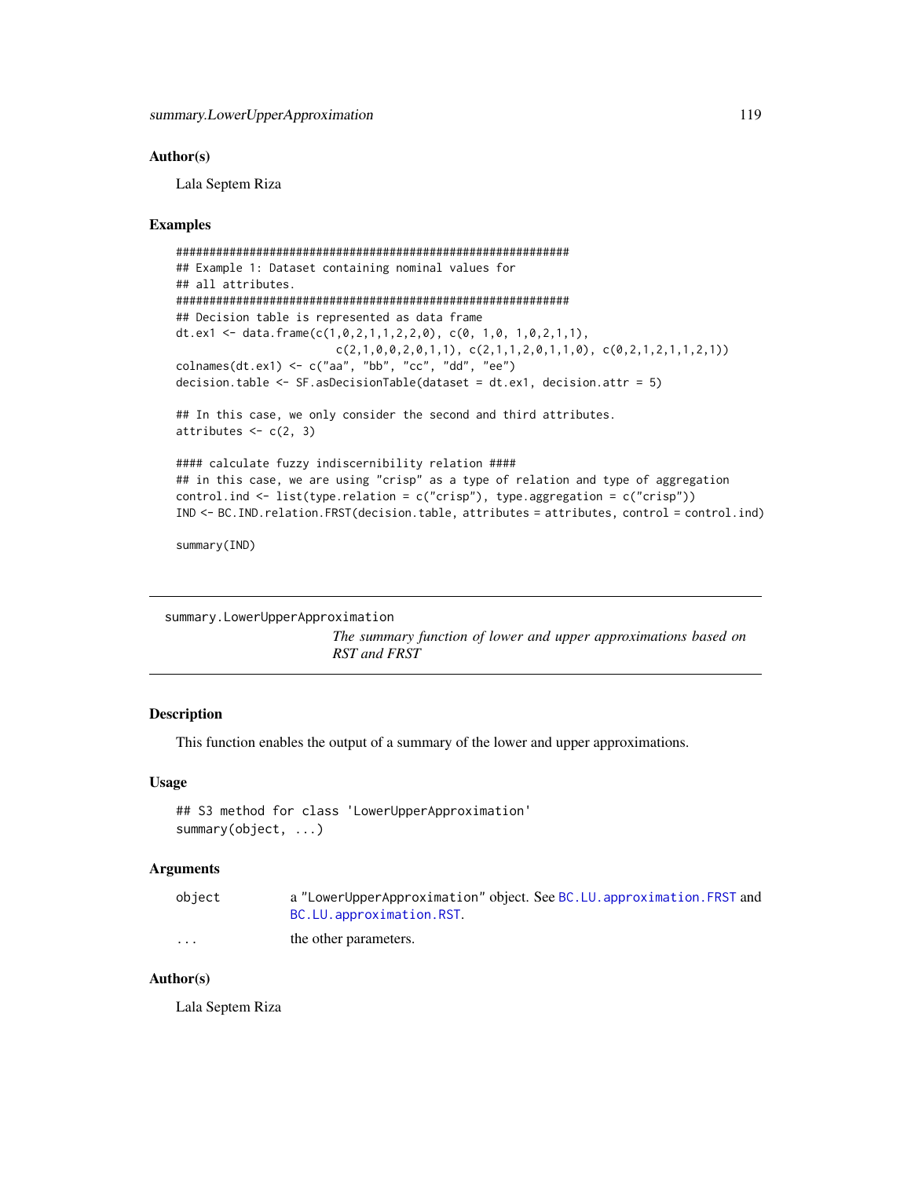## Author(s)

Lala Septem Riza

## Examples

```
#############################################################
## Example 1: Dataset containing nominal values for
## all attributes.
#############################################################
## Decision table is represented as data frame
dt.ex1 <- data.frame(c(1,0,2,1,1,2,2,0), c(0, 1,0, 1,0,2,1,1),
                     c(2,1,0,0,2,0,1,1), c(2,1,1,2,0,1,1,0), c(0,2,1,2,1,1,2,1))
colnames(dt.ex1) <- c("aa", "bb", "cc", "dd", "ee")
decision.table <- SF.asDecisionTable(dataset = dt.ex1, decision.attr = 5)

## In this case, we only consider the second and third attributes.
attributes <- c(2, 3)

#### calculate fuzzy indiscernibility relation ####
## in this case, we are using "crisp" as a type of relation and type of aggregation
control.ind <- list(type.relation = c("crisp"), type.aggregation = c("crisp"))
IND <- BC.IND.relation.FRST(decision.table, attributes = attributes, control = control.ind)

summary(IND)
```

---

# summary.LowerUpperApproximation

*The summary function of lower and upper approximations based on RST and FRST*

## Description

This function enables the output of a summary of the lower and upper approximations.

## Usage

```
## S3 method for class 'LowerUpperApproximation'
summary(object, ...)
```

## Arguments

| | |
|---|---|
| object | a "LowerUpperApproximation" object. See BC.LU.approximation.FRST and BC.LU.approximation.RST. |
| ... | the other parameters. |

## Author(s)

Lala Septem Riza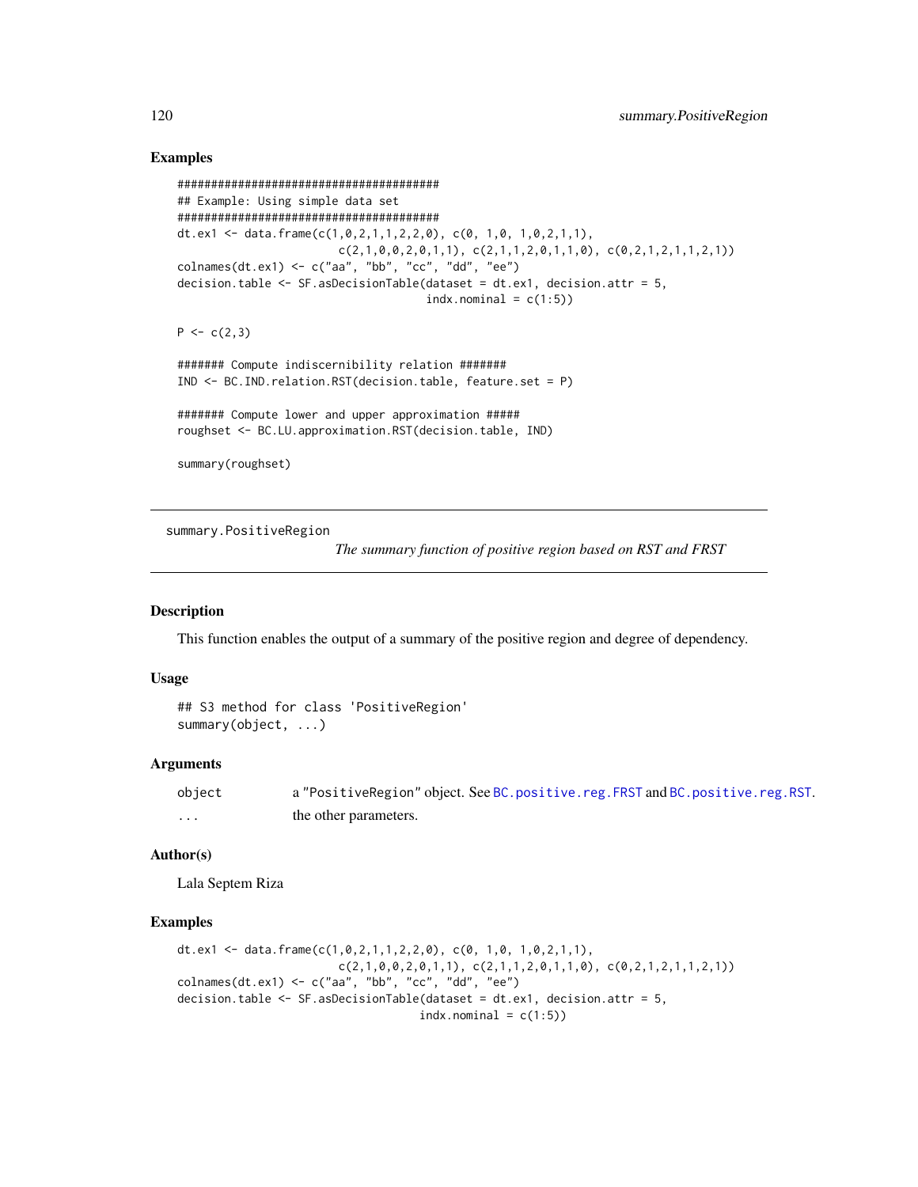## Examples

```
#########################################
## Example: Using simple data set
#########################################
dt.ex1 <- data.frame(c(1,0,2,1,1,2,2,0), c(0, 1,0, 1,0,2,1,1),
                     c(2,1,0,0,2,0,1,1), c(2,1,1,2,0,1,1,0), c(0,2,1,2,1,1,2,1))
colnames(dt.ex1) <- c("aa", "bb", "cc", "dd", "ee")
decision.table <- SF.asDecisionTable(dataset = dt.ex1, decision.attr = 5,
                                    indx.nominal = c(1:5))

P <- c(2,3)

####### Compute indiscernibility relation #######
IND <- BC.IND.relation.RST(decision.table, feature.set = P)

####### Compute lower and upper approximation #####
roughset <- BC.LU.approximation.RST(decision.table, IND)

summary(roughset)
```

---

summary.PositiveRegion &nbsp;&nbsp;&nbsp;&nbsp; *The summary function of positive region based on RST and FRST*

---

## Description

This function enables the output of a summary of the positive region and degree of dependency.

## Usage

```
## S3 method for class 'PositiveRegion'
summary(object, ...)
```

## Arguments

| | |
|---|---|
| object | a "PositiveRegion" object. See BC.positive.reg.FRST and BC.positive.reg.RST. |
| ... | the other parameters. |

## Author(s)

Lala Septem Riza

## Examples

```
dt.ex1 <- data.frame(c(1,0,2,1,1,2,2,0), c(0, 1,0, 1,0,2,1,1),
                     c(2,1,0,0,2,0,1,1), c(2,1,1,2,0,1,1,0), c(0,2,1,2,1,1,2,1))
colnames(dt.ex1) <- c("aa", "bb", "cc", "dd", "ee")
decision.table <- SF.asDecisionTable(dataset = dt.ex1, decision.attr = 5,
                                   indx.nominal = c(1:5))
```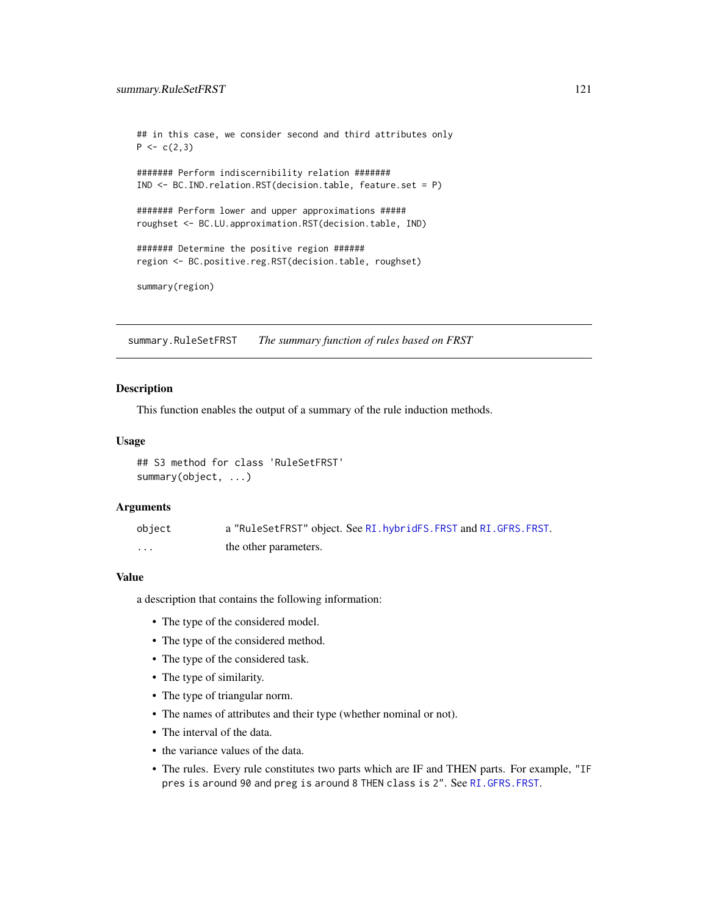```
## in this case, we consider second and third attributes only
P <- c(2,3)

####### Perform indiscernibility relation #######
IND <- BC.IND.relation.RST(decision.table, feature.set = P)

####### Perform lower and upper approximations #####
roughset <- BC.LU.approximation.RST(decision.table, IND)

####### Determine the positive region ######
region <- BC.positive.reg.RST(decision.table, roughset)

summary(region)
```

---

## summary.RuleSetFRST &nbsp;&nbsp;&nbsp; *The summary function of rules based on FRST*

---

### Description

This function enables the output of a summary of the rule induction methods.

### Usage

```
## S3 method for class 'RuleSetFRST'
summary(object, ...)
```

### Arguments

| | |
|---|---|
| object | a "RuleSetFRST" object. See `RI.hybridFS.FRST` and `RI.GFRS.FRST`. |
| ... | the other parameters. |

### Value

a description that contains the following information:

- The type of the considered model.
- The type of the considered method.
- The type of the considered task.
- The type of similarity.
- The type of triangular norm.
- The names of attributes and their type (whether nominal or not).
- The interval of the data.
- the variance values of the data.
- The rules. Every rule constitutes two parts which are IF and THEN parts. For example, "IF `pres` is `around` `90` and `preg` is `around` `8` THEN `class` is `2`". See `RI.GFRS.FRST`.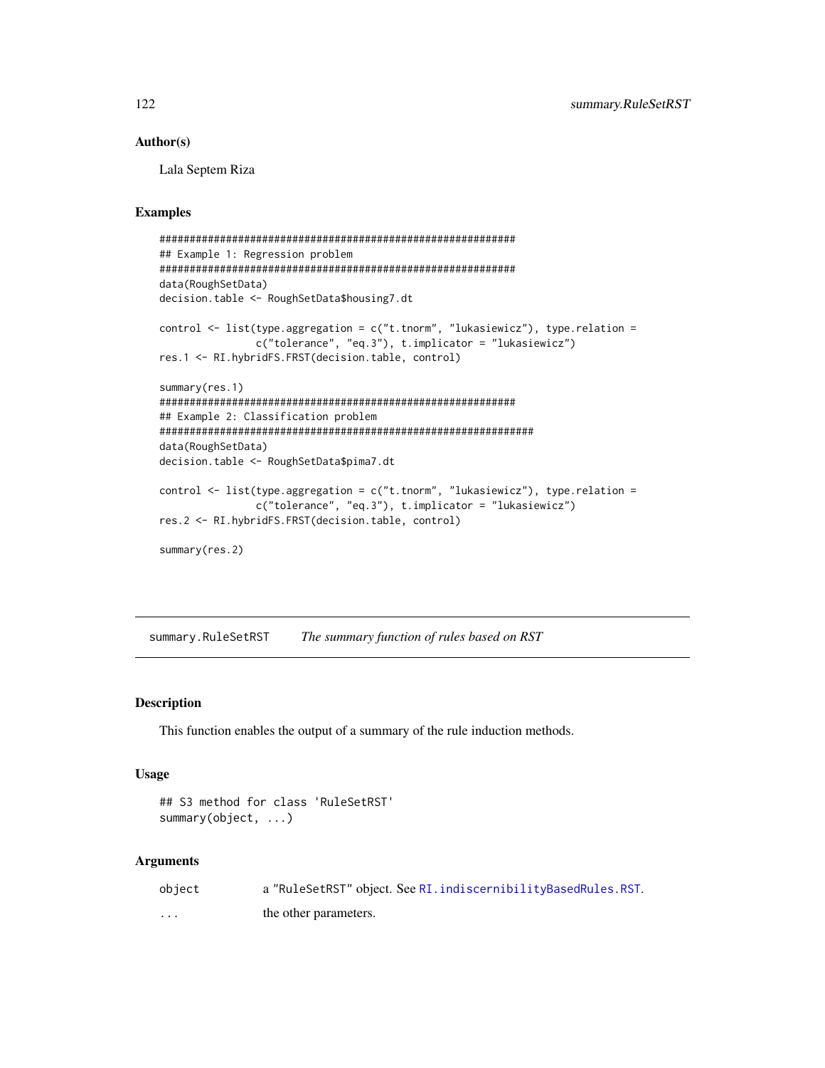## Author(s)

Lala Septem Riza

## Examples

```
#############################################################
## Example 1: Regression problem
#############################################################
data(RoughSetData)
decision.table <- RoughSetData$housing7.dt

control <- list(type.aggregation = c("t.tnorm", "lukasiewicz"), type.relation =
                c("tolerance", "eq.3"), t.implicator = "lukasiewicz")
res.1 <- RI.hybridFS.FRST(decision.table, control)

summary(res.1)
#############################################################
## Example 2: Classification problem
##############################################################
data(RoughSetData)
decision.table <- RoughSetData$pima7.dt

control <- list(type.aggregation = c("t.tnorm", "lukasiewicz"), type.relation =
                c("tolerance", "eq.3"), t.implicator = "lukasiewicz")
res.2 <- RI.hybridFS.FRST(decision.table, control)

summary(res.2)
```

---

# summary.RuleSetRST    *The summary function of rules based on RST*

## Description

This function enables the output of a summary of the rule induction methods.

## Usage

```
## S3 method for class 'RuleSetRST'
summary(object, ...)
```

## Arguments

| | |
|---|---|
| object | a "RuleSetRST" object. See RI.indiscernibilityBasedRules.RST. |
| ... | the other parameters. |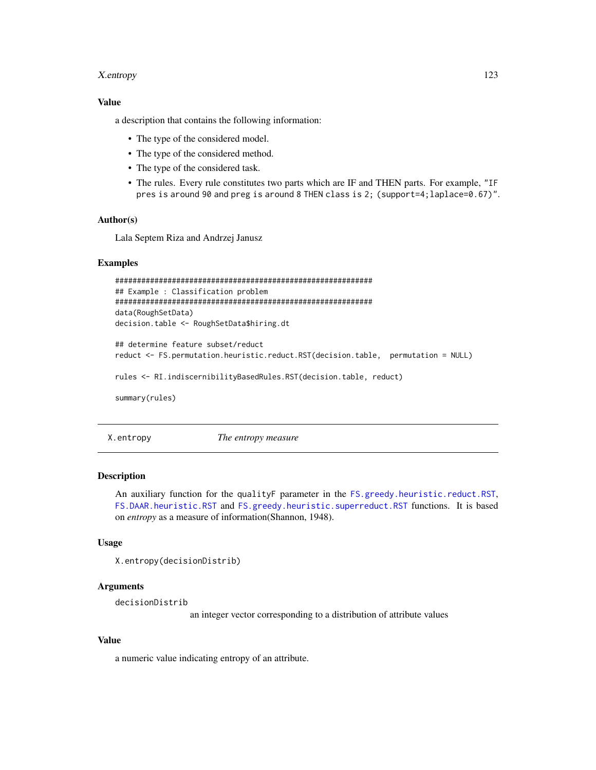### Value

a description that contains the following information:

- The type of the considered model.
- The type of the considered method.
- The type of the considered task.
- The rules. Every rule constitutes two parts which are IF and THEN parts. For example, `"IF pres is around 90 and preg is around 8 THEN class is 2; (support=4;laplace=0.67)"`.

### Author(s)

Lala Septem Riza and Andrzej Janusz

### Examples

```
#############################################################
## Example : Classification problem
#############################################################
data(RoughSetData)
decision.table <- RoughSetData$hiring.dt

## determine feature subset/reduct
reduct <- FS.permutation.heuristic.reduct.RST(decision.table,  permutation = NULL)

rules <- RI.indiscernibilityBasedRules.RST(decision.table, reduct)

summary(rules)
```

---

## X.entropy — *The entropy measure*

### Description

An auxiliary function for the `qualityF` parameter in the `FS.greedy.heuristic.reduct.RST`, `FS.DAAR.heuristic.RST` and `FS.greedy.heuristic.superreduct.RST` functions. It is based on *entropy* as a measure of information(Shannon, 1948).

### Usage

```
X.entropy(decisionDistrib)
```

### Arguments

| | |
|---|---|
| `decisionDistrib` | an integer vector corresponding to a distribution of attribute values |

### Value

a numeric value indicating entropy of an attribute.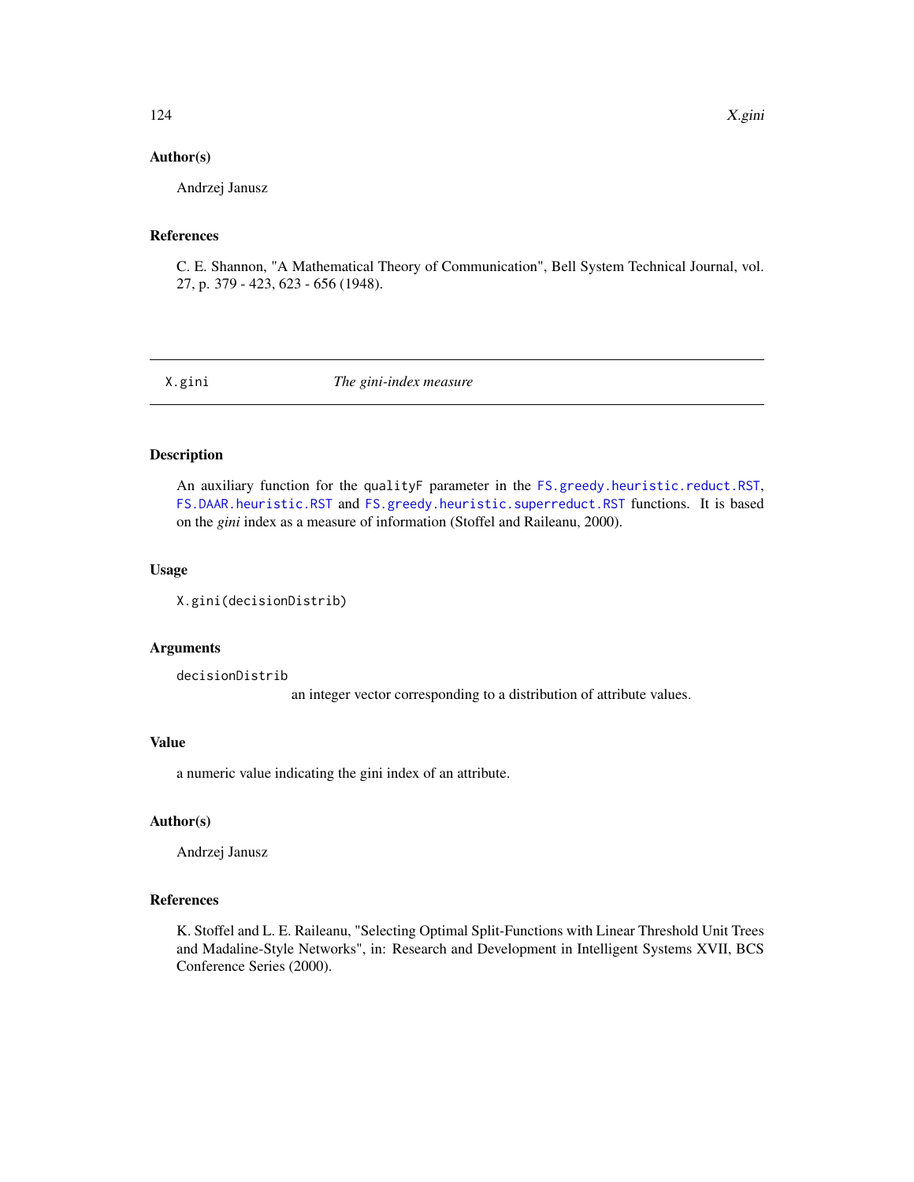## Author(s)

Andrzej Janusz

## References

C. E. Shannon, "A Mathematical Theory of Communication", Bell System Technical Journal, vol. 27, p. 379 - 423, 623 - 656 (1948).

---

# X.gini — *The gini-index measure*

## Description

An auxiliary function for the qualityF parameter in the FS.greedy.heuristic.reduct.RST, FS.DAAR.heuristic.RST and FS.greedy.heuristic.superreduct.RST functions. It is based on the *gini* index as a measure of information (Stoffel and Raileanu, 2000).

## Usage

```
X.gini(decisionDistrib)
```

## Arguments

`decisionDistrib`
: an integer vector corresponding to a distribution of attribute values.

## Value

a numeric value indicating the gini index of an attribute.

## Author(s)

Andrzej Janusz

## References

K. Stoffel and L. E. Raileanu, "Selecting Optimal Split-Functions with Linear Threshold Unit Trees and Madaline-Style Networks", in: Research and Development in Intelligent Systems XVII, BCS Conference Series (2000).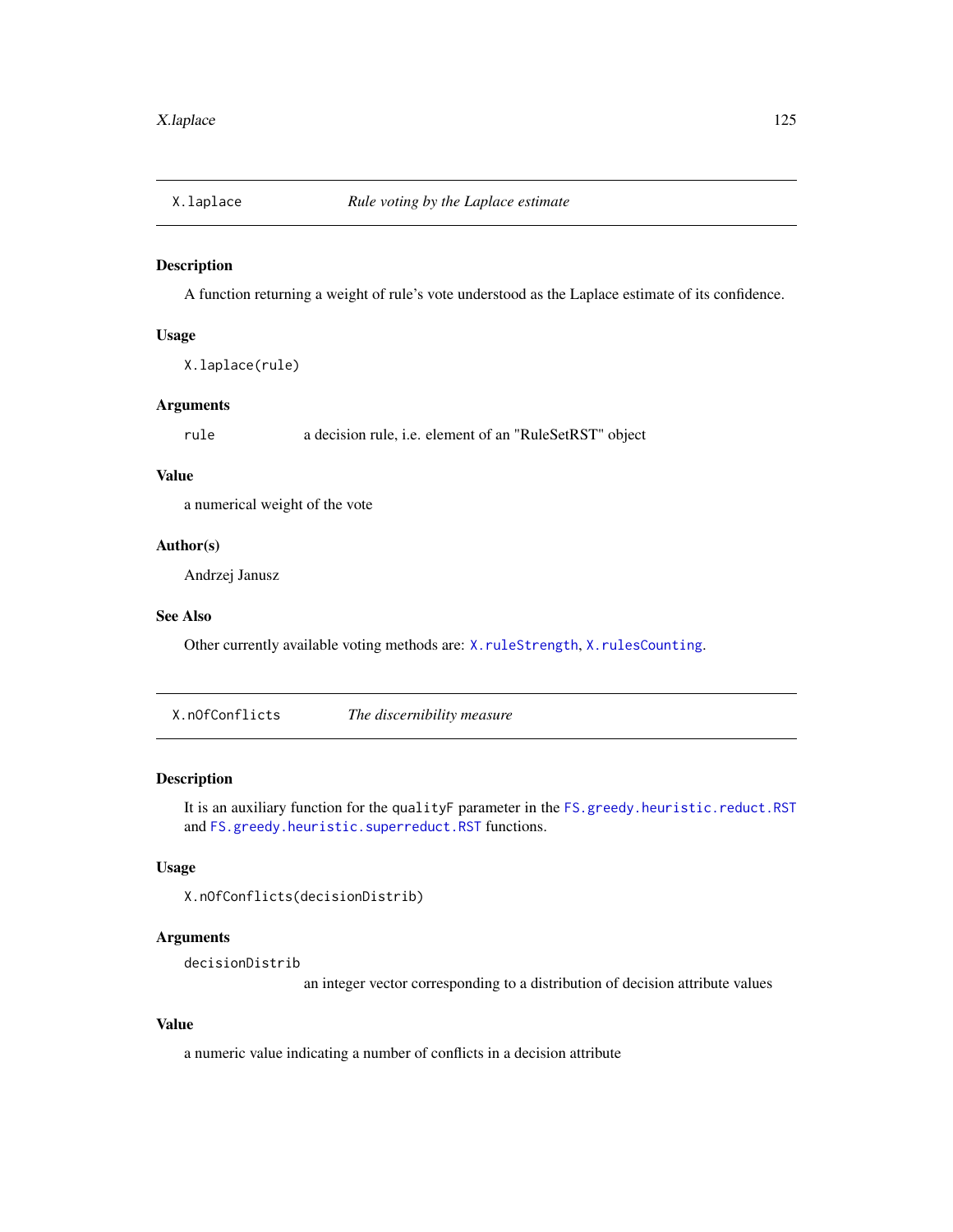## X.laplace — *Rule voting by the Laplace estimate*

### Description

A function returning a weight of rule's vote understood as the Laplace estimate of its confidence.

### Usage

```
X.laplace(rule)
```

### Arguments

| | |
|---|---|
| `rule` | a decision rule, i.e. element of an "RuleSetRST" object |

### Value

a numerical weight of the vote

### Author(s)

Andrzej Janusz

### See Also

Other currently available voting methods are: `X.ruleStrength`, `X.rulesCounting`.

## X.nOfConflicts — *The discernibility measure*

### Description

It is an auxiliary function for the `qualityF` parameter in the `FS.greedy.heuristic.reduct.RST` and `FS.greedy.heuristic.superreduct.RST` functions.

### Usage

```
X.nOfConflicts(decisionDistrib)
```

### Arguments

| | |
|---|---|
| `decisionDistrib` | an integer vector corresponding to a distribution of decision attribute values |

### Value

a numeric value indicating a number of conflicts in a decision attribute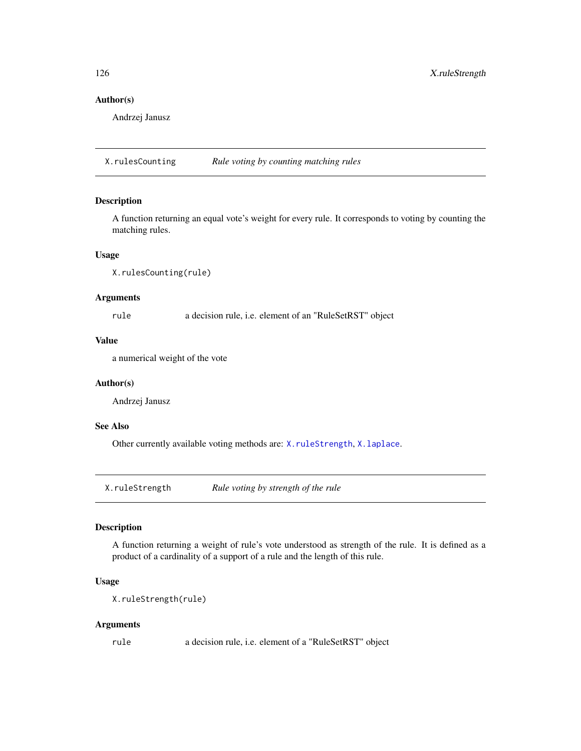### Author(s)

Andrzej Janusz

---

## X.rulesCounting &nbsp;&nbsp;&nbsp;&nbsp; *Rule voting by counting matching rules*

### Description

A function returning an equal vote's weight for every rule. It corresponds to voting by counting the matching rules.

### Usage

```
X.rulesCounting(rule)
```

### Arguments

| | |
|---|---|
| `rule` | a decision rule, i.e. element of an "RuleSetRST" object |

### Value

a numerical weight of the vote

### Author(s)

Andrzej Janusz

### See Also

Other currently available voting methods are: `X.ruleStrength`, `X.laplace`.

---

## X.ruleStrength &nbsp;&nbsp;&nbsp;&nbsp; *Rule voting by strength of the rule*

### Description

A function returning a weight of rule's vote understood as strength of the rule. It is defined as a product of a cardinality of a support of a rule and the length of this rule.

### Usage

```
X.ruleStrength(rule)
```

### Arguments

| | |
|---|---|
| `rule` | a decision rule, i.e. element of a "RuleSetRST" object |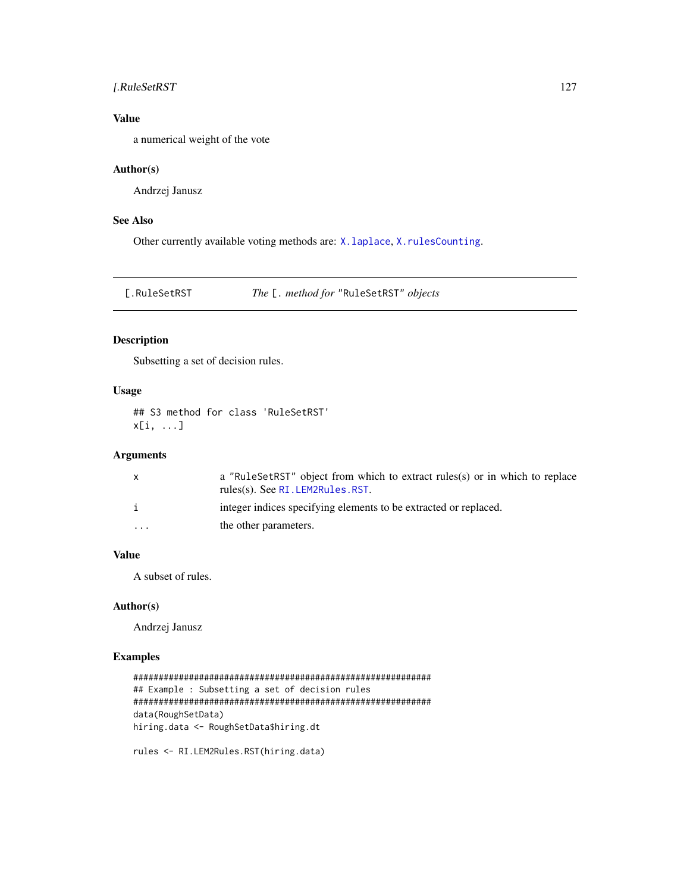### Value

a numerical weight of the vote

### Author(s)

Andrzej Janusz

### See Also

Other currently available voting methods are: `X.laplace`, `X.rulesCounting`.

---

## [.RuleSetRST — *The* `[.` *method for* `"RuleSetRST"` *objects*

---

### Description

Subsetting a set of decision rules.

### Usage

```
## S3 method for class 'RuleSetRST'
x[i, ...]
```

### Arguments

| | |
|---|---|
| x | a "RuleSetRST" object from which to extract rules(s) or in which to replace rules(s). See `RI.LEM2Rules.RST`. |
| i | integer indices specifying elements to be extracted or replaced. |
| ... | the other parameters. |

### Value

A subset of rules.

### Author(s)

Andrzej Janusz

### Examples

```
###########################################################
## Example : Subsetting a set of decision rules
###########################################################
data(RoughSetData)
hiring.data <- RoughSetData$hiring.dt

rules <- RI.LEM2Rules.RST(hiring.data)
```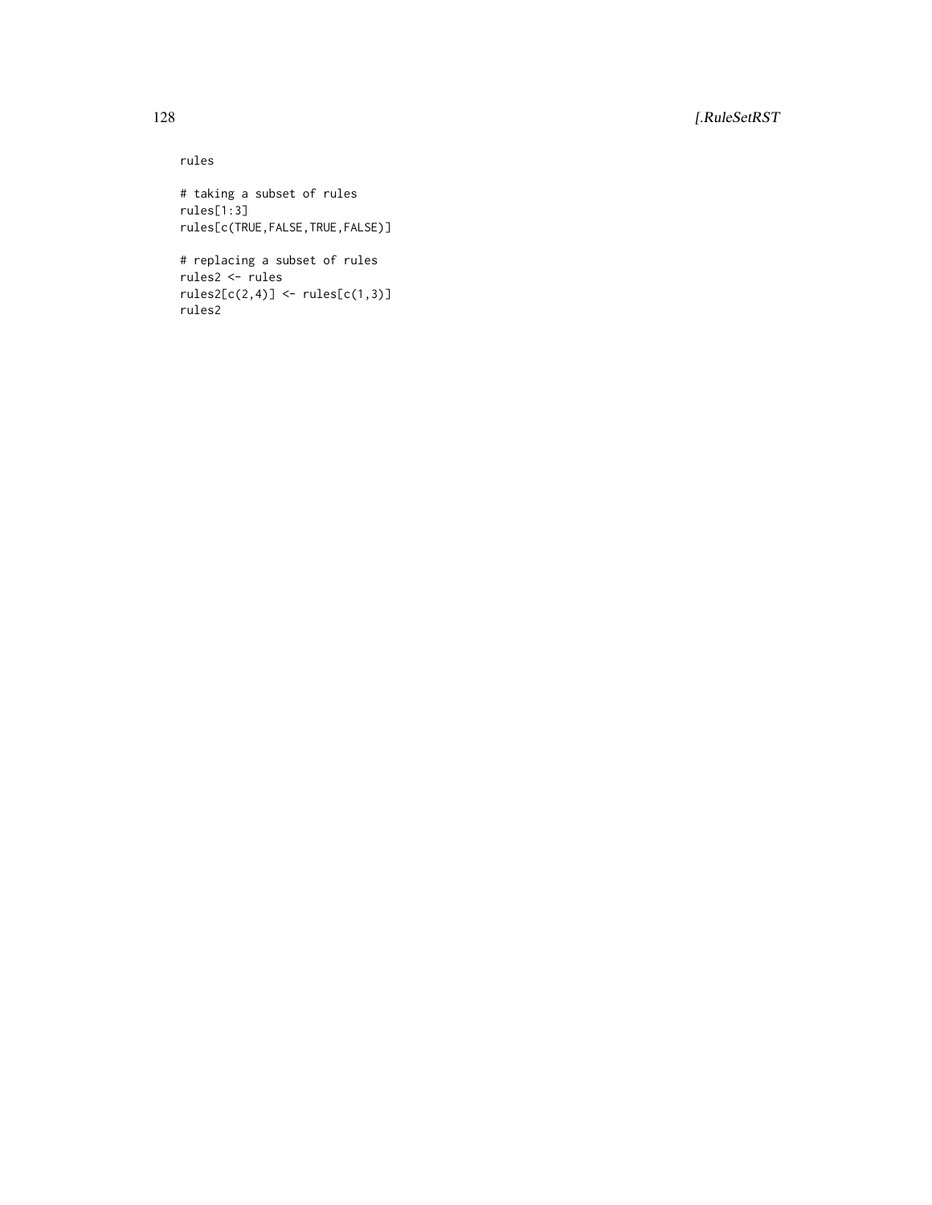```
rules

# taking a subset of rules
rules[1:3]
rules[c(TRUE,FALSE,TRUE,FALSE)]

# replacing a subset of rules
rules2 <- rules
rules2[c(2,4)] <- rules[c(1,3)]
rules2
```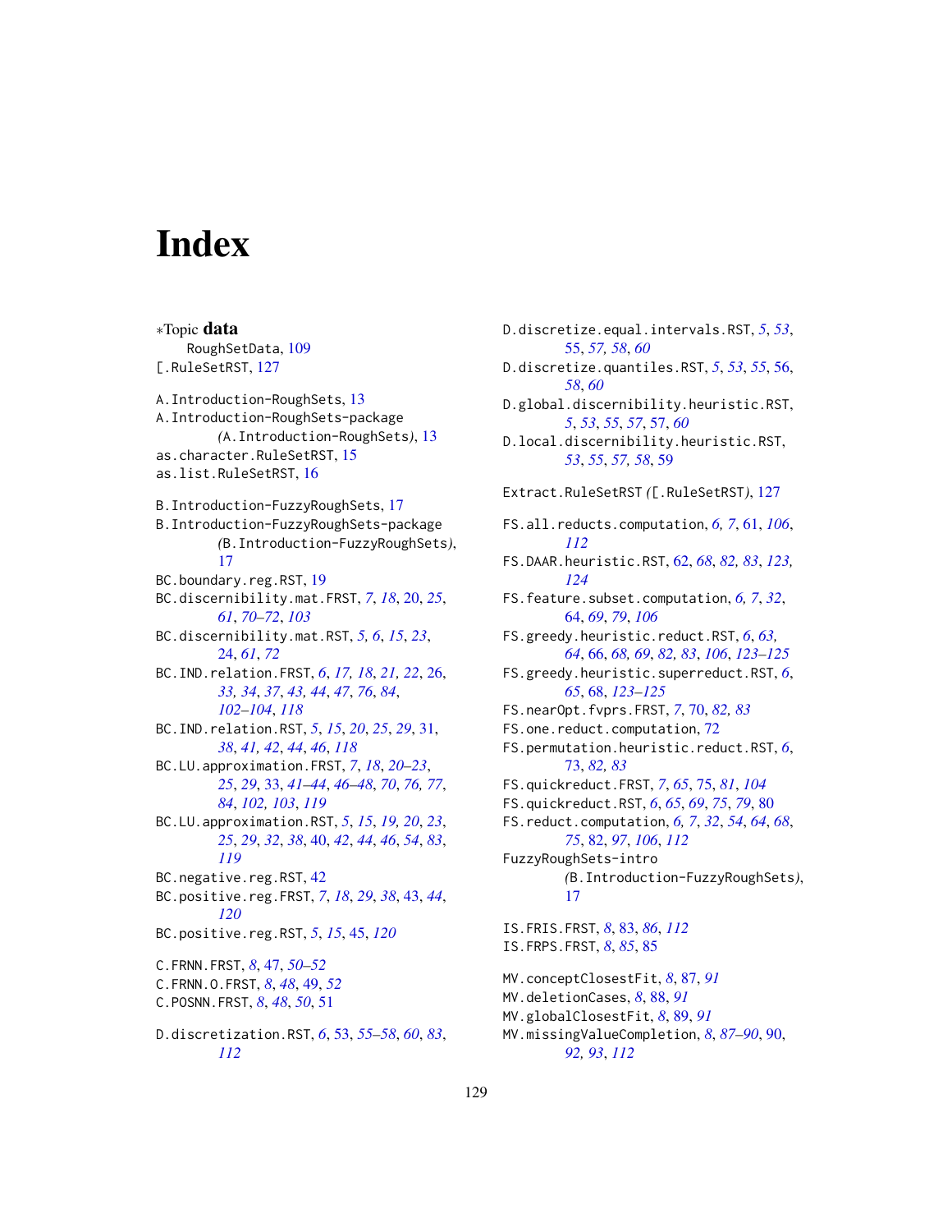# Index

∗Topic **data**
- RoughSetData, 109

[.RuleSetRST, 127

A.Introduction-RoughSets, 13
A.Introduction-RoughSets-package (A.Introduction-RoughSets), 13
as.character.RuleSetRST, 15
as.list.RuleSetRST, 16

B.Introduction-FuzzyRoughSets, 17
B.Introduction-FuzzyRoughSets-package (B.Introduction-FuzzyRoughSets), 17
BC.boundary.reg.RST, 19
BC.discernibility.mat.FRST, *7*, *18*, 20, *25*, *61*, *70–72*, *103*
BC.discernibility.mat.RST, *5, 6*, *15*, *23*, 24, *61*, *72*
BC.IND.relation.FRST, *6*, *17, 18*, *21, 22*, 26, *33, 34*, *37*, *43, 44*, *47*, *76*, *84*, *102–104*, *118*
BC.IND.relation.RST, *5*, *15*, *20*, *25*, *29*, 31, *38*, *41, 42*, *44*, *46*, *118*
BC.LU.approximation.FRST, *7*, *18*, *20–23*, *25*, *29*, 33, *41–44*, *46–48*, *70*, *76, 77*, *84*, *102, 103*, *119*
BC.LU.approximation.RST, *5*, *15*, *19*, *20*, *23*, *25*, *29*, *32*, *38*, 40, *42*, *44*, *46*, *54*, *83*, *119*
BC.negative.reg.RST, 42
BC.positive.reg.FRST, *7*, *18*, *29*, *38*, 43, *44*, *120*
BC.positive.reg.RST, *5*, *15*, 45, *120*

C.FRNN.FRST, *8*, 47, *50–52*
C.FRNN.O.FRST, *8*, *48*, 49, *52*
C.POSNN.FRST, *8*, *48*, *50*, 51

D.discretization.RST, *6*, 53, *55–58*, *60*, *83*, *112*
D.discretize.equal.intervals.RST, *5*, *53*, 55, *57, 58*, *60*
D.discretize.quantiles.RST, *5*, *53*, *55*, 56, *58*, *60*
D.global.discernibility.heuristic.RST, *5*, *53*, *55*, *57*, 57, *60*
D.local.discernibility.heuristic.RST, *53*, *55*, *57, 58*, 59

Extract.RuleSetRST ([.RuleSetRST), 127

FS.all.reducts.computation, *6, 7*, 61, *106*, *112*
FS.DAAR.heuristic.RST, 62, *68*, *82, 83*, *123, 124*
FS.feature.subset.computation, *6, 7*, *32*, 64, *69*, *79*, *106*
FS.greedy.heuristic.reduct.RST, *6*, *63, 64*, 66, *68, 69*, *82, 83*, *106*, *123–125*
FS.greedy.heuristic.superreduct.RST, *6*, *65*, 68, *123–125*
FS.nearOpt.fvprs.FRST, *7*, 70, *82, 83*
FS.one.reduct.computation, 72
FS.permutation.heuristic.reduct.RST, *6*, 73, *82, 83*
FS.quickreduct.FRST, *7*, *65*, 75, *81*, *104*
FS.quickreduct.RST, *6*, *65*, *69*, *75*, *79*, 80
FS.reduct.computation, *6, 7*, *32*, *54*, *64*, *68*, *75*, 82, *97*, *106*, *112*
FuzzyRoughSets-intro (B.Introduction-FuzzyRoughSets), 17

IS.FRIS.FRST, *8*, 83, *86*, *112*
IS.FRPS.FRST, *8*, *85*, 85

MV.conceptClosestFit, *8*, 87, *91*
MV.deletionCases, *8*, 88, *91*
MV.globalClosestFit, *8*, 89, *91*
MV.missingValueCompletion, *8*, *87–90*, 90, *92, 93*, *112*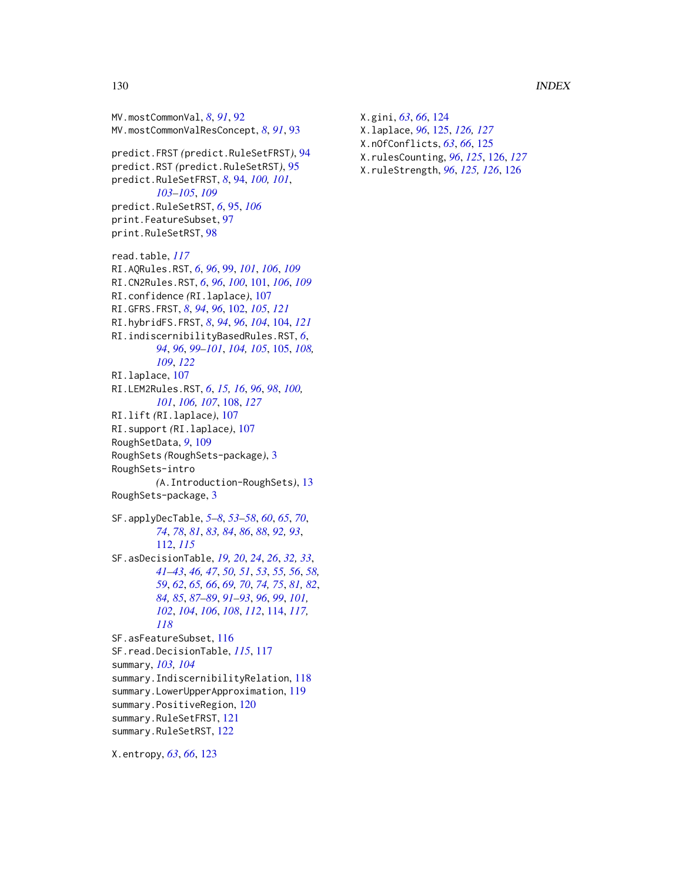MV.mostCommonVal, *8*, *91*, 92
MV.mostCommonValResConcept, *8*, *91*, 93

predict.FRST *(*predict.RuleSetFRST*)*, 94
predict.RST *(*predict.RuleSetRST*)*, 95
predict.RuleSetFRST, *8*, 94, *100, 101*, *103–105*, *109*
predict.RuleSetRST, *6*, 95, *106*
print.FeatureSubset, 97
print.RuleSetRST, 98

read.table, *117*
RI.AQRules.RST, *6*, *96*, 99, *101*, *106*, *109*
RI.CN2Rules.RST, *6*, *96*, *100*, 101, *106*, *109*
RI.confidence *(*RI.laplace*)*, 107
RI.GFRS.FRST, *8*, *94*, *96*, 102, *105*, *121*
RI.hybridFS.FRST, *8*, *94*, *96*, *104*, 104, *121*
RI.indiscernibilityBasedRules.RST, *6*, *94*, *96*, *99–101*, *104, 105*, 105, *108, 109*, *122*
RI.laplace, 107
RI.LEM2Rules.RST, *6*, *15, 16*, *96*, *98*, *100, 101*, *106, 107*, 108, *127*
RI.lift *(*RI.laplace*)*, 107
RI.support *(*RI.laplace*)*, 107
RoughSetData, *9*, 109
RoughSets *(*RoughSets-package*)*, 3
RoughSets-intro *(*A.Introduction-RoughSets*)*, 13
RoughSets-package, 3

SF.applyDecTable, *5–8*, *53–58*, *60*, *65*, *70*, *74*, *78*, *81*, *83, 84*, *86*, *88*, *92, 93*, 112, *115*
SF.asDecisionTable, *19, 20*, *24*, *26*, *32, 33*, *41–43*, *46, 47*, *50, 51*, *53*, *55, 56*, *58, 59*, *62*, *65, 66*, *69, 70*, *74, 75*, *81, 82*, *84, 85*, *87–89*, *91–93*, *96*, *99*, *101, 102*, *104*, *106*, *108*, *112*, 114, *117, 118*
SF.asFeatureSubset, 116
SF.read.DecisionTable, *115*, 117
summary, *103, 104*
summary.IndiscernibilityRelation, 118
summary.LowerUpperApproximation, 119
summary.PositiveRegion, 120
summary.RuleSetFRST, 121
summary.RuleSetRST, 122

X.entropy, *63*, *66*, 123
X.gini, *63*, *66*, 124
X.laplace, *96*, 125, *126, 127*
X.nOfConflicts, *63*, *66*, 125
X.rulesCounting, *96*, *125*, 126, *127*
X.ruleStrength, *96*, *125, 126*, 126